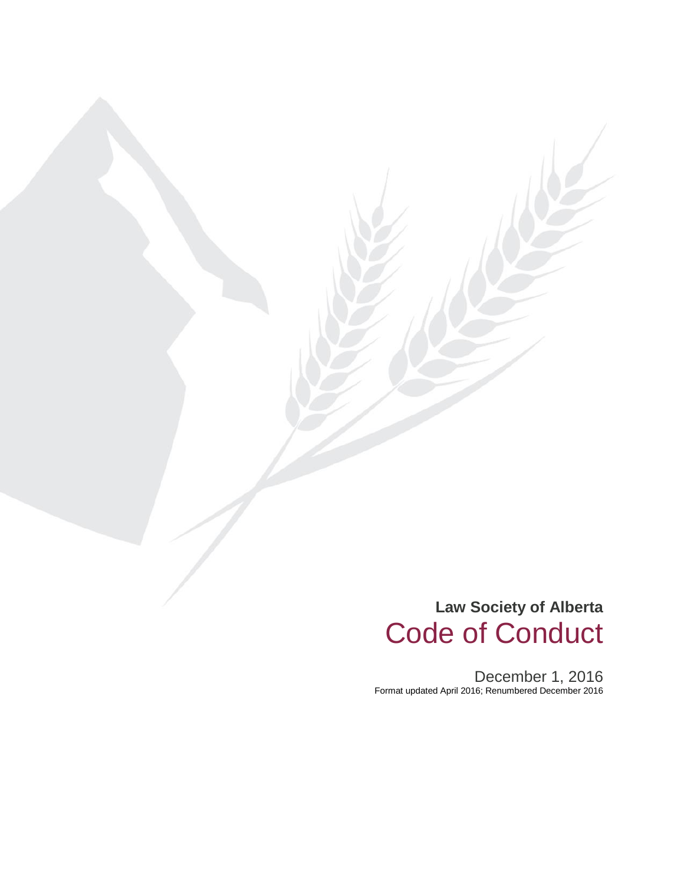**Law Society of Alberta**

# Code of Conduct

December 1, 2016

Format updated April 2016; Renumbered December 2016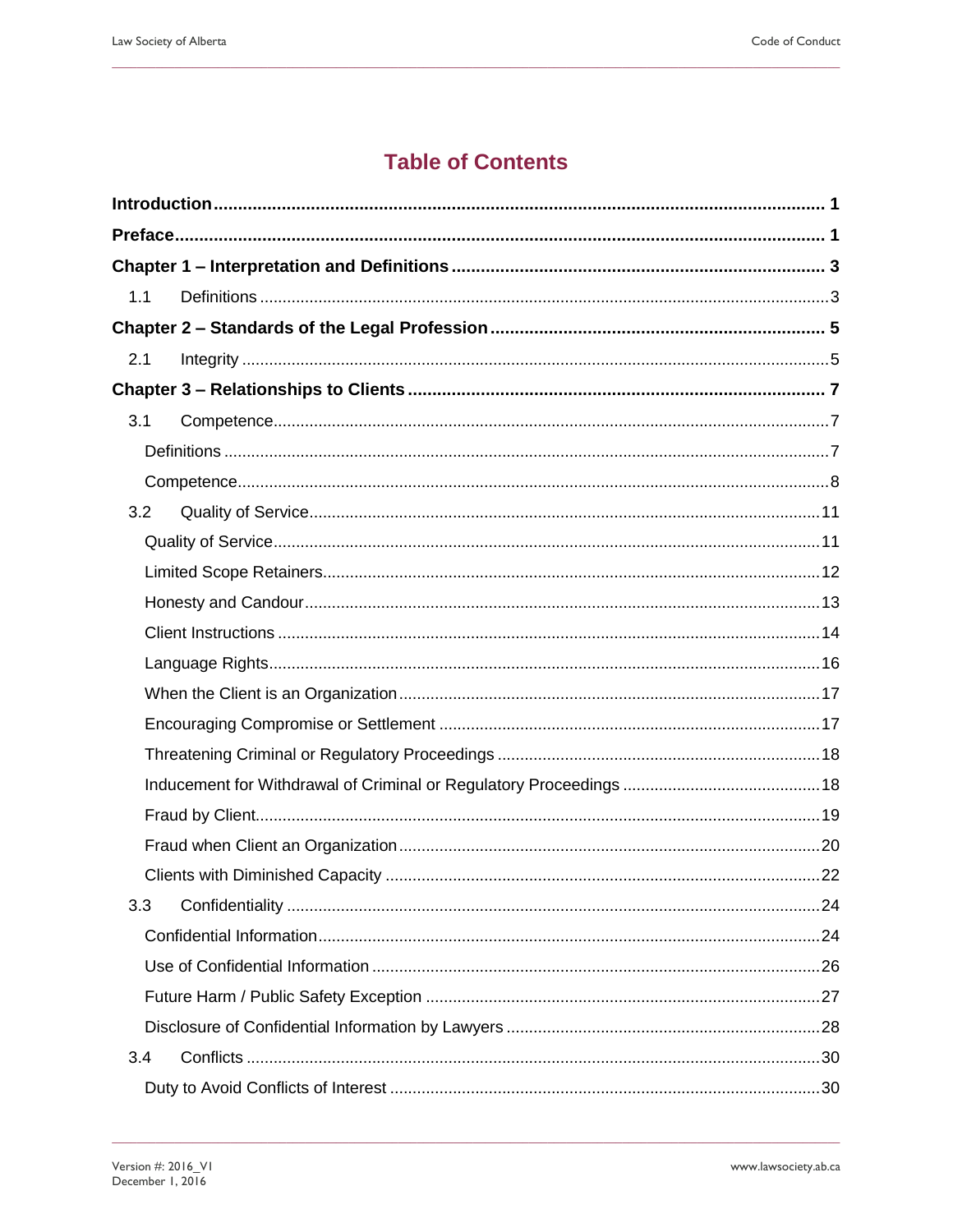# Table of Contents

**Introduction** ..... **1**

**Preface** ..... **1**

**Chapter 1 – Interpretation and Definitions** ..... **3**

- 1.1 Definitions ..... 3

**Chapter 2 – Standards of the Legal Profession** ..... **5**

- 2.1 Integrity ..... 5

**Chapter 3 – Relationships to Clients** ..... **7**

- 3.1 Competence ..... 7
  - Definitions ..... 7
  - Competence ..... 8
- 3.2 Quality of Service ..... 11
  - Quality of Service ..... 11
  - Limited Scope Retainers ..... 12
  - Honesty and Candour ..... 13
  - Client Instructions ..... 14
  - Language Rights ..... 16
  - When the Client is an Organization ..... 17
  - Encouraging Compromise or Settlement ..... 17
  - Threatening Criminal or Regulatory Proceedings ..... 18
  - Inducement for Withdrawal of Criminal or Regulatory Proceedings ..... 18
  - Fraud by Client ..... 19
  - Fraud when Client an Organization ..... 20
  - Clients with Diminished Capacity ..... 22
- 3.3 Confidentiality ..... 24
  - Confidential Information ..... 24
  - Use of Confidential Information ..... 26
  - Future Harm / Public Safety Exception ..... 27
  - Disclosure of Confidential Information by Lawyers ..... 28
- 3.4 Conflicts ..... 30
  - Duty to Avoid Conflicts of Interest ..... 30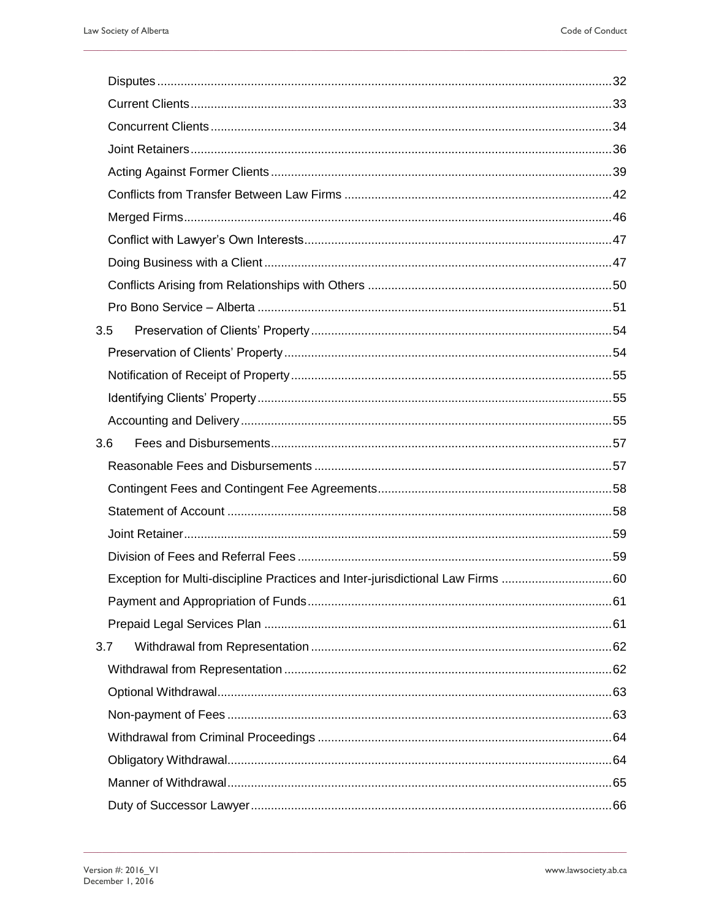Disputes ... 32
Current Clients ... 33
Concurrent Clients ... 34
Joint Retainers ... 36
Acting Against Former Clients ... 39
Conflicts from Transfer Between Law Firms ... 42
Merged Firms ... 46
Conflict with Lawyer's Own Interests ... 47
Doing Business with a Client ... 47
Conflicts Arising from Relationships with Others ... 50
Pro Bono Service – Alberta ... 51

3.5 Preservation of Clients' Property ... 54
Preservation of Clients' Property ... 54
Notification of Receipt of Property ... 55
Identifying Clients' Property ... 55
Accounting and Delivery ... 55

3.6 Fees and Disbursements ... 57
Reasonable Fees and Disbursements ... 57
Contingent Fees and Contingent Fee Agreements ... 58
Statement of Account ... 58
Joint Retainer ... 59
Division of Fees and Referral Fees ... 59
Exception for Multi-discipline Practices and Inter-jurisdictional Law Firms ... 60
Payment and Appropriation of Funds ... 61
Prepaid Legal Services Plan ... 61

3.7 Withdrawal from Representation ... 62
Withdrawal from Representation ... 62
Optional Withdrawal ... 63
Non-payment of Fees ... 63
Withdrawal from Criminal Proceedings ... 64
Obligatory Withdrawal ... 64
Manner of Withdrawal ... 65
Duty of Successor Lawyer ... 66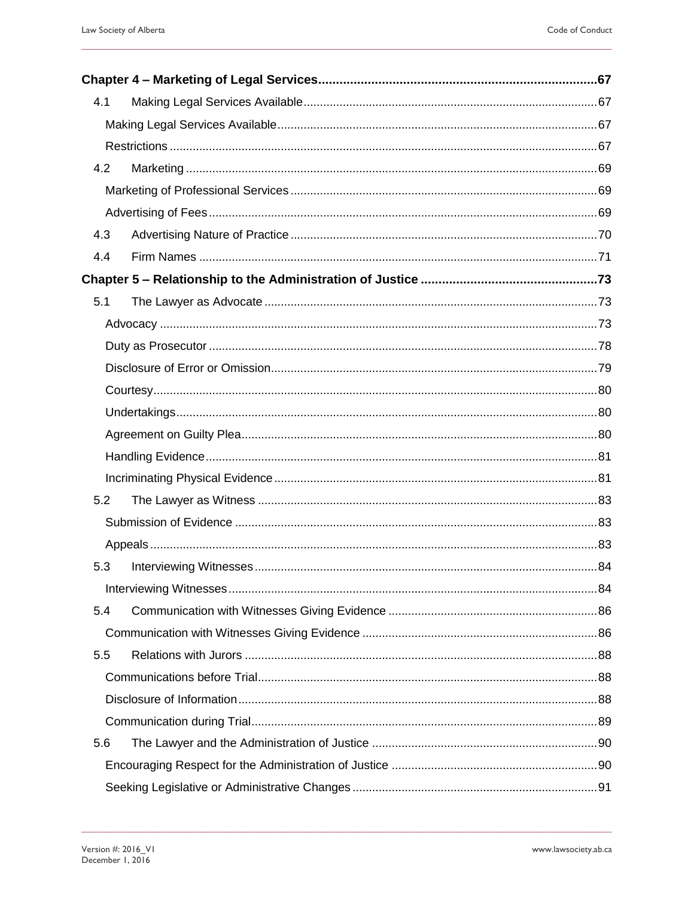**Chapter 4 – Marketing of Legal Services** ..... 67

- 4.1 Making Legal Services Available ..... 67
  - Making Legal Services Available ..... 67
  - Restrictions ..... 67
- 4.2 Marketing ..... 69
  - Marketing of Professional Services ..... 69
  - Advertising of Fees ..... 69
- 4.3 Advertising Nature of Practice ..... 70
- 4.4 Firm Names ..... 71

**Chapter 5 – Relationship to the Administration of Justice** ..... 73

- 5.1 The Lawyer as Advocate ..... 73
  - Advocacy ..... 73
  - Duty as Prosecutor ..... 78
  - Disclosure of Error or Omission ..... 79
  - Courtesy ..... 80
  - Undertakings ..... 80
  - Agreement on Guilty Plea ..... 80
  - Handling Evidence ..... 81
  - Incriminating Physical Evidence ..... 81
- 5.2 The Lawyer as Witness ..... 83
  - Submission of Evidence ..... 83
  - Appeals ..... 83
- 5.3 Interviewing Witnesses ..... 84
  - Interviewing Witnesses ..... 84
- 5.4 Communication with Witnesses Giving Evidence ..... 86
  - Communication with Witnesses Giving Evidence ..... 86
- 5.5 Relations with Jurors ..... 88
  - Communications before Trial ..... 88
  - Disclosure of Information ..... 88
  - Communication during Trial ..... 89
- 5.6 The Lawyer and the Administration of Justice ..... 90
  - Encouraging Respect for the Administration of Justice ..... 90
  - Seeking Legislative or Administrative Changes ..... 91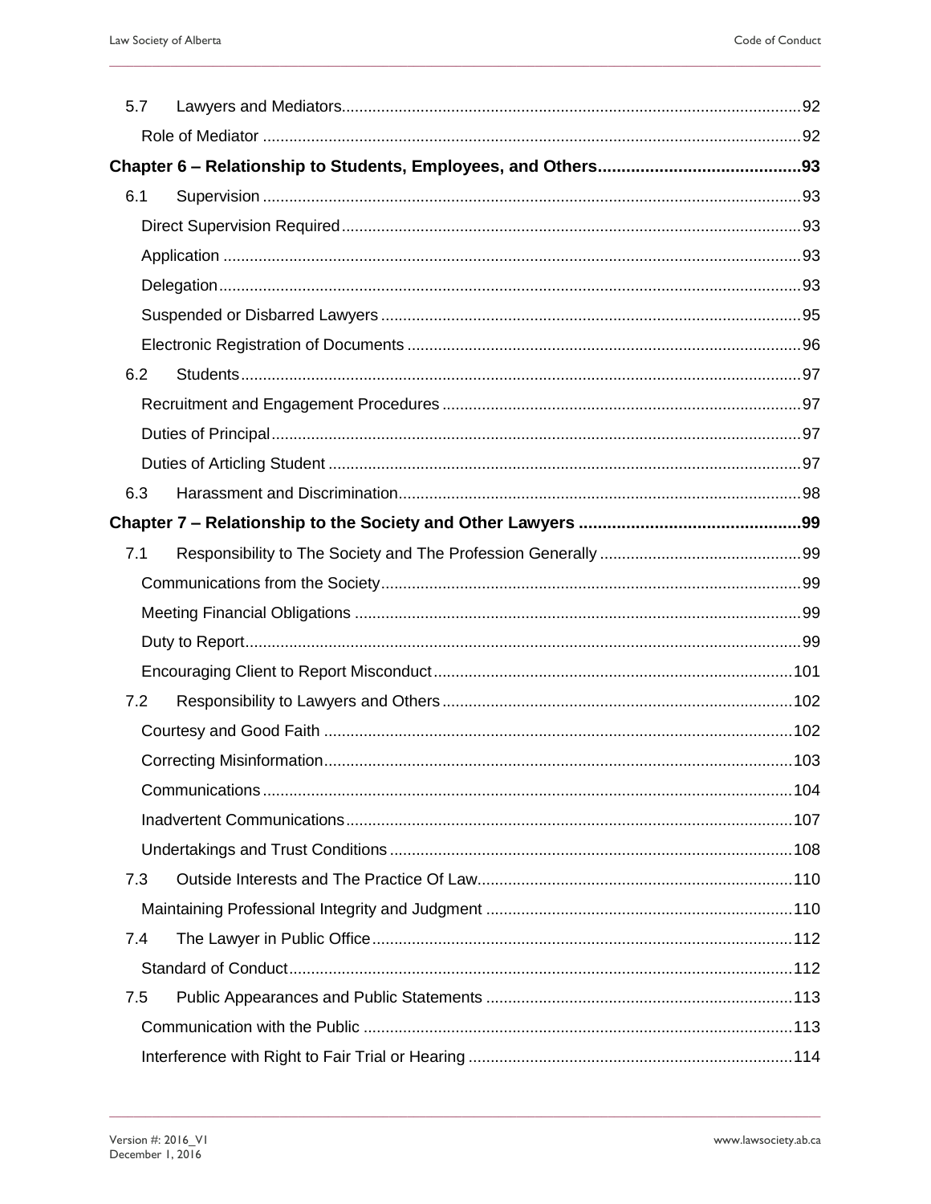5.7 Lawyers and Mediators ........ 92

Role of Mediator ........ 92

**Chapter 6 – Relationship to Students, Employees, and Others ........ 93**

6.1 Supervision ........ 93

Direct Supervision Required ........ 93

Application ........ 93

Delegation ........ 93

Suspended or Disbarred Lawyers ........ 95

Electronic Registration of Documents ........ 96

6.2 Students ........ 97

Recruitment and Engagement Procedures ........ 97

Duties of Principal ........ 97

Duties of Articling Student ........ 97

6.3 Harassment and Discrimination ........ 98

**Chapter 7 – Relationship to the Society and Other Lawyers ........ 99**

7.1 Responsibility to The Society and The Profession Generally ........ 99

Communications from the Society ........ 99

Meeting Financial Obligations ........ 99

Duty to Report ........ 99

Encouraging Client to Report Misconduct ........ 101

7.2 Responsibility to Lawyers and Others ........ 102

Courtesy and Good Faith ........ 102

Correcting Misinformation ........ 103

Communications ........ 104

Inadvertent Communications ........ 107

Undertakings and Trust Conditions ........ 108

7.3 Outside Interests and The Practice Of Law ........ 110

Maintaining Professional Integrity and Judgment ........ 110

7.4 The Lawyer in Public Office ........ 112

Standard of Conduct ........ 112

7.5 Public Appearances and Public Statements ........ 113

Communication with the Public ........ 113

Interference with Right to Fair Trial or Hearing ........ 114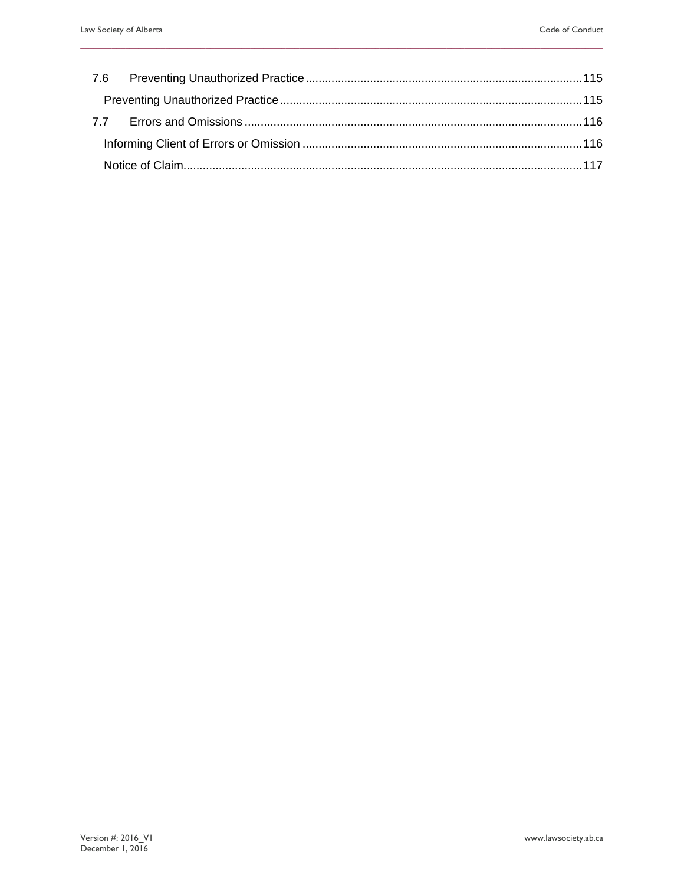7.6 Preventing Unauthorized Practice ..... 115

Preventing Unauthorized Practice ..... 115

7.7 Errors and Omissions ..... 116

Informing Client of Errors or Omission ..... 116

Notice of Claim ..... 117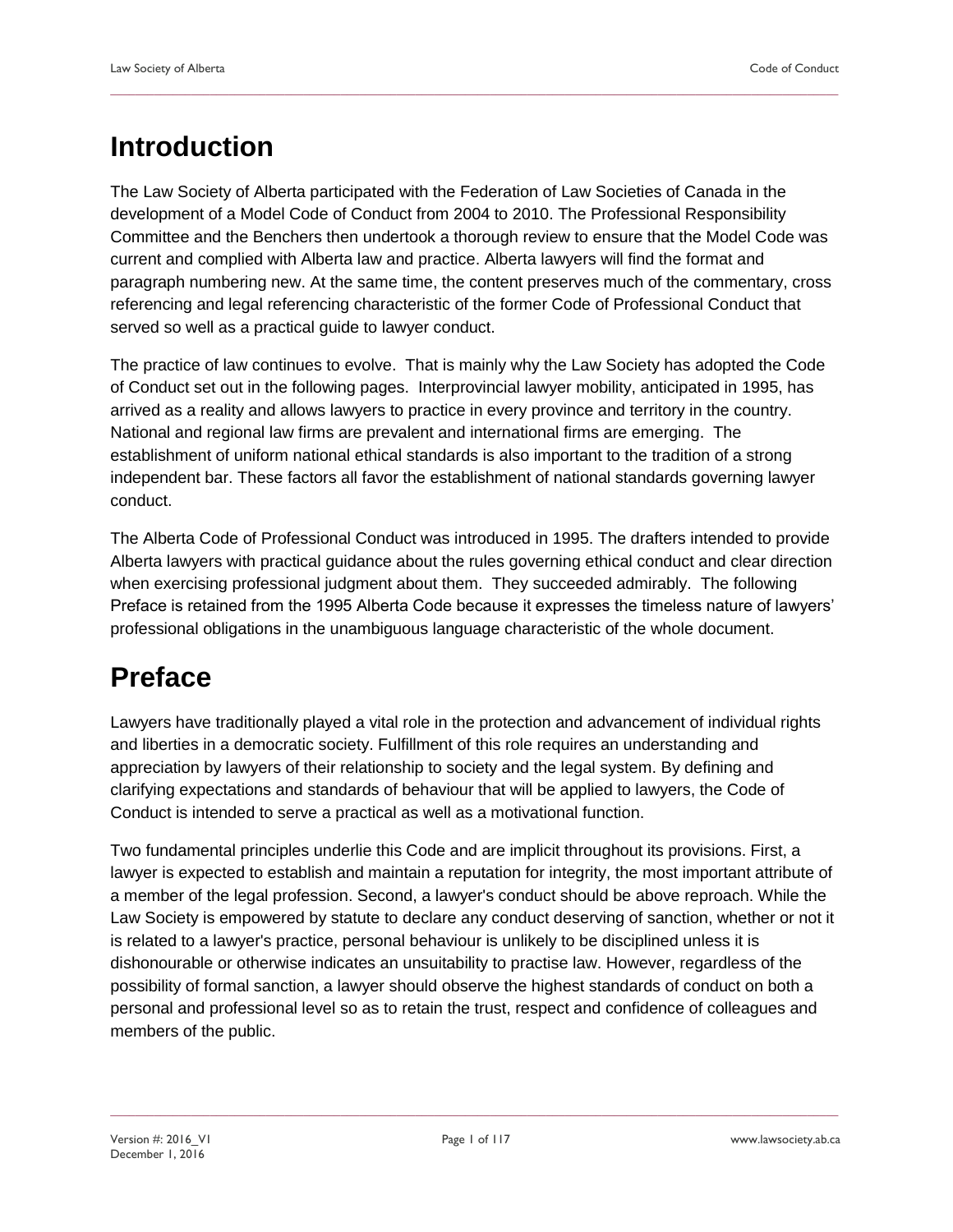# Introduction

The Law Society of Alberta participated with the Federation of Law Societies of Canada in the development of a Model Code of Conduct from 2004 to 2010. The Professional Responsibility Committee and the Benchers then undertook a thorough review to ensure that the Model Code was current and complied with Alberta law and practice. Alberta lawyers will find the format and paragraph numbering new. At the same time, the content preserves much of the commentary, cross referencing and legal referencing characteristic of the former Code of Professional Conduct that served so well as a practical guide to lawyer conduct.

The practice of law continues to evolve. That is mainly why the Law Society has adopted the Code of Conduct set out in the following pages. Interprovincial lawyer mobility, anticipated in 1995, has arrived as a reality and allows lawyers to practice in every province and territory in the country. National and regional law firms are prevalent and international firms are emerging. The establishment of uniform national ethical standards is also important to the tradition of a strong independent bar. These factors all favor the establishment of national standards governing lawyer conduct.

The Alberta Code of Professional Conduct was introduced in 1995. The drafters intended to provide Alberta lawyers with practical guidance about the rules governing ethical conduct and clear direction when exercising professional judgment about them. They succeeded admirably. The following Preface is retained from the 1995 Alberta Code because it expresses the timeless nature of lawyers' professional obligations in the unambiguous language characteristic of the whole document.

# Preface

Lawyers have traditionally played a vital role in the protection and advancement of individual rights and liberties in a democratic society. Fulfillment of this role requires an understanding and appreciation by lawyers of their relationship to society and the legal system. By defining and clarifying expectations and standards of behaviour that will be applied to lawyers, the Code of Conduct is intended to serve a practical as well as a motivational function.

Two fundamental principles underlie this Code and are implicit throughout its provisions. First, a lawyer is expected to establish and maintain a reputation for integrity, the most important attribute of a member of the legal profession. Second, a lawyer's conduct should be above reproach. While the Law Society is empowered by statute to declare any conduct deserving of sanction, whether or not it is related to a lawyer's practice, personal behaviour is unlikely to be disciplined unless it is dishonourable or otherwise indicates an unsuitability to practise law. However, regardless of the possibility of formal sanction, a lawyer should observe the highest standards of conduct on both a personal and professional level so as to retain the trust, respect and confidence of colleagues and members of the public.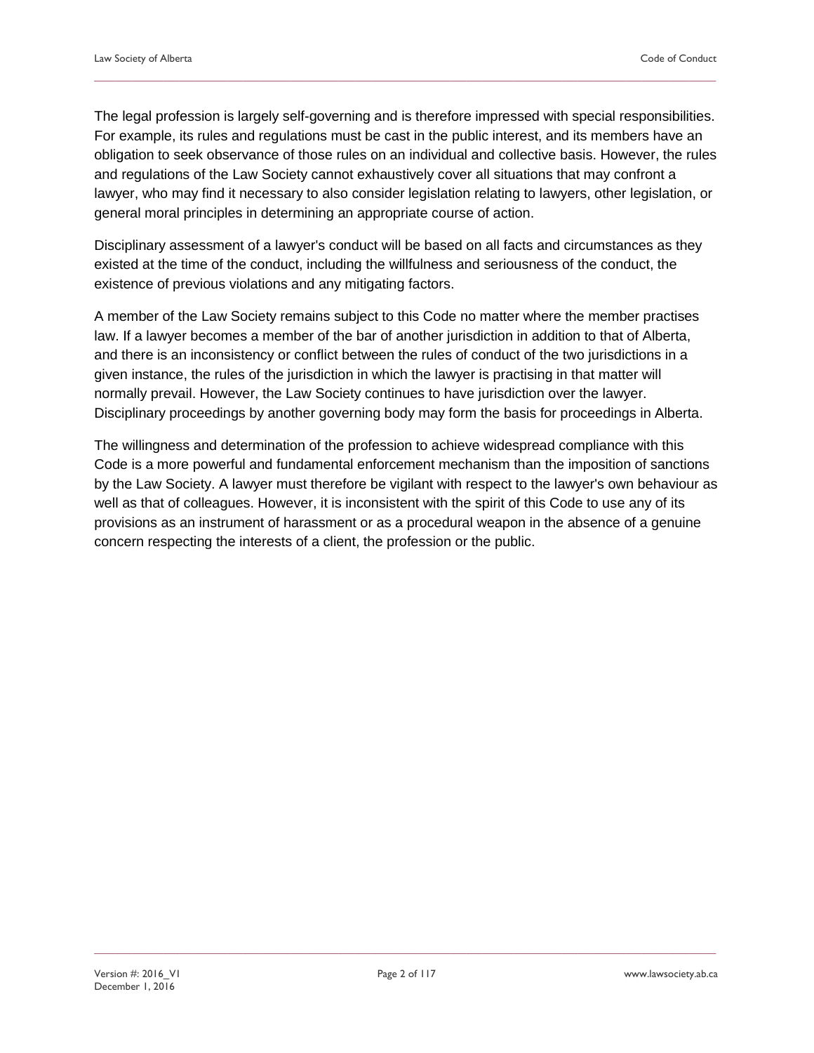The legal profession is largely self-governing and is therefore impressed with special responsibilities. For example, its rules and regulations must be cast in the public interest, and its members have an obligation to seek observance of those rules on an individual and collective basis. However, the rules and regulations of the Law Society cannot exhaustively cover all situations that may confront a lawyer, who may find it necessary to also consider legislation relating to lawyers, other legislation, or general moral principles in determining an appropriate course of action.

Disciplinary assessment of a lawyer's conduct will be based on all facts and circumstances as they existed at the time of the conduct, including the willfulness and seriousness of the conduct, the existence of previous violations and any mitigating factors.

A member of the Law Society remains subject to this Code no matter where the member practises law. If a lawyer becomes a member of the bar of another jurisdiction in addition to that of Alberta, and there is an inconsistency or conflict between the rules of conduct of the two jurisdictions in a given instance, the rules of the jurisdiction in which the lawyer is practising in that matter will normally prevail. However, the Law Society continues to have jurisdiction over the lawyer. Disciplinary proceedings by another governing body may form the basis for proceedings in Alberta.

The willingness and determination of the profession to achieve widespread compliance with this Code is a more powerful and fundamental enforcement mechanism than the imposition of sanctions by the Law Society. A lawyer must therefore be vigilant with respect to the lawyer's own behaviour as well as that of colleagues. However, it is inconsistent with the spirit of this Code to use any of its provisions as an instrument of harassment or as a procedural weapon in the absence of a genuine concern respecting the interests of a client, the profession or the public.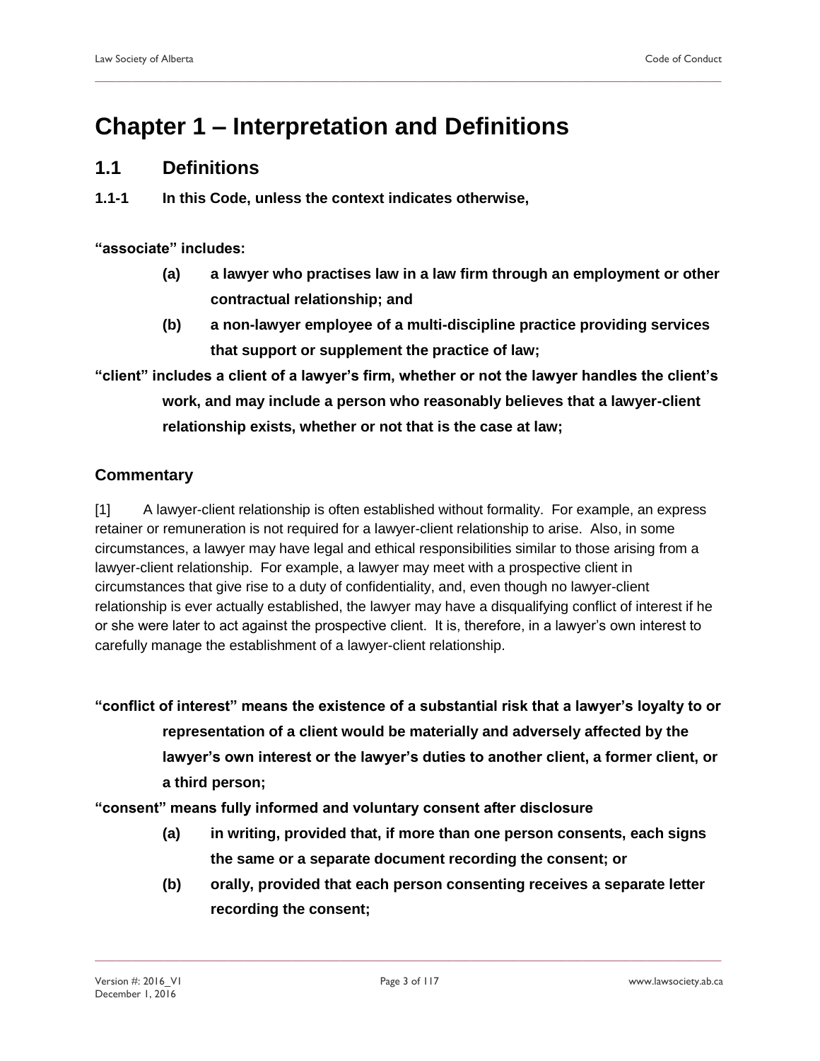# Chapter 1 – Interpretation and Definitions

## 1.1 Definitions

**1.1-1 In this Code, unless the context indicates otherwise,**

**"associate" includes:**

- **(a) a lawyer who practises law in a law firm through an employment or other contractual relationship; and**
- **(b) a non-lawyer employee of a multi-discipline practice providing services that support or supplement the practice of law;**

**"client" includes a client of a lawyer's firm, whether or not the lawyer handles the client's work, and may include a person who reasonably believes that a lawyer-client relationship exists, whether or not that is the case at law;**

### Commentary

[1] A lawyer-client relationship is often established without formality. For example, an express retainer or remuneration is not required for a lawyer-client relationship to arise. Also, in some circumstances, a lawyer may have legal and ethical responsibilities similar to those arising from a lawyer-client relationship. For example, a lawyer may meet with a prospective client in circumstances that give rise to a duty of confidentiality, and, even though no lawyer-client relationship is ever actually established, the lawyer may have a disqualifying conflict of interest if he or she were later to act against the prospective client. It is, therefore, in a lawyer's own interest to carefully manage the establishment of a lawyer-client relationship.

**"conflict of interest" means the existence of a substantial risk that a lawyer's loyalty to or representation of a client would be materially and adversely affected by the lawyer's own interest or the lawyer's duties to another client, a former client, or a third person;**

**"consent" means fully informed and voluntary consent after disclosure**

- **(a) in writing, provided that, if more than one person consents, each signs the same or a separate document recording the consent; or**
- **(b) orally, provided that each person consenting receives a separate letter recording the consent;**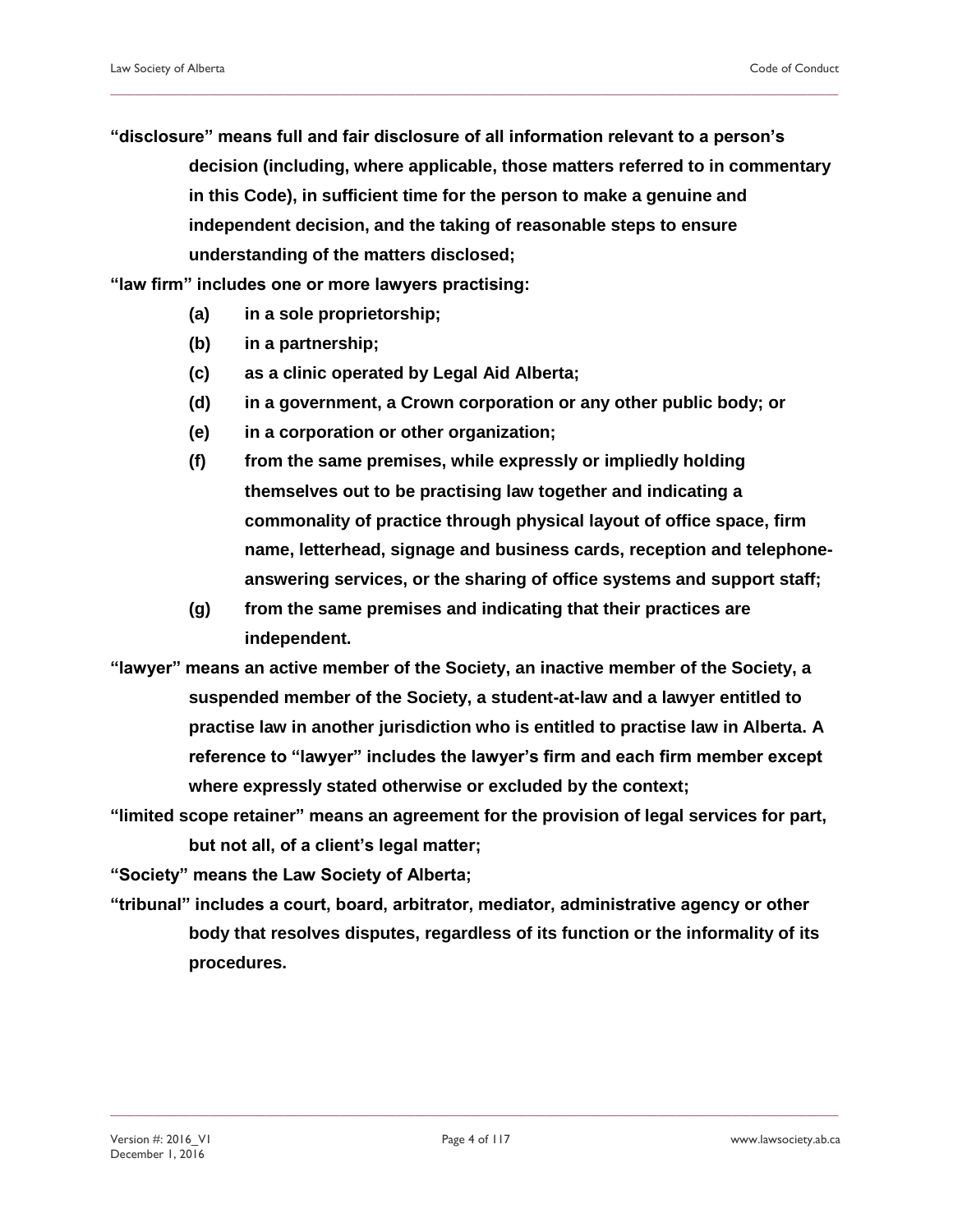**"disclosure" means full and fair disclosure of all information relevant to a person's decision (including, where applicable, those matters referred to in commentary in this Code), in sufficient time for the person to make a genuine and independent decision, and the taking of reasonable steps to ensure understanding of the matters disclosed;**

**"law firm" includes one or more lawyers practising:**

- **(a) in a sole proprietorship;**
- **(b) in a partnership;**
- **(c) as a clinic operated by Legal Aid Alberta;**
- **(d) in a government, a Crown corporation or any other public body; or**
- **(e) in a corporation or other organization;**
- **(f) from the same premises, while expressly or impliedly holding themselves out to be practising law together and indicating a commonality of practice through physical layout of office space, firm name, letterhead, signage and business cards, reception and telephone-answering services, or the sharing of office systems and support staff;**
- **(g) from the same premises and indicating that their practices are independent.**

**"lawyer" means an active member of the Society, an inactive member of the Society, a suspended member of the Society, a student-at-law and a lawyer entitled to practise law in another jurisdiction who is entitled to practise law in Alberta. A reference to "lawyer" includes the lawyer's firm and each firm member except where expressly stated otherwise or excluded by the context;**

**"limited scope retainer" means an agreement for the provision of legal services for part, but not all, of a client's legal matter;**

**"Society" means the Law Society of Alberta;**

**"tribunal" includes a court, board, arbitrator, mediator, administrative agency or other body that resolves disputes, regardless of its function or the informality of its procedures.**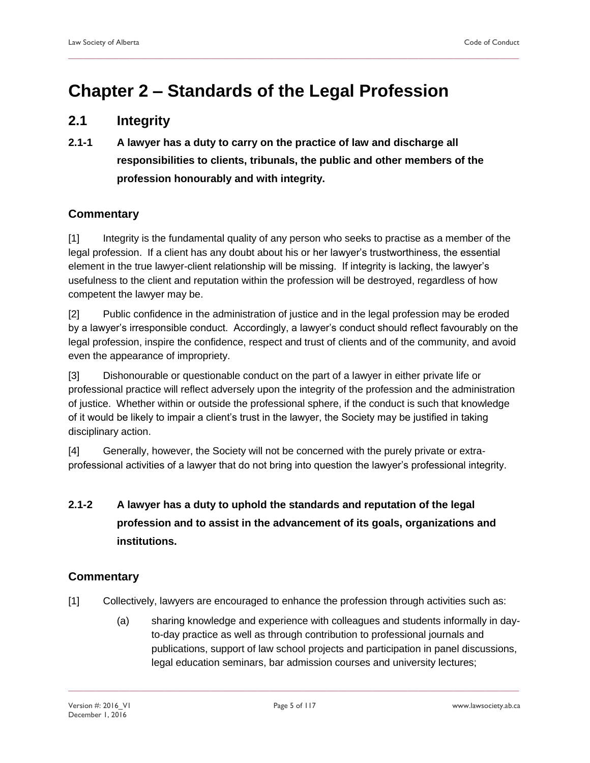# Chapter 2 – Standards of the Legal Profession

## 2.1 Integrity

### 2.1-1 A lawyer has a duty to carry on the practice of law and discharge all responsibilities to clients, tribunals, the public and other members of the profession honourably and with integrity.

### Commentary

[1] Integrity is the fundamental quality of any person who seeks to practise as a member of the legal profession. If a client has any doubt about his or her lawyer's trustworthiness, the essential element in the true lawyer-client relationship will be missing. If integrity is lacking, the lawyer's usefulness to the client and reputation within the profession will be destroyed, regardless of how competent the lawyer may be.

[2] Public confidence in the administration of justice and in the legal profession may be eroded by a lawyer's irresponsible conduct. Accordingly, a lawyer's conduct should reflect favourably on the legal profession, inspire the confidence, respect and trust of clients and of the community, and avoid even the appearance of impropriety.

[3] Dishonourable or questionable conduct on the part of a lawyer in either private life or professional practice will reflect adversely upon the integrity of the profession and the administration of justice. Whether within or outside the professional sphere, if the conduct is such that knowledge of it would be likely to impair a client's trust in the lawyer, the Society may be justified in taking disciplinary action.

[4] Generally, however, the Society will not be concerned with the purely private or extra-professional activities of a lawyer that do not bring into question the lawyer's professional integrity.

### 2.1-2 A lawyer has a duty to uphold the standards and reputation of the legal profession and to assist in the advancement of its goals, organizations and institutions.

### Commentary

[1] Collectively, lawyers are encouraged to enhance the profession through activities such as:

(a) sharing knowledge and experience with colleagues and students informally in day-to-day practice as well as through contribution to professional journals and publications, support of law school projects and participation in panel discussions, legal education seminars, bar admission courses and university lectures;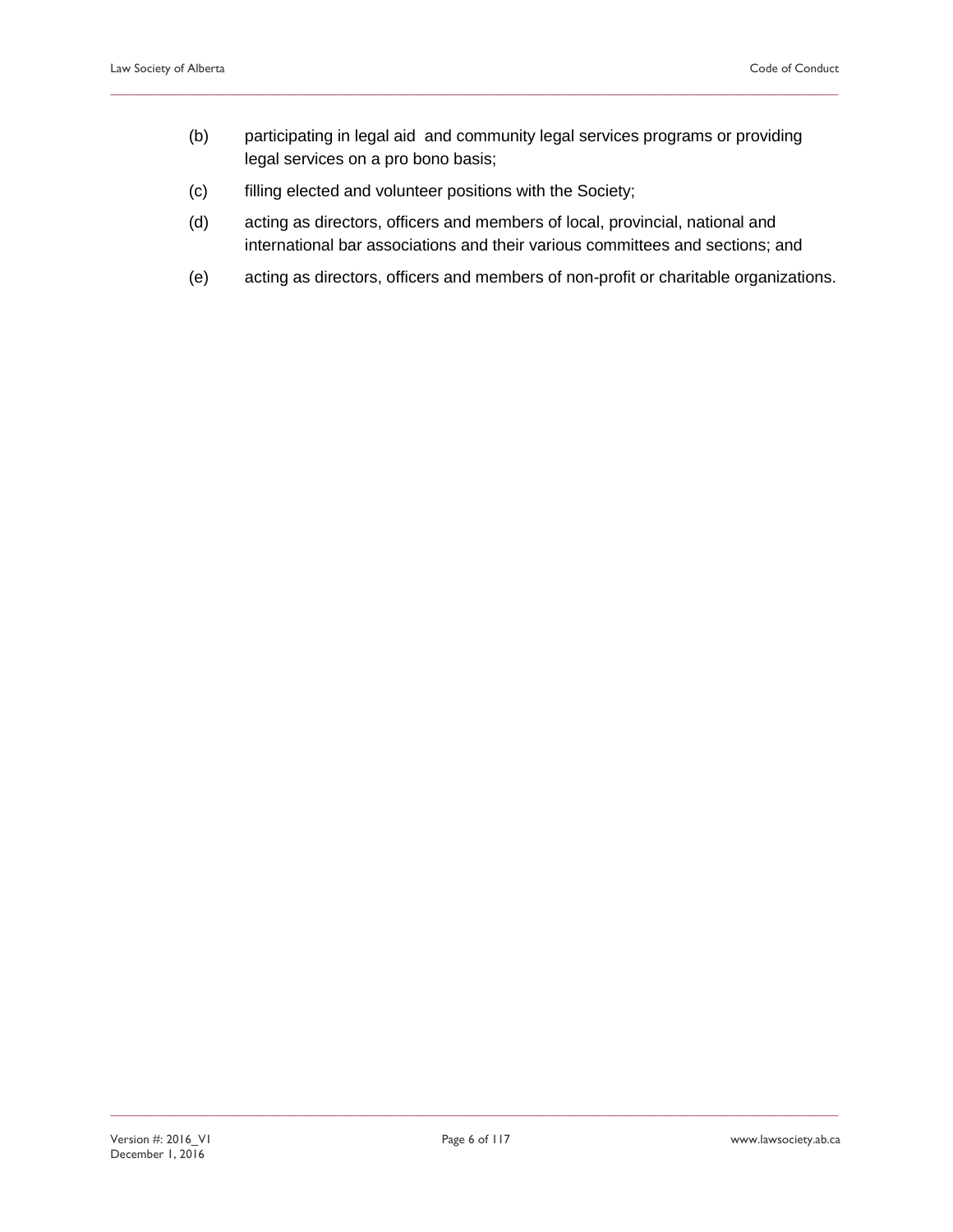(b) participating in legal aid and community legal services programs or providing legal services on a pro bono basis;

(c) filling elected and volunteer positions with the Society;

(d) acting as directors, officers and members of local, provincial, national and international bar associations and their various committees and sections; and

(e) acting as directors, officers and members of non-profit or charitable organizations.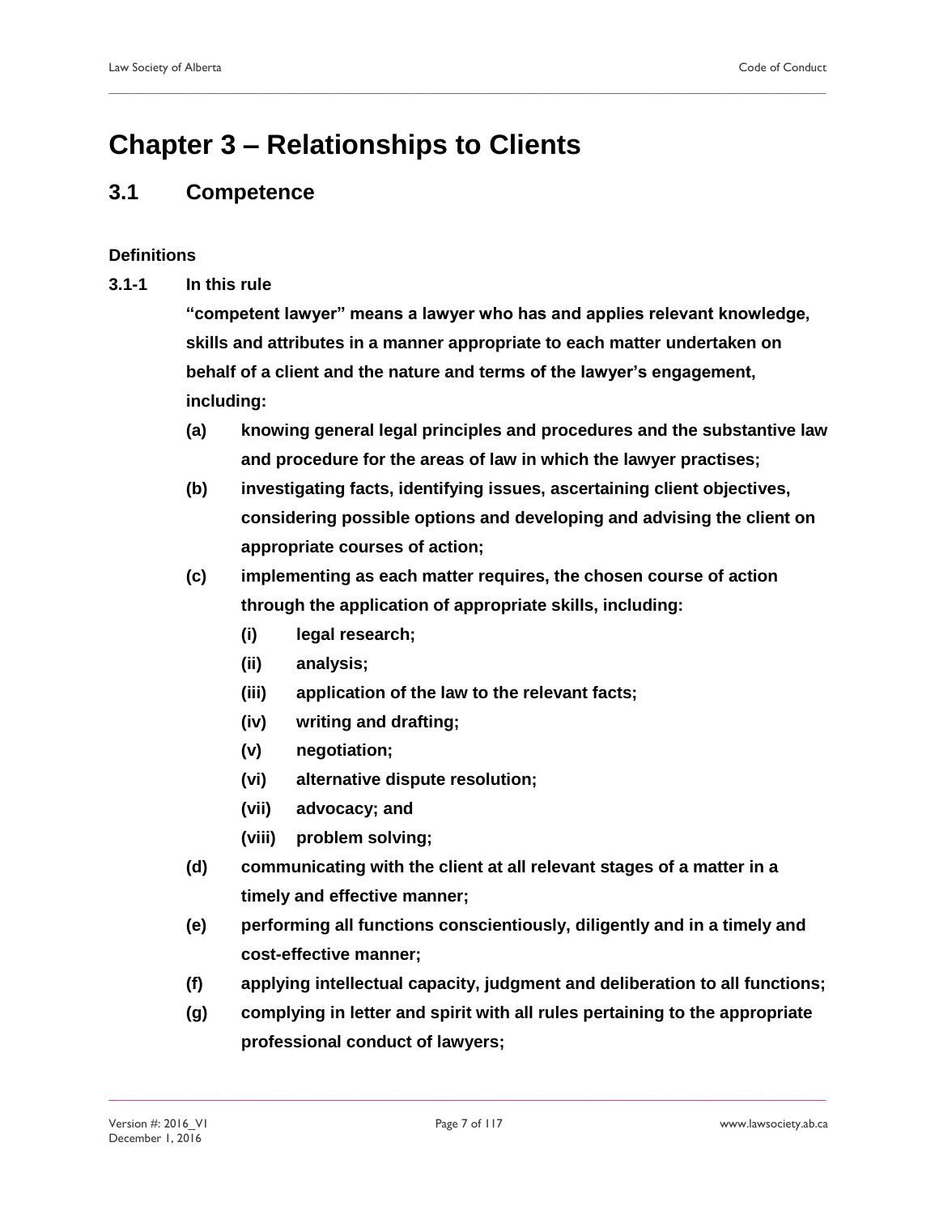# Chapter 3 – Relationships to Clients

## 3.1 Competence

### Definitions

**3.1-1 In this rule**

**"competent lawyer" means a lawyer who has and applies relevant knowledge, skills and attributes in a manner appropriate to each matter undertaken on behalf of a client and the nature and terms of the lawyer's engagement, including:**

**(a) knowing general legal principles and procedures and the substantive law and procedure for the areas of law in which the lawyer practises;**

**(b) investigating facts, identifying issues, ascertaining client objectives, considering possible options and developing and advising the client on appropriate courses of action;**

**(c) implementing as each matter requires, the chosen course of action through the application of appropriate skills, including:**

- **(i) legal research;**
- **(ii) analysis;**
- **(iii) application of the law to the relevant facts;**
- **(iv) writing and drafting;**
- **(v) negotiation;**
- **(vi) alternative dispute resolution;**
- **(vii) advocacy; and**
- **(viii) problem solving;**

**(d) communicating with the client at all relevant stages of a matter in a timely and effective manner;**

**(e) performing all functions conscientiously, diligently and in a timely and cost-effective manner;**

**(f) applying intellectual capacity, judgment and deliberation to all functions;**

**(g) complying in letter and spirit with all rules pertaining to the appropriate professional conduct of lawyers;**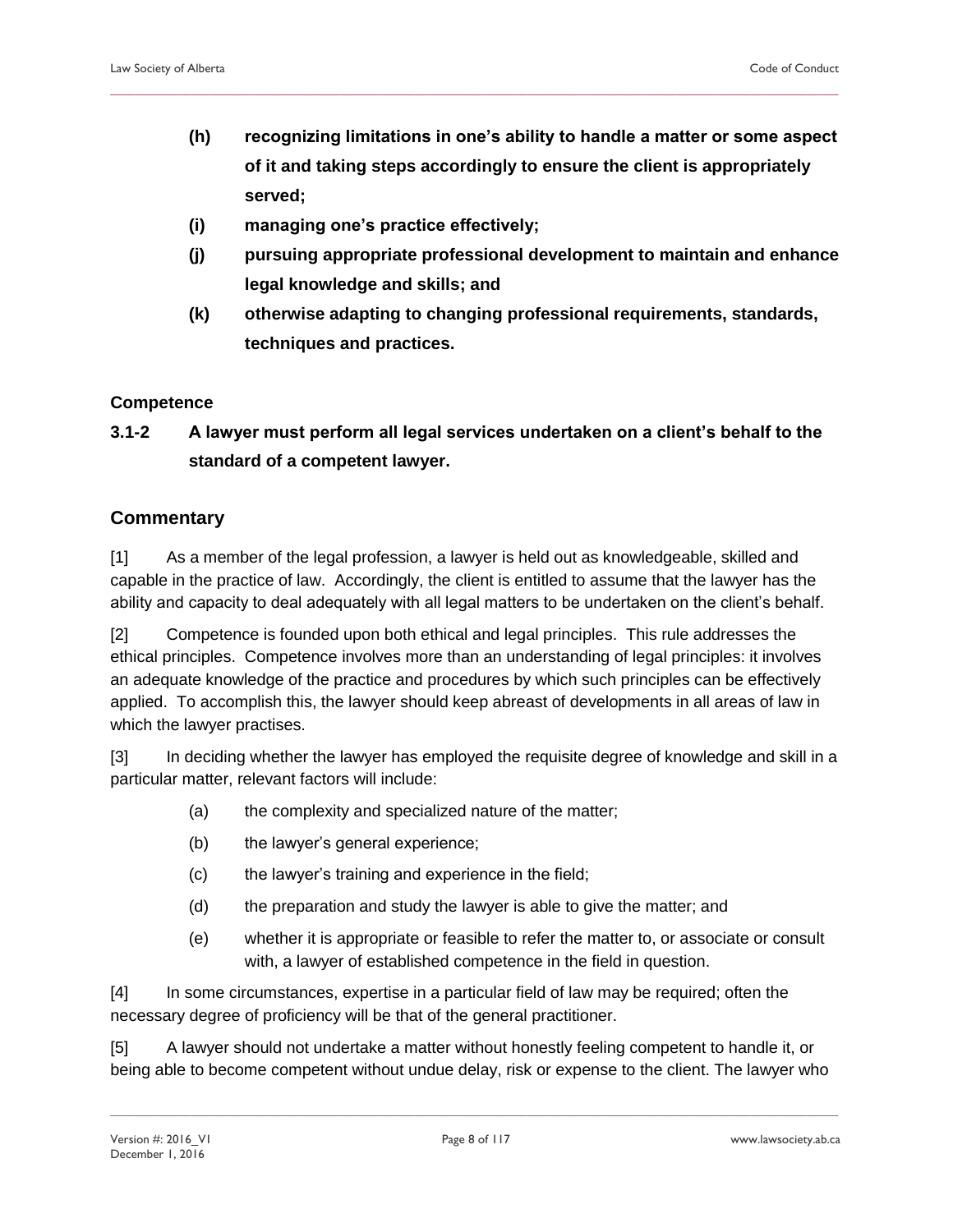**(h) recognizing limitations in one's ability to handle a matter or some aspect of it and taking steps accordingly to ensure the client is appropriately served;**

**(i) managing one's practice effectively;**

**(j) pursuing appropriate professional development to maintain and enhance legal knowledge and skills; and**

**(k) otherwise adapting to changing professional requirements, standards, techniques and practices.**

#### Competence

**3.1-2 A lawyer must perform all legal services undertaken on a client's behalf to the standard of a competent lawyer.**

### Commentary

[1] As a member of the legal profession, a lawyer is held out as knowledgeable, skilled and capable in the practice of law. Accordingly, the client is entitled to assume that the lawyer has the ability and capacity to deal adequately with all legal matters to be undertaken on the client's behalf.

[2] Competence is founded upon both ethical and legal principles. This rule addresses the ethical principles. Competence involves more than an understanding of legal principles: it involves an adequate knowledge of the practice and procedures by which such principles can be effectively applied. To accomplish this, the lawyer should keep abreast of developments in all areas of law in which the lawyer practises.

[3] In deciding whether the lawyer has employed the requisite degree of knowledge and skill in a particular matter, relevant factors will include:

(a) the complexity and specialized nature of the matter;

(b) the lawyer's general experience;

(c) the lawyer's training and experience in the field;

(d) the preparation and study the lawyer is able to give the matter; and

(e) whether it is appropriate or feasible to refer the matter to, or associate or consult with, a lawyer of established competence in the field in question.

[4] In some circumstances, expertise in a particular field of law may be required; often the necessary degree of proficiency will be that of the general practitioner.

[5] A lawyer should not undertake a matter without honestly feeling competent to handle it, or being able to become competent without undue delay, risk or expense to the client. The lawyer who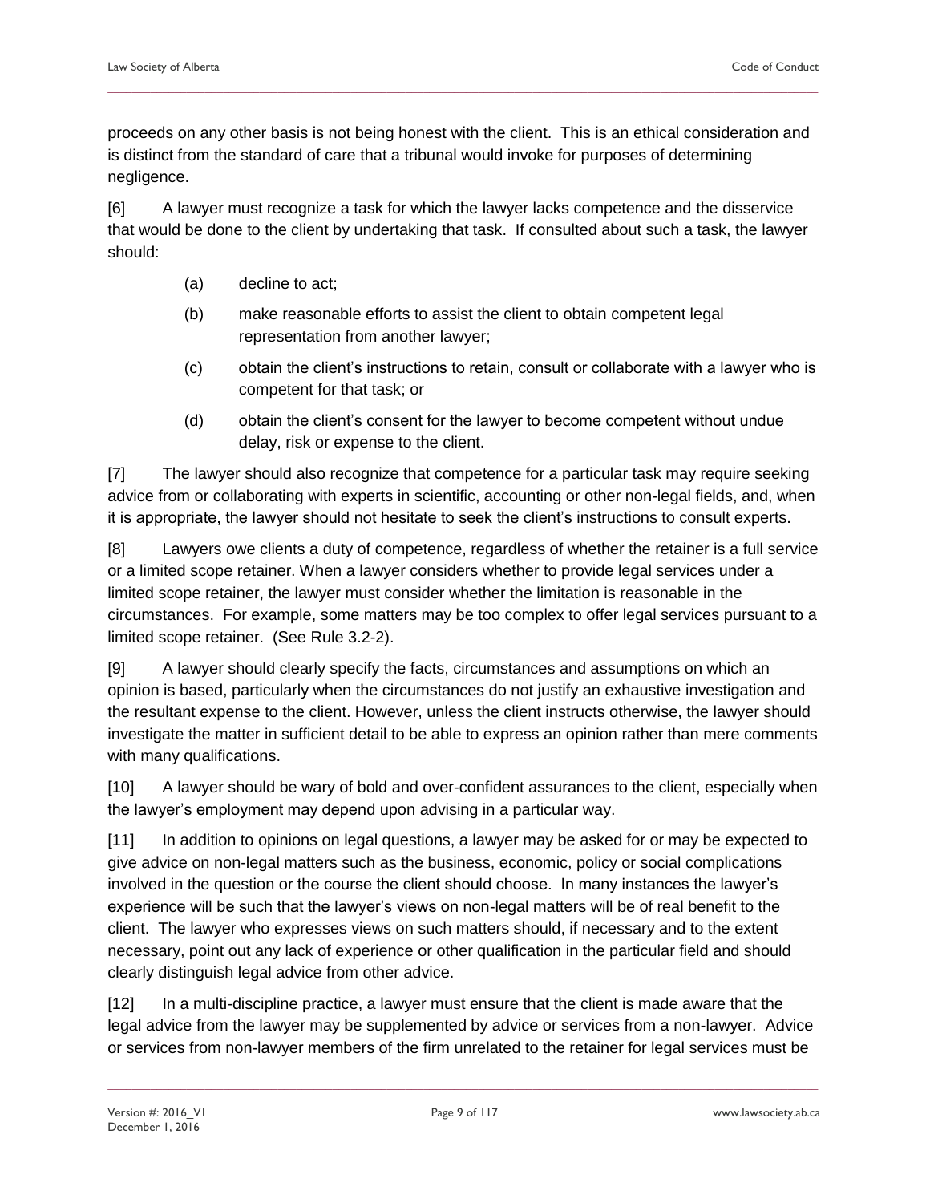proceeds on any other basis is not being honest with the client. This is an ethical consideration and is distinct from the standard of care that a tribunal would invoke for purposes of determining negligence.

[6] A lawyer must recognize a task for which the lawyer lacks competence and the disservice that would be done to the client by undertaking that task. If consulted about such a task, the lawyer should:

(a) decline to act;

(b) make reasonable efforts to assist the client to obtain competent legal representation from another lawyer;

(c) obtain the client's instructions to retain, consult or collaborate with a lawyer who is competent for that task; or

(d) obtain the client's consent for the lawyer to become competent without undue delay, risk or expense to the client.

[7] The lawyer should also recognize that competence for a particular task may require seeking advice from or collaborating with experts in scientific, accounting or other non-legal fields, and, when it is appropriate, the lawyer should not hesitate to seek the client's instructions to consult experts.

[8] Lawyers owe clients a duty of competence, regardless of whether the retainer is a full service or a limited scope retainer. When a lawyer considers whether to provide legal services under a limited scope retainer, the lawyer must consider whether the limitation is reasonable in the circumstances. For example, some matters may be too complex to offer legal services pursuant to a limited scope retainer. (See Rule 3.2-2).

[9] A lawyer should clearly specify the facts, circumstances and assumptions on which an opinion is based, particularly when the circumstances do not justify an exhaustive investigation and the resultant expense to the client. However, unless the client instructs otherwise, the lawyer should investigate the matter in sufficient detail to be able to express an opinion rather than mere comments with many qualifications.

[10] A lawyer should be wary of bold and over-confident assurances to the client, especially when the lawyer's employment may depend upon advising in a particular way.

[11] In addition to opinions on legal questions, a lawyer may be asked for or may be expected to give advice on non-legal matters such as the business, economic, policy or social complications involved in the question or the course the client should choose. In many instances the lawyer's experience will be such that the lawyer's views on non-legal matters will be of real benefit to the client. The lawyer who expresses views on such matters should, if necessary and to the extent necessary, point out any lack of experience or other qualification in the particular field and should clearly distinguish legal advice from other advice.

[12] In a multi-discipline practice, a lawyer must ensure that the client is made aware that the legal advice from the lawyer may be supplemented by advice or services from a non-lawyer. Advice or services from non-lawyer members of the firm unrelated to the retainer for legal services must be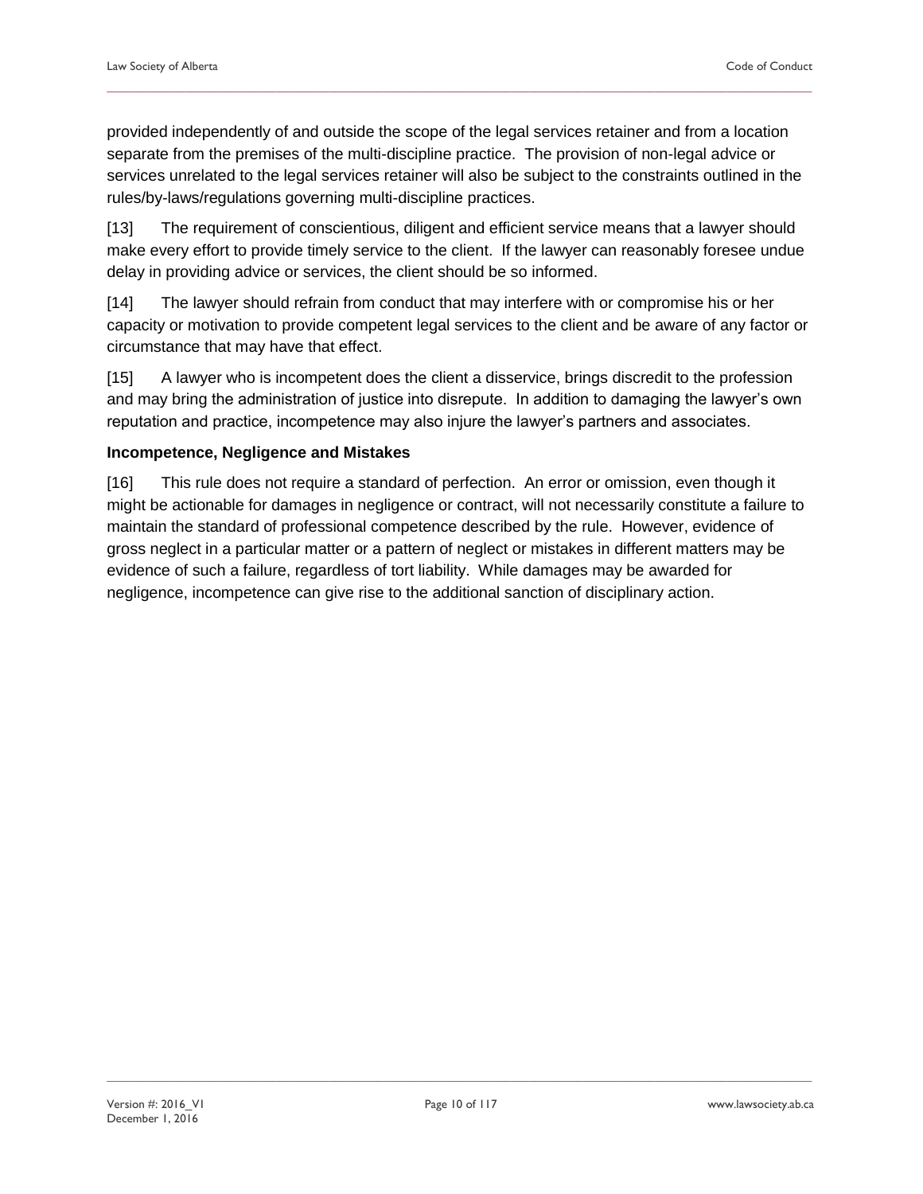provided independently of and outside the scope of the legal services retainer and from a location separate from the premises of the multi-discipline practice. The provision of non-legal advice or services unrelated to the legal services retainer will also be subject to the constraints outlined in the rules/by-laws/regulations governing multi-discipline practices.

[13] The requirement of conscientious, diligent and efficient service means that a lawyer should make every effort to provide timely service to the client. If the lawyer can reasonably foresee undue delay in providing advice or services, the client should be so informed.

[14] The lawyer should refrain from conduct that may interfere with or compromise his or her capacity or motivation to provide competent legal services to the client and be aware of any factor or circumstance that may have that effect.

[15] A lawyer who is incompetent does the client a disservice, brings discredit to the profession and may bring the administration of justice into disrepute. In addition to damaging the lawyer's own reputation and practice, incompetence may also injure the lawyer's partners and associates.

**Incompetence, Negligence and Mistakes**

[16] This rule does not require a standard of perfection. An error or omission, even though it might be actionable for damages in negligence or contract, will not necessarily constitute a failure to maintain the standard of professional competence described by the rule. However, evidence of gross neglect in a particular matter or a pattern of neglect or mistakes in different matters may be evidence of such a failure, regardless of tort liability. While damages may be awarded for negligence, incompetence can give rise to the additional sanction of disciplinary action.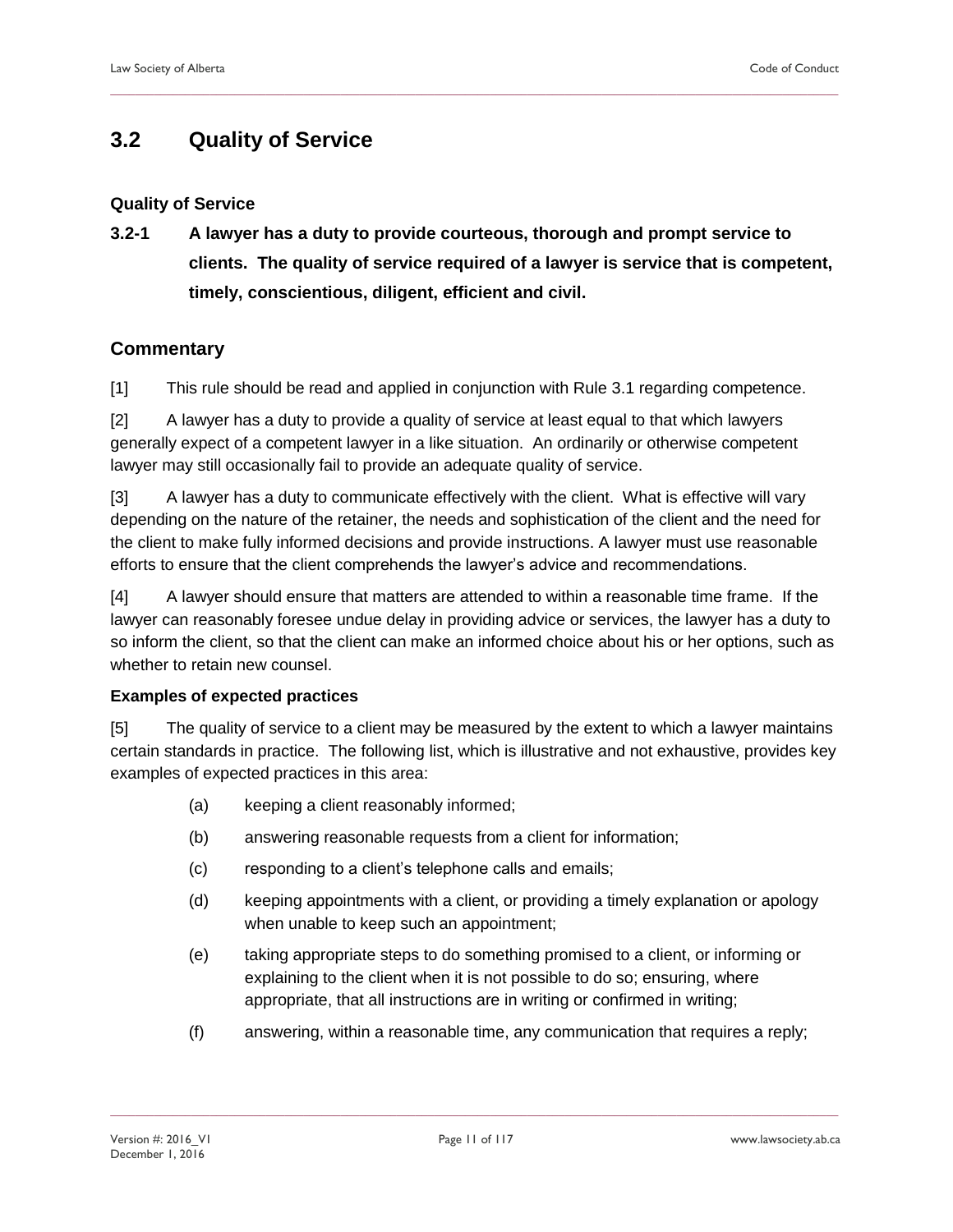## 3.2 Quality of Service

### Quality of Service

**3.2-1 A lawyer has a duty to provide courteous, thorough and prompt service to clients. The quality of service required of a lawyer is service that is competent, timely, conscientious, diligent, efficient and civil.**

### Commentary

[1] This rule should be read and applied in conjunction with Rule 3.1 regarding competence.

[2] A lawyer has a duty to provide a quality of service at least equal to that which lawyers generally expect of a competent lawyer in a like situation. An ordinarily or otherwise competent lawyer may still occasionally fail to provide an adequate quality of service.

[3] A lawyer has a duty to communicate effectively with the client. What is effective will vary depending on the nature of the retainer, the needs and sophistication of the client and the need for the client to make fully informed decisions and provide instructions. A lawyer must use reasonable efforts to ensure that the client comprehends the lawyer's advice and recommendations.

[4] A lawyer should ensure that matters are attended to within a reasonable time frame. If the lawyer can reasonably foresee undue delay in providing advice or services, the lawyer has a duty to so inform the client, so that the client can make an informed choice about his or her options, such as whether to retain new counsel.

**Examples of expected practices**

[5] The quality of service to a client may be measured by the extent to which a lawyer maintains certain standards in practice. The following list, which is illustrative and not exhaustive, provides key examples of expected practices in this area:

(a) keeping a client reasonably informed;

(b) answering reasonable requests from a client for information;

(c) responding to a client's telephone calls and emails;

(d) keeping appointments with a client, or providing a timely explanation or apology when unable to keep such an appointment;

(e) taking appropriate steps to do something promised to a client, or informing or explaining to the client when it is not possible to do so; ensuring, where appropriate, that all instructions are in writing or confirmed in writing;

(f) answering, within a reasonable time, any communication that requires a reply;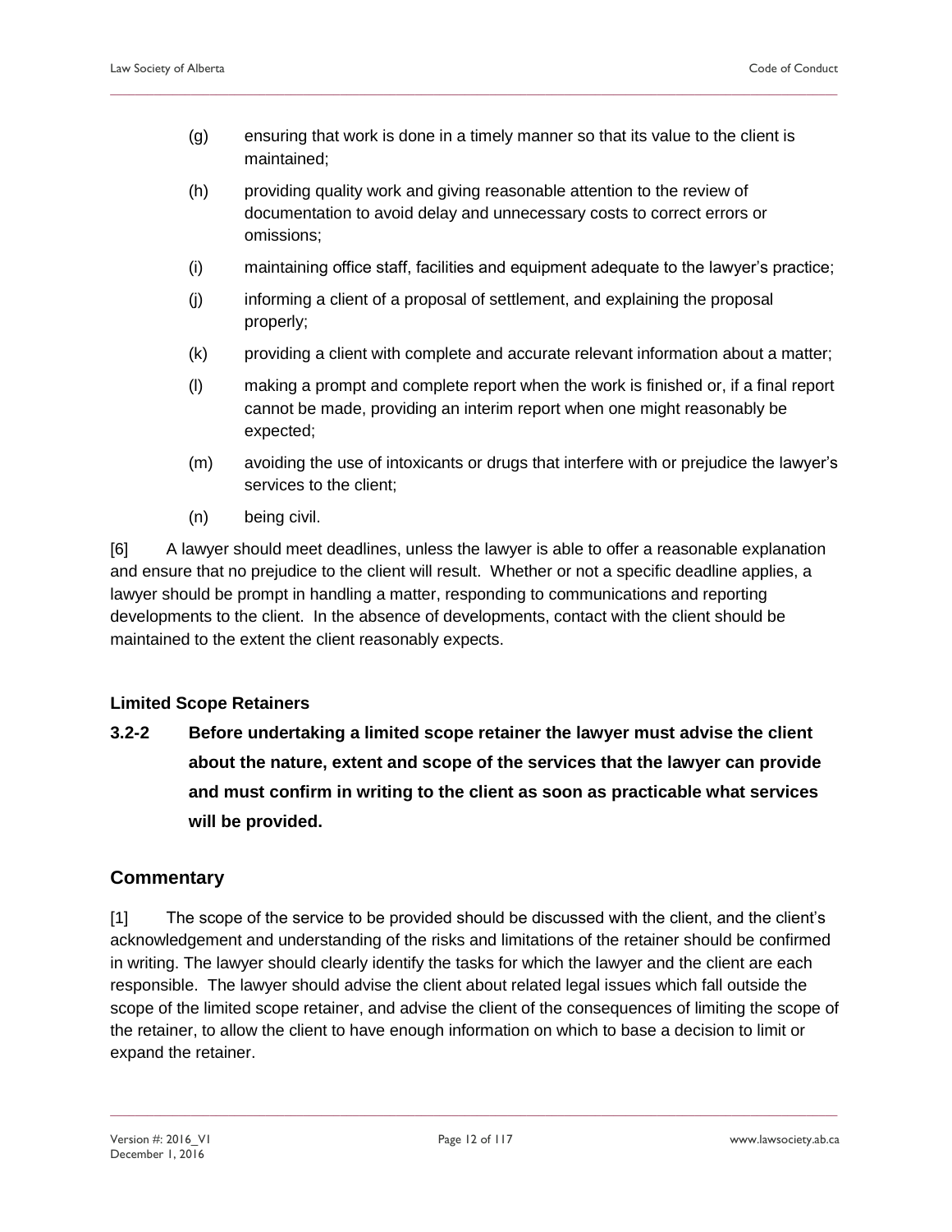(g) ensuring that work is done in a timely manner so that its value to the client is maintained;

(h) providing quality work and giving reasonable attention to the review of documentation to avoid delay and unnecessary costs to correct errors or omissions;

(i) maintaining office staff, facilities and equipment adequate to the lawyer's practice;

(j) informing a client of a proposal of settlement, and explaining the proposal properly;

(k) providing a client with complete and accurate relevant information about a matter;

(l) making a prompt and complete report when the work is finished or, if a final report cannot be made, providing an interim report when one might reasonably be expected;

(m) avoiding the use of intoxicants or drugs that interfere with or prejudice the lawyer's services to the client;

(n) being civil.

[6] A lawyer should meet deadlines, unless the lawyer is able to offer a reasonable explanation and ensure that no prejudice to the client will result. Whether or not a specific deadline applies, a lawyer should be prompt in handling a matter, responding to communications and reporting developments to the client. In the absence of developments, contact with the client should be maintained to the extent the client reasonably expects.

#### Limited Scope Retainers

**3.2-2 Before undertaking a limited scope retainer the lawyer must advise the client about the nature, extent and scope of the services that the lawyer can provide and must confirm in writing to the client as soon as practicable what services will be provided.**

## Commentary

[1] The scope of the service to be provided should be discussed with the client, and the client's acknowledgement and understanding of the risks and limitations of the retainer should be confirmed in writing. The lawyer should clearly identify the tasks for which the lawyer and the client are each responsible. The lawyer should advise the client about related legal issues which fall outside the scope of the limited scope retainer, and advise the client of the consequences of limiting the scope of the retainer, to allow the client to have enough information on which to base a decision to limit or expand the retainer.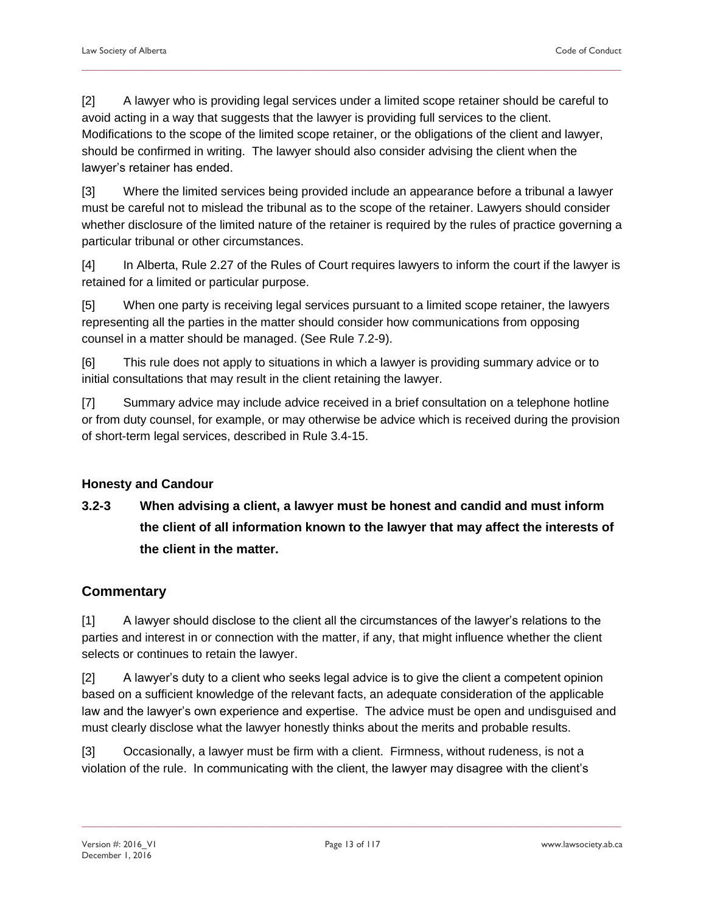[2] A lawyer who is providing legal services under a limited scope retainer should be careful to avoid acting in a way that suggests that the lawyer is providing full services to the client. Modifications to the scope of the limited scope retainer, or the obligations of the client and lawyer, should be confirmed in writing. The lawyer should also consider advising the client when the lawyer's retainer has ended.

[3] Where the limited services being provided include an appearance before a tribunal a lawyer must be careful not to mislead the tribunal as to the scope of the retainer. Lawyers should consider whether disclosure of the limited nature of the retainer is required by the rules of practice governing a particular tribunal or other circumstances.

[4] In Alberta, Rule 2.27 of the Rules of Court requires lawyers to inform the court if the lawyer is retained for a limited or particular purpose.

[5] When one party is receiving legal services pursuant to a limited scope retainer, the lawyers representing all the parties in the matter should consider how communications from opposing counsel in a matter should be managed. (See Rule 7.2-9).

[6] This rule does not apply to situations in which a lawyer is providing summary advice or to initial consultations that may result in the client retaining the lawyer.

[7] Summary advice may include advice received in a brief consultation on a telephone hotline or from duty counsel, for example, or may otherwise be advice which is received during the provision of short-term legal services, described in Rule 3.4-15.

#### Honesty and Candour

**3.2-3 When advising a client, a lawyer must be honest and candid and must inform the client of all information known to the lawyer that may affect the interests of the client in the matter.**

## Commentary

[1] A lawyer should disclose to the client all the circumstances of the lawyer's relations to the parties and interest in or connection with the matter, if any, that might influence whether the client selects or continues to retain the lawyer.

[2] A lawyer's duty to a client who seeks legal advice is to give the client a competent opinion based on a sufficient knowledge of the relevant facts, an adequate consideration of the applicable law and the lawyer's own experience and expertise. The advice must be open and undisguised and must clearly disclose what the lawyer honestly thinks about the merits and probable results.

[3] Occasionally, a lawyer must be firm with a client. Firmness, without rudeness, is not a violation of the rule. In communicating with the client, the lawyer may disagree with the client's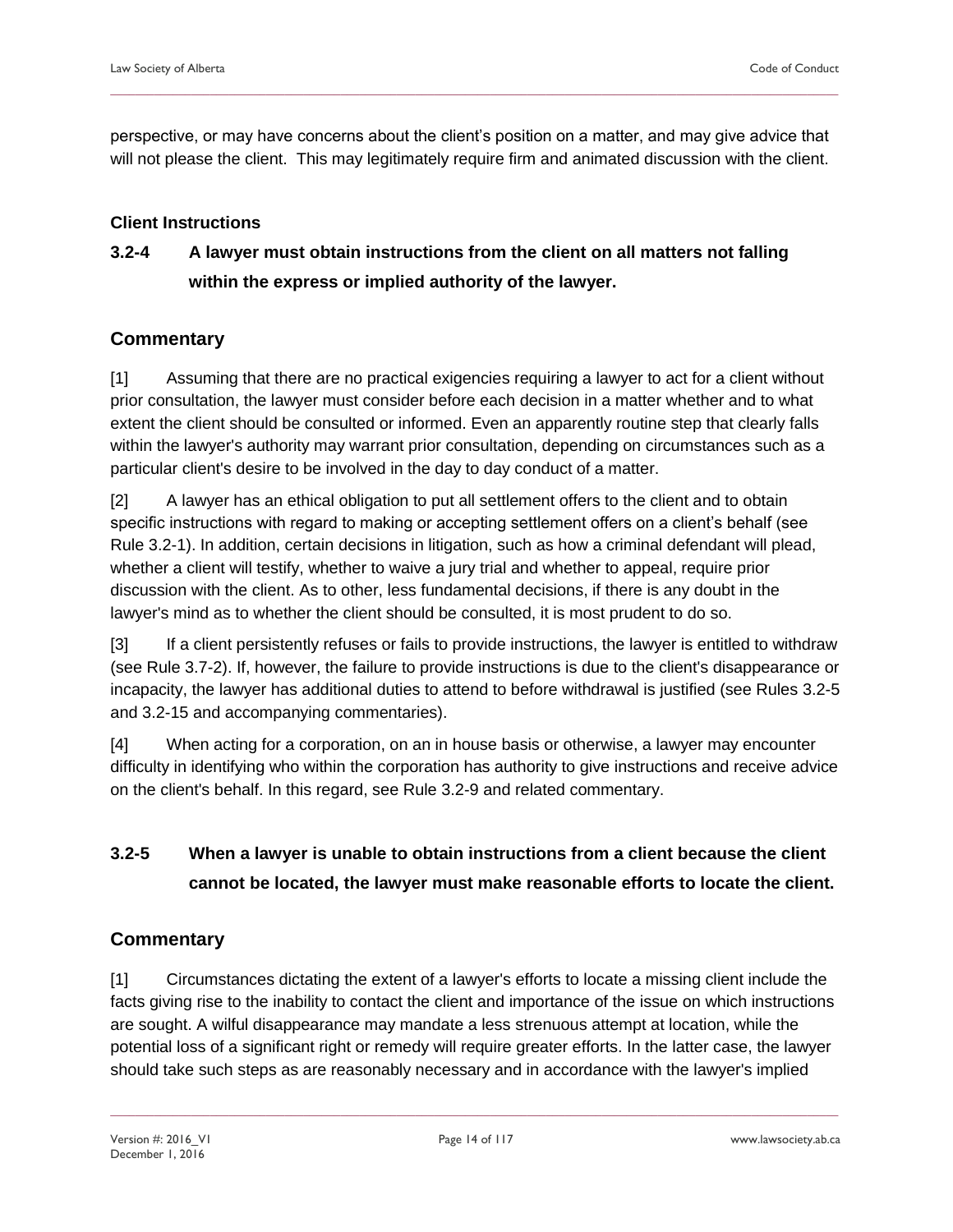perspective, or may have concerns about the client's position on a matter, and may give advice that will not please the client. This may legitimately require firm and animated discussion with the client.

### Client Instructions

**3.2-4 A lawyer must obtain instructions from the client on all matters not falling within the express or implied authority of the lawyer.**

## Commentary

[1] Assuming that there are no practical exigencies requiring a lawyer to act for a client without prior consultation, the lawyer must consider before each decision in a matter whether and to what extent the client should be consulted or informed. Even an apparently routine step that clearly falls within the lawyer's authority may warrant prior consultation, depending on circumstances such as a particular client's desire to be involved in the day to day conduct of a matter.

[2] A lawyer has an ethical obligation to put all settlement offers to the client and to obtain specific instructions with regard to making or accepting settlement offers on a client's behalf (see Rule 3.2-1). In addition, certain decisions in litigation, such as how a criminal defendant will plead, whether a client will testify, whether to waive a jury trial and whether to appeal, require prior discussion with the client. As to other, less fundamental decisions, if there is any doubt in the lawyer's mind as to whether the client should be consulted, it is most prudent to do so.

[3] If a client persistently refuses or fails to provide instructions, the lawyer is entitled to withdraw (see Rule 3.7-2). If, however, the failure to provide instructions is due to the client's disappearance or incapacity, the lawyer has additional duties to attend to before withdrawal is justified (see Rules 3.2-5 and 3.2-15 and accompanying commentaries).

[4] When acting for a corporation, on an in house basis or otherwise, a lawyer may encounter difficulty in identifying who within the corporation has authority to give instructions and receive advice on the client's behalf. In this regard, see Rule 3.2-9 and related commentary.

**3.2-5 When a lawyer is unable to obtain instructions from a client because the client cannot be located, the lawyer must make reasonable efforts to locate the client.**

## Commentary

[1] Circumstances dictating the extent of a lawyer's efforts to locate a missing client include the facts giving rise to the inability to contact the client and importance of the issue on which instructions are sought. A wilful disappearance may mandate a less strenuous attempt at location, while the potential loss of a significant right or remedy will require greater efforts. In the latter case, the lawyer should take such steps as are reasonably necessary and in accordance with the lawyer's implied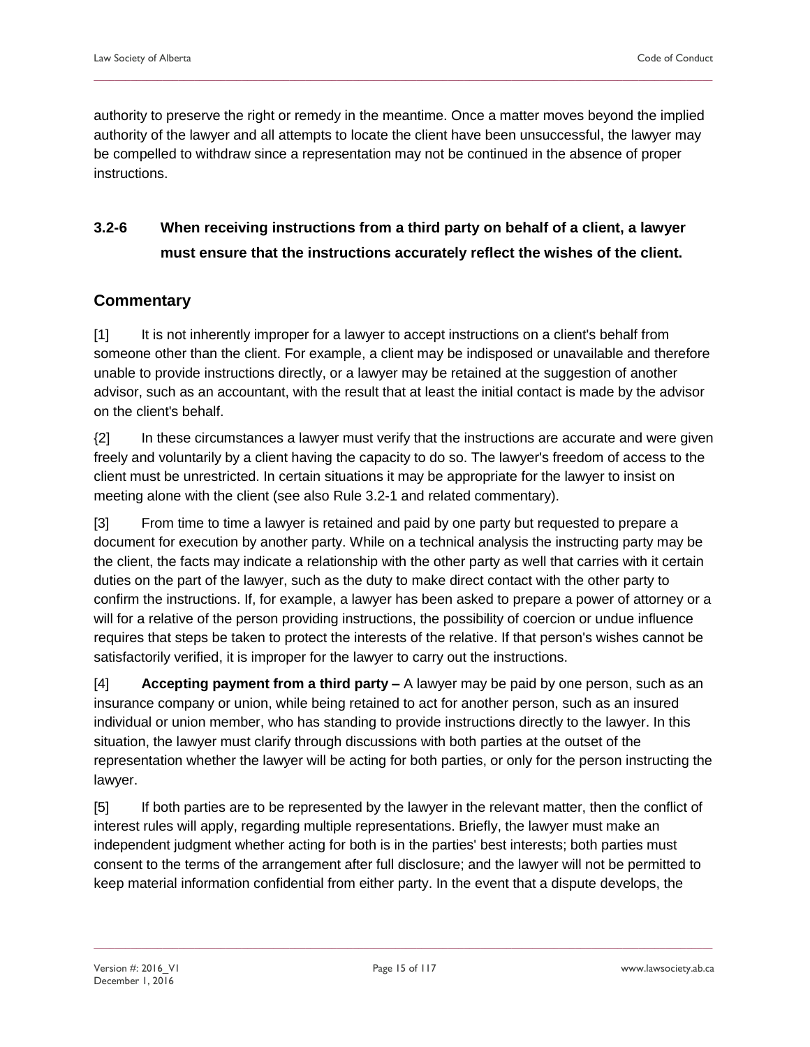authority to preserve the right or remedy in the meantime. Once a matter moves beyond the implied authority of the lawyer and all attempts to locate the client have been unsuccessful, the lawyer may be compelled to withdraw since a representation may not be continued in the absence of proper instructions.

### 3.2-6 When receiving instructions from a third party on behalf of a client, a lawyer must ensure that the instructions accurately reflect the wishes of the client.

## Commentary

[1] It is not inherently improper for a lawyer to accept instructions on a client's behalf from someone other than the client. For example, a client may be indisposed or unavailable and therefore unable to provide instructions directly, or a lawyer may be retained at the suggestion of another advisor, such as an accountant, with the result that at least the initial contact is made by the advisor on the client's behalf.

{2] In these circumstances a lawyer must verify that the instructions are accurate and were given freely and voluntarily by a client having the capacity to do so. The lawyer's freedom of access to the client must be unrestricted. In certain situations it may be appropriate for the lawyer to insist on meeting alone with the client (see also Rule 3.2-1 and related commentary).

[3] From time to time a lawyer is retained and paid by one party but requested to prepare a document for execution by another party. While on a technical analysis the instructing party may be the client, the facts may indicate a relationship with the other party as well that carries with it certain duties on the part of the lawyer, such as the duty to make direct contact with the other party to confirm the instructions. If, for example, a lawyer has been asked to prepare a power of attorney or a will for a relative of the person providing instructions, the possibility of coercion or undue influence requires that steps be taken to protect the interests of the relative. If that person's wishes cannot be satisfactorily verified, it is improper for the lawyer to carry out the instructions.

[4] **Accepting payment from a third party –** A lawyer may be paid by one person, such as an insurance company or union, while being retained to act for another person, such as an insured individual or union member, who has standing to provide instructions directly to the lawyer. In this situation, the lawyer must clarify through discussions with both parties at the outset of the representation whether the lawyer will be acting for both parties, or only for the person instructing the lawyer.

[5] If both parties are to be represented by the lawyer in the relevant matter, then the conflict of interest rules will apply, regarding multiple representations. Briefly, the lawyer must make an independent judgment whether acting for both is in the parties' best interests; both parties must consent to the terms of the arrangement after full disclosure; and the lawyer will not be permitted to keep material information confidential from either party. In the event that a dispute develops, the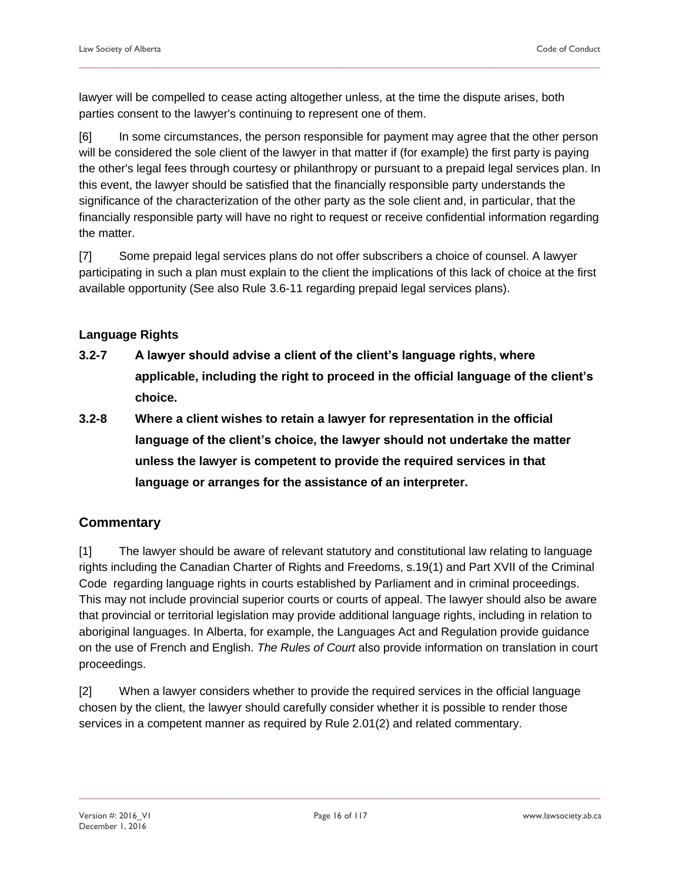lawyer will be compelled to cease acting altogether unless, at the time the dispute arises, both parties consent to the lawyer's continuing to represent one of them.

[6] In some circumstances, the person responsible for payment may agree that the other person will be considered the sole client of the lawyer in that matter if (for example) the first party is paying the other's legal fees through courtesy or philanthropy or pursuant to a prepaid legal services plan. In this event, the lawyer should be satisfied that the financially responsible party understands the significance of the characterization of the other party as the sole client and, in particular, that the financially responsible party will have no right to request or receive confidential information regarding the matter.

[7] Some prepaid legal services plans do not offer subscribers a choice of counsel. A lawyer participating in such a plan must explain to the client the implications of this lack of choice at the first available opportunity (See also Rule 3.6-11 regarding prepaid legal services plans).

**Language Rights**

**3.2-7 A lawyer should advise a client of the client's language rights, where applicable, including the right to proceed in the official language of the client's choice.**

**3.2-8 Where a client wishes to retain a lawyer for representation in the official language of the client's choice, the lawyer should not undertake the matter unless the lawyer is competent to provide the required services in that language or arranges for the assistance of an interpreter.**

## Commentary

[1] The lawyer should be aware of relevant statutory and constitutional law relating to language rights including the Canadian Charter of Rights and Freedoms, s.19(1) and Part XVII of the Criminal Code regarding language rights in courts established by Parliament and in criminal proceedings. This may not include provincial superior courts or courts of appeal. The lawyer should also be aware that provincial or territorial legislation may provide additional language rights, including in relation to aboriginal languages. In Alberta, for example, the Languages Act and Regulation provide guidance on the use of French and English. *The Rules of Court* also provide information on translation in court proceedings.

[2] When a lawyer considers whether to provide the required services in the official language chosen by the client, the lawyer should carefully consider whether it is possible to render those services in a competent manner as required by Rule 2.01(2) and related commentary.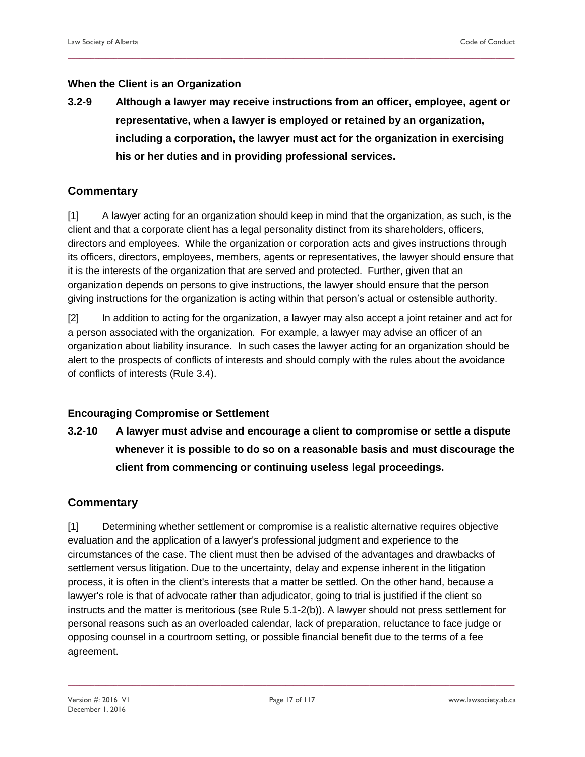### When the Client is an Organization

**3.2-9 Although a lawyer may receive instructions from an officer, employee, agent or representative, when a lawyer is employed or retained by an organization, including a corporation, the lawyer must act for the organization in exercising his or her duties and in providing professional services.**

## Commentary

[1] A lawyer acting for an organization should keep in mind that the organization, as such, is the client and that a corporate client has a legal personality distinct from its shareholders, officers, directors and employees. While the organization or corporation acts and gives instructions through its officers, directors, employees, members, agents or representatives, the lawyer should ensure that it is the interests of the organization that are served and protected. Further, given that an organization depends on persons to give instructions, the lawyer should ensure that the person giving instructions for the organization is acting within that person's actual or ostensible authority.

[2] In addition to acting for the organization, a lawyer may also accept a joint retainer and act for a person associated with the organization. For example, a lawyer may advise an officer of an organization about liability insurance. In such cases the lawyer acting for an organization should be alert to the prospects of conflicts of interests and should comply with the rules about the avoidance of conflicts of interests (Rule 3.4).

### Encouraging Compromise or Settlement

**3.2-10 A lawyer must advise and encourage a client to compromise or settle a dispute whenever it is possible to do so on a reasonable basis and must discourage the client from commencing or continuing useless legal proceedings.**

## Commentary

[1] Determining whether settlement or compromise is a realistic alternative requires objective evaluation and the application of a lawyer's professional judgment and experience to the circumstances of the case. The client must then be advised of the advantages and drawbacks of settlement versus litigation. Due to the uncertainty, delay and expense inherent in the litigation process, it is often in the client's interests that a matter be settled. On the other hand, because a lawyer's role is that of advocate rather than adjudicator, going to trial is justified if the client so instructs and the matter is meritorious (see Rule 5.1-2(b)). A lawyer should not press settlement for personal reasons such as an overloaded calendar, lack of preparation, reluctance to face judge or opposing counsel in a courtroom setting, or possible financial benefit due to the terms of a fee agreement.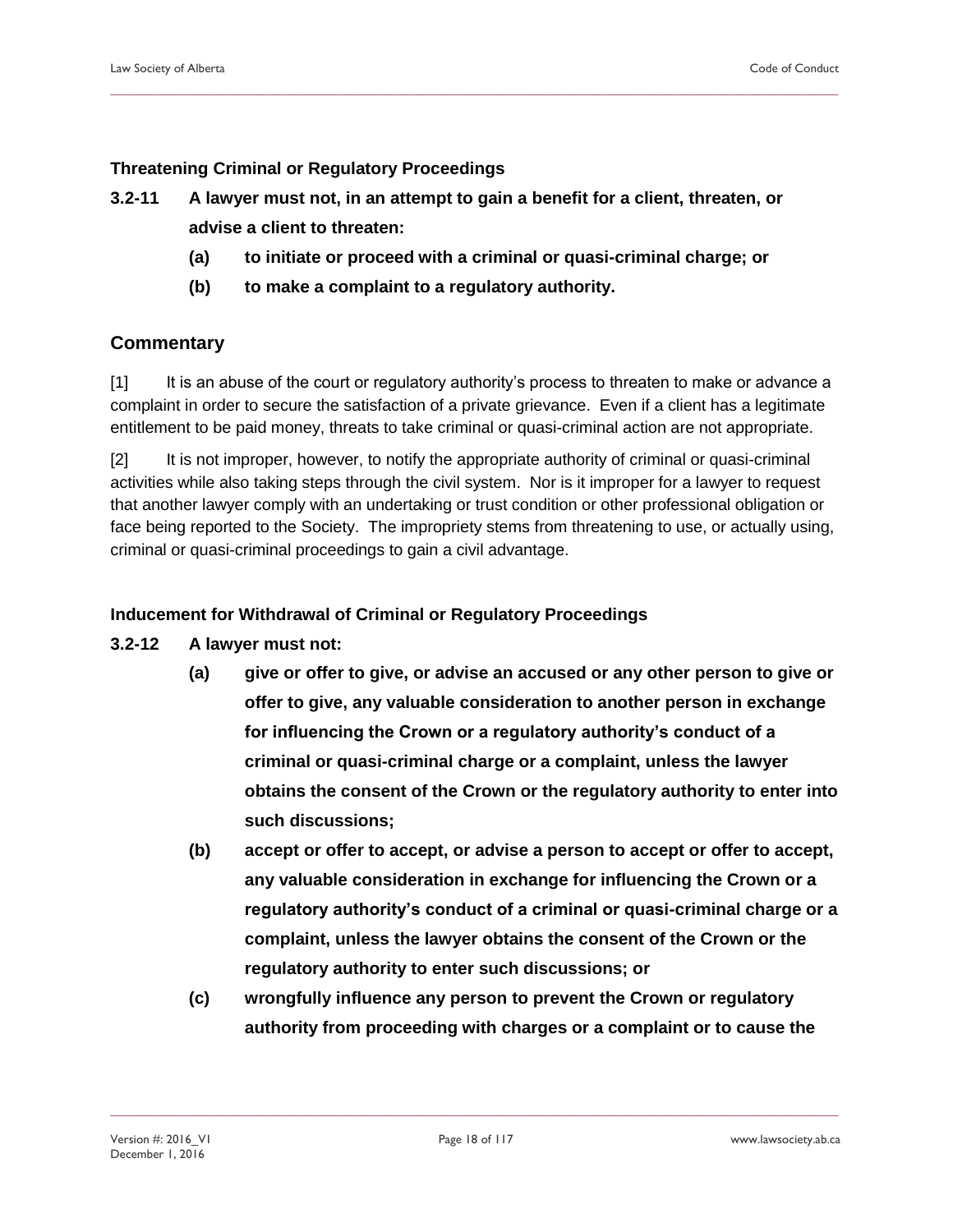### Threatening Criminal or Regulatory Proceedings

**3.2-11 A lawyer must not, in an attempt to gain a benefit for a client, threaten, or advise a client to threaten:**

- **(a) to initiate or proceed with a criminal or quasi-criminal charge; or**
- **(b) to make a complaint to a regulatory authority.**

## Commentary

[1] It is an abuse of the court or regulatory authority's process to threaten to make or advance a complaint in order to secure the satisfaction of a private grievance. Even if a client has a legitimate entitlement to be paid money, threats to take criminal or quasi-criminal action are not appropriate.

[2] It is not improper, however, to notify the appropriate authority of criminal or quasi-criminal activities while also taking steps through the civil system. Nor is it improper for a lawyer to request that another lawyer comply with an undertaking or trust condition or other professional obligation or face being reported to the Society. The impropriety stems from threatening to use, or actually using, criminal or quasi-criminal proceedings to gain a civil advantage.

### Inducement for Withdrawal of Criminal or Regulatory Proceedings

**3.2-12 A lawyer must not:**

- **(a) give or offer to give, or advise an accused or any other person to give or offer to give, any valuable consideration to another person in exchange for influencing the Crown or a regulatory authority's conduct of a criminal or quasi-criminal charge or a complaint, unless the lawyer obtains the consent of the Crown or the regulatory authority to enter into such discussions;**
- **(b) accept or offer to accept, or advise a person to accept or offer to accept, any valuable consideration in exchange for influencing the Crown or a regulatory authority's conduct of a criminal or quasi-criminal charge or a complaint, unless the lawyer obtains the consent of the Crown or the regulatory authority to enter such discussions; or**
- **(c) wrongfully influence any person to prevent the Crown or regulatory authority from proceeding with charges or a complaint or to cause the**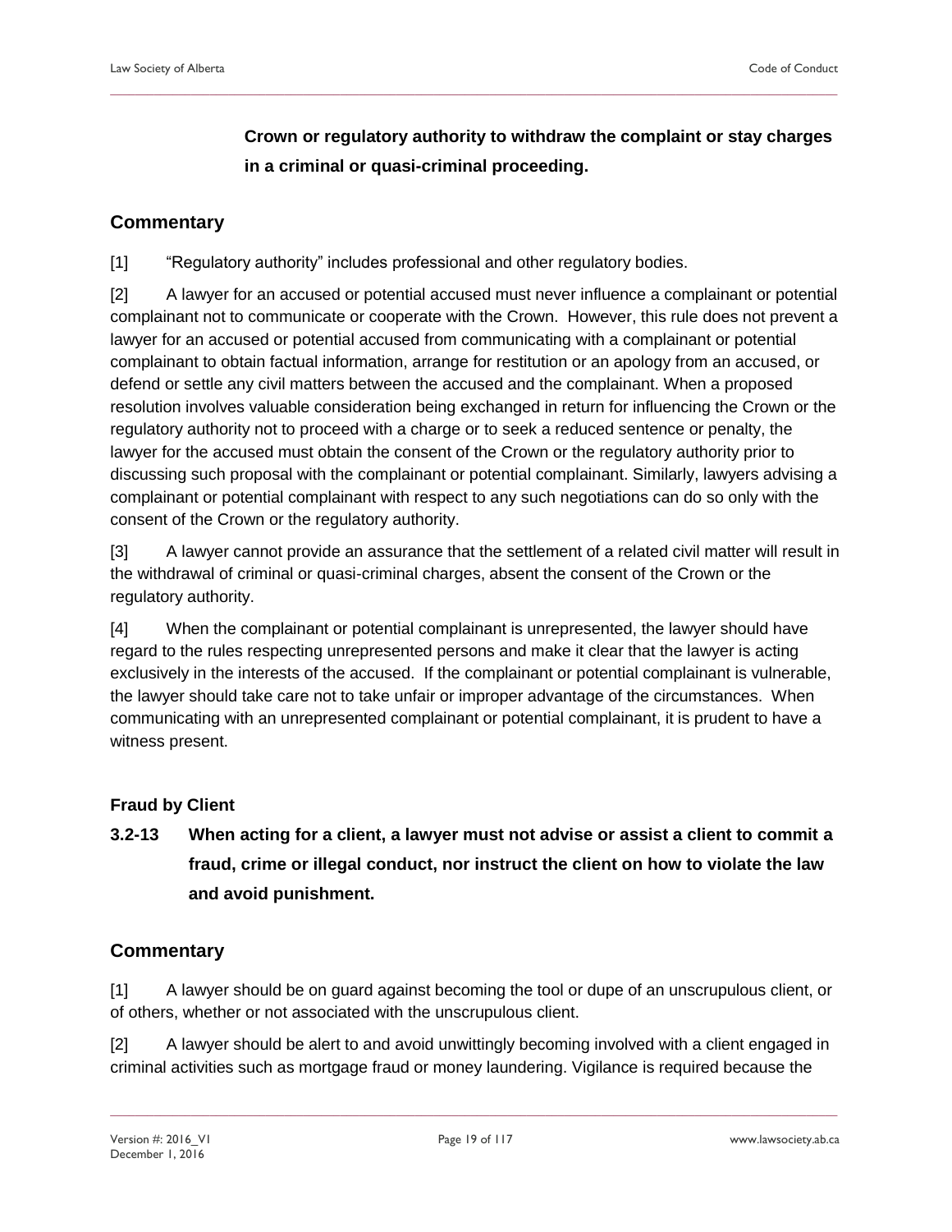**Crown or regulatory authority to withdraw the complaint or stay charges in a criminal or quasi-criminal proceeding.**

## Commentary

[1] "Regulatory authority" includes professional and other regulatory bodies.

[2] A lawyer for an accused or potential accused must never influence a complainant or potential complainant not to communicate or cooperate with the Crown. However, this rule does not prevent a lawyer for an accused or potential accused from communicating with a complainant or potential complainant to obtain factual information, arrange for restitution or an apology from an accused, or defend or settle any civil matters between the accused and the complainant. When a proposed resolution involves valuable consideration being exchanged in return for influencing the Crown or the regulatory authority not to proceed with a charge or to seek a reduced sentence or penalty, the lawyer for the accused must obtain the consent of the Crown or the regulatory authority prior to discussing such proposal with the complainant or potential complainant. Similarly, lawyers advising a complainant or potential complainant with respect to any such negotiations can do so only with the consent of the Crown or the regulatory authority.

[3] A lawyer cannot provide an assurance that the settlement of a related civil matter will result in the withdrawal of criminal or quasi-criminal charges, absent the consent of the Crown or the regulatory authority.

[4] When the complainant or potential complainant is unrepresented, the lawyer should have regard to the rules respecting unrepresented persons and make it clear that the lawyer is acting exclusively in the interests of the accused. If the complainant or potential complainant is vulnerable, the lawyer should take care not to take unfair or improper advantage of the circumstances. When communicating with an unrepresented complainant or potential complainant, it is prudent to have a witness present.

### Fraud by Client

**3.2-13 When acting for a client, a lawyer must not advise or assist a client to commit a fraud, crime or illegal conduct, nor instruct the client on how to violate the law and avoid punishment.**

## Commentary

[1] A lawyer should be on guard against becoming the tool or dupe of an unscrupulous client, or of others, whether or not associated with the unscrupulous client.

[2] A lawyer should be alert to and avoid unwittingly becoming involved with a client engaged in criminal activities such as mortgage fraud or money laundering. Vigilance is required because the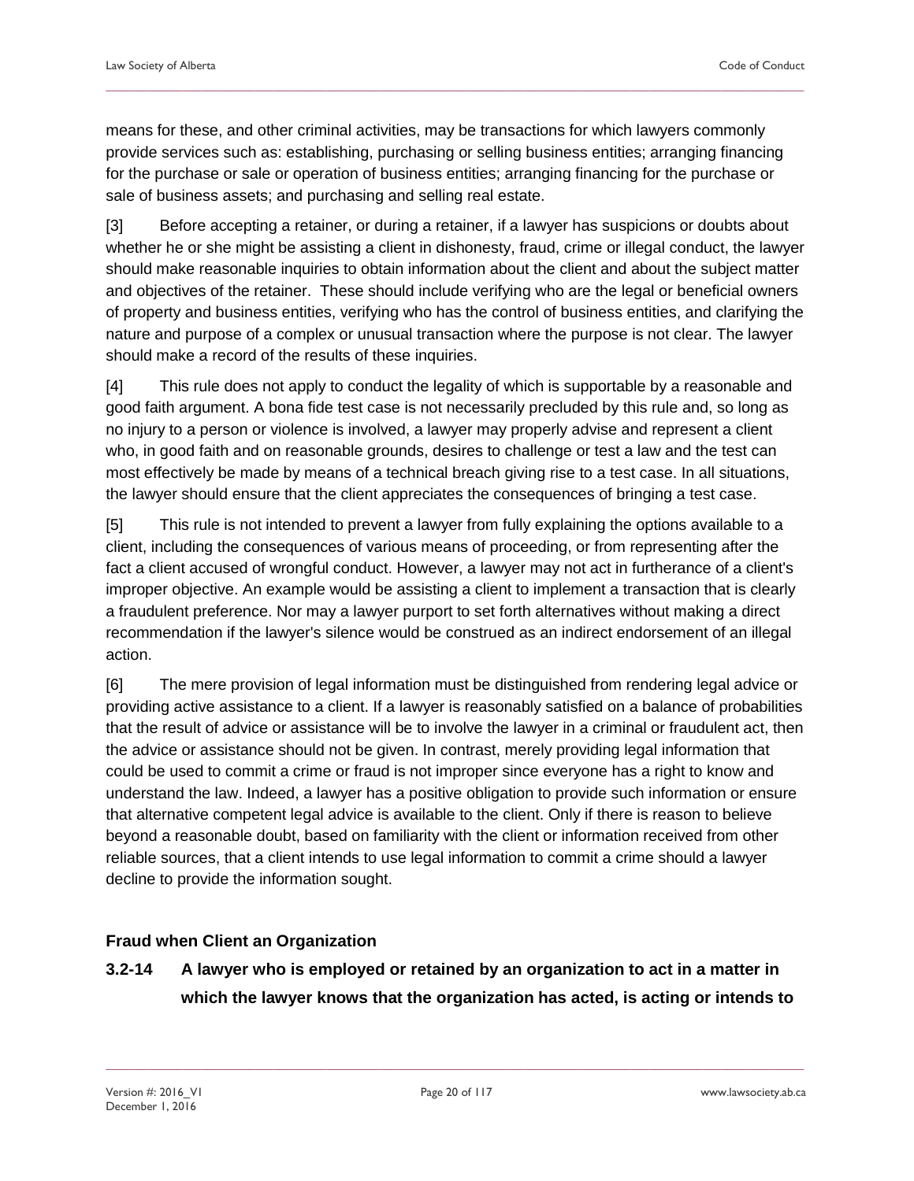means for these, and other criminal activities, may be transactions for which lawyers commonly provide services such as: establishing, purchasing or selling business entities; arranging financing for the purchase or sale or operation of business entities; arranging financing for the purchase or sale of business assets; and purchasing and selling real estate.

[3] Before accepting a retainer, or during a retainer, if a lawyer has suspicions or doubts about whether he or she might be assisting a client in dishonesty, fraud, crime or illegal conduct, the lawyer should make reasonable inquiries to obtain information about the client and about the subject matter and objectives of the retainer. These should include verifying who are the legal or beneficial owners of property and business entities, verifying who has the control of business entities, and clarifying the nature and purpose of a complex or unusual transaction where the purpose is not clear. The lawyer should make a record of the results of these inquiries.

[4] This rule does not apply to conduct the legality of which is supportable by a reasonable and good faith argument. A bona fide test case is not necessarily precluded by this rule and, so long as no injury to a person or violence is involved, a lawyer may properly advise and represent a client who, in good faith and on reasonable grounds, desires to challenge or test a law and the test can most effectively be made by means of a technical breach giving rise to a test case. In all situations, the lawyer should ensure that the client appreciates the consequences of bringing a test case.

[5] This rule is not intended to prevent a lawyer from fully explaining the options available to a client, including the consequences of various means of proceeding, or from representing after the fact a client accused of wrongful conduct. However, a lawyer may not act in furtherance of a client's improper objective. An example would be assisting a client to implement a transaction that is clearly a fraudulent preference. Nor may a lawyer purport to set forth alternatives without making a direct recommendation if the lawyer's silence would be construed as an indirect endorsement of an illegal action.

[6] The mere provision of legal information must be distinguished from rendering legal advice or providing active assistance to a client. If a lawyer is reasonably satisfied on a balance of probabilities that the result of advice or assistance will be to involve the lawyer in a criminal or fraudulent act, then the advice or assistance should not be given. In contrast, merely providing legal information that could be used to commit a crime or fraud is not improper since everyone has a right to know and understand the law. Indeed, a lawyer has a positive obligation to provide such information or ensure that alternative competent legal advice is available to the client. Only if there is reason to believe beyond a reasonable doubt, based on familiarity with the client or information received from other reliable sources, that a client intends to use legal information to commit a crime should a lawyer decline to provide the information sought.

### Fraud when Client an Organization

**3.2-14 A lawyer who is employed or retained by an organization to act in a matter in which the lawyer knows that the organization has acted, is acting or intends to**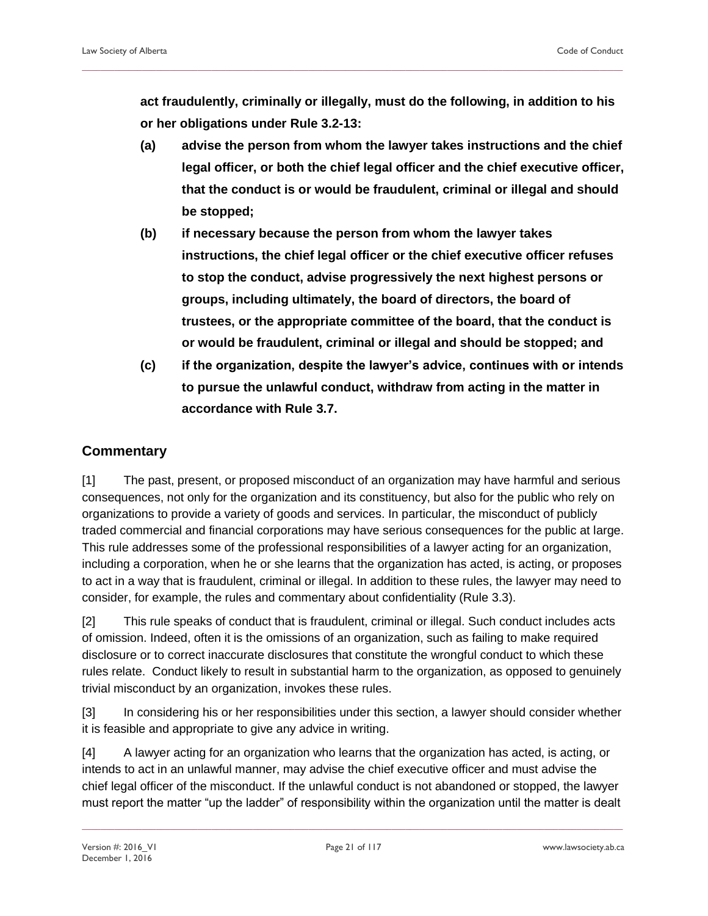**act fraudulently, criminally or illegally, must do the following, in addition to his or her obligations under Rule 3.2-13:**

**(a) advise the person from whom the lawyer takes instructions and the chief legal officer, or both the chief legal officer and the chief executive officer, that the conduct is or would be fraudulent, criminal or illegal and should be stopped;**

**(b) if necessary because the person from whom the lawyer takes instructions, the chief legal officer or the chief executive officer refuses to stop the conduct, advise progressively the next highest persons or groups, including ultimately, the board of directors, the board of trustees, or the appropriate committee of the board, that the conduct is or would be fraudulent, criminal or illegal and should be stopped; and**

**(c) if the organization, despite the lawyer's advice, continues with or intends to pursue the unlawful conduct, withdraw from acting in the matter in accordance with Rule 3.7.**

## Commentary

[1] The past, present, or proposed misconduct of an organization may have harmful and serious consequences, not only for the organization and its constituency, but also for the public who rely on organizations to provide a variety of goods and services. In particular, the misconduct of publicly traded commercial and financial corporations may have serious consequences for the public at large. This rule addresses some of the professional responsibilities of a lawyer acting for an organization, including a corporation, when he or she learns that the organization has acted, is acting, or proposes to act in a way that is fraudulent, criminal or illegal. In addition to these rules, the lawyer may need to consider, for example, the rules and commentary about confidentiality (Rule 3.3).

[2] This rule speaks of conduct that is fraudulent, criminal or illegal. Such conduct includes acts of omission. Indeed, often it is the omissions of an organization, such as failing to make required disclosure or to correct inaccurate disclosures that constitute the wrongful conduct to which these rules relate. Conduct likely to result in substantial harm to the organization, as opposed to genuinely trivial misconduct by an organization, invokes these rules.

[3] In considering his or her responsibilities under this section, a lawyer should consider whether it is feasible and appropriate to give any advice in writing.

[4] A lawyer acting for an organization who learns that the organization has acted, is acting, or intends to act in an unlawful manner, may advise the chief executive officer and must advise the chief legal officer of the misconduct. If the unlawful conduct is not abandoned or stopped, the lawyer must report the matter "up the ladder" of responsibility within the organization until the matter is dealt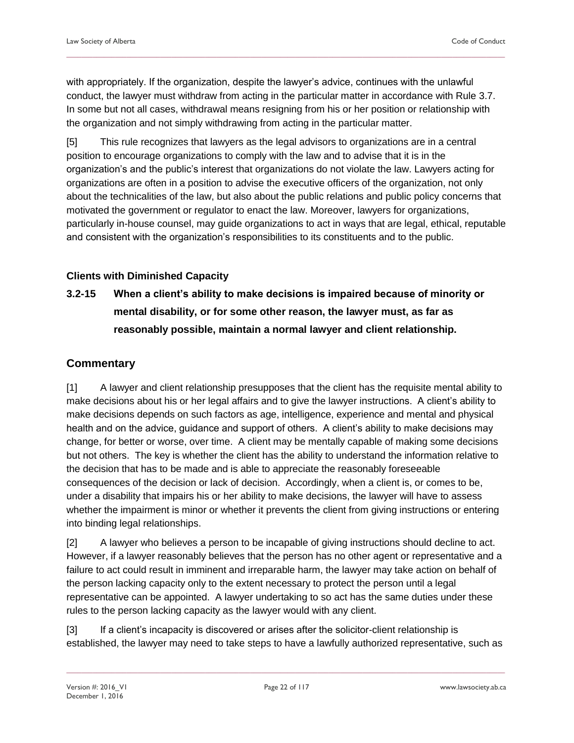with appropriately. If the organization, despite the lawyer's advice, continues with the unlawful conduct, the lawyer must withdraw from acting in the particular matter in accordance with Rule 3.7. In some but not all cases, withdrawal means resigning from his or her position or relationship with the organization and not simply withdrawing from acting in the particular matter.

[5] This rule recognizes that lawyers as the legal advisors to organizations are in a central position to encourage organizations to comply with the law and to advise that it is in the organization's and the public's interest that organizations do not violate the law. Lawyers acting for organizations are often in a position to advise the executive officers of the organization, not only about the technicalities of the law, but also about the public relations and public policy concerns that motivated the government or regulator to enact the law. Moreover, lawyers for organizations, particularly in-house counsel, may guide organizations to act in ways that are legal, ethical, reputable and consistent with the organization's responsibilities to its constituents and to the public.

#### Clients with Diminished Capacity

**3.2-15 When a client's ability to make decisions is impaired because of minority or mental disability, or for some other reason, the lawyer must, as far as reasonably possible, maintain a normal lawyer and client relationship.**

## Commentary

[1] A lawyer and client relationship presupposes that the client has the requisite mental ability to make decisions about his or her legal affairs and to give the lawyer instructions. A client's ability to make decisions depends on such factors as age, intelligence, experience and mental and physical health and on the advice, guidance and support of others. A client's ability to make decisions may change, for better or worse, over time. A client may be mentally capable of making some decisions but not others. The key is whether the client has the ability to understand the information relative to the decision that has to be made and is able to appreciate the reasonably foreseeable consequences of the decision or lack of decision. Accordingly, when a client is, or comes to be, under a disability that impairs his or her ability to make decisions, the lawyer will have to assess whether the impairment is minor or whether it prevents the client from giving instructions or entering into binding legal relationships.

[2] A lawyer who believes a person to be incapable of giving instructions should decline to act. However, if a lawyer reasonably believes that the person has no other agent or representative and a failure to act could result in imminent and irreparable harm, the lawyer may take action on behalf of the person lacking capacity only to the extent necessary to protect the person until a legal representative can be appointed. A lawyer undertaking to so act has the same duties under these rules to the person lacking capacity as the lawyer would with any client.

[3] If a client's incapacity is discovered or arises after the solicitor-client relationship is established, the lawyer may need to take steps to have a lawfully authorized representative, such as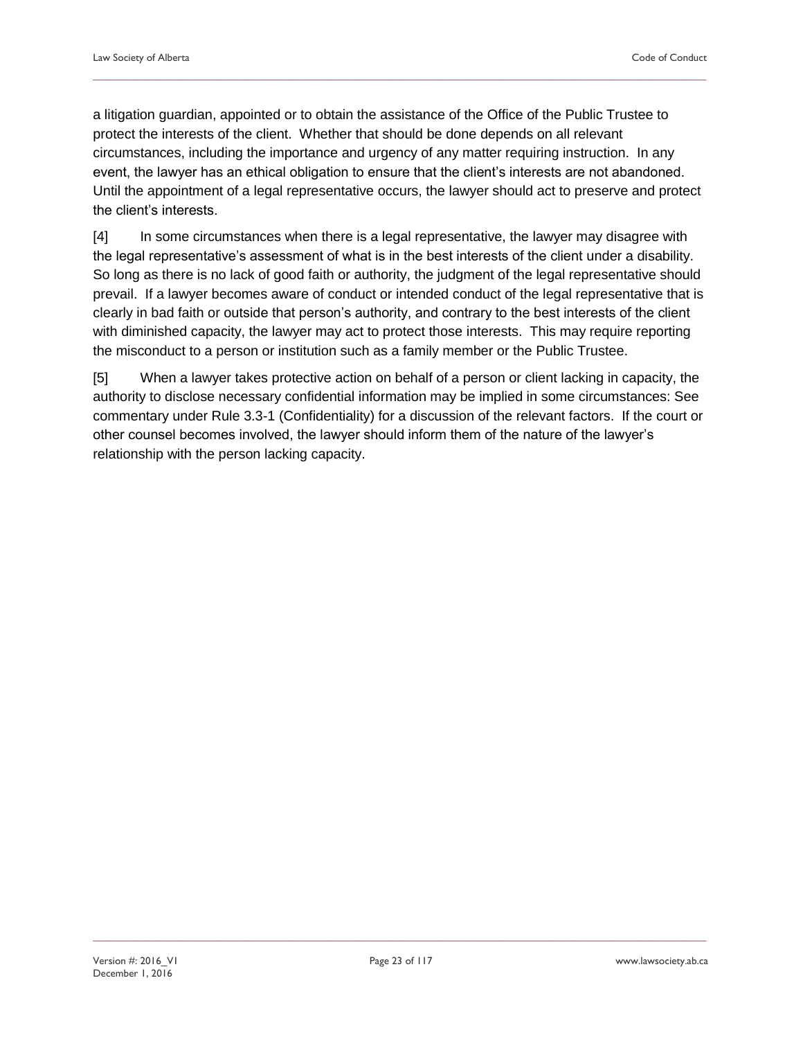a litigation guardian, appointed or to obtain the assistance of the Office of the Public Trustee to protect the interests of the client. Whether that should be done depends on all relevant circumstances, including the importance and urgency of any matter requiring instruction. In any event, the lawyer has an ethical obligation to ensure that the client's interests are not abandoned. Until the appointment of a legal representative occurs, the lawyer should act to preserve and protect the client's interests.

[4] In some circumstances when there is a legal representative, the lawyer may disagree with the legal representative's assessment of what is in the best interests of the client under a disability. So long as there is no lack of good faith or authority, the judgment of the legal representative should prevail. If a lawyer becomes aware of conduct or intended conduct of the legal representative that is clearly in bad faith or outside that person's authority, and contrary to the best interests of the client with diminished capacity, the lawyer may act to protect those interests. This may require reporting the misconduct to a person or institution such as a family member or the Public Trustee.

[5] When a lawyer takes protective action on behalf of a person or client lacking in capacity, the authority to disclose necessary confidential information may be implied in some circumstances: See commentary under Rule 3.3-1 (Confidentiality) for a discussion of the relevant factors. If the court or other counsel becomes involved, the lawyer should inform them of the nature of the lawyer's relationship with the person lacking capacity.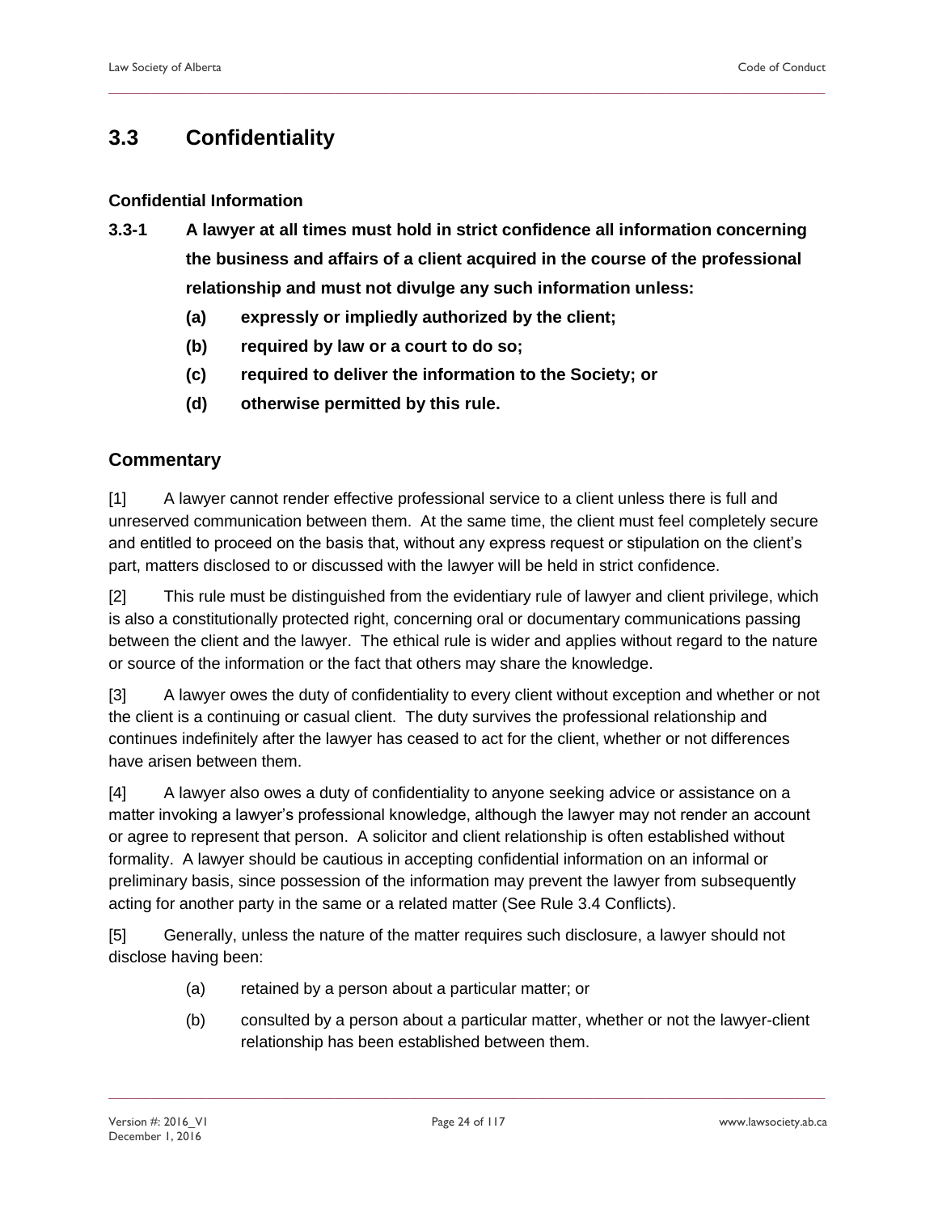## 3.3 Confidentiality

### Confidential Information

**3.3-1 A lawyer at all times must hold in strict confidence all information concerning the business and affairs of a client acquired in the course of the professional relationship and must not divulge any such information unless:**

> **(a) expressly or impliedly authorized by the client;**
>
> **(b) required by law or a court to do so;**
>
> **(c) required to deliver the information to the Society; or**
>
> **(d) otherwise permitted by this rule.**

### Commentary

[1] A lawyer cannot render effective professional service to a client unless there is full and unreserved communication between them. At the same time, the client must feel completely secure and entitled to proceed on the basis that, without any express request or stipulation on the client's part, matters disclosed to or discussed with the lawyer will be held in strict confidence.

[2] This rule must be distinguished from the evidentiary rule of lawyer and client privilege, which is also a constitutionally protected right, concerning oral or documentary communications passing between the client and the lawyer. The ethical rule is wider and applies without regard to the nature or source of the information or the fact that others may share the knowledge.

[3] A lawyer owes the duty of confidentiality to every client without exception and whether or not the client is a continuing or casual client. The duty survives the professional relationship and continues indefinitely after the lawyer has ceased to act for the client, whether or not differences have arisen between them.

[4] A lawyer also owes a duty of confidentiality to anyone seeking advice or assistance on a matter invoking a lawyer's professional knowledge, although the lawyer may not render an account or agree to represent that person. A solicitor and client relationship is often established without formality. A lawyer should be cautious in accepting confidential information on an informal or preliminary basis, since possession of the information may prevent the lawyer from subsequently acting for another party in the same or a related matter (See Rule 3.4 Conflicts).

[5] Generally, unless the nature of the matter requires such disclosure, a lawyer should not disclose having been:

> (a) retained by a person about a particular matter; or
>
> (b) consulted by a person about a particular matter, whether or not the lawyer-client relationship has been established between them.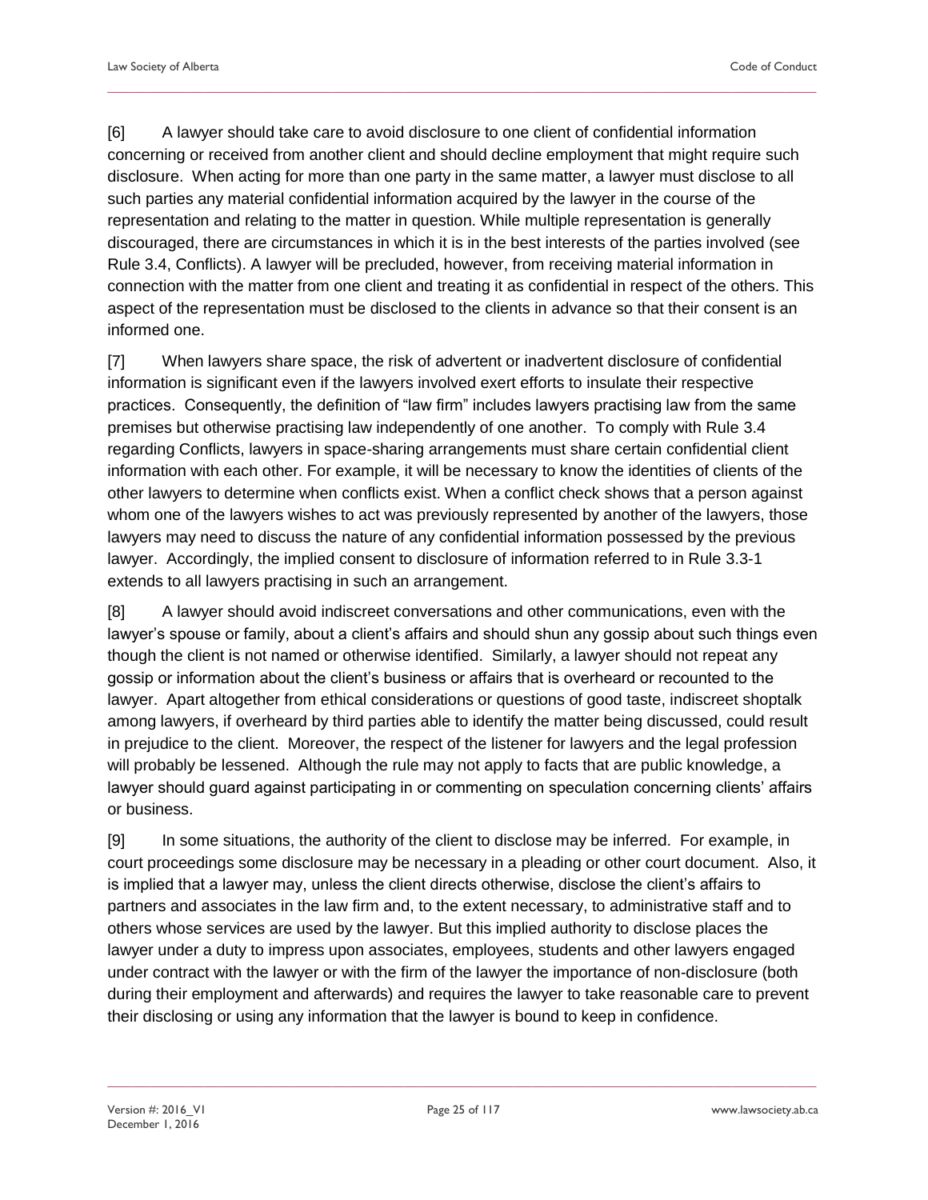[6] A lawyer should take care to avoid disclosure to one client of confidential information concerning or received from another client and should decline employment that might require such disclosure. When acting for more than one party in the same matter, a lawyer must disclose to all such parties any material confidential information acquired by the lawyer in the course of the representation and relating to the matter in question. While multiple representation is generally discouraged, there are circumstances in which it is in the best interests of the parties involved (see Rule 3.4, Conflicts). A lawyer will be precluded, however, from receiving material information in connection with the matter from one client and treating it as confidential in respect of the others. This aspect of the representation must be disclosed to the clients in advance so that their consent is an informed one.

[7] When lawyers share space, the risk of advertent or inadvertent disclosure of confidential information is significant even if the lawyers involved exert efforts to insulate their respective practices. Consequently, the definition of "law firm" includes lawyers practising law from the same premises but otherwise practising law independently of one another. To comply with Rule 3.4 regarding Conflicts, lawyers in space-sharing arrangements must share certain confidential client information with each other. For example, it will be necessary to know the identities of clients of the other lawyers to determine when conflicts exist. When a conflict check shows that a person against whom one of the lawyers wishes to act was previously represented by another of the lawyers, those lawyers may need to discuss the nature of any confidential information possessed by the previous lawyer. Accordingly, the implied consent to disclosure of information referred to in Rule 3.3-1 extends to all lawyers practising in such an arrangement.

[8] A lawyer should avoid indiscreet conversations and other communications, even with the lawyer's spouse or family, about a client's affairs and should shun any gossip about such things even though the client is not named or otherwise identified. Similarly, a lawyer should not repeat any gossip or information about the client's business or affairs that is overheard or recounted to the lawyer. Apart altogether from ethical considerations or questions of good taste, indiscreet shoptalk among lawyers, if overheard by third parties able to identify the matter being discussed, could result in prejudice to the client. Moreover, the respect of the listener for lawyers and the legal profession will probably be lessened. Although the rule may not apply to facts that are public knowledge, a lawyer should guard against participating in or commenting on speculation concerning clients' affairs or business.

[9] In some situations, the authority of the client to disclose may be inferred. For example, in court proceedings some disclosure may be necessary in a pleading or other court document. Also, it is implied that a lawyer may, unless the client directs otherwise, disclose the client's affairs to partners and associates in the law firm and, to the extent necessary, to administrative staff and to others whose services are used by the lawyer. But this implied authority to disclose places the lawyer under a duty to impress upon associates, employees, students and other lawyers engaged under contract with the lawyer or with the firm of the lawyer the importance of non-disclosure (both during their employment and afterwards) and requires the lawyer to take reasonable care to prevent their disclosing or using any information that the lawyer is bound to keep in confidence.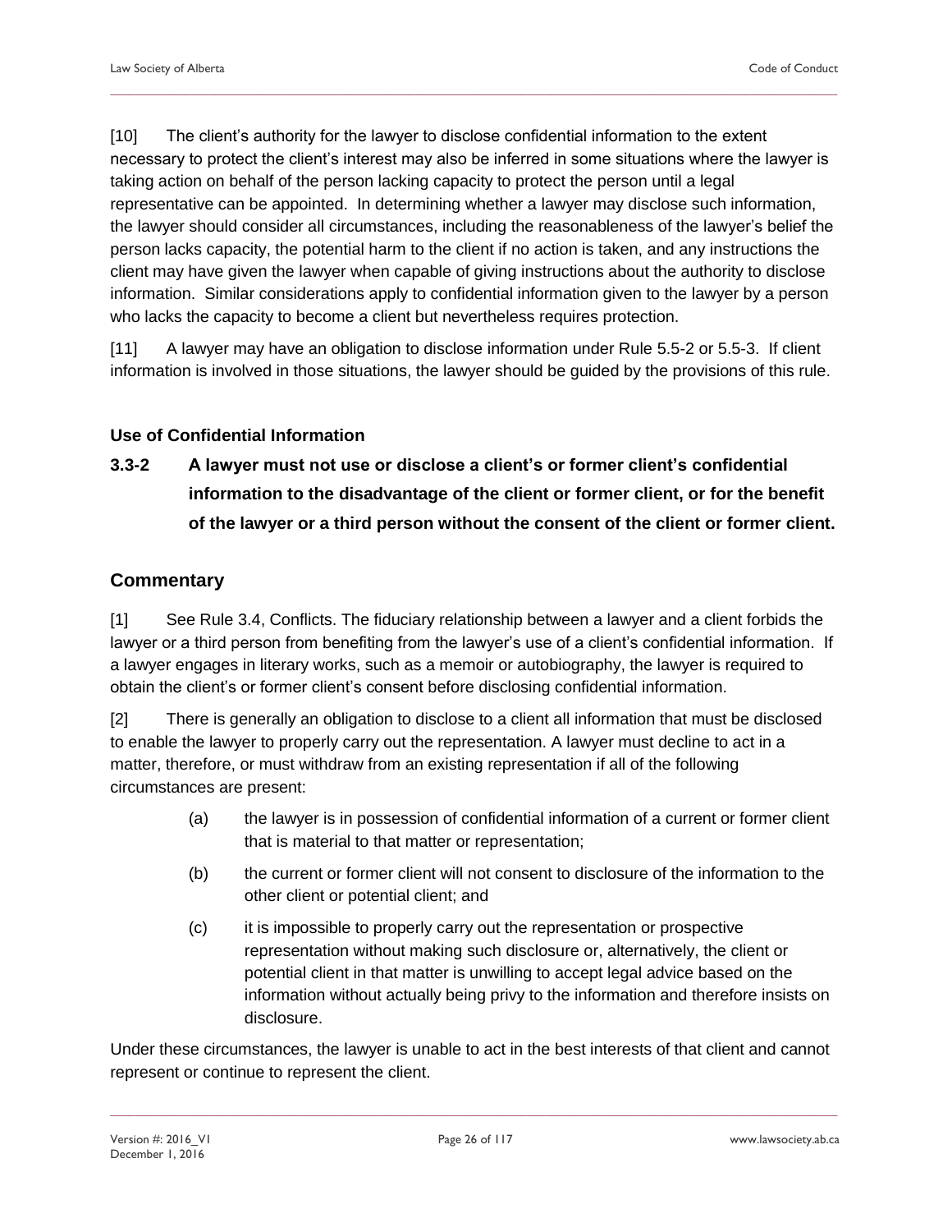[10] The client's authority for the lawyer to disclose confidential information to the extent necessary to protect the client's interest may also be inferred in some situations where the lawyer is taking action on behalf of the person lacking capacity to protect the person until a legal representative can be appointed. In determining whether a lawyer may disclose such information, the lawyer should consider all circumstances, including the reasonableness of the lawyer's belief the person lacks capacity, the potential harm to the client if no action is taken, and any instructions the client may have given the lawyer when capable of giving instructions about the authority to disclose information. Similar considerations apply to confidential information given to the lawyer by a person who lacks the capacity to become a client but nevertheless requires protection.

[11] A lawyer may have an obligation to disclose information under Rule 5.5-2 or 5.5-3. If client information is involved in those situations, the lawyer should be guided by the provisions of this rule.

#### Use of Confidential Information

**3.3-2 A lawyer must not use or disclose a client's or former client's confidential information to the disadvantage of the client or former client, or for the benefit of the lawyer or a third person without the consent of the client or former client.**

### Commentary

[1] See Rule 3.4, Conflicts. The fiduciary relationship between a lawyer and a client forbids the lawyer or a third person from benefiting from the lawyer's use of a client's confidential information. If a lawyer engages in literary works, such as a memoir or autobiography, the lawyer is required to obtain the client's or former client's consent before disclosing confidential information.

[2] There is generally an obligation to disclose to a client all information that must be disclosed to enable the lawyer to properly carry out the representation. A lawyer must decline to act in a matter, therefore, or must withdraw from an existing representation if all of the following circumstances are present:

(a) the lawyer is in possession of confidential information of a current or former client that is material to that matter or representation;

(b) the current or former client will not consent to disclosure of the information to the other client or potential client; and

(c) it is impossible to properly carry out the representation or prospective representation without making such disclosure or, alternatively, the client or potential client in that matter is unwilling to accept legal advice based on the information without actually being privy to the information and therefore insists on disclosure.

Under these circumstances, the lawyer is unable to act in the best interests of that client and cannot represent or continue to represent the client.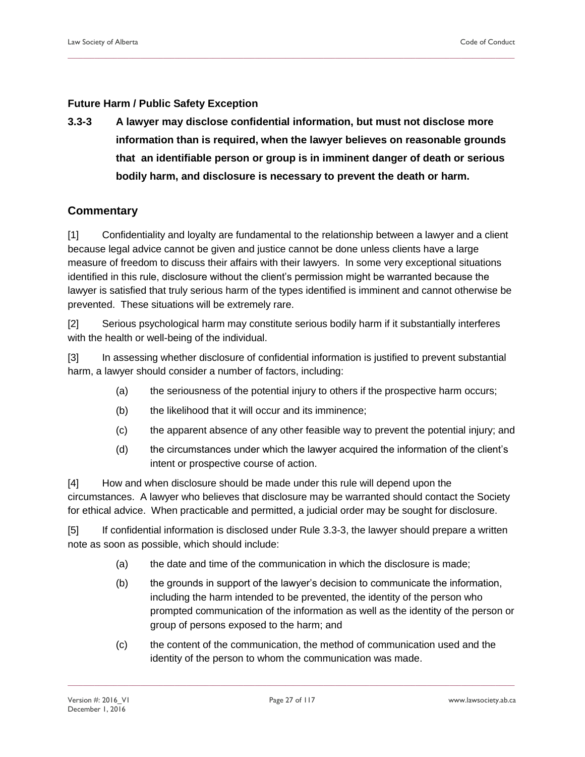### Future Harm / Public Safety Exception

**3.3-3 A lawyer may disclose confidential information, but must not disclose more information than is required, when the lawyer believes on reasonable grounds that an identifiable person or group is in imminent danger of death or serious bodily harm, and disclosure is necessary to prevent the death or harm.**

## Commentary

[1] Confidentiality and loyalty are fundamental to the relationship between a lawyer and a client because legal advice cannot be given and justice cannot be done unless clients have a large measure of freedom to discuss their affairs with their lawyers. In some very exceptional situations identified in this rule, disclosure without the client's permission might be warranted because the lawyer is satisfied that truly serious harm of the types identified is imminent and cannot otherwise be prevented. These situations will be extremely rare.

[2] Serious psychological harm may constitute serious bodily harm if it substantially interferes with the health or well-being of the individual.

[3] In assessing whether disclosure of confidential information is justified to prevent substantial harm, a lawyer should consider a number of factors, including:

(a) the seriousness of the potential injury to others if the prospective harm occurs;

(b) the likelihood that it will occur and its imminence;

(c) the apparent absence of any other feasible way to prevent the potential injury; and

(d) the circumstances under which the lawyer acquired the information of the client's intent or prospective course of action.

[4] How and when disclosure should be made under this rule will depend upon the circumstances. A lawyer who believes that disclosure may be warranted should contact the Society for ethical advice. When practicable and permitted, a judicial order may be sought for disclosure.

[5] If confidential information is disclosed under Rule 3.3-3, the lawyer should prepare a written note as soon as possible, which should include:

(a) the date and time of the communication in which the disclosure is made;

(b) the grounds in support of the lawyer's decision to communicate the information, including the harm intended to be prevented, the identity of the person who prompted communication of the information as well as the identity of the person or group of persons exposed to the harm; and

(c) the content of the communication, the method of communication used and the identity of the person to whom the communication was made.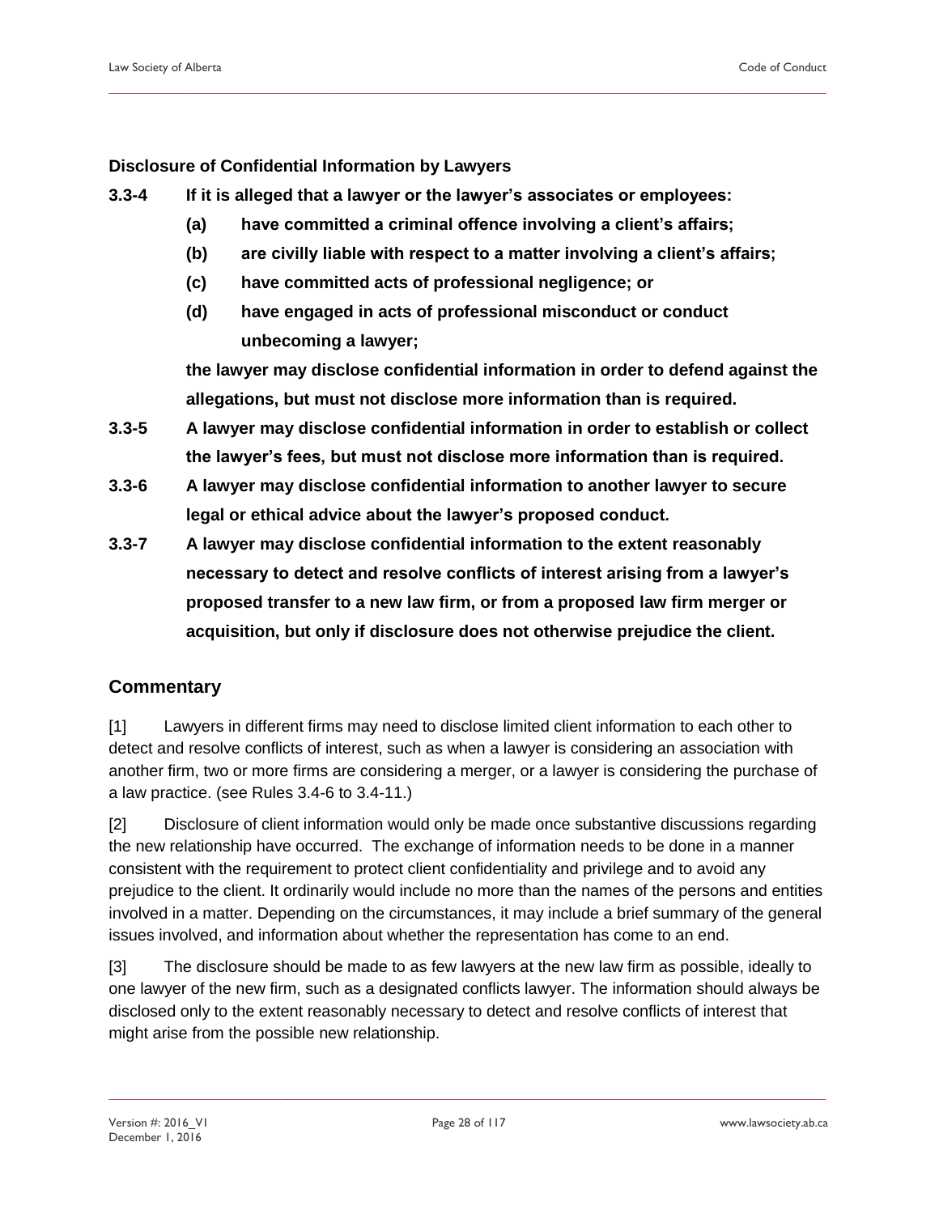### Disclosure of Confidential Information by Lawyers

**3.3-4 If it is alleged that a lawyer or the lawyer's associates or employees:**

**(a) have committed a criminal offence involving a client's affairs;**

**(b) are civilly liable with respect to a matter involving a client's affairs;**

**(c) have committed acts of professional negligence; or**

**(d) have engaged in acts of professional misconduct or conduct unbecoming a lawyer;**

**the lawyer may disclose confidential information in order to defend against the allegations, but must not disclose more information than is required.**

**3.3-5 A lawyer may disclose confidential information in order to establish or collect the lawyer's fees, but must not disclose more information than is required.**

**3.3-6 A lawyer may disclose confidential information to another lawyer to secure legal or ethical advice about the lawyer's proposed conduct.**

**3.3-7 A lawyer may disclose confidential information to the extent reasonably necessary to detect and resolve conflicts of interest arising from a lawyer's proposed transfer to a new law firm, or from a proposed law firm merger or acquisition, but only if disclosure does not otherwise prejudice the client.**

## Commentary

[1] Lawyers in different firms may need to disclose limited client information to each other to detect and resolve conflicts of interest, such as when a lawyer is considering an association with another firm, two or more firms are considering a merger, or a lawyer is considering the purchase of a law practice. (see Rules 3.4-6 to 3.4-11.)

[2] Disclosure of client information would only be made once substantive discussions regarding the new relationship have occurred. The exchange of information needs to be done in a manner consistent with the requirement to protect client confidentiality and privilege and to avoid any prejudice to the client. It ordinarily would include no more than the names of the persons and entities involved in a matter. Depending on the circumstances, it may include a brief summary of the general issues involved, and information about whether the representation has come to an end.

[3] The disclosure should be made to as few lawyers at the new law firm as possible, ideally to one lawyer of the new firm, such as a designated conflicts lawyer. The information should always be disclosed only to the extent reasonably necessary to detect and resolve conflicts of interest that might arise from the possible new relationship.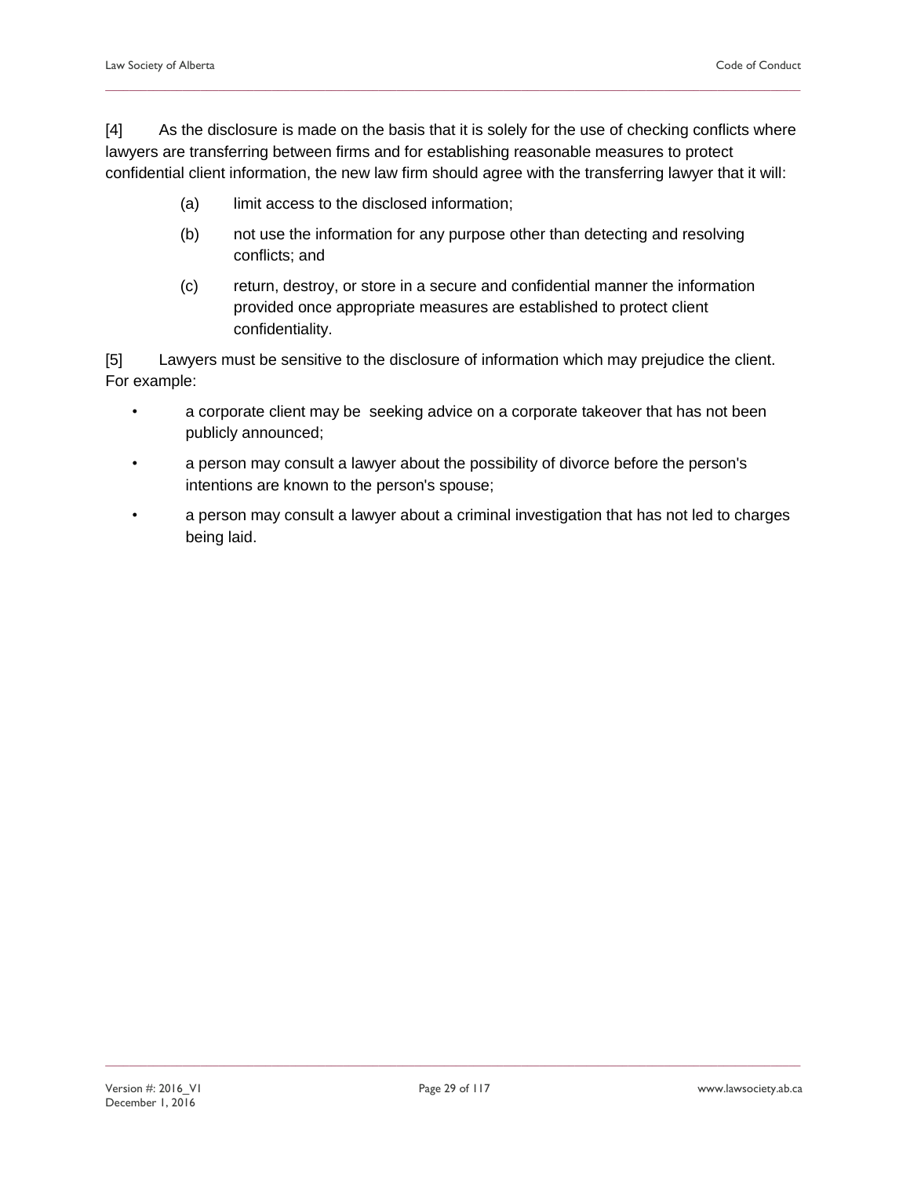[4] As the disclosure is made on the basis that it is solely for the use of checking conflicts where lawyers are transferring between firms and for establishing reasonable measures to protect confidential client information, the new law firm should agree with the transferring lawyer that it will:

(a) limit access to the disclosed information;

(b) not use the information for any purpose other than detecting and resolving conflicts; and

(c) return, destroy, or store in a secure and confidential manner the information provided once appropriate measures are established to protect client confidentiality.

[5] Lawyers must be sensitive to the disclosure of information which may prejudice the client. For example:

- a corporate client may be seeking advice on a corporate takeover that has not been publicly announced;
- a person may consult a lawyer about the possibility of divorce before the person's intentions are known to the person's spouse;
- a person may consult a lawyer about a criminal investigation that has not led to charges being laid.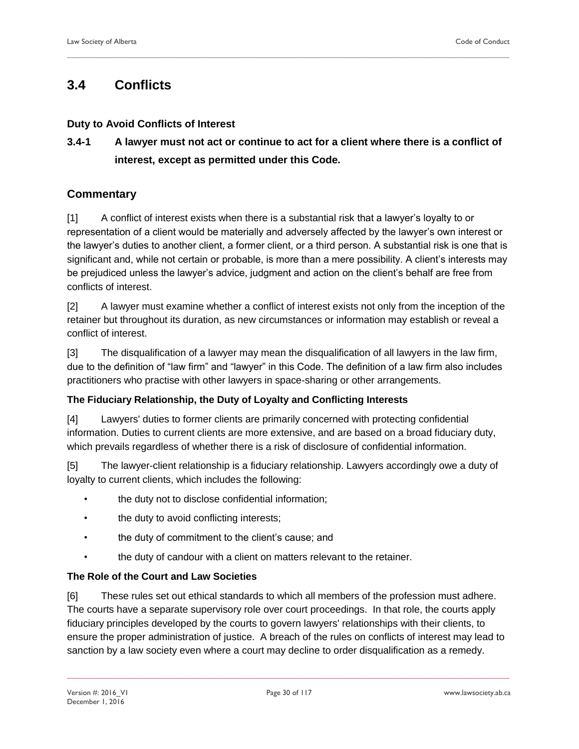## 3.4 Conflicts

### Duty to Avoid Conflicts of Interest

**3.4-1 A lawyer must not act or continue to act for a client where there is a conflict of interest, except as permitted under this Code.**

### Commentary

[1] A conflict of interest exists when there is a substantial risk that a lawyer's loyalty to or representation of a client would be materially and adversely affected by the lawyer's own interest or the lawyer's duties to another client, a former client, or a third person. A substantial risk is one that is significant and, while not certain or probable, is more than a mere possibility. A client's interests may be prejudiced unless the lawyer's advice, judgment and action on the client's behalf are free from conflicts of interest.

[2] A lawyer must examine whether a conflict of interest exists not only from the inception of the retainer but throughout its duration, as new circumstances or information may establish or reveal a conflict of interest.

[3] The disqualification of a lawyer may mean the disqualification of all lawyers in the law firm, due to the definition of "law firm" and "lawyer" in this Code. The definition of a law firm also includes practitioners who practise with other lawyers in space-sharing or other arrangements.

**The Fiduciary Relationship, the Duty of Loyalty and Conflicting Interests**

[4] Lawyers' duties to former clients are primarily concerned with protecting confidential information. Duties to current clients are more extensive, and are based on a broad fiduciary duty, which prevails regardless of whether there is a risk of disclosure of confidential information.

[5] The lawyer-client relationship is a fiduciary relationship. Lawyers accordingly owe a duty of loyalty to current clients, which includes the following:

- the duty not to disclose confidential information;
- the duty to avoid conflicting interests;
- the duty of commitment to the client's cause; and
- the duty of candour with a client on matters relevant to the retainer.

**The Role of the Court and Law Societies**

[6] These rules set out ethical standards to which all members of the profession must adhere. The courts have a separate supervisory role over court proceedings. In that role, the courts apply fiduciary principles developed by the courts to govern lawyers' relationships with their clients, to ensure the proper administration of justice. A breach of the rules on conflicts of interest may lead to sanction by a law society even where a court may decline to order disqualification as a remedy.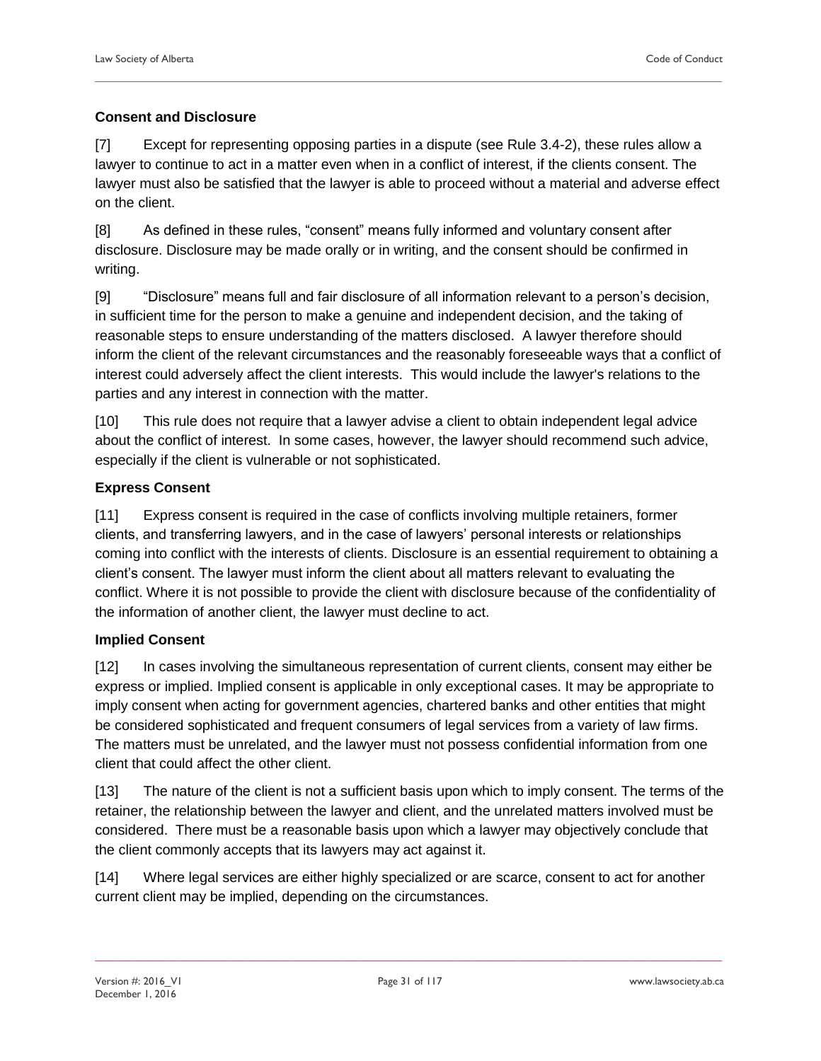### Consent and Disclosure

[7] Except for representing opposing parties in a dispute (see Rule 3.4-2), these rules allow a lawyer to continue to act in a matter even when in a conflict of interest, if the clients consent. The lawyer must also be satisfied that the lawyer is able to proceed without a material and adverse effect on the client.

[8] As defined in these rules, "consent" means fully informed and voluntary consent after disclosure. Disclosure may be made orally or in writing, and the consent should be confirmed in writing.

[9] "Disclosure" means full and fair disclosure of all information relevant to a person's decision, in sufficient time for the person to make a genuine and independent decision, and the taking of reasonable steps to ensure understanding of the matters disclosed. A lawyer therefore should inform the client of the relevant circumstances and the reasonably foreseeable ways that a conflict of interest could adversely affect the client interests. This would include the lawyer's relations to the parties and any interest in connection with the matter.

[10] This rule does not require that a lawyer advise a client to obtain independent legal advice about the conflict of interest. In some cases, however, the lawyer should recommend such advice, especially if the client is vulnerable or not sophisticated.

### Express Consent

[11] Express consent is required in the case of conflicts involving multiple retainers, former clients, and transferring lawyers, and in the case of lawyers' personal interests or relationships coming into conflict with the interests of clients. Disclosure is an essential requirement to obtaining a client's consent. The lawyer must inform the client about all matters relevant to evaluating the conflict. Where it is not possible to provide the client with disclosure because of the confidentiality of the information of another client, the lawyer must decline to act.

### Implied Consent

[12] In cases involving the simultaneous representation of current clients, consent may either be express or implied. Implied consent is applicable in only exceptional cases. It may be appropriate to imply consent when acting for government agencies, chartered banks and other entities that might be considered sophisticated and frequent consumers of legal services from a variety of law firms. The matters must be unrelated, and the lawyer must not possess confidential information from one client that could affect the other client.

[13] The nature of the client is not a sufficient basis upon which to imply consent. The terms of the retainer, the relationship between the lawyer and client, and the unrelated matters involved must be considered. There must be a reasonable basis upon which a lawyer may objectively conclude that the client commonly accepts that its lawyers may act against it.

[14] Where legal services are either highly specialized or are scarce, consent to act for another current client may be implied, depending on the circumstances.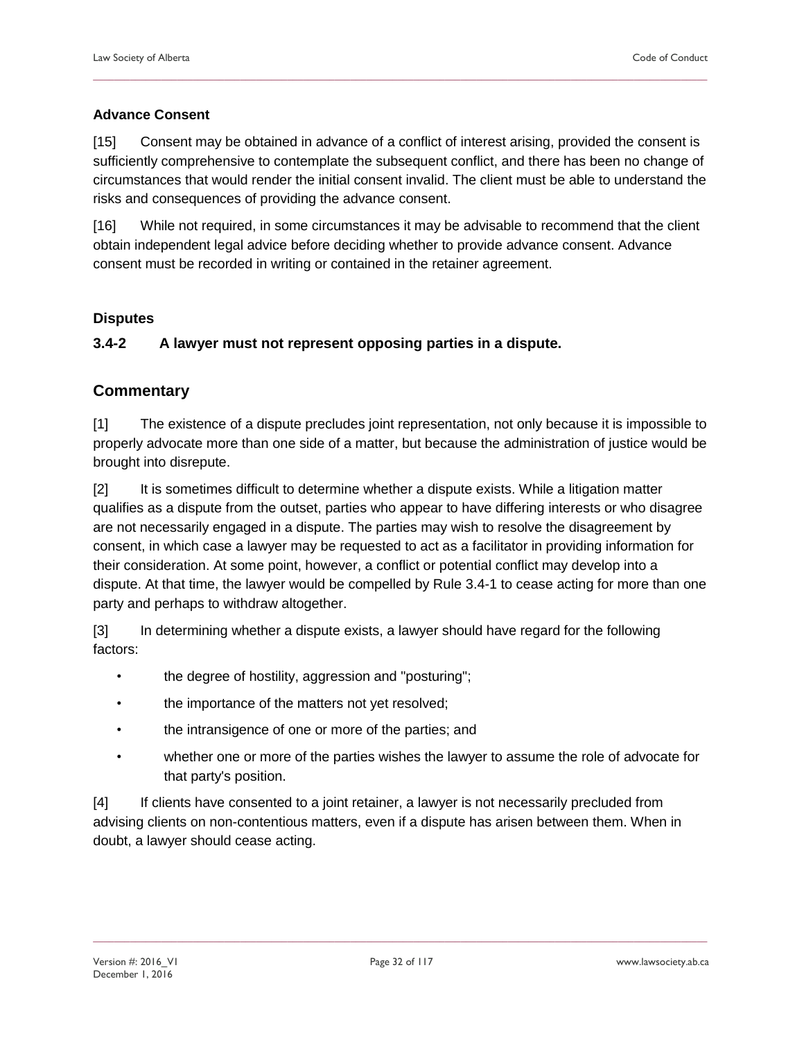#### Advance Consent

[15] Consent may be obtained in advance of a conflict of interest arising, provided the consent is sufficiently comprehensive to contemplate the subsequent conflict, and there has been no change of circumstances that would render the initial consent invalid. The client must be able to understand the risks and consequences of providing the advance consent.

[16] While not required, in some circumstances it may be advisable to recommend that the client obtain independent legal advice before deciding whether to provide advance consent. Advance consent must be recorded in writing or contained in the retainer agreement.

#### Disputes

**3.4-2 A lawyer must not represent opposing parties in a dispute.**

### Commentary

[1] The existence of a dispute precludes joint representation, not only because it is impossible to properly advocate more than one side of a matter, but because the administration of justice would be brought into disrepute.

[2] It is sometimes difficult to determine whether a dispute exists. While a litigation matter qualifies as a dispute from the outset, parties who appear to have differing interests or who disagree are not necessarily engaged in a dispute. The parties may wish to resolve the disagreement by consent, in which case a lawyer may be requested to act as a facilitator in providing information for their consideration. At some point, however, a conflict or potential conflict may develop into a dispute. At that time, the lawyer would be compelled by Rule 3.4-1 to cease acting for more than one party and perhaps to withdraw altogether.

[3] In determining whether a dispute exists, a lawyer should have regard for the following factors:

- the degree of hostility, aggression and "posturing";
- the importance of the matters not yet resolved;
- the intransigence of one or more of the parties; and
- whether one or more of the parties wishes the lawyer to assume the role of advocate for that party's position.

[4] If clients have consented to a joint retainer, a lawyer is not necessarily precluded from advising clients on non-contentious matters, even if a dispute has arisen between them. When in doubt, a lawyer should cease acting.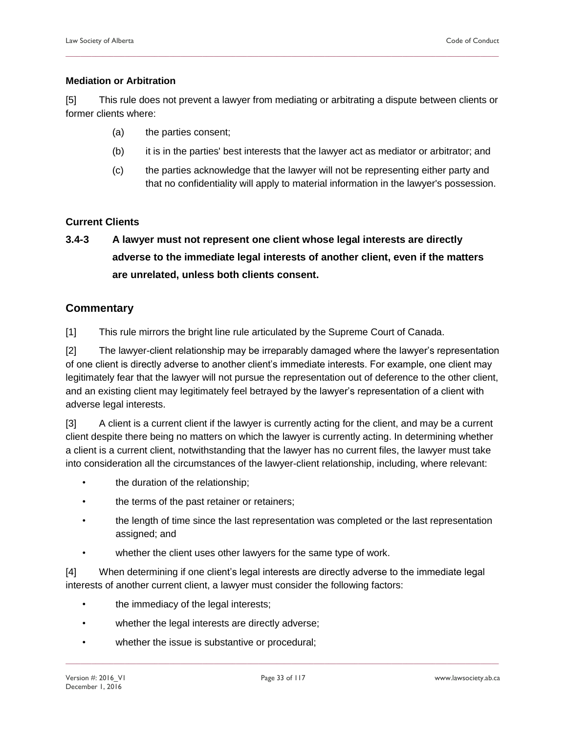#### Mediation or Arbitration

[5] This rule does not prevent a lawyer from mediating or arbitrating a dispute between clients or former clients where:

(a) the parties consent;

(b) it is in the parties' best interests that the lawyer act as mediator or arbitrator; and

(c) the parties acknowledge that the lawyer will not be representing either party and that no confidentiality will apply to material information in the lawyer's possession.

#### Current Clients

**3.4-3 A lawyer must not represent one client whose legal interests are directly adverse to the immediate legal interests of another client, even if the matters are unrelated, unless both clients consent.**

### Commentary

[1] This rule mirrors the bright line rule articulated by the Supreme Court of Canada.

[2] The lawyer-client relationship may be irreparably damaged where the lawyer's representation of one client is directly adverse to another client's immediate interests. For example, one client may legitimately fear that the lawyer will not pursue the representation out of deference to the other client, and an existing client may legitimately feel betrayed by the lawyer's representation of a client with adverse legal interests.

[3] A client is a current client if the lawyer is currently acting for the client, and may be a current client despite there being no matters on which the lawyer is currently acting. In determining whether a client is a current client, notwithstanding that the lawyer has no current files, the lawyer must take into consideration all the circumstances of the lawyer-client relationship, including, where relevant:

- the duration of the relationship;
- the terms of the past retainer or retainers;
- the length of time since the last representation was completed or the last representation assigned; and
- whether the client uses other lawyers for the same type of work.

[4] When determining if one client's legal interests are directly adverse to the immediate legal interests of another current client, a lawyer must consider the following factors:

- the immediacy of the legal interests;
- whether the legal interests are directly adverse;
- whether the issue is substantive or procedural;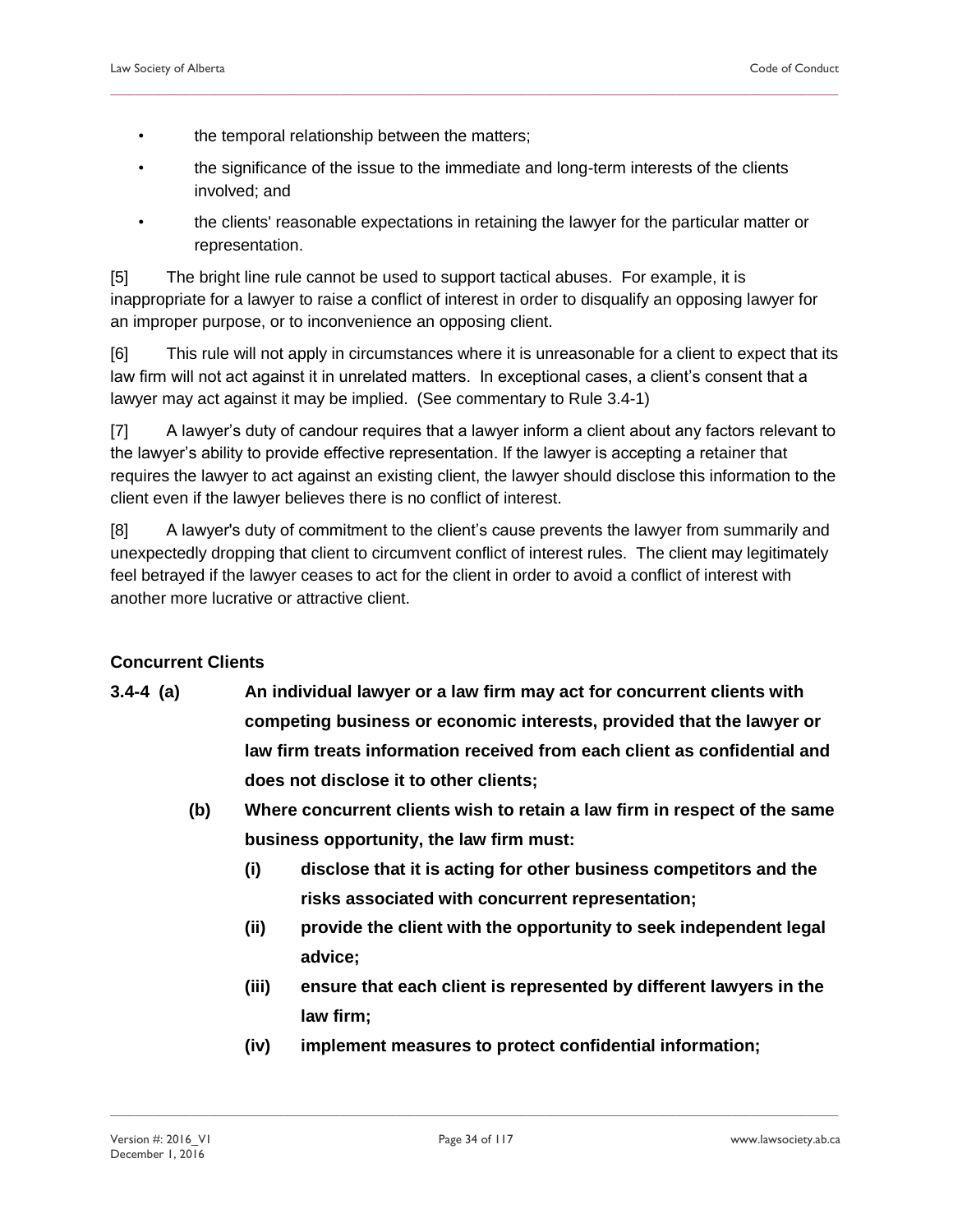- the temporal relationship between the matters;
- the significance of the issue to the immediate and long-term interests of the clients involved; and
- the clients' reasonable expectations in retaining the lawyer for the particular matter or representation.

[5] The bright line rule cannot be used to support tactical abuses. For example, it is inappropriate for a lawyer to raise a conflict of interest in order to disqualify an opposing lawyer for an improper purpose, or to inconvenience an opposing client.

[6] This rule will not apply in circumstances where it is unreasonable for a client to expect that its law firm will not act against it in unrelated matters. In exceptional cases, a client's consent that a lawyer may act against it may be implied. (See commentary to Rule 3.4-1)

[7] A lawyer's duty of candour requires that a lawyer inform a client about any factors relevant to the lawyer's ability to provide effective representation. If the lawyer is accepting a retainer that requires the lawyer to act against an existing client, the lawyer should disclose this information to the client even if the lawyer believes there is no conflict of interest.

[8] A lawyer's duty of commitment to the client's cause prevents the lawyer from summarily and unexpectedly dropping that client to circumvent conflict of interest rules. The client may legitimately feel betrayed if the lawyer ceases to act for the client in order to avoid a conflict of interest with another more lucrative or attractive client.

### Concurrent Clients

**3.4-4 (a) An individual lawyer or a law firm may act for concurrent clients with competing business or economic interests, provided that the lawyer or law firm treats information received from each client as confidential and does not disclose it to other clients;**

**(b) Where concurrent clients wish to retain a law firm in respect of the same business opportunity, the law firm must:**

**(i) disclose that it is acting for other business competitors and the risks associated with concurrent representation;**

**(ii) provide the client with the opportunity to seek independent legal advice;**

**(iii) ensure that each client is represented by different lawyers in the law firm;**

**(iv) implement measures to protect confidential information;**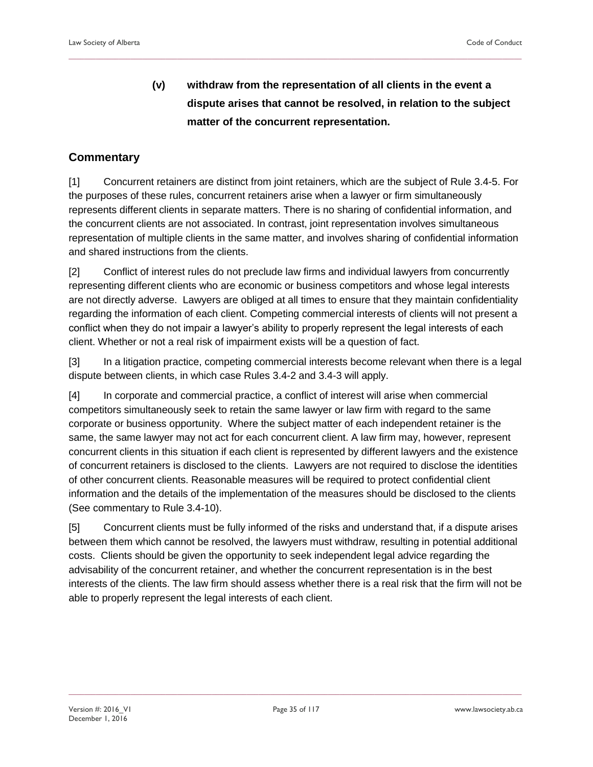**(v) withdraw from the representation of all clients in the event a dispute arises that cannot be resolved, in relation to the subject matter of the concurrent representation.**

## Commentary

[1] Concurrent retainers are distinct from joint retainers, which are the subject of Rule 3.4-5. For the purposes of these rules, concurrent retainers arise when a lawyer or firm simultaneously represents different clients in separate matters. There is no sharing of confidential information, and the concurrent clients are not associated. In contrast, joint representation involves simultaneous representation of multiple clients in the same matter, and involves sharing of confidential information and shared instructions from the clients.

[2] Conflict of interest rules do not preclude law firms and individual lawyers from concurrently representing different clients who are economic or business competitors and whose legal interests are not directly adverse. Lawyers are obliged at all times to ensure that they maintain confidentiality regarding the information of each client. Competing commercial interests of clients will not present a conflict when they do not impair a lawyer's ability to properly represent the legal interests of each client. Whether or not a real risk of impairment exists will be a question of fact.

[3] In a litigation practice, competing commercial interests become relevant when there is a legal dispute between clients, in which case Rules 3.4-2 and 3.4-3 will apply.

[4] In corporate and commercial practice, a conflict of interest will arise when commercial competitors simultaneously seek to retain the same lawyer or law firm with regard to the same corporate or business opportunity. Where the subject matter of each independent retainer is the same, the same lawyer may not act for each concurrent client. A law firm may, however, represent concurrent clients in this situation if each client is represented by different lawyers and the existence of concurrent retainers is disclosed to the clients. Lawyers are not required to disclose the identities of other concurrent clients. Reasonable measures will be required to protect confidential client information and the details of the implementation of the measures should be disclosed to the clients (See commentary to Rule 3.4-10).

[5] Concurrent clients must be fully informed of the risks and understand that, if a dispute arises between them which cannot be resolved, the lawyers must withdraw, resulting in potential additional costs. Clients should be given the opportunity to seek independent legal advice regarding the advisability of the concurrent retainer, and whether the concurrent representation is in the best interests of the clients. The law firm should assess whether there is a real risk that the firm will not be able to properly represent the legal interests of each client.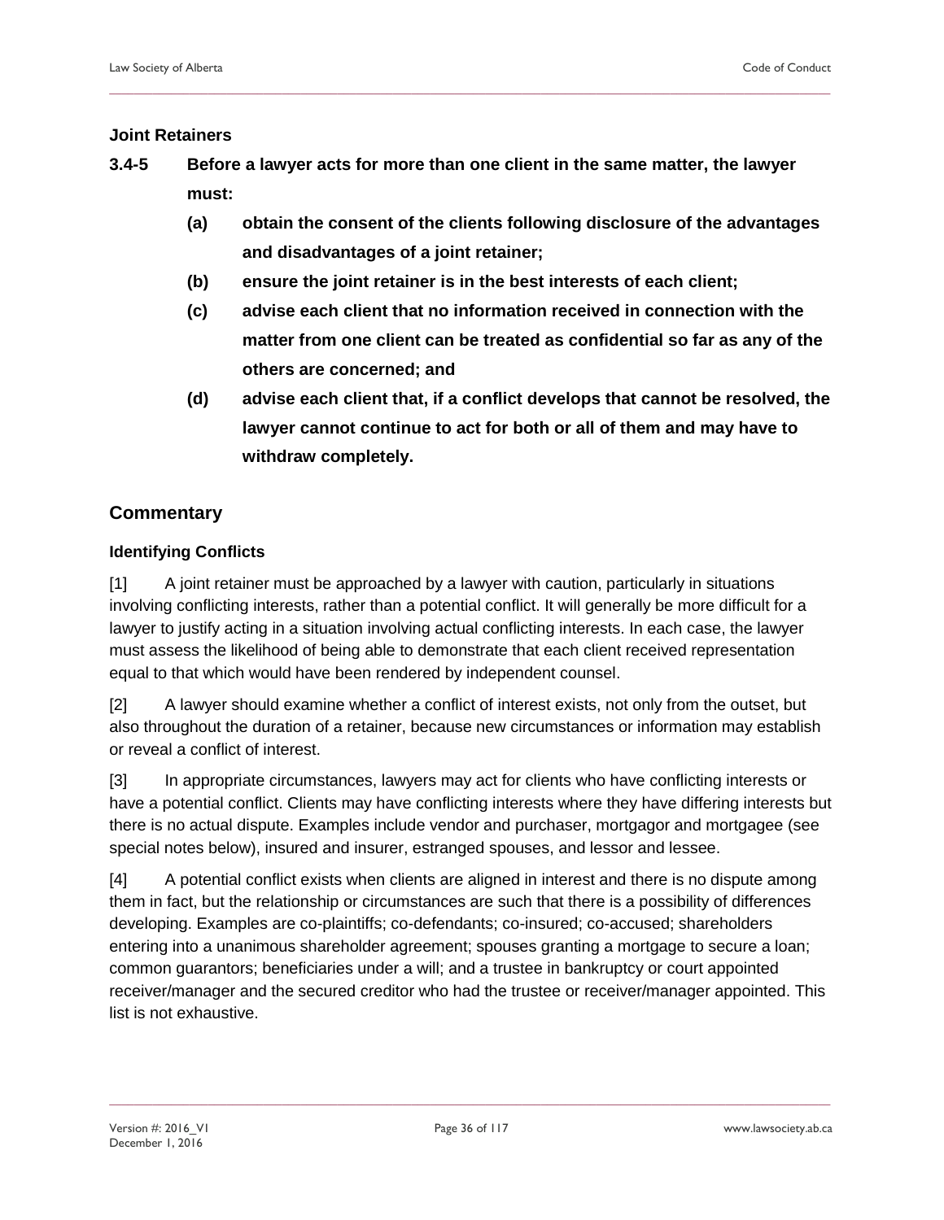### Joint Retainers

**3.4-5 Before a lawyer acts for more than one client in the same matter, the lawyer must:**

- **(a) obtain the consent of the clients following disclosure of the advantages and disadvantages of a joint retainer;**
- **(b) ensure the joint retainer is in the best interests of each client;**
- **(c) advise each client that no information received in connection with the matter from one client can be treated as confidential so far as any of the others are concerned; and**
- **(d) advise each client that, if a conflict develops that cannot be resolved, the lawyer cannot continue to act for both or all of them and may have to withdraw completely.**

## Commentary

### Identifying Conflicts

[1] A joint retainer must be approached by a lawyer with caution, particularly in situations involving conflicting interests, rather than a potential conflict. It will generally be more difficult for a lawyer to justify acting in a situation involving actual conflicting interests. In each case, the lawyer must assess the likelihood of being able to demonstrate that each client received representation equal to that which would have been rendered by independent counsel.

[2] A lawyer should examine whether a conflict of interest exists, not only from the outset, but also throughout the duration of a retainer, because new circumstances or information may establish or reveal a conflict of interest.

[3] In appropriate circumstances, lawyers may act for clients who have conflicting interests or have a potential conflict. Clients may have conflicting interests where they have differing interests but there is no actual dispute. Examples include vendor and purchaser, mortgagor and mortgagee (see special notes below), insured and insurer, estranged spouses, and lessor and lessee.

[4] A potential conflict exists when clients are aligned in interest and there is no dispute among them in fact, but the relationship or circumstances are such that there is a possibility of differences developing. Examples are co-plaintiffs; co-defendants; co-insured; co-accused; shareholders entering into a unanimous shareholder agreement; spouses granting a mortgage to secure a loan; common guarantors; beneficiaries under a will; and a trustee in bankruptcy or court appointed receiver/manager and the secured creditor who had the trustee or receiver/manager appointed. This list is not exhaustive.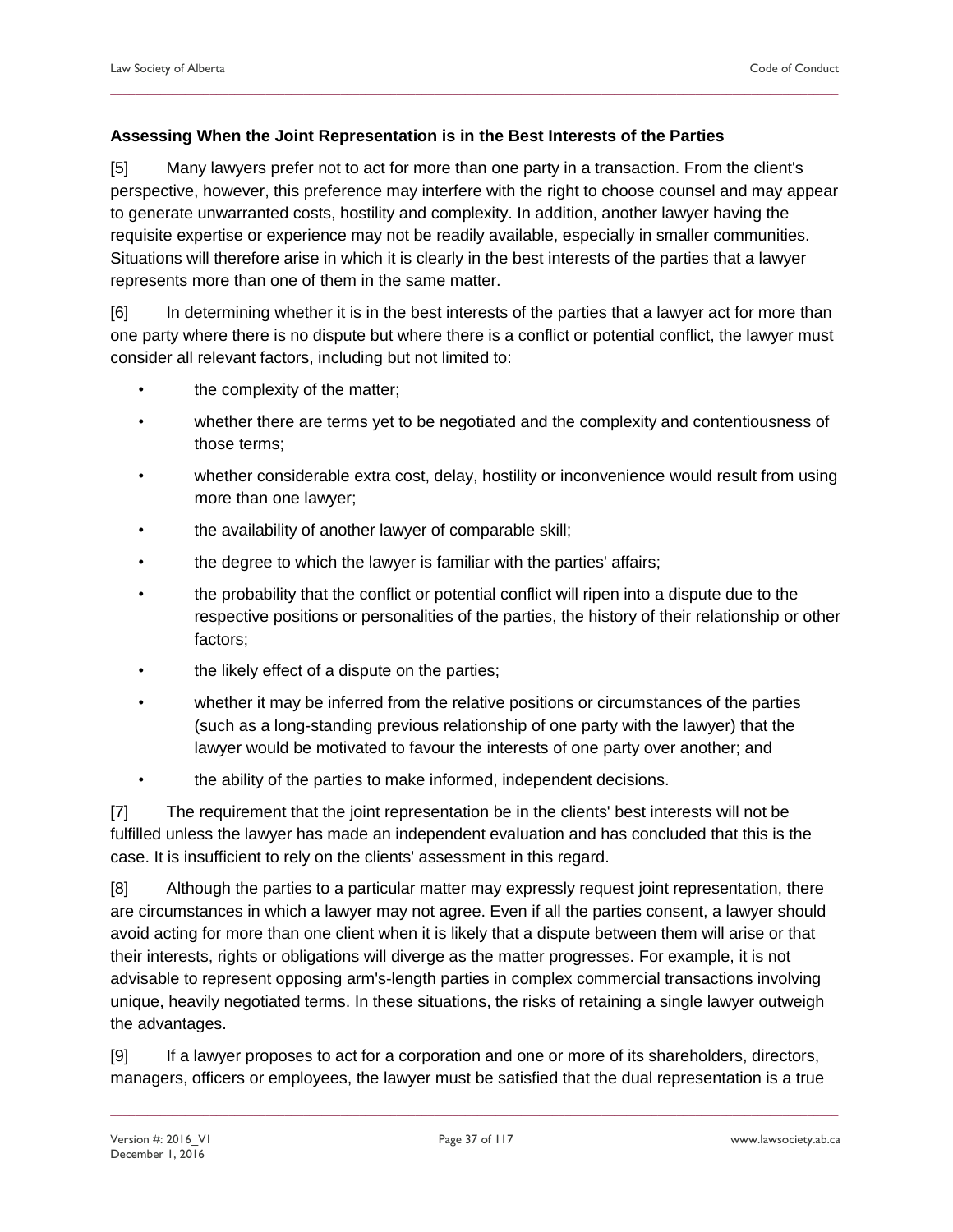#### Assessing When the Joint Representation is in the Best Interests of the Parties

[5] Many lawyers prefer not to act for more than one party in a transaction. From the client's perspective, however, this preference may interfere with the right to choose counsel and may appear to generate unwarranted costs, hostility and complexity. In addition, another lawyer having the requisite expertise or experience may not be readily available, especially in smaller communities. Situations will therefore arise in which it is clearly in the best interests of the parties that a lawyer represents more than one of them in the same matter.

[6] In determining whether it is in the best interests of the parties that a lawyer act for more than one party where there is no dispute but where there is a conflict or potential conflict, the lawyer must consider all relevant factors, including but not limited to:

- the complexity of the matter;
- whether there are terms yet to be negotiated and the complexity and contentiousness of those terms;
- whether considerable extra cost, delay, hostility or inconvenience would result from using more than one lawyer;
- the availability of another lawyer of comparable skill;
- the degree to which the lawyer is familiar with the parties' affairs;
- the probability that the conflict or potential conflict will ripen into a dispute due to the respective positions or personalities of the parties, the history of their relationship or other factors;
- the likely effect of a dispute on the parties;
- whether it may be inferred from the relative positions or circumstances of the parties (such as a long-standing previous relationship of one party with the lawyer) that the lawyer would be motivated to favour the interests of one party over another; and
- the ability of the parties to make informed, independent decisions.

[7] The requirement that the joint representation be in the clients' best interests will not be fulfilled unless the lawyer has made an independent evaluation and has concluded that this is the case. It is insufficient to rely on the clients' assessment in this regard.

[8] Although the parties to a particular matter may expressly request joint representation, there are circumstances in which a lawyer may not agree. Even if all the parties consent, a lawyer should avoid acting for more than one client when it is likely that a dispute between them will arise or that their interests, rights or obligations will diverge as the matter progresses. For example, it is not advisable to represent opposing arm's-length parties in complex commercial transactions involving unique, heavily negotiated terms. In these situations, the risks of retaining a single lawyer outweigh the advantages.

[9] If a lawyer proposes to act for a corporation and one or more of its shareholders, directors, managers, officers or employees, the lawyer must be satisfied that the dual representation is a true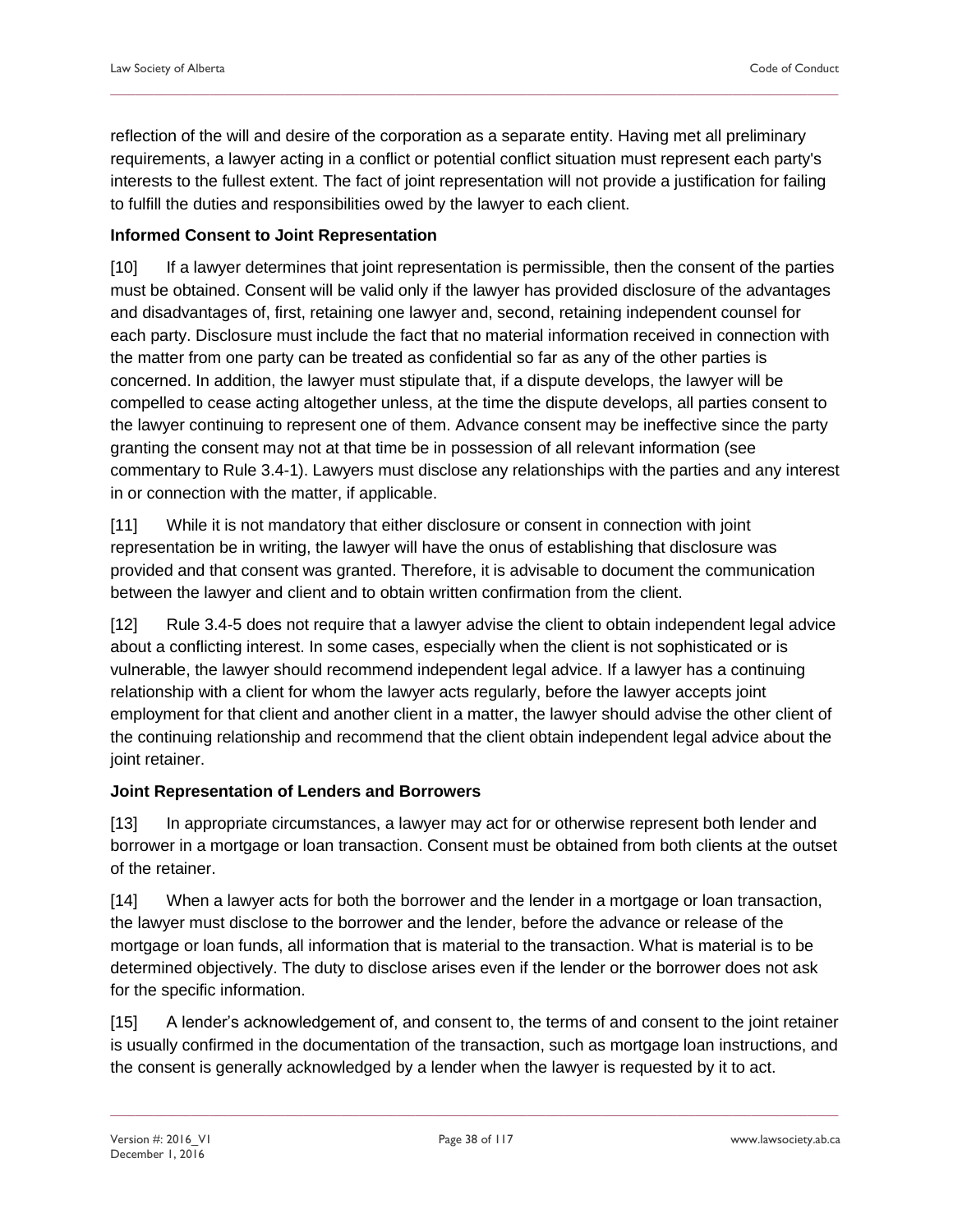reflection of the will and desire of the corporation as a separate entity. Having met all preliminary requirements, a lawyer acting in a conflict or potential conflict situation must represent each party's interests to the fullest extent. The fact of joint representation will not provide a justification for failing to fulfill the duties and responsibilities owed by the lawyer to each client.

**Informed Consent to Joint Representation**

[10] If a lawyer determines that joint representation is permissible, then the consent of the parties must be obtained. Consent will be valid only if the lawyer has provided disclosure of the advantages and disadvantages of, first, retaining one lawyer and, second, retaining independent counsel for each party. Disclosure must include the fact that no material information received in connection with the matter from one party can be treated as confidential so far as any of the other parties is concerned. In addition, the lawyer must stipulate that, if a dispute develops, the lawyer will be compelled to cease acting altogether unless, at the time the dispute develops, all parties consent to the lawyer continuing to represent one of them. Advance consent may be ineffective since the party granting the consent may not at that time be in possession of all relevant information (see commentary to Rule 3.4-1). Lawyers must disclose any relationships with the parties and any interest in or connection with the matter, if applicable.

[11] While it is not mandatory that either disclosure or consent in connection with joint representation be in writing, the lawyer will have the onus of establishing that disclosure was provided and that consent was granted. Therefore, it is advisable to document the communication between the lawyer and client and to obtain written confirmation from the client.

[12] Rule 3.4-5 does not require that a lawyer advise the client to obtain independent legal advice about a conflicting interest. In some cases, especially when the client is not sophisticated or is vulnerable, the lawyer should recommend independent legal advice. If a lawyer has a continuing relationship with a client for whom the lawyer acts regularly, before the lawyer accepts joint employment for that client and another client in a matter, the lawyer should advise the other client of the continuing relationship and recommend that the client obtain independent legal advice about the joint retainer.

**Joint Representation of Lenders and Borrowers**

[13] In appropriate circumstances, a lawyer may act for or otherwise represent both lender and borrower in a mortgage or loan transaction. Consent must be obtained from both clients at the outset of the retainer.

[14] When a lawyer acts for both the borrower and the lender in a mortgage or loan transaction, the lawyer must disclose to the borrower and the lender, before the advance or release of the mortgage or loan funds, all information that is material to the transaction. What is material is to be determined objectively. The duty to disclose arises even if the lender or the borrower does not ask for the specific information.

[15] A lender's acknowledgement of, and consent to, the terms of and consent to the joint retainer is usually confirmed in the documentation of the transaction, such as mortgage loan instructions, and the consent is generally acknowledged by a lender when the lawyer is requested by it to act.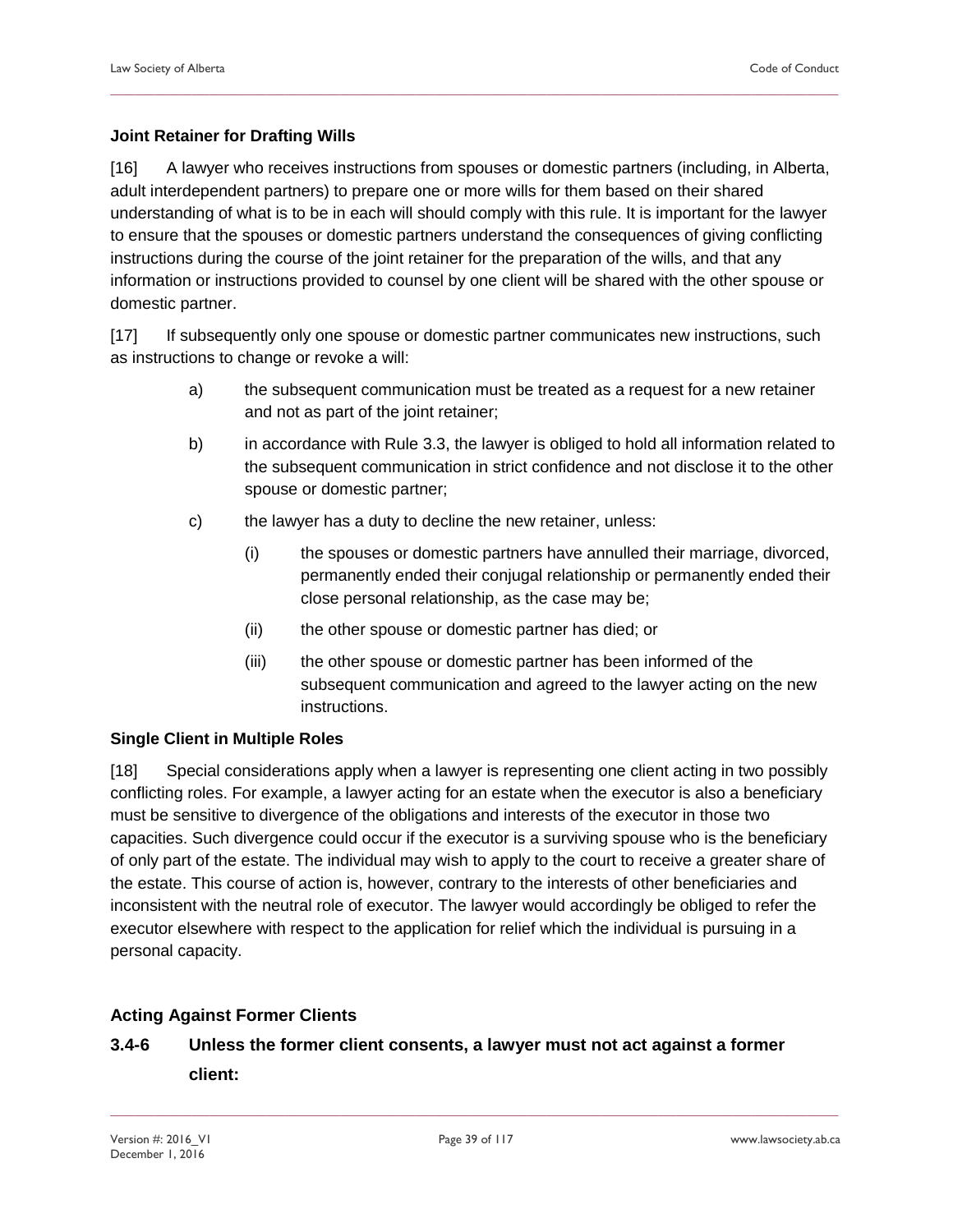#### Joint Retainer for Drafting Wills

[16] A lawyer who receives instructions from spouses or domestic partners (including, in Alberta, adult interdependent partners) to prepare one or more wills for them based on their shared understanding of what is to be in each will should comply with this rule. It is important for the lawyer to ensure that the spouses or domestic partners understand the consequences of giving conflicting instructions during the course of the joint retainer for the preparation of the wills, and that any information or instructions provided to counsel by one client will be shared with the other spouse or domestic partner.

[17] If subsequently only one spouse or domestic partner communicates new instructions, such as instructions to change or revoke a will:

a) the subsequent communication must be treated as a request for a new retainer and not as part of the joint retainer;

b) in accordance with Rule 3.3, the lawyer is obliged to hold all information related to the subsequent communication in strict confidence and not disclose it to the other spouse or domestic partner;

c) the lawyer has a duty to decline the new retainer, unless:

   (i) the spouses or domestic partners have annulled their marriage, divorced, permanently ended their conjugal relationship or permanently ended their close personal relationship, as the case may be;

   (ii) the other spouse or domestic partner has died; or

   (iii) the other spouse or domestic partner has been informed of the subsequent communication and agreed to the lawyer acting on the new instructions.

#### Single Client in Multiple Roles

[18] Special considerations apply when a lawyer is representing one client acting in two possibly conflicting roles. For example, a lawyer acting for an estate when the executor is also a beneficiary must be sensitive to divergence of the obligations and interests of the executor in those two capacities. Such divergence could occur if the executor is a surviving spouse who is the beneficiary of only part of the estate. The individual may wish to apply to the court to receive a greater share of the estate. This course of action is, however, contrary to the interests of other beneficiaries and inconsistent with the neutral role of executor. The lawyer would accordingly be obliged to refer the executor elsewhere with respect to the application for relief which the individual is pursuing in a personal capacity.

### Acting Against Former Clients

**3.4-6 Unless the former client consents, a lawyer must not act against a former client:**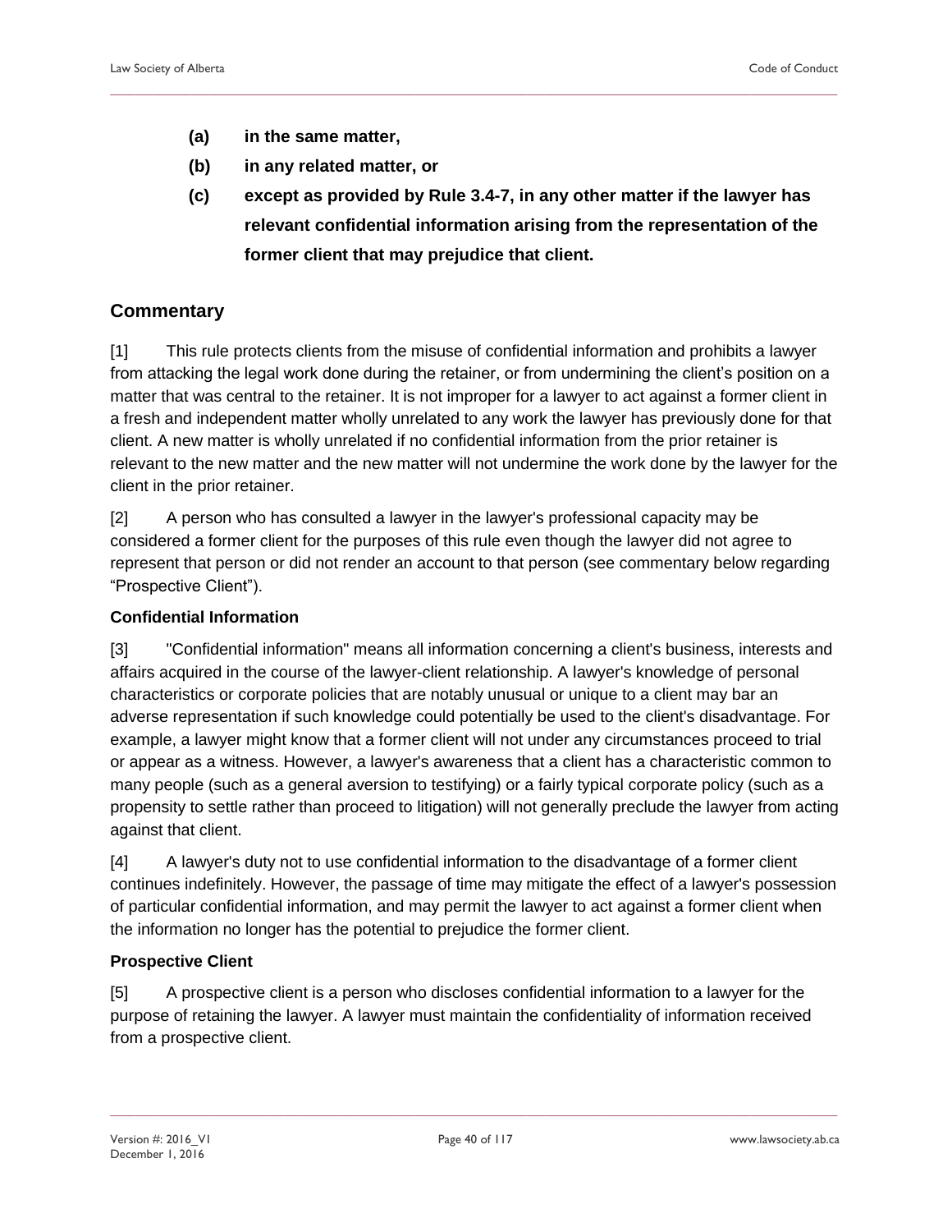**(a) in the same matter,**

**(b) in any related matter, or**

**(c) except as provided by Rule 3.4-7, in any other matter if the lawyer has relevant confidential information arising from the representation of the former client that may prejudice that client.**

## Commentary

[1] This rule protects clients from the misuse of confidential information and prohibits a lawyer from attacking the legal work done during the retainer, or from undermining the client's position on a matter that was central to the retainer. It is not improper for a lawyer to act against a former client in a fresh and independent matter wholly unrelated to any work the lawyer has previously done for that client. A new matter is wholly unrelated if no confidential information from the prior retainer is relevant to the new matter and the new matter will not undermine the work done by the lawyer for the client in the prior retainer.

[2] A person who has consulted a lawyer in the lawyer's professional capacity may be considered a former client for the purposes of this rule even though the lawyer did not agree to represent that person or did not render an account to that person (see commentary below regarding "Prospective Client").

### Confidential Information

[3] "Confidential information" means all information concerning a client's business, interests and affairs acquired in the course of the lawyer-client relationship. A lawyer's knowledge of personal characteristics or corporate policies that are notably unusual or unique to a client may bar an adverse representation if such knowledge could potentially be used to the client's disadvantage. For example, a lawyer might know that a former client will not under any circumstances proceed to trial or appear as a witness. However, a lawyer's awareness that a client has a characteristic common to many people (such as a general aversion to testifying) or a fairly typical corporate policy (such as a propensity to settle rather than proceed to litigation) will not generally preclude the lawyer from acting against that client.

[4] A lawyer's duty not to use confidential information to the disadvantage of a former client continues indefinitely. However, the passage of time may mitigate the effect of a lawyer's possession of particular confidential information, and may permit the lawyer to act against a former client when the information no longer has the potential to prejudice the former client.

### Prospective Client

[5] A prospective client is a person who discloses confidential information to a lawyer for the purpose of retaining the lawyer. A lawyer must maintain the confidentiality of information received from a prospective client.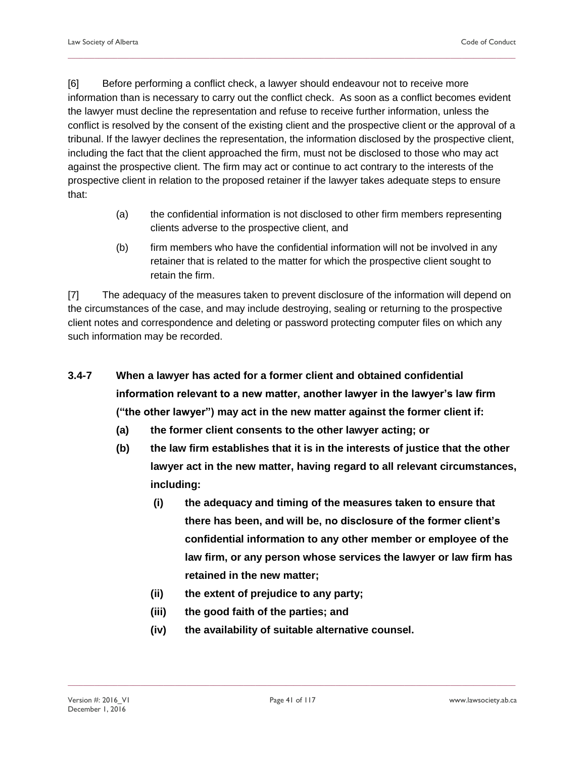[6] Before performing a conflict check, a lawyer should endeavour not to receive more information than is necessary to carry out the conflict check. As soon as a conflict becomes evident the lawyer must decline the representation and refuse to receive further information, unless the conflict is resolved by the consent of the existing client and the prospective client or the approval of a tribunal. If the lawyer declines the representation, the information disclosed by the prospective client, including the fact that the client approached the firm, must not be disclosed to those who may act against the prospective client. The firm may act or continue to act contrary to the interests of the prospective client in relation to the proposed retainer if the lawyer takes adequate steps to ensure that:

(a) the confidential information is not disclosed to other firm members representing clients adverse to the prospective client, and

(b) firm members who have the confidential information will not be involved in any retainer that is related to the matter for which the prospective client sought to retain the firm.

[7] The adequacy of the measures taken to prevent disclosure of the information will depend on the circumstances of the case, and may include destroying, sealing or returning to the prospective client notes and correspondence and deleting or password protecting computer files on which any such information may be recorded.

**3.4-7 When a lawyer has acted for a former client and obtained confidential information relevant to a new matter, another lawyer in the lawyer's law firm ("the other lawyer") may act in the new matter against the former client if:**

**(a) the former client consents to the other lawyer acting; or**

**(b) the law firm establishes that it is in the interests of justice that the other lawyer act in the new matter, having regard to all relevant circumstances, including:**

**(i) the adequacy and timing of the measures taken to ensure that there has been, and will be, no disclosure of the former client's confidential information to any other member or employee of the law firm, or any person whose services the lawyer or law firm has retained in the new matter;**

**(ii) the extent of prejudice to any party;**

**(iii) the good faith of the parties; and**

**(iv) the availability of suitable alternative counsel.**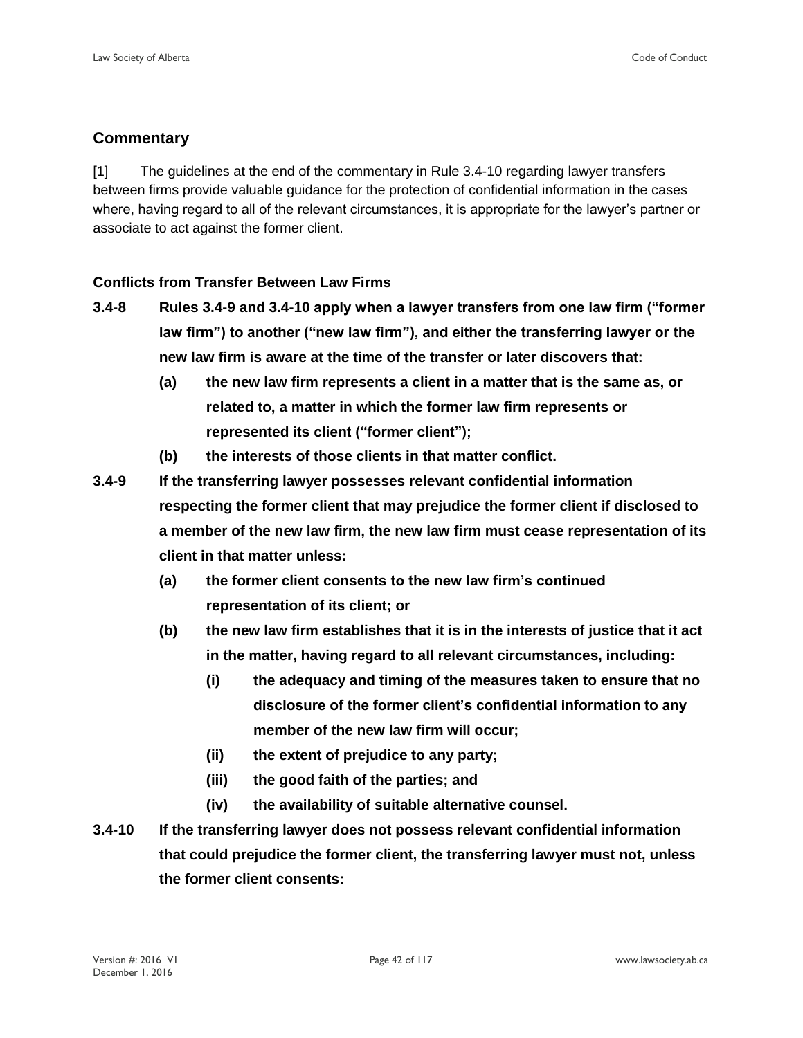## Commentary

[1] The guidelines at the end of the commentary in Rule 3.4-10 regarding lawyer transfers between firms provide valuable guidance for the protection of confidential information in the cases where, having regard to all of the relevant circumstances, it is appropriate for the lawyer's partner or associate to act against the former client.

### Conflicts from Transfer Between Law Firms

**3.4-8 Rules 3.4-9 and 3.4-10 apply when a lawyer transfers from one law firm ("former law firm") to another ("new law firm"), and either the transferring lawyer or the new law firm is aware at the time of the transfer or later discovers that:**

- **(a) the new law firm represents a client in a matter that is the same as, or related to, a matter in which the former law firm represents or represented its client ("former client");**
- **(b) the interests of those clients in that matter conflict.**

**3.4-9 If the transferring lawyer possesses relevant confidential information respecting the former client that may prejudice the former client if disclosed to a member of the new law firm, the new law firm must cease representation of its client in that matter unless:**

- **(a) the former client consents to the new law firm's continued representation of its client; or**
- **(b) the new law firm establishes that it is in the interests of justice that it act in the matter, having regard to all relevant circumstances, including:**
  - **(i) the adequacy and timing of the measures taken to ensure that no disclosure of the former client's confidential information to any member of the new law firm will occur;**
  - **(ii) the extent of prejudice to any party;**
  - **(iii) the good faith of the parties; and**
  - **(iv) the availability of suitable alternative counsel.**

**3.4-10 If the transferring lawyer does not possess relevant confidential information that could prejudice the former client, the transferring lawyer must not, unless the former client consents:**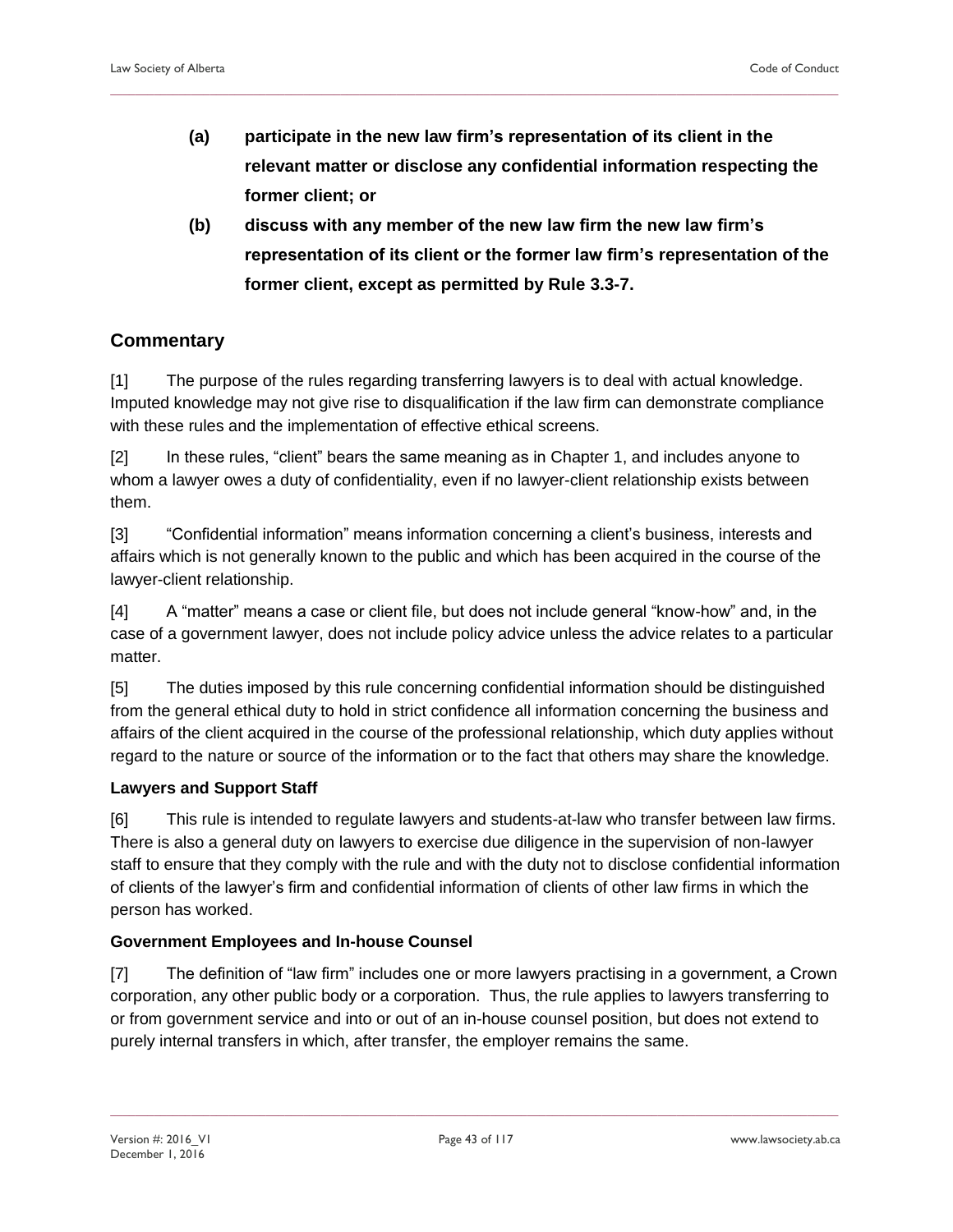**(a) participate in the new law firm's representation of its client in the relevant matter or disclose any confidential information respecting the former client; or**

**(b) discuss with any member of the new law firm the new law firm's representation of its client or the former law firm's representation of the former client, except as permitted by Rule 3.3-7.**

## Commentary

[1] The purpose of the rules regarding transferring lawyers is to deal with actual knowledge. Imputed knowledge may not give rise to disqualification if the law firm can demonstrate compliance with these rules and the implementation of effective ethical screens.

[2] In these rules, "client" bears the same meaning as in Chapter 1, and includes anyone to whom a lawyer owes a duty of confidentiality, even if no lawyer-client relationship exists between them.

[3] "Confidential information" means information concerning a client's business, interests and affairs which is not generally known to the public and which has been acquired in the course of the lawyer-client relationship.

[4] A "matter" means a case or client file, but does not include general "know-how" and, in the case of a government lawyer, does not include policy advice unless the advice relates to a particular matter.

[5] The duties imposed by this rule concerning confidential information should be distinguished from the general ethical duty to hold in strict confidence all information concerning the business and affairs of the client acquired in the course of the professional relationship, which duty applies without regard to the nature or source of the information or to the fact that others may share the knowledge.

### Lawyers and Support Staff

[6] This rule is intended to regulate lawyers and students-at-law who transfer between law firms. There is also a general duty on lawyers to exercise due diligence in the supervision of non-lawyer staff to ensure that they comply with the rule and with the duty not to disclose confidential information of clients of the lawyer's firm and confidential information of clients of other law firms in which the person has worked.

### Government Employees and In-house Counsel

[7] The definition of "law firm" includes one or more lawyers practising in a government, a Crown corporation, any other public body or a corporation. Thus, the rule applies to lawyers transferring to or from government service and into or out of an in-house counsel position, but does not extend to purely internal transfers in which, after transfer, the employer remains the same.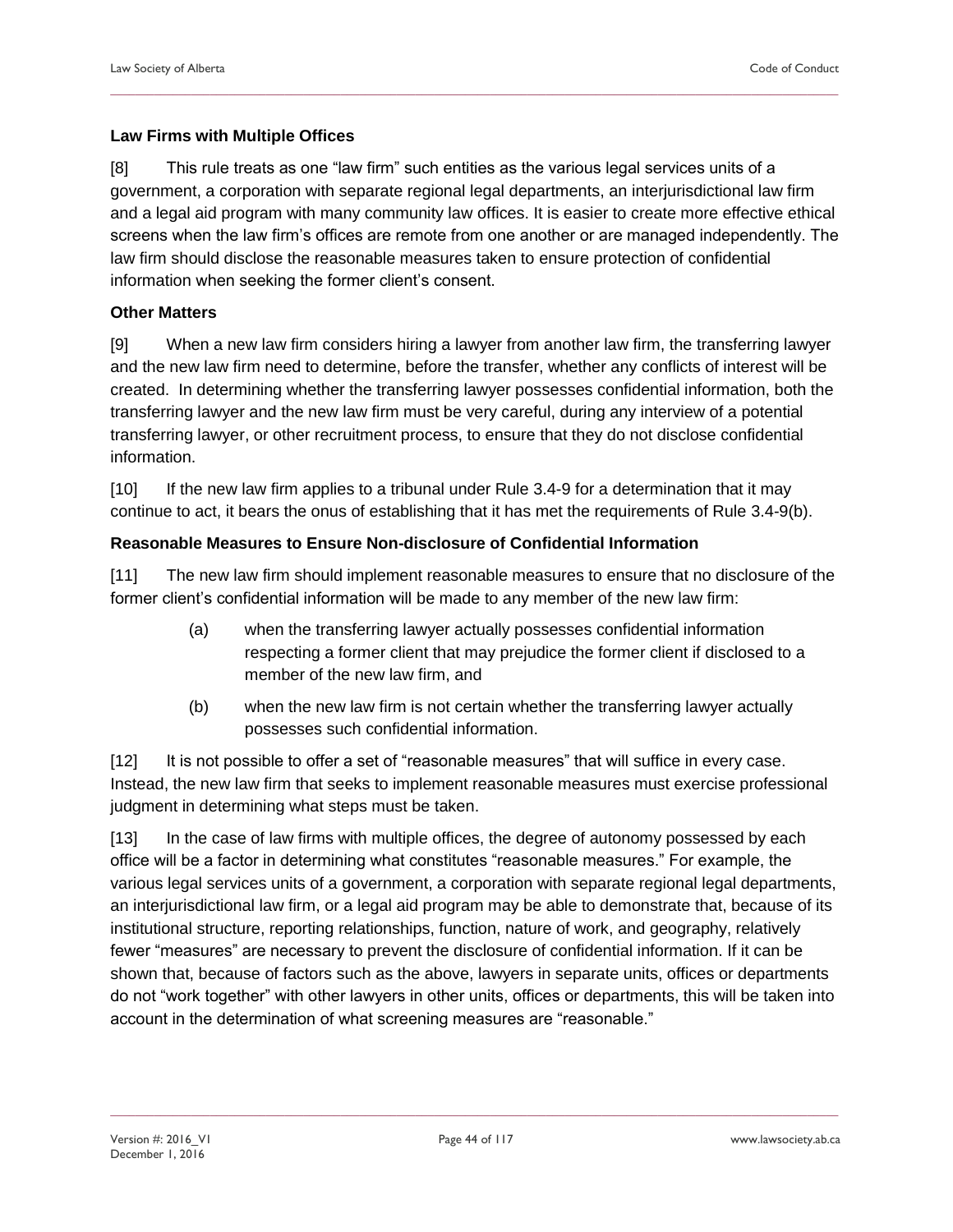**Law Firms with Multiple Offices**

[8] This rule treats as one "law firm" such entities as the various legal services units of a government, a corporation with separate regional legal departments, an interjurisdictional law firm and a legal aid program with many community law offices. It is easier to create more effective ethical screens when the law firm's offices are remote from one another or are managed independently. The law firm should disclose the reasonable measures taken to ensure protection of confidential information when seeking the former client's consent.

**Other Matters**

[9] When a new law firm considers hiring a lawyer from another law firm, the transferring lawyer and the new law firm need to determine, before the transfer, whether any conflicts of interest will be created. In determining whether the transferring lawyer possesses confidential information, both the transferring lawyer and the new law firm must be very careful, during any interview of a potential transferring lawyer, or other recruitment process, to ensure that they do not disclose confidential information.

[10] If the new law firm applies to a tribunal under Rule 3.4-9 for a determination that it may continue to act, it bears the onus of establishing that it has met the requirements of Rule 3.4-9(b).

**Reasonable Measures to Ensure Non-disclosure of Confidential Information**

[11] The new law firm should implement reasonable measures to ensure that no disclosure of the former client's confidential information will be made to any member of the new law firm:

(a) when the transferring lawyer actually possesses confidential information respecting a former client that may prejudice the former client if disclosed to a member of the new law firm, and

(b) when the new law firm is not certain whether the transferring lawyer actually possesses such confidential information.

[12] It is not possible to offer a set of "reasonable measures" that will suffice in every case. Instead, the new law firm that seeks to implement reasonable measures must exercise professional judgment in determining what steps must be taken.

[13] In the case of law firms with multiple offices, the degree of autonomy possessed by each office will be a factor in determining what constitutes "reasonable measures." For example, the various legal services units of a government, a corporation with separate regional legal departments, an interjurisdictional law firm, or a legal aid program may be able to demonstrate that, because of its institutional structure, reporting relationships, function, nature of work, and geography, relatively fewer "measures" are necessary to prevent the disclosure of confidential information. If it can be shown that, because of factors such as the above, lawyers in separate units, offices or departments do not "work together" with other lawyers in other units, offices or departments, this will be taken into account in the determination of what screening measures are "reasonable."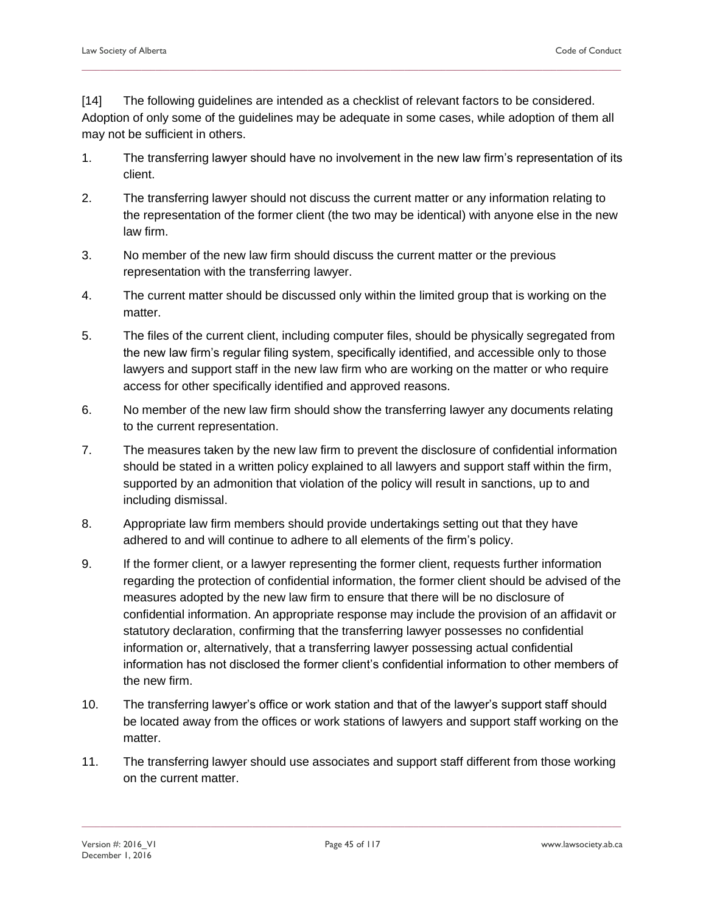[14] The following guidelines are intended as a checklist of relevant factors to be considered. Adoption of only some of the guidelines may be adequate in some cases, while adoption of them all may not be sufficient in others.

1. The transferring lawyer should have no involvement in the new law firm's representation of its client.
2. The transferring lawyer should not discuss the current matter or any information relating to the representation of the former client (the two may be identical) with anyone else in the new law firm.
3. No member of the new law firm should discuss the current matter or the previous representation with the transferring lawyer.
4. The current matter should be discussed only within the limited group that is working on the matter.
5. The files of the current client, including computer files, should be physically segregated from the new law firm's regular filing system, specifically identified, and accessible only to those lawyers and support staff in the new law firm who are working on the matter or who require access for other specifically identified and approved reasons.
6. No member of the new law firm should show the transferring lawyer any documents relating to the current representation.
7. The measures taken by the new law firm to prevent the disclosure of confidential information should be stated in a written policy explained to all lawyers and support staff within the firm, supported by an admonition that violation of the policy will result in sanctions, up to and including dismissal.
8. Appropriate law firm members should provide undertakings setting out that they have adhered to and will continue to adhere to all elements of the firm's policy.
9. If the former client, or a lawyer representing the former client, requests further information regarding the protection of confidential information, the former client should be advised of the measures adopted by the new law firm to ensure that there will be no disclosure of confidential information. An appropriate response may include the provision of an affidavit or statutory declaration, confirming that the transferring lawyer possesses no confidential information or, alternatively, that a transferring lawyer possessing actual confidential information has not disclosed the former client's confidential information to other members of the new firm.
10. The transferring lawyer's office or work station and that of the lawyer's support staff should be located away from the offices or work stations of lawyers and support staff working on the matter.
11. The transferring lawyer should use associates and support staff different from those working on the current matter.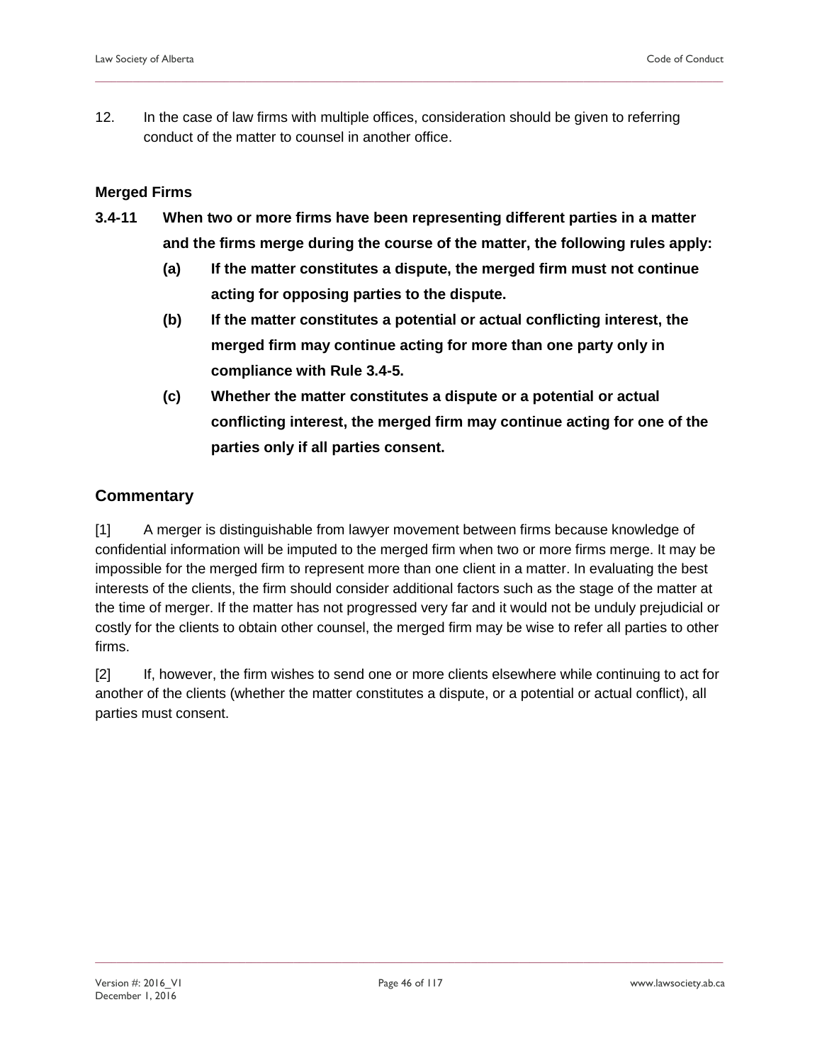12. In the case of law firms with multiple offices, consideration should be given to referring conduct of the matter to counsel in another office.

### Merged Firms

**3.4-11 When two or more firms have been representing different parties in a matter and the firms merge during the course of the matter, the following rules apply:**

- **(a) If the matter constitutes a dispute, the merged firm must not continue acting for opposing parties to the dispute.**
- **(b) If the matter constitutes a potential or actual conflicting interest, the merged firm may continue acting for more than one party only in compliance with Rule 3.4-5.**
- **(c) Whether the matter constitutes a dispute or a potential or actual conflicting interest, the merged firm may continue acting for one of the parties only if all parties consent.**

## Commentary

[1] A merger is distinguishable from lawyer movement between firms because knowledge of confidential information will be imputed to the merged firm when two or more firms merge. It may be impossible for the merged firm to represent more than one client in a matter. In evaluating the best interests of the clients, the firm should consider additional factors such as the stage of the matter at the time of merger. If the matter has not progressed very far and it would not be unduly prejudicial or costly for the clients to obtain other counsel, the merged firm may be wise to refer all parties to other firms.

[2] If, however, the firm wishes to send one or more clients elsewhere while continuing to act for another of the clients (whether the matter constitutes a dispute, or a potential or actual conflict), all parties must consent.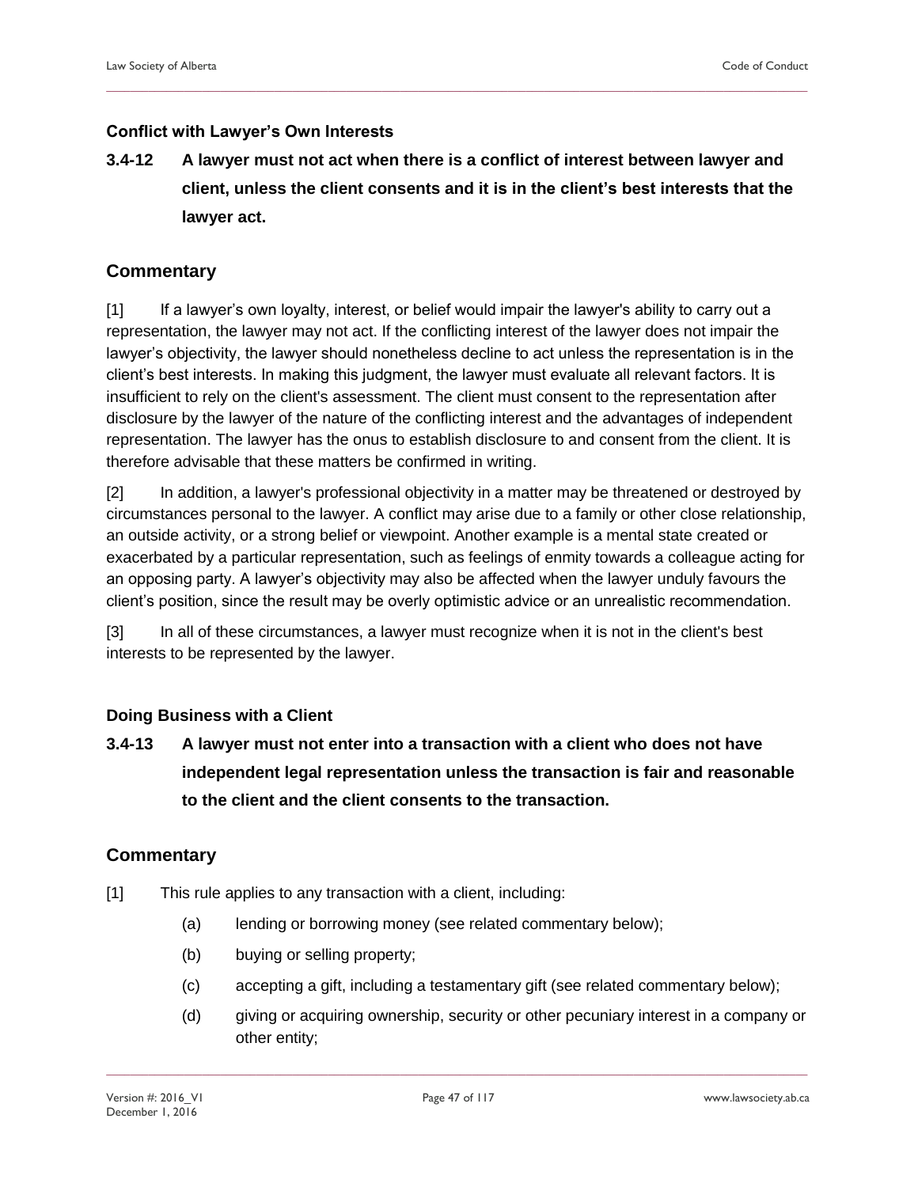#### Conflict with Lawyer's Own Interests

### 3.4-12 A lawyer must not act when there is a conflict of interest between lawyer and client, unless the client consents and it is in the client's best interests that the lawyer act.

## Commentary

[1] If a lawyer's own loyalty, interest, or belief would impair the lawyer's ability to carry out a representation, the lawyer may not act. If the conflicting interest of the lawyer does not impair the lawyer's objectivity, the lawyer should nonetheless decline to act unless the representation is in the client's best interests. In making this judgment, the lawyer must evaluate all relevant factors. It is insufficient to rely on the client's assessment. The client must consent to the representation after disclosure by the lawyer of the nature of the conflicting interest and the advantages of independent representation. The lawyer has the onus to establish disclosure to and consent from the client. It is therefore advisable that these matters be confirmed in writing.

[2] In addition, a lawyer's professional objectivity in a matter may be threatened or destroyed by circumstances personal to the lawyer. A conflict may arise due to a family or other close relationship, an outside activity, or a strong belief or viewpoint. Another example is a mental state created or exacerbated by a particular representation, such as feelings of enmity towards a colleague acting for an opposing party. A lawyer's objectivity may also be affected when the lawyer unduly favours the client's position, since the result may be overly optimistic advice or an unrealistic recommendation.

[3] In all of these circumstances, a lawyer must recognize when it is not in the client's best interests to be represented by the lawyer.

#### Doing Business with a Client

### 3.4-13 A lawyer must not enter into a transaction with a client who does not have independent legal representation unless the transaction is fair and reasonable to the client and the client consents to the transaction.

## Commentary

[1] This rule applies to any transaction with a client, including:

(a) lending or borrowing money (see related commentary below);

(b) buying or selling property;

(c) accepting a gift, including a testamentary gift (see related commentary below);

(d) giving or acquiring ownership, security or other pecuniary interest in a company or other entity;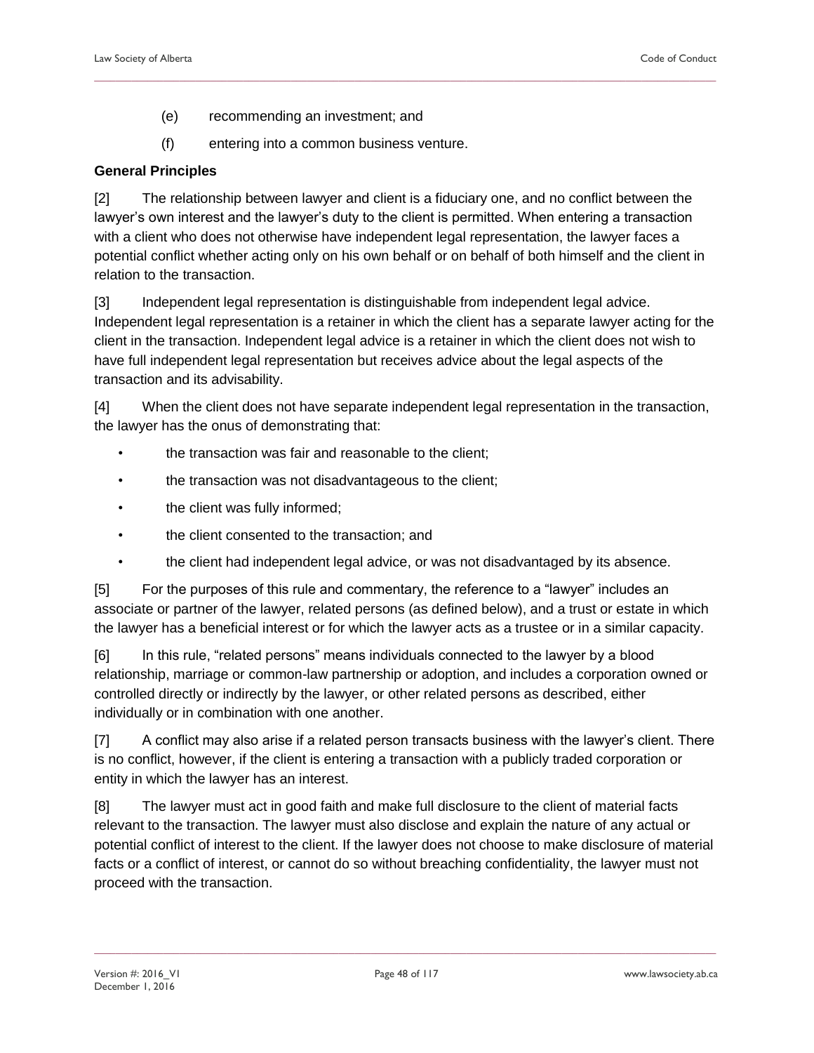(e) recommending an investment; and

(f) entering into a common business venture.

**General Principles**

[2] The relationship between lawyer and client is a fiduciary one, and no conflict between the lawyer's own interest and the lawyer's duty to the client is permitted. When entering a transaction with a client who does not otherwise have independent legal representation, the lawyer faces a potential conflict whether acting only on his own behalf or on behalf of both himself and the client in relation to the transaction.

[3] Independent legal representation is distinguishable from independent legal advice. Independent legal representation is a retainer in which the client has a separate lawyer acting for the client in the transaction. Independent legal advice is a retainer in which the client does not wish to have full independent legal representation but receives advice about the legal aspects of the transaction and its advisability.

[4] When the client does not have separate independent legal representation in the transaction, the lawyer has the onus of demonstrating that:

- the transaction was fair and reasonable to the client;
- the transaction was not disadvantageous to the client;
- the client was fully informed;
- the client consented to the transaction; and
- the client had independent legal advice, or was not disadvantaged by its absence.

[5] For the purposes of this rule and commentary, the reference to a "lawyer" includes an associate or partner of the lawyer, related persons (as defined below), and a trust or estate in which the lawyer has a beneficial interest or for which the lawyer acts as a trustee or in a similar capacity.

[6] In this rule, "related persons" means individuals connected to the lawyer by a blood relationship, marriage or common-law partnership or adoption, and includes a corporation owned or controlled directly or indirectly by the lawyer, or other related persons as described, either individually or in combination with one another.

[7] A conflict may also arise if a related person transacts business with the lawyer's client. There is no conflict, however, if the client is entering a transaction with a publicly traded corporation or entity in which the lawyer has an interest.

[8] The lawyer must act in good faith and make full disclosure to the client of material facts relevant to the transaction. The lawyer must also disclose and explain the nature of any actual or potential conflict of interest to the client. If the lawyer does not choose to make disclosure of material facts or a conflict of interest, or cannot do so without breaching confidentiality, the lawyer must not proceed with the transaction.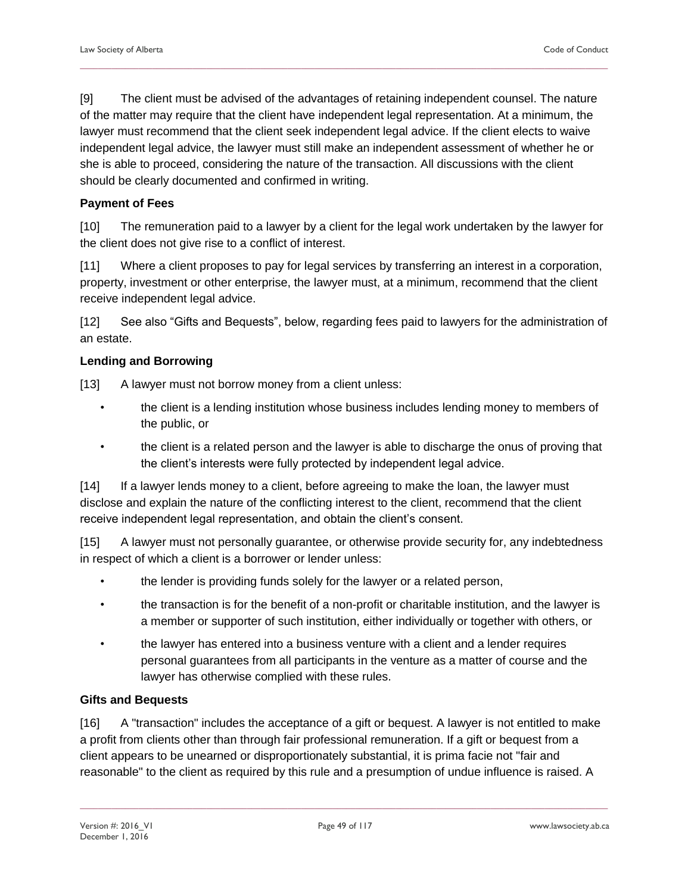[9] The client must be advised of the advantages of retaining independent counsel. The nature of the matter may require that the client have independent legal representation. At a minimum, the lawyer must recommend that the client seek independent legal advice. If the client elects to waive independent legal advice, the lawyer must still make an independent assessment of whether he or she is able to proceed, considering the nature of the transaction. All discussions with the client should be clearly documented and confirmed in writing.

**Payment of Fees**

[10] The remuneration paid to a lawyer by a client for the legal work undertaken by the lawyer for the client does not give rise to a conflict of interest.

[11] Where a client proposes to pay for legal services by transferring an interest in a corporation, property, investment or other enterprise, the lawyer must, at a minimum, recommend that the client receive independent legal advice.

[12] See also "Gifts and Bequests", below, regarding fees paid to lawyers for the administration of an estate.

**Lending and Borrowing**

[13] A lawyer must not borrow money from a client unless:

- the client is a lending institution whose business includes lending money to members of the public, or
- the client is a related person and the lawyer is able to discharge the onus of proving that the client's interests were fully protected by independent legal advice.

[14] If a lawyer lends money to a client, before agreeing to make the loan, the lawyer must disclose and explain the nature of the conflicting interest to the client, recommend that the client receive independent legal representation, and obtain the client's consent.

[15] A lawyer must not personally guarantee, or otherwise provide security for, any indebtedness in respect of which a client is a borrower or lender unless:

- the lender is providing funds solely for the lawyer or a related person,
- the transaction is for the benefit of a non-profit or charitable institution, and the lawyer is a member or supporter of such institution, either individually or together with others, or
- the lawyer has entered into a business venture with a client and a lender requires personal guarantees from all participants in the venture as a matter of course and the lawyer has otherwise complied with these rules.

**Gifts and Bequests**

[16] A "transaction" includes the acceptance of a gift or bequest. A lawyer is not entitled to make a profit from clients other than through fair professional remuneration. If a gift or bequest from a client appears to be unearned or disproportionately substantial, it is prima facie not "fair and reasonable" to the client as required by this rule and a presumption of undue influence is raised. A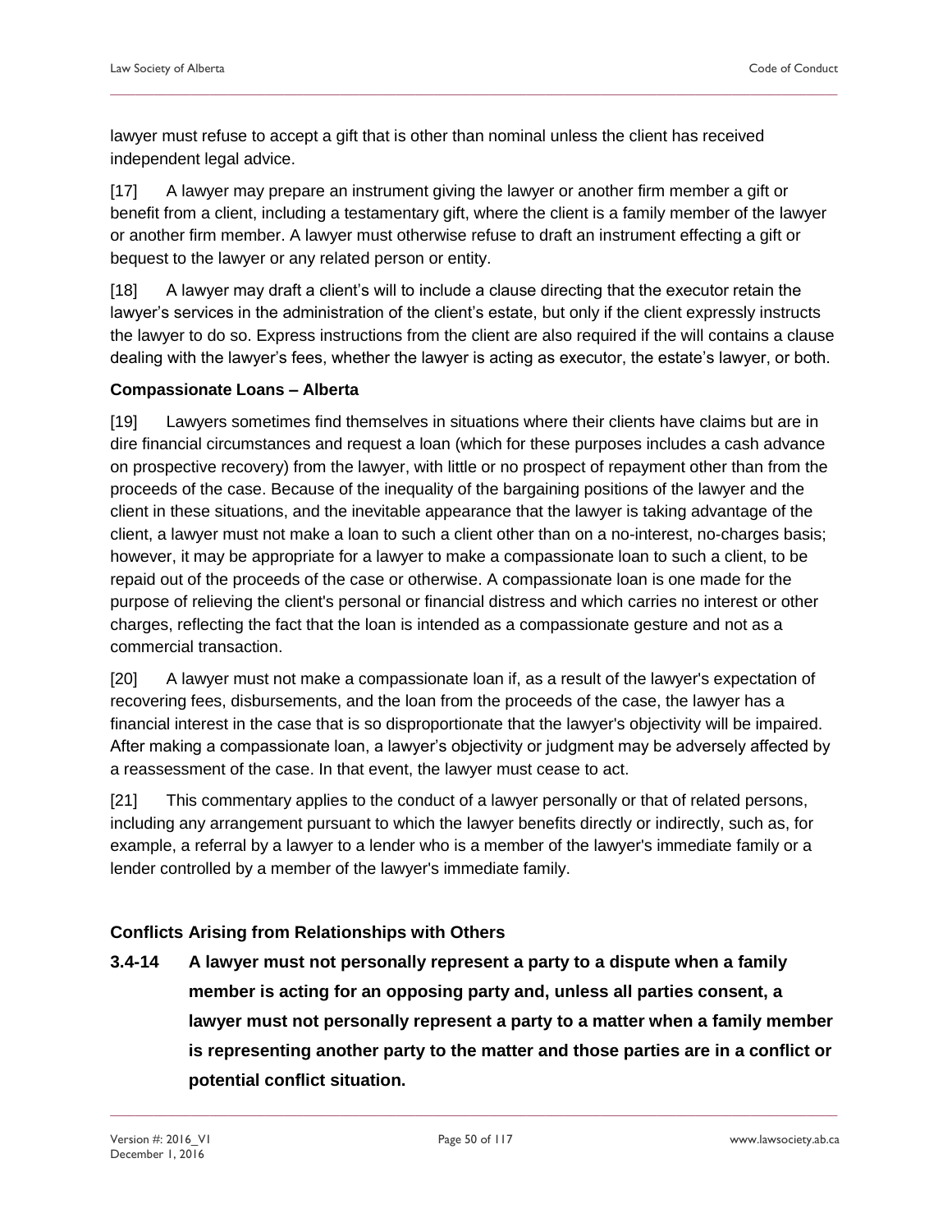lawyer must refuse to accept a gift that is other than nominal unless the client has received independent legal advice.

[17] A lawyer may prepare an instrument giving the lawyer or another firm member a gift or benefit from a client, including a testamentary gift, where the client is a family member of the lawyer or another firm member. A lawyer must otherwise refuse to draft an instrument effecting a gift or bequest to the lawyer or any related person or entity.

[18] A lawyer may draft a client's will to include a clause directing that the executor retain the lawyer's services in the administration of the client's estate, but only if the client expressly instructs the lawyer to do so. Express instructions from the client are also required if the will contains a clause dealing with the lawyer's fees, whether the lawyer is acting as executor, the estate's lawyer, or both.

**Compassionate Loans – Alberta**

[19] Lawyers sometimes find themselves in situations where their clients have claims but are in dire financial circumstances and request a loan (which for these purposes includes a cash advance on prospective recovery) from the lawyer, with little or no prospect of repayment other than from the proceeds of the case. Because of the inequality of the bargaining positions of the lawyer and the client in these situations, and the inevitable appearance that the lawyer is taking advantage of the client, a lawyer must not make a loan to such a client other than on a no-interest, no-charges basis; however, it may be appropriate for a lawyer to make a compassionate loan to such a client, to be repaid out of the proceeds of the case or otherwise. A compassionate loan is one made for the purpose of relieving the client's personal or financial distress and which carries no interest or other charges, reflecting the fact that the loan is intended as a compassionate gesture and not as a commercial transaction.

[20] A lawyer must not make a compassionate loan if, as a result of the lawyer's expectation of recovering fees, disbursements, and the loan from the proceeds of the case, the lawyer has a financial interest in the case that is so disproportionate that the lawyer's objectivity will be impaired. After making a compassionate loan, a lawyer's objectivity or judgment may be adversely affected by a reassessment of the case. In that event, the lawyer must cease to act.

[21] This commentary applies to the conduct of a lawyer personally or that of related persons, including any arrangement pursuant to which the lawyer benefits directly or indirectly, such as, for example, a referral by a lawyer to a lender who is a member of the lawyer's immediate family or a lender controlled by a member of the lawyer's immediate family.

### Conflicts Arising from Relationships with Others

**3.4-14 A lawyer must not personally represent a party to a dispute when a family member is acting for an opposing party and, unless all parties consent, a lawyer must not personally represent a party to a matter when a family member is representing another party to the matter and those parties are in a conflict or potential conflict situation.**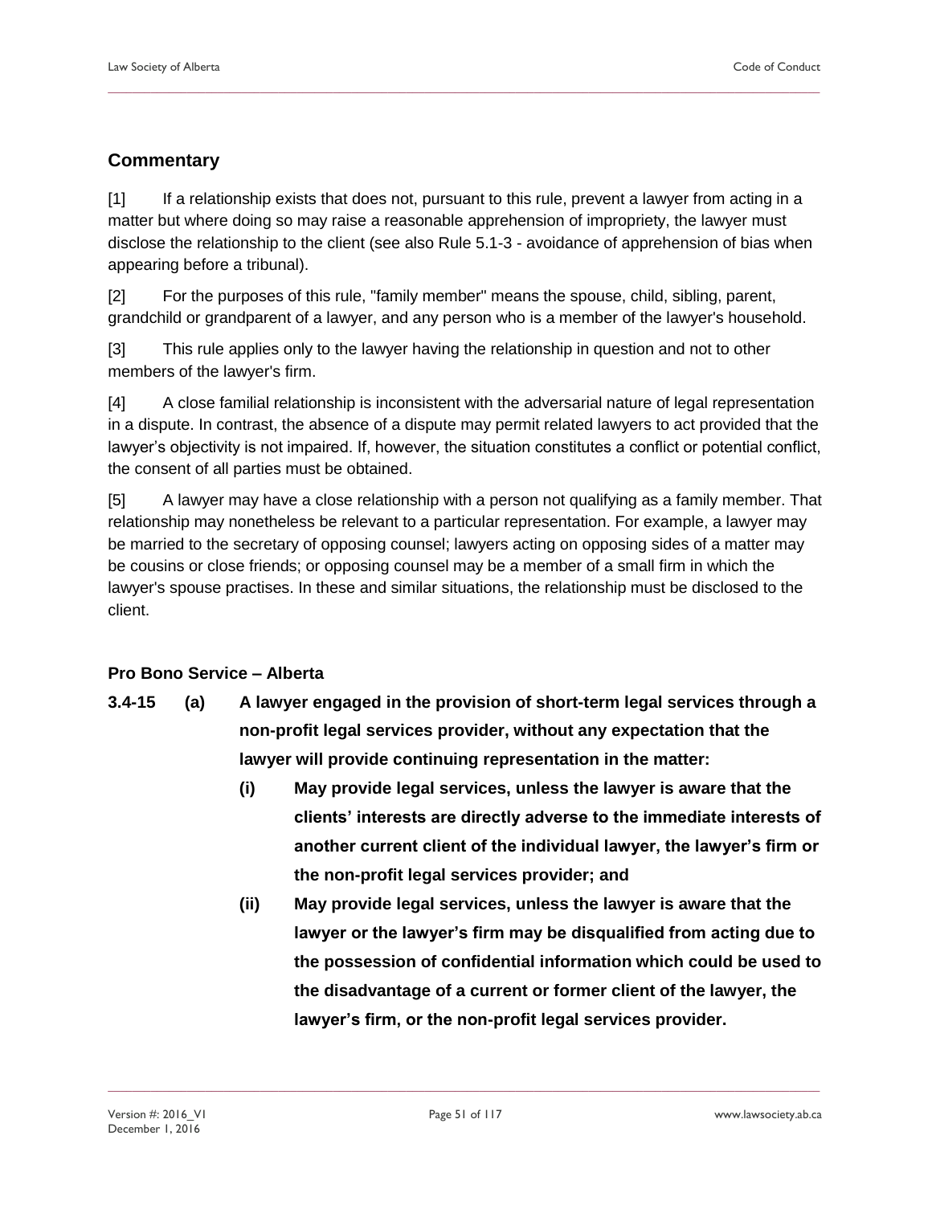## Commentary

[1] If a relationship exists that does not, pursuant to this rule, prevent a lawyer from acting in a matter but where doing so may raise a reasonable apprehension of impropriety, the lawyer must disclose the relationship to the client (see also Rule 5.1-3 - avoidance of apprehension of bias when appearing before a tribunal).

[2] For the purposes of this rule, "family member" means the spouse, child, sibling, parent, grandchild or grandparent of a lawyer, and any person who is a member of the lawyer's household.

[3] This rule applies only to the lawyer having the relationship in question and not to other members of the lawyer's firm.

[4] A close familial relationship is inconsistent with the adversarial nature of legal representation in a dispute. In contrast, the absence of a dispute may permit related lawyers to act provided that the lawyer's objectivity is not impaired. If, however, the situation constitutes a conflict or potential conflict, the consent of all parties must be obtained.

[5] A lawyer may have a close relationship with a person not qualifying as a family member. That relationship may nonetheless be relevant to a particular representation. For example, a lawyer may be married to the secretary of opposing counsel; lawyers acting on opposing sides of a matter may be cousins or close friends; or opposing counsel may be a member of a small firm in which the lawyer's spouse practises. In these and similar situations, the relationship must be disclosed to the client.

### Pro Bono Service – Alberta

**3.4-15 (a) A lawyer engaged in the provision of short-term legal services through a non-profit legal services provider, without any expectation that the lawyer will provide continuing representation in the matter:**

**(i) May provide legal services, unless the lawyer is aware that the clients' interests are directly adverse to the immediate interests of another current client of the individual lawyer, the lawyer's firm or the non-profit legal services provider; and**

**(ii) May provide legal services, unless the lawyer is aware that the lawyer or the lawyer's firm may be disqualified from acting due to the possession of confidential information which could be used to the disadvantage of a current or former client of the lawyer, the lawyer's firm, or the non-profit legal services provider.**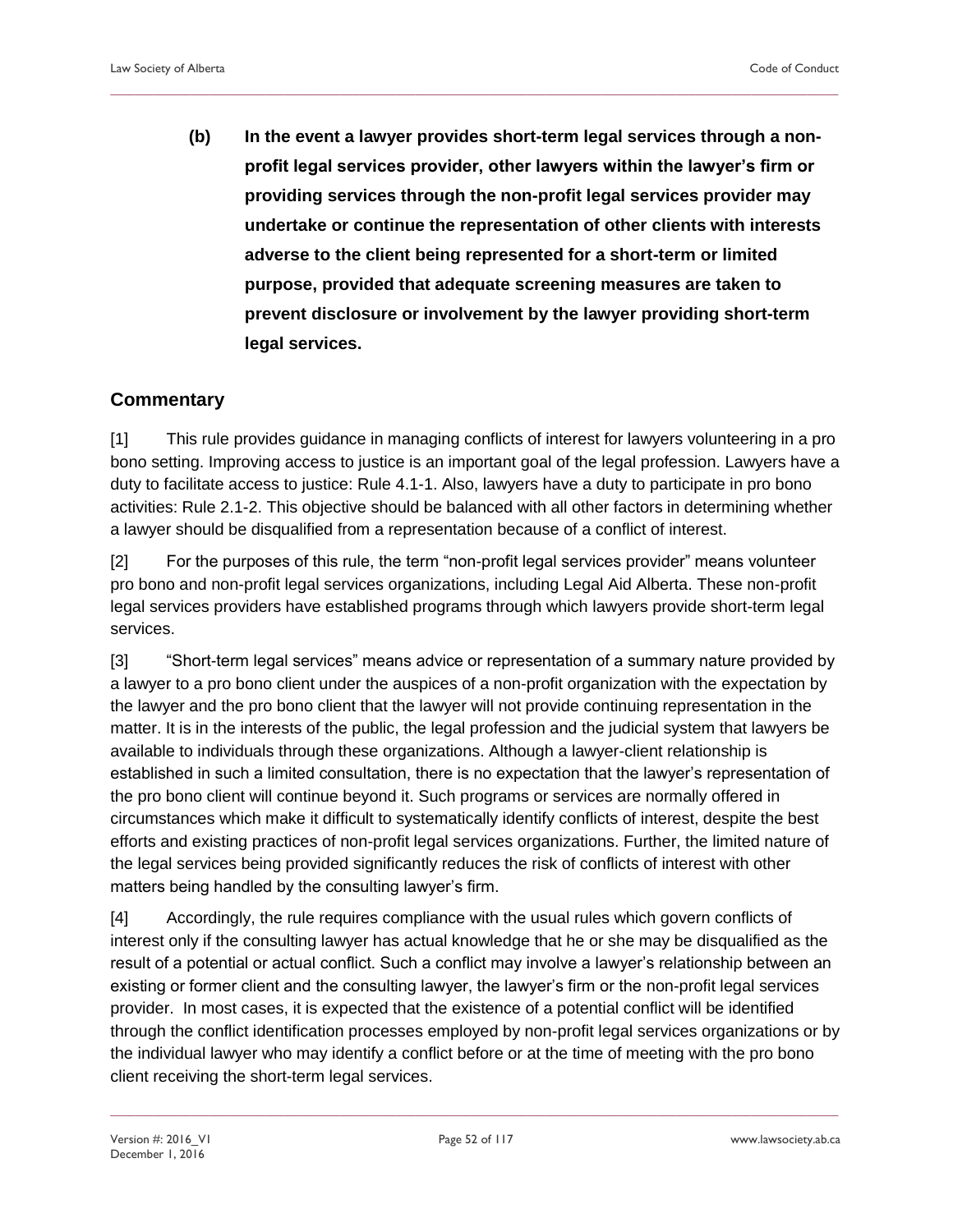**(b) In the event a lawyer provides short-term legal services through a non-profit legal services provider, other lawyers within the lawyer's firm or providing services through the non-profit legal services provider may undertake or continue the representation of other clients with interests adverse to the client being represented for a short-term or limited purpose, provided that adequate screening measures are taken to prevent disclosure or involvement by the lawyer providing short-term legal services.**

## Commentary

[1] This rule provides guidance in managing conflicts of interest for lawyers volunteering in a pro bono setting. Improving access to justice is an important goal of the legal profession. Lawyers have a duty to facilitate access to justice: Rule 4.1-1. Also, lawyers have a duty to participate in pro bono activities: Rule 2.1-2. This objective should be balanced with all other factors in determining whether a lawyer should be disqualified from a representation because of a conflict of interest.

[2] For the purposes of this rule, the term "non-profit legal services provider" means volunteer pro bono and non-profit legal services organizations, including Legal Aid Alberta. These non-profit legal services providers have established programs through which lawyers provide short-term legal services.

[3] "Short-term legal services" means advice or representation of a summary nature provided by a lawyer to a pro bono client under the auspices of a non-profit organization with the expectation by the lawyer and the pro bono client that the lawyer will not provide continuing representation in the matter. It is in the interests of the public, the legal profession and the judicial system that lawyers be available to individuals through these organizations. Although a lawyer-client relationship is established in such a limited consultation, there is no expectation that the lawyer's representation of the pro bono client will continue beyond it. Such programs or services are normally offered in circumstances which make it difficult to systematically identify conflicts of interest, despite the best efforts and existing practices of non-profit legal services organizations. Further, the limited nature of the legal services being provided significantly reduces the risk of conflicts of interest with other matters being handled by the consulting lawyer's firm.

[4] Accordingly, the rule requires compliance with the usual rules which govern conflicts of interest only if the consulting lawyer has actual knowledge that he or she may be disqualified as the result of a potential or actual conflict. Such a conflict may involve a lawyer's relationship between an existing or former client and the consulting lawyer, the lawyer's firm or the non-profit legal services provider. In most cases, it is expected that the existence of a potential conflict will be identified through the conflict identification processes employed by non-profit legal services organizations or by the individual lawyer who may identify a conflict before or at the time of meeting with the pro bono client receiving the short-term legal services.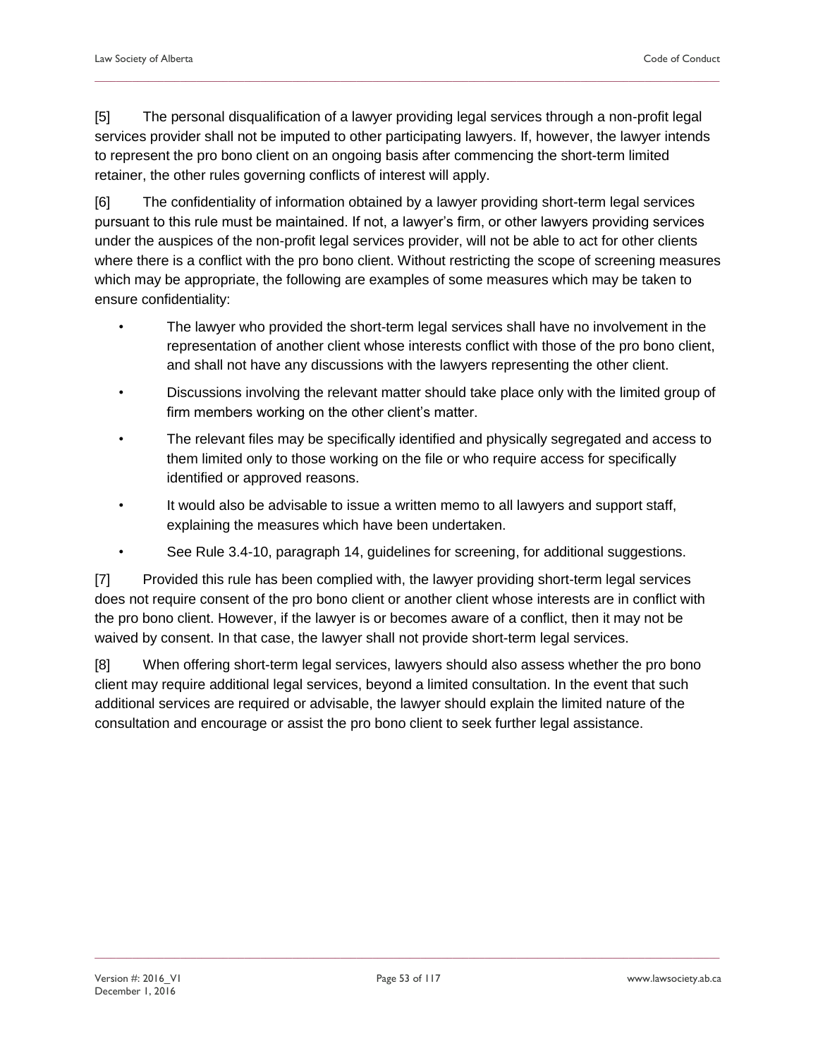[5] The personal disqualification of a lawyer providing legal services through a non-profit legal services provider shall not be imputed to other participating lawyers. If, however, the lawyer intends to represent the pro bono client on an ongoing basis after commencing the short-term limited retainer, the other rules governing conflicts of interest will apply.

[6] The confidentiality of information obtained by a lawyer providing short-term legal services pursuant to this rule must be maintained. If not, a lawyer's firm, or other lawyers providing services under the auspices of the non-profit legal services provider, will not be able to act for other clients where there is a conflict with the pro bono client. Without restricting the scope of screening measures which may be appropriate, the following are examples of some measures which may be taken to ensure confidentiality:

- The lawyer who provided the short-term legal services shall have no involvement in the representation of another client whose interests conflict with those of the pro bono client, and shall not have any discussions with the lawyers representing the other client.
- Discussions involving the relevant matter should take place only with the limited group of firm members working on the other client's matter.
- The relevant files may be specifically identified and physically segregated and access to them limited only to those working on the file or who require access for specifically identified or approved reasons.
- It would also be advisable to issue a written memo to all lawyers and support staff, explaining the measures which have been undertaken.
- See Rule 3.4-10, paragraph 14, guidelines for screening, for additional suggestions.

[7] Provided this rule has been complied with, the lawyer providing short-term legal services does not require consent of the pro bono client or another client whose interests are in conflict with the pro bono client. However, if the lawyer is or becomes aware of a conflict, then it may not be waived by consent. In that case, the lawyer shall not provide short-term legal services.

[8] When offering short-term legal services, lawyers should also assess whether the pro bono client may require additional legal services, beyond a limited consultation. In the event that such additional services are required or advisable, the lawyer should explain the limited nature of the consultation and encourage or assist the pro bono client to seek further legal assistance.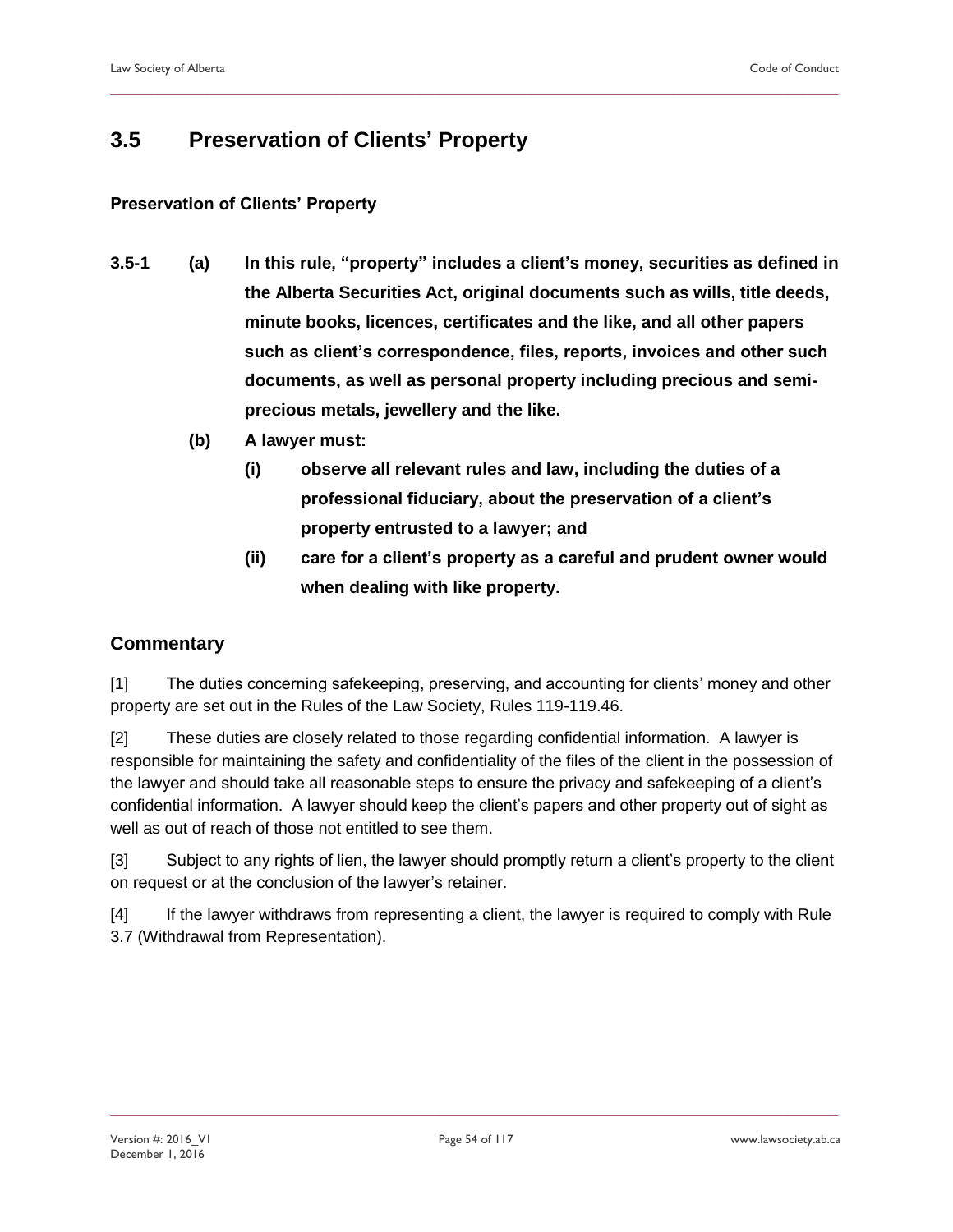## 3.5 Preservation of Clients' Property

### Preservation of Clients' Property

**3.5-1 (a) In this rule, "property" includes a client's money, securities as defined in the Alberta Securities Act, original documents such as wills, title deeds, minute books, licences, certificates and the like, and all other papers such as client's correspondence, files, reports, invoices and other such documents, as well as personal property including precious and semi-precious metals, jewellery and the like.**

**(b) A lawyer must:**

**(i) observe all relevant rules and law, including the duties of a professional fiduciary, about the preservation of a client's property entrusted to a lawyer; and**

**(ii) care for a client's property as a careful and prudent owner would when dealing with like property.**

### Commentary

[1] The duties concerning safekeeping, preserving, and accounting for clients' money and other property are set out in the Rules of the Law Society, Rules 119-119.46.

[2] These duties are closely related to those regarding confidential information. A lawyer is responsible for maintaining the safety and confidentiality of the files of the client in the possession of the lawyer and should take all reasonable steps to ensure the privacy and safekeeping of a client's confidential information. A lawyer should keep the client's papers and other property out of sight as well as out of reach of those not entitled to see them.

[3] Subject to any rights of lien, the lawyer should promptly return a client's property to the client on request or at the conclusion of the lawyer's retainer.

[4] If the lawyer withdraws from representing a client, the lawyer is required to comply with Rule 3.7 (Withdrawal from Representation).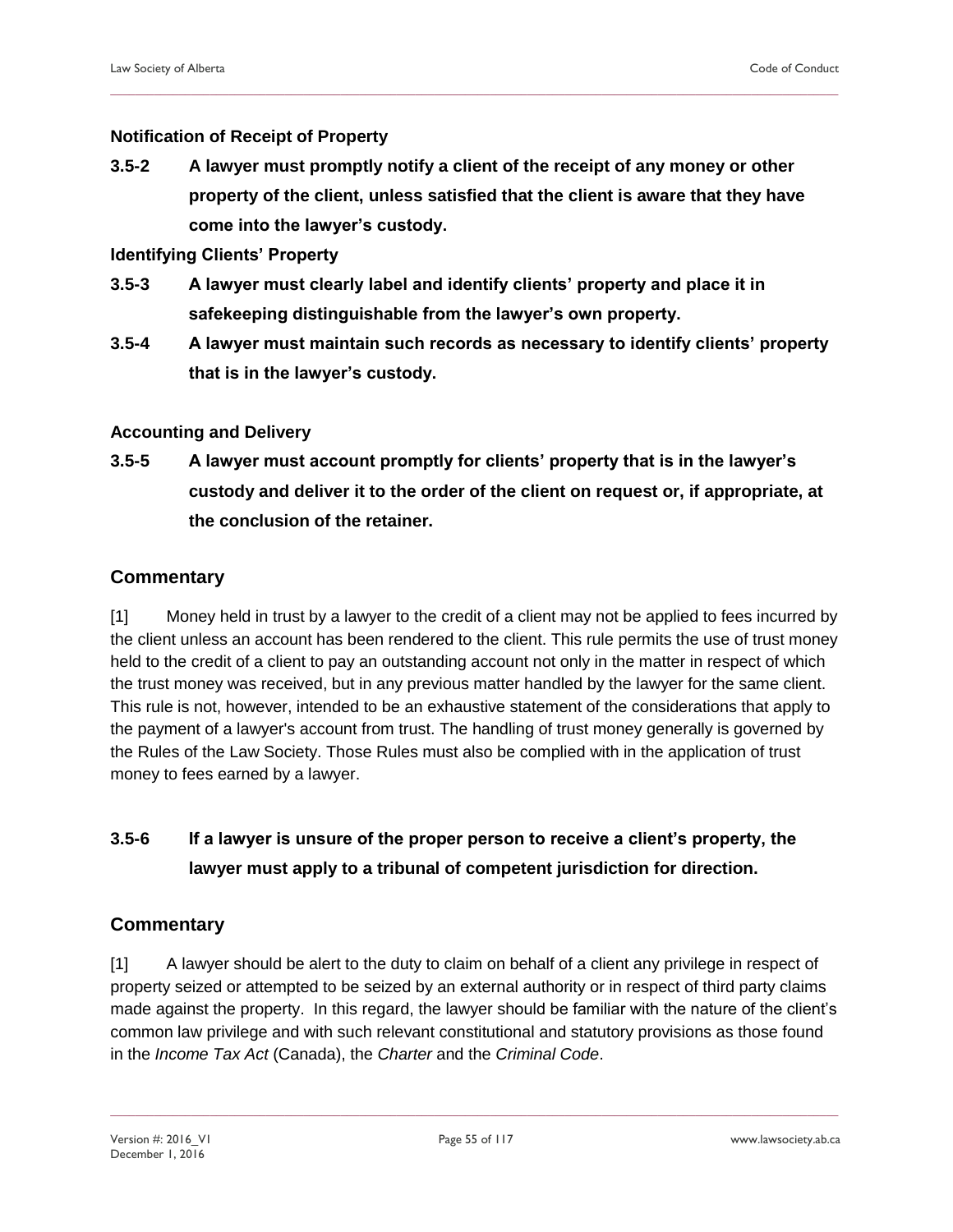### Notification of Receipt of Property

**3.5-2 A lawyer must promptly notify a client of the receipt of any money or other property of the client, unless satisfied that the client is aware that they have come into the lawyer's custody.**

### Identifying Clients' Property

**3.5-3 A lawyer must clearly label and identify clients' property and place it in safekeeping distinguishable from the lawyer's own property.**

**3.5-4 A lawyer must maintain such records as necessary to identify clients' property that is in the lawyer's custody.**

### Accounting and Delivery

**3.5-5 A lawyer must account promptly for clients' property that is in the lawyer's custody and deliver it to the order of the client on request or, if appropriate, at the conclusion of the retainer.**

## Commentary

[1] Money held in trust by a lawyer to the credit of a client may not be applied to fees incurred by the client unless an account has been rendered to the client. This rule permits the use of trust money held to the credit of a client to pay an outstanding account not only in the matter in respect of which the trust money was received, but in any previous matter handled by the lawyer for the same client. This rule is not, however, intended to be an exhaustive statement of the considerations that apply to the payment of a lawyer's account from trust. The handling of trust money generally is governed by the Rules of the Law Society. Those Rules must also be complied with in the application of trust money to fees earned by a lawyer.

**3.5-6 If a lawyer is unsure of the proper person to receive a client's property, the lawyer must apply to a tribunal of competent jurisdiction for direction.**

## Commentary

[1] A lawyer should be alert to the duty to claim on behalf of a client any privilege in respect of property seized or attempted to be seized by an external authority or in respect of third party claims made against the property. In this regard, the lawyer should be familiar with the nature of the client's common law privilege and with such relevant constitutional and statutory provisions as those found in the *Income Tax Act* (Canada), the *Charter* and the *Criminal Code*.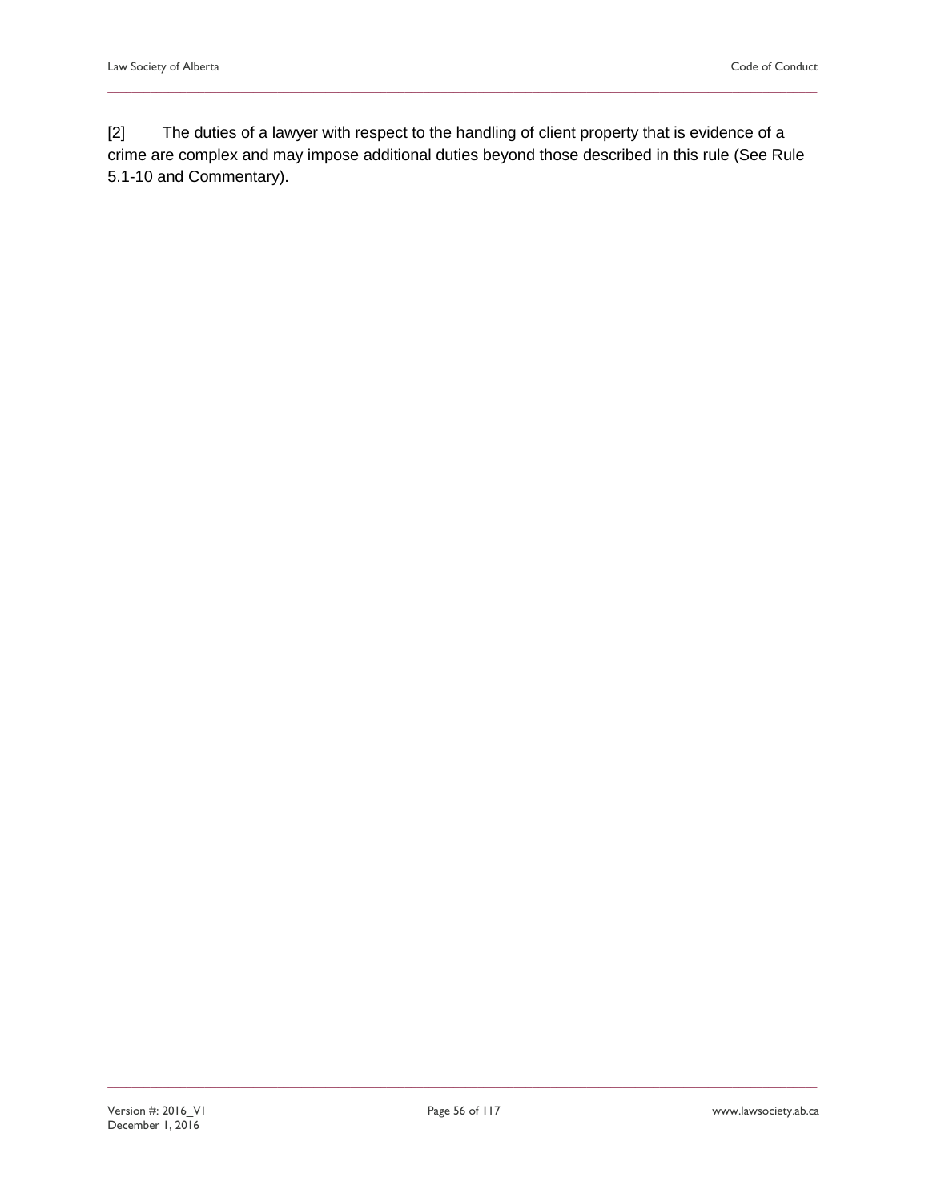[2] The duties of a lawyer with respect to the handling of client property that is evidence of a crime are complex and may impose additional duties beyond those described in this rule (See Rule 5.1-10 and Commentary).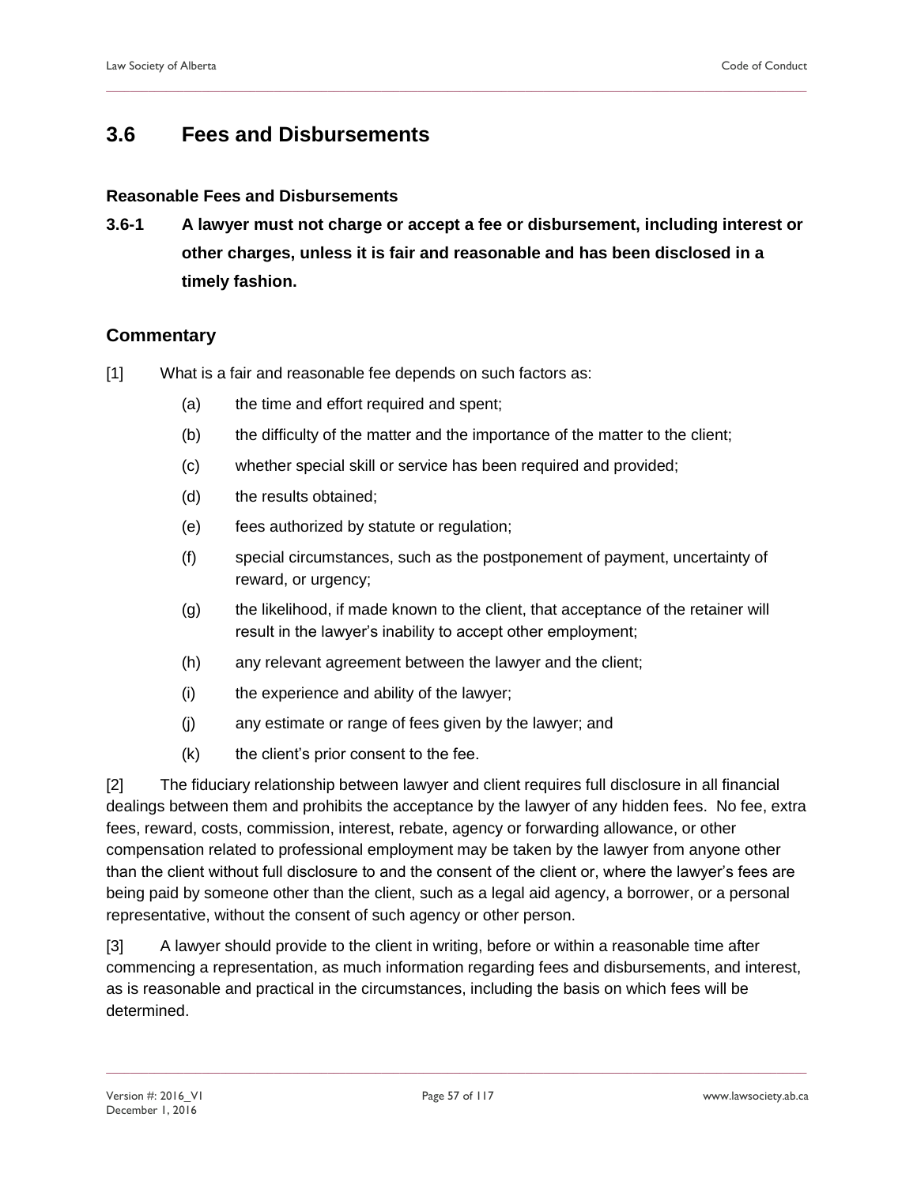## 3.6 Fees and Disbursements

### Reasonable Fees and Disbursements

**3.6-1 A lawyer must not charge or accept a fee or disbursement, including interest or other charges, unless it is fair and reasonable and has been disclosed in a timely fashion.**

### Commentary

[1] What is a fair and reasonable fee depends on such factors as:

(a) the time and effort required and spent;

(b) the difficulty of the matter and the importance of the matter to the client;

(c) whether special skill or service has been required and provided;

(d) the results obtained;

(e) fees authorized by statute or regulation;

(f) special circumstances, such as the postponement of payment, uncertainty of reward, or urgency;

(g) the likelihood, if made known to the client, that acceptance of the retainer will result in the lawyer's inability to accept other employment;

(h) any relevant agreement between the lawyer and the client;

(i) the experience and ability of the lawyer;

(j) any estimate or range of fees given by the lawyer; and

(k) the client's prior consent to the fee.

[2] The fiduciary relationship between lawyer and client requires full disclosure in all financial dealings between them and prohibits the acceptance by the lawyer of any hidden fees. No fee, extra fees, reward, costs, commission, interest, rebate, agency or forwarding allowance, or other compensation related to professional employment may be taken by the lawyer from anyone other than the client without full disclosure to and the consent of the client or, where the lawyer's fees are being paid by someone other than the client, such as a legal aid agency, a borrower, or a personal representative, without the consent of such agency or other person.

[3] A lawyer should provide to the client in writing, before or within a reasonable time after commencing a representation, as much information regarding fees and disbursements, and interest, as is reasonable and practical in the circumstances, including the basis on which fees will be determined.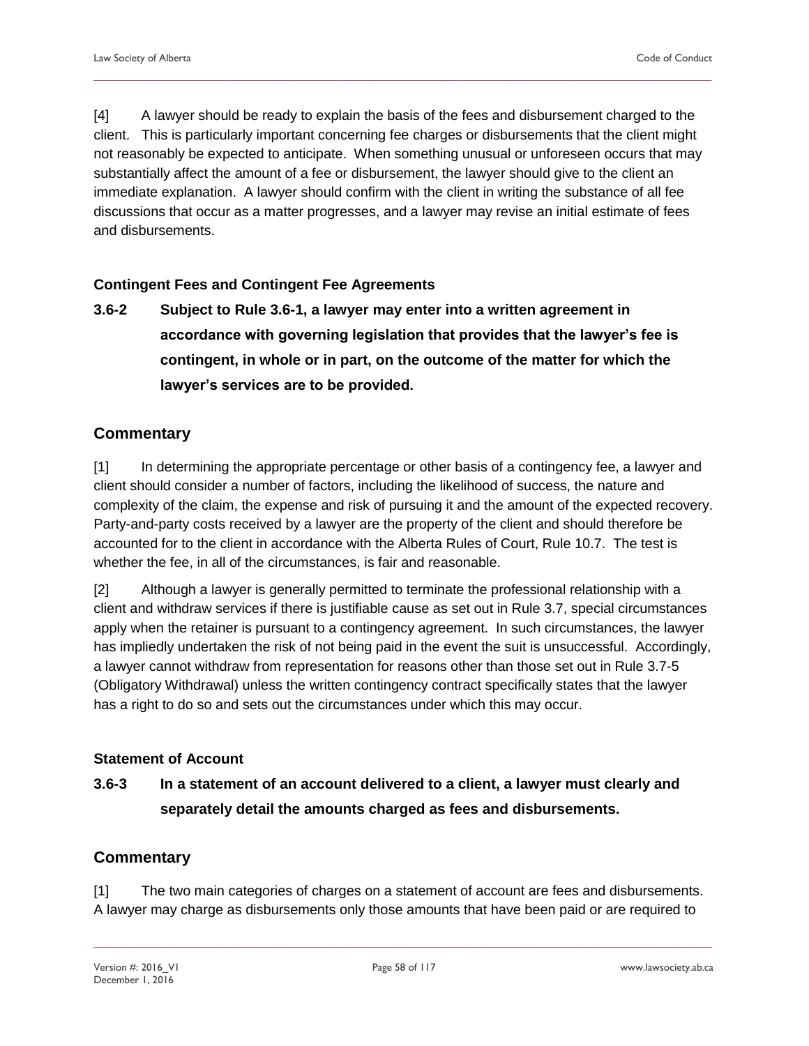[4] A lawyer should be ready to explain the basis of the fees and disbursement charged to the client. This is particularly important concerning fee charges or disbursements that the client might not reasonably be expected to anticipate. When something unusual or unforeseen occurs that may substantially affect the amount of a fee or disbursement, the lawyer should give to the client an immediate explanation. A lawyer should confirm with the client in writing the substance of all fee discussions that occur as a matter progresses, and a lawyer may revise an initial estimate of fees and disbursements.

#### Contingent Fees and Contingent Fee Agreements

**3.6-2 Subject to Rule 3.6-1, a lawyer may enter into a written agreement in accordance with governing legislation that provides that the lawyer's fee is contingent, in whole or in part, on the outcome of the matter for which the lawyer's services are to be provided.**

### Commentary

[1] In determining the appropriate percentage or other basis of a contingency fee, a lawyer and client should consider a number of factors, including the likelihood of success, the nature and complexity of the claim, the expense and risk of pursuing it and the amount of the expected recovery. Party-and-party costs received by a lawyer are the property of the client and should therefore be accounted for to the client in accordance with the Alberta Rules of Court, Rule 10.7. The test is whether the fee, in all of the circumstances, is fair and reasonable.

[2] Although a lawyer is generally permitted to terminate the professional relationship with a client and withdraw services if there is justifiable cause as set out in Rule 3.7, special circumstances apply when the retainer is pursuant to a contingency agreement. In such circumstances, the lawyer has impliedly undertaken the risk of not being paid in the event the suit is unsuccessful. Accordingly, a lawyer cannot withdraw from representation for reasons other than those set out in Rule 3.7-5 (Obligatory Withdrawal) unless the written contingency contract specifically states that the lawyer has a right to do so and sets out the circumstances under which this may occur.

#### Statement of Account

**3.6-3 In a statement of an account delivered to a client, a lawyer must clearly and separately detail the amounts charged as fees and disbursements.**

### Commentary

[1] The two main categories of charges on a statement of account are fees and disbursements. A lawyer may charge as disbursements only those amounts that have been paid or are required to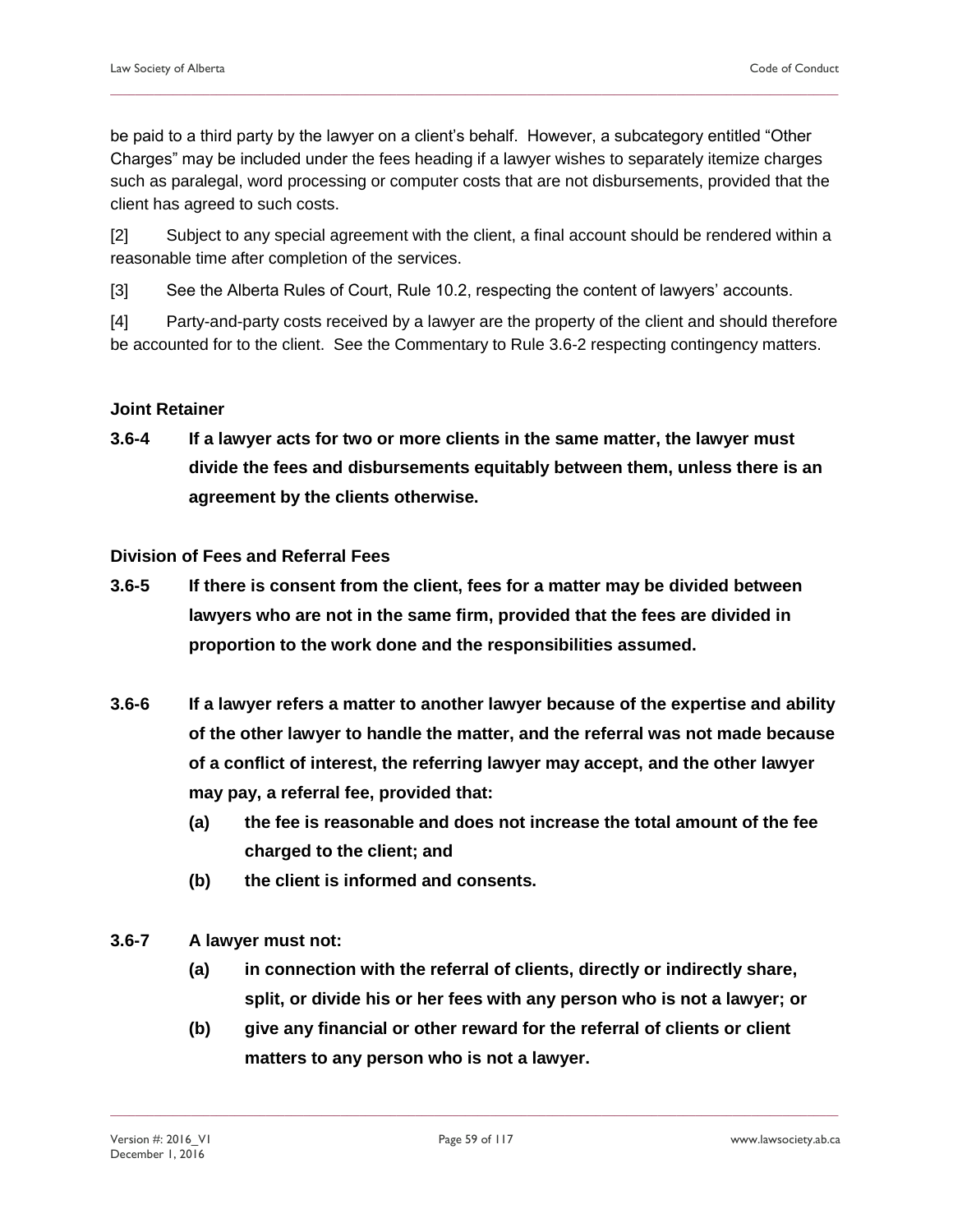be paid to a third party by the lawyer on a client's behalf. However, a subcategory entitled "Other Charges" may be included under the fees heading if a lawyer wishes to separately itemize charges such as paralegal, word processing or computer costs that are not disbursements, provided that the client has agreed to such costs.

[2] Subject to any special agreement with the client, a final account should be rendered within a reasonable time after completion of the services.

[3] See the Alberta Rules of Court, Rule 10.2, respecting the content of lawyers' accounts.

[4] Party-and-party costs received by a lawyer are the property of the client and should therefore be accounted for to the client. See the Commentary to Rule 3.6-2 respecting contingency matters.

### Joint Retainer

**3.6-4 If a lawyer acts for two or more clients in the same matter, the lawyer must divide the fees and disbursements equitably between them, unless there is an agreement by the clients otherwise.**

### Division of Fees and Referral Fees

**3.6-5 If there is consent from the client, fees for a matter may be divided between lawyers who are not in the same firm, provided that the fees are divided in proportion to the work done and the responsibilities assumed.**

**3.6-6 If a lawyer refers a matter to another lawyer because of the expertise and ability of the other lawyer to handle the matter, and the referral was not made because of a conflict of interest, the referring lawyer may accept, and the other lawyer may pay, a referral fee, provided that:**

**(a) the fee is reasonable and does not increase the total amount of the fee charged to the client; and**

**(b) the client is informed and consents.**

**3.6-7 A lawyer must not:**

**(a) in connection with the referral of clients, directly or indirectly share, split, or divide his or her fees with any person who is not a lawyer; or**

**(b) give any financial or other reward for the referral of clients or client matters to any person who is not a lawyer.**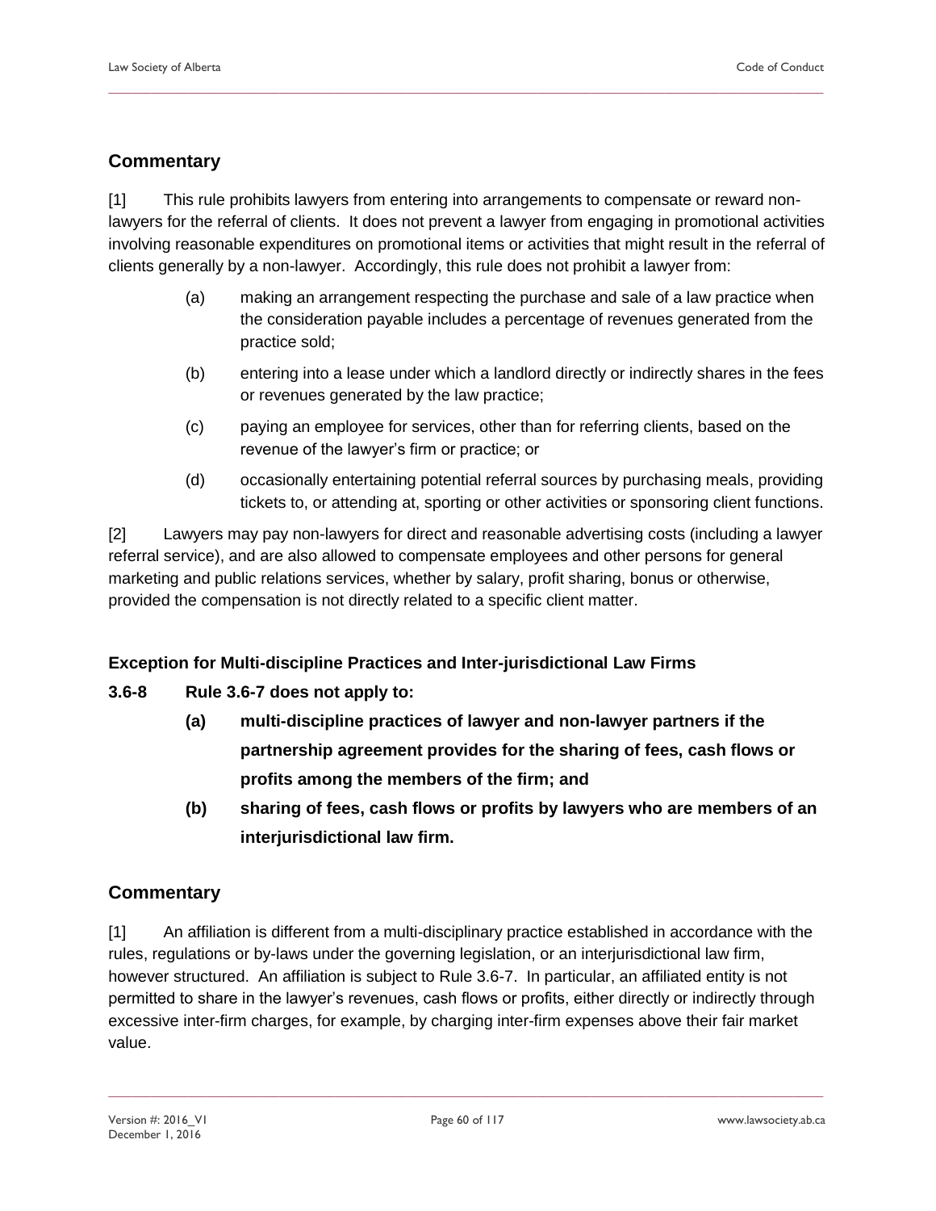## Commentary

[1] This rule prohibits lawyers from entering into arrangements to compensate or reward non-lawyers for the referral of clients. It does not prevent a lawyer from engaging in promotional activities involving reasonable expenditures on promotional items or activities that might result in the referral of clients generally by a non-lawyer. Accordingly, this rule does not prohibit a lawyer from:

(a) making an arrangement respecting the purchase and sale of a law practice when the consideration payable includes a percentage of revenues generated from the practice sold;

(b) entering into a lease under which a landlord directly or indirectly shares in the fees or revenues generated by the law practice;

(c) paying an employee for services, other than for referring clients, based on the revenue of the lawyer's firm or practice; or

(d) occasionally entertaining potential referral sources by purchasing meals, providing tickets to, or attending at, sporting or other activities or sponsoring client functions.

[2] Lawyers may pay non-lawyers for direct and reasonable advertising costs (including a lawyer referral service), and are also allowed to compensate employees and other persons for general marketing and public relations services, whether by salary, profit sharing, bonus or otherwise, provided the compensation is not directly related to a specific client matter.

### Exception for Multi-discipline Practices and Inter-jurisdictional Law Firms

**3.6-8 Rule 3.6-7 does not apply to:**

**(a) multi-discipline practices of lawyer and non-lawyer partners if the partnership agreement provides for the sharing of fees, cash flows or profits among the members of the firm; and**

**(b) sharing of fees, cash flows or profits by lawyers who are members of an interjurisdictional law firm.**

## Commentary

[1] An affiliation is different from a multi-disciplinary practice established in accordance with the rules, regulations or by-laws under the governing legislation, or an interjurisdictional law firm, however structured. An affiliation is subject to Rule 3.6-7. In particular, an affiliated entity is not permitted to share in the lawyer's revenues, cash flows or profits, either directly or indirectly through excessive inter-firm charges, for example, by charging inter-firm expenses above their fair market value.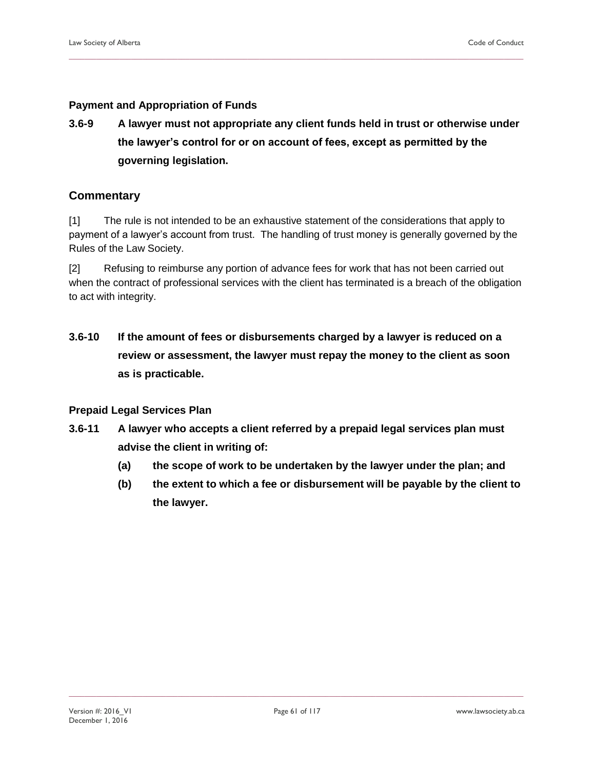### Payment and Appropriation of Funds

**3.6-9 A lawyer must not appropriate any client funds held in trust or otherwise under the lawyer's control for or on account of fees, except as permitted by the governing legislation.**

## Commentary

[1] The rule is not intended to be an exhaustive statement of the considerations that apply to payment of a lawyer's account from trust. The handling of trust money is generally governed by the Rules of the Law Society.

[2] Refusing to reimburse any portion of advance fees for work that has not been carried out when the contract of professional services with the client has terminated is a breach of the obligation to act with integrity.

**3.6-10 If the amount of fees or disbursements charged by a lawyer is reduced on a review or assessment, the lawyer must repay the money to the client as soon as is practicable.**

### Prepaid Legal Services Plan

**3.6-11 A lawyer who accepts a client referred by a prepaid legal services plan must advise the client in writing of:**

**(a) the scope of work to be undertaken by the lawyer under the plan; and**

**(b) the extent to which a fee or disbursement will be payable by the client to the lawyer.**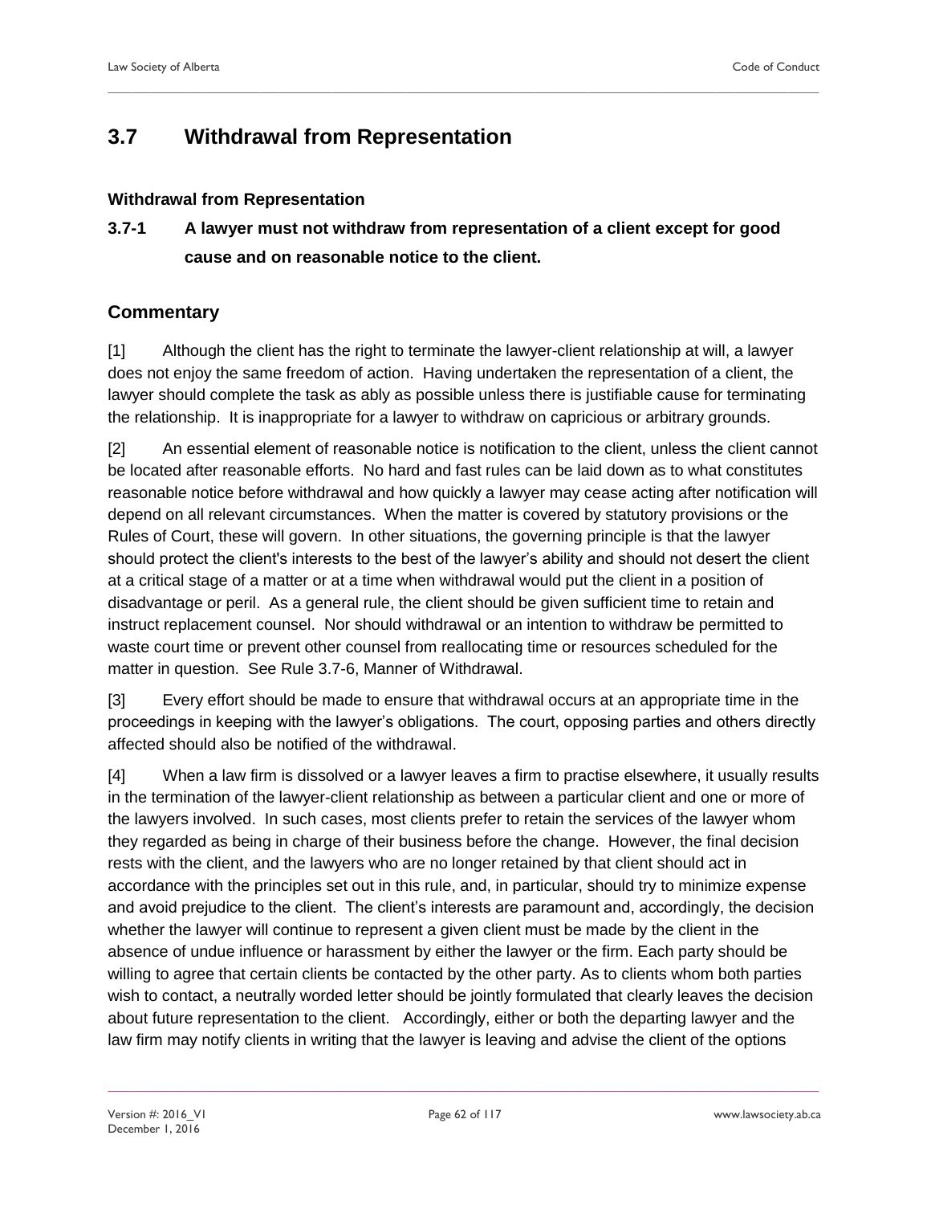## 3.7 Withdrawal from Representation

### Withdrawal from Representation

**3.7-1 A lawyer must not withdraw from representation of a client except for good cause and on reasonable notice to the client.**

### Commentary

[1] Although the client has the right to terminate the lawyer-client relationship at will, a lawyer does not enjoy the same freedom of action. Having undertaken the representation of a client, the lawyer should complete the task as ably as possible unless there is justifiable cause for terminating the relationship. It is inappropriate for a lawyer to withdraw on capricious or arbitrary grounds.

[2] An essential element of reasonable notice is notification to the client, unless the client cannot be located after reasonable efforts. No hard and fast rules can be laid down as to what constitutes reasonable notice before withdrawal and how quickly a lawyer may cease acting after notification will depend on all relevant circumstances. When the matter is covered by statutory provisions or the Rules of Court, these will govern. In other situations, the governing principle is that the lawyer should protect the client's interests to the best of the lawyer's ability and should not desert the client at a critical stage of a matter or at a time when withdrawal would put the client in a position of disadvantage or peril. As a general rule, the client should be given sufficient time to retain and instruct replacement counsel. Nor should withdrawal or an intention to withdraw be permitted to waste court time or prevent other counsel from reallocating time or resources scheduled for the matter in question. See Rule 3.7-6, Manner of Withdrawal.

[3] Every effort should be made to ensure that withdrawal occurs at an appropriate time in the proceedings in keeping with the lawyer's obligations. The court, opposing parties and others directly affected should also be notified of the withdrawal.

[4] When a law firm is dissolved or a lawyer leaves a firm to practise elsewhere, it usually results in the termination of the lawyer-client relationship as between a particular client and one or more of the lawyers involved. In such cases, most clients prefer to retain the services of the lawyer whom they regarded as being in charge of their business before the change. However, the final decision rests with the client, and the lawyers who are no longer retained by that client should act in accordance with the principles set out in this rule, and, in particular, should try to minimize expense and avoid prejudice to the client. The client's interests are paramount and, accordingly, the decision whether the lawyer will continue to represent a given client must be made by the client in the absence of undue influence or harassment by either the lawyer or the firm. Each party should be willing to agree that certain clients be contacted by the other party. As to clients whom both parties wish to contact, a neutrally worded letter should be jointly formulated that clearly leaves the decision about future representation to the client. Accordingly, either or both the departing lawyer and the law firm may notify clients in writing that the lawyer is leaving and advise the client of the options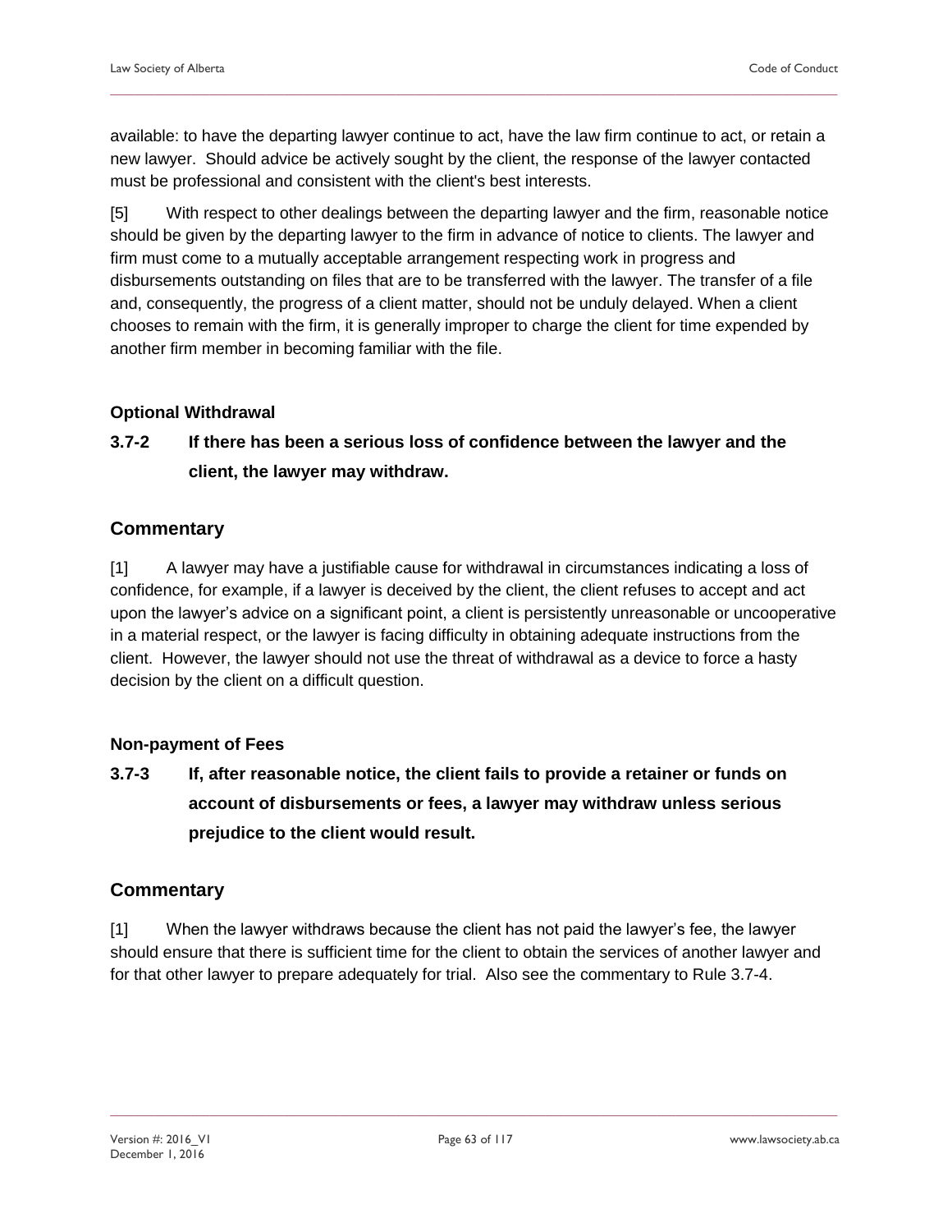available: to have the departing lawyer continue to act, have the law firm continue to act, or retain a new lawyer. Should advice be actively sought by the client, the response of the lawyer contacted must be professional and consistent with the client's best interests.

[5] With respect to other dealings between the departing lawyer and the firm, reasonable notice should be given by the departing lawyer to the firm in advance of notice to clients. The lawyer and firm must come to a mutually acceptable arrangement respecting work in progress and disbursements outstanding on files that are to be transferred with the lawyer. The transfer of a file and, consequently, the progress of a client matter, should not be unduly delayed. When a client chooses to remain with the firm, it is generally improper to charge the client for time expended by another firm member in becoming familiar with the file.

#### Optional Withdrawal

### 3.7-2 If there has been a serious loss of confidence between the lawyer and the client, the lawyer may withdraw.

## Commentary

[1] A lawyer may have a justifiable cause for withdrawal in circumstances indicating a loss of confidence, for example, if a lawyer is deceived by the client, the client refuses to accept and act upon the lawyer's advice on a significant point, a client is persistently unreasonable or uncooperative in a material respect, or the lawyer is facing difficulty in obtaining adequate instructions from the client. However, the lawyer should not use the threat of withdrawal as a device to force a hasty decision by the client on a difficult question.

#### Non-payment of Fees

### 3.7-3 If, after reasonable notice, the client fails to provide a retainer or funds on account of disbursements or fees, a lawyer may withdraw unless serious prejudice to the client would result.

## Commentary

[1] When the lawyer withdraws because the client has not paid the lawyer's fee, the lawyer should ensure that there is sufficient time for the client to obtain the services of another lawyer and for that other lawyer to prepare adequately for trial. Also see the commentary to Rule 3.7-4.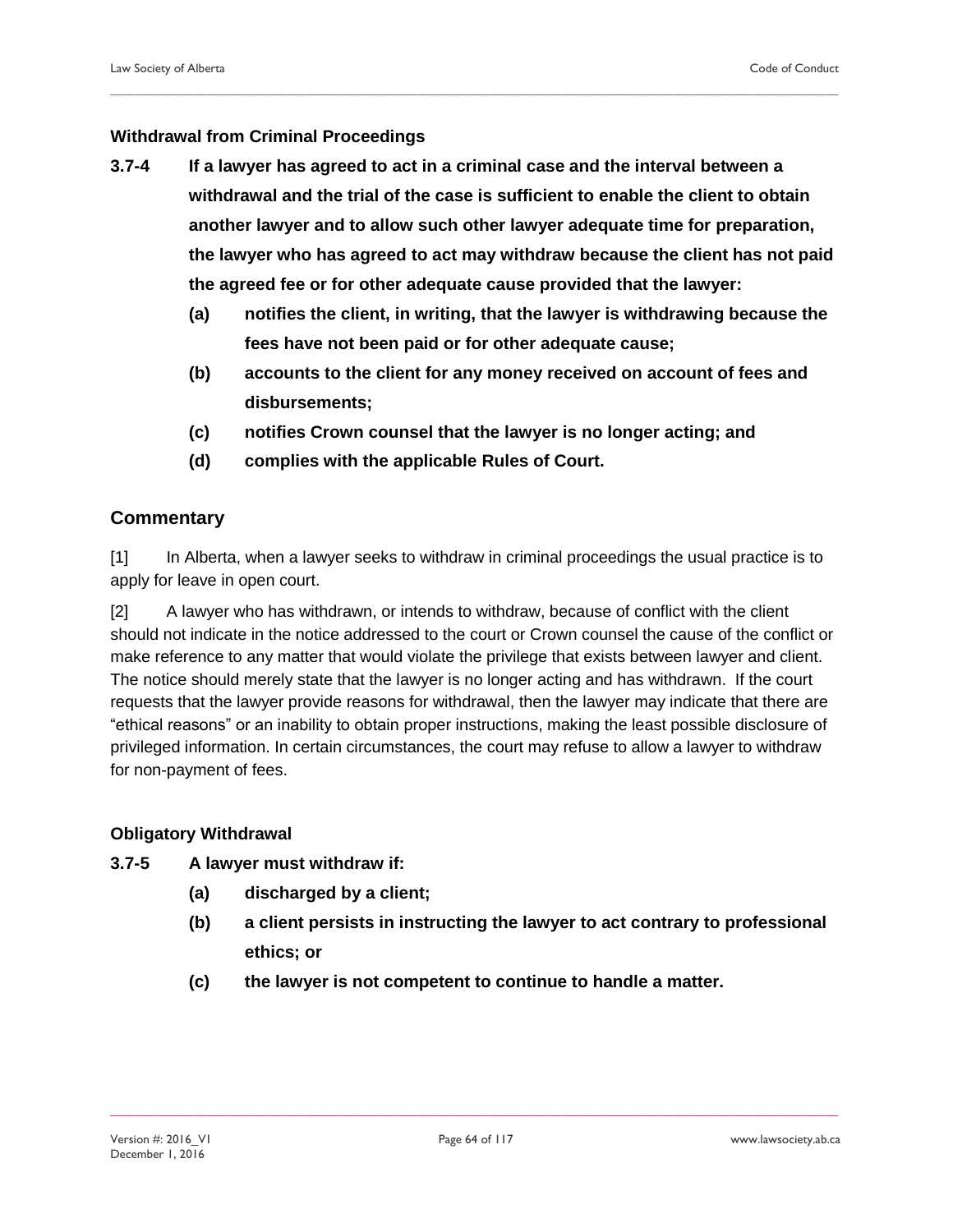**Withdrawal from Criminal Proceedings**

**3.7-4 If a lawyer has agreed to act in a criminal case and the interval between a withdrawal and the trial of the case is sufficient to enable the client to obtain another lawyer and to allow such other lawyer adequate time for preparation, the lawyer who has agreed to act may withdraw because the client has not paid the agreed fee or for other adequate cause provided that the lawyer:**

- **(a) notifies the client, in writing, that the lawyer is withdrawing because the fees have not been paid or for other adequate cause;**
- **(b) accounts to the client for any money received on account of fees and disbursements;**
- **(c) notifies Crown counsel that the lawyer is no longer acting; and**
- **(d) complies with the applicable Rules of Court.**

## Commentary

[1] In Alberta, when a lawyer seeks to withdraw in criminal proceedings the usual practice is to apply for leave in open court.

[2] A lawyer who has withdrawn, or intends to withdraw, because of conflict with the client should not indicate in the notice addressed to the court or Crown counsel the cause of the conflict or make reference to any matter that would violate the privilege that exists between lawyer and client. The notice should merely state that the lawyer is no longer acting and has withdrawn. If the court requests that the lawyer provide reasons for withdrawal, then the lawyer may indicate that there are "ethical reasons" or an inability to obtain proper instructions, making the least possible disclosure of privileged information. In certain circumstances, the court may refuse to allow a lawyer to withdraw for non-payment of fees.

**Obligatory Withdrawal**

**3.7-5 A lawyer must withdraw if:**

- **(a) discharged by a client;**
- **(b) a client persists in instructing the lawyer to act contrary to professional ethics; or**
- **(c) the lawyer is not competent to continue to handle a matter.**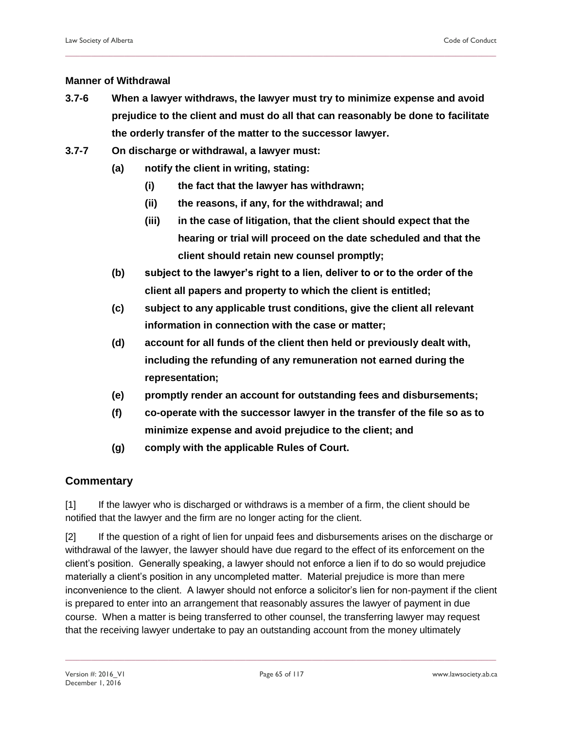### Manner of Withdrawal

**3.7-6 When a lawyer withdraws, the lawyer must try to minimize expense and avoid prejudice to the client and must do all that can reasonably be done to facilitate the orderly transfer of the matter to the successor lawyer.**

**3.7-7 On discharge or withdrawal, a lawyer must:**

- **(a) notify the client in writing, stating:**
  - **(i) the fact that the lawyer has withdrawn;**
  - **(ii) the reasons, if any, for the withdrawal; and**
  - **(iii) in the case of litigation, that the client should expect that the hearing or trial will proceed on the date scheduled and that the client should retain new counsel promptly;**
- **(b) subject to the lawyer's right to a lien, deliver to or to the order of the client all papers and property to which the client is entitled;**
- **(c) subject to any applicable trust conditions, give the client all relevant information in connection with the case or matter;**
- **(d) account for all funds of the client then held or previously dealt with, including the refunding of any remuneration not earned during the representation;**
- **(e) promptly render an account for outstanding fees and disbursements;**
- **(f) co-operate with the successor lawyer in the transfer of the file so as to minimize expense and avoid prejudice to the client; and**
- **(g) comply with the applicable Rules of Court.**

## Commentary

[1] If the lawyer who is discharged or withdraws is a member of a firm, the client should be notified that the lawyer and the firm are no longer acting for the client.

[2] If the question of a right of lien for unpaid fees and disbursements arises on the discharge or withdrawal of the lawyer, the lawyer should have due regard to the effect of its enforcement on the client's position. Generally speaking, a lawyer should not enforce a lien if to do so would prejudice materially a client's position in any uncompleted matter. Material prejudice is more than mere inconvenience to the client. A lawyer should not enforce a solicitor's lien for non-payment if the client is prepared to enter into an arrangement that reasonably assures the lawyer of payment in due course. When a matter is being transferred to other counsel, the transferring lawyer may request that the receiving lawyer undertake to pay an outstanding account from the money ultimately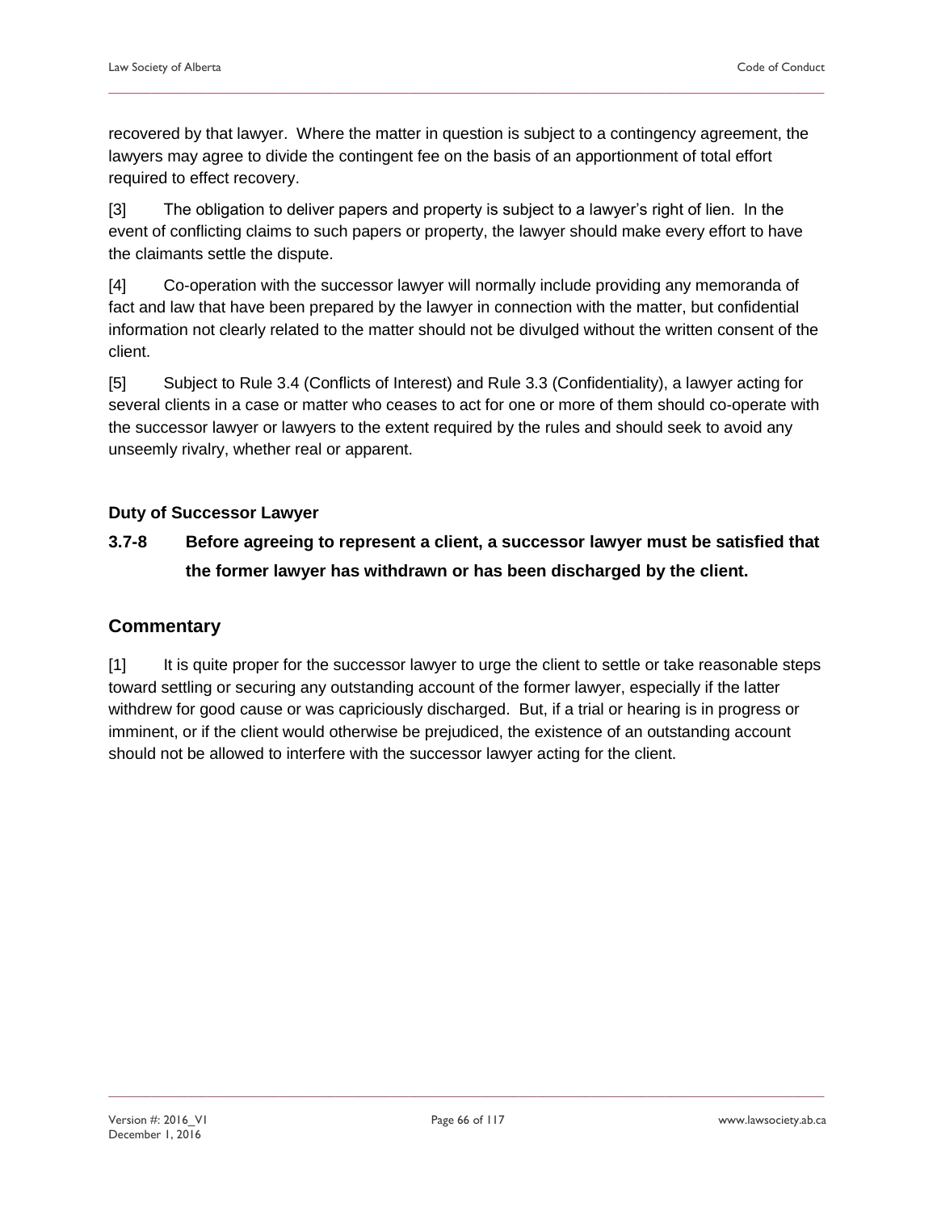recovered by that lawyer. Where the matter in question is subject to a contingency agreement, the lawyers may agree to divide the contingent fee on the basis of an apportionment of total effort required to effect recovery.

[3] The obligation to deliver papers and property is subject to a lawyer's right of lien. In the event of conflicting claims to such papers or property, the lawyer should make every effort to have the claimants settle the dispute.

[4] Co-operation with the successor lawyer will normally include providing any memoranda of fact and law that have been prepared by the lawyer in connection with the matter, but confidential information not clearly related to the matter should not be divulged without the written consent of the client.

[5] Subject to Rule 3.4 (Conflicts of Interest) and Rule 3.3 (Confidentiality), a lawyer acting for several clients in a case or matter who ceases to act for one or more of them should co-operate with the successor lawyer or lawyers to the extent required by the rules and should seek to avoid any unseemly rivalry, whether real or apparent.

#### Duty of Successor Lawyer

### 3.7-8 Before agreeing to represent a client, a successor lawyer must be satisfied that the former lawyer has withdrawn or has been discharged by the client.

## Commentary

[1] It is quite proper for the successor lawyer to urge the client to settle or take reasonable steps toward settling or securing any outstanding account of the former lawyer, especially if the latter withdrew for good cause or was capriciously discharged. But, if a trial or hearing is in progress or imminent, or if the client would otherwise be prejudiced, the existence of an outstanding account should not be allowed to interfere with the successor lawyer acting for the client.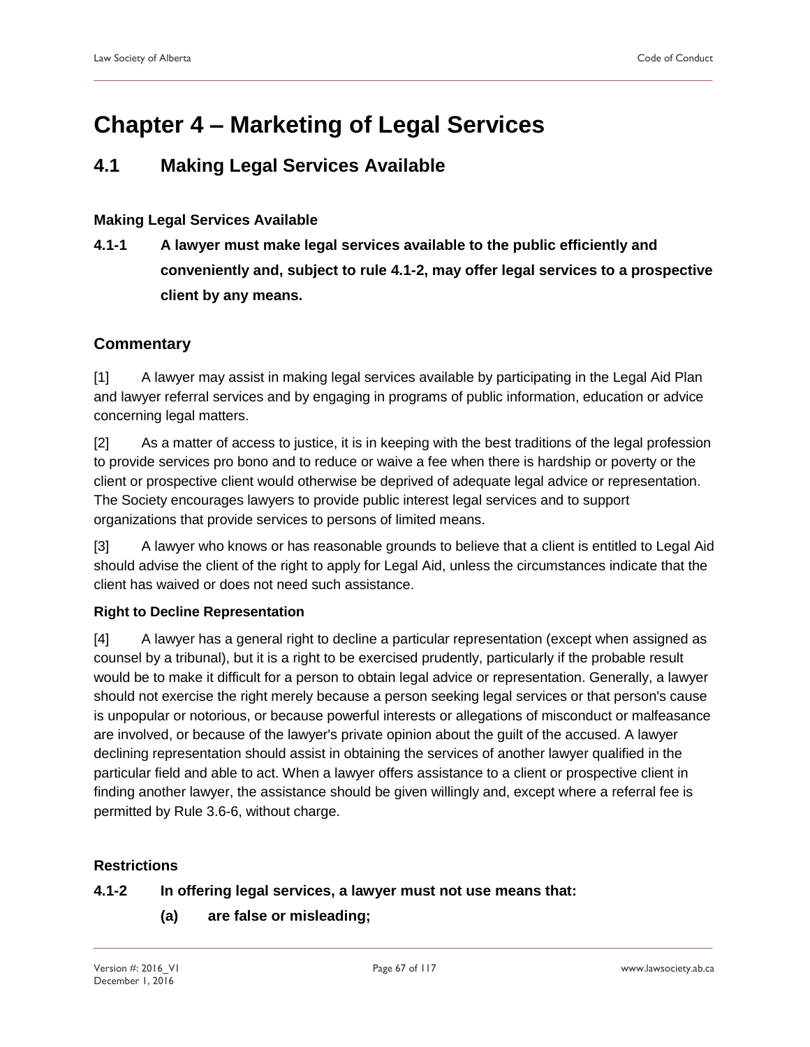# Chapter 4 – Marketing of Legal Services

## 4.1 Making Legal Services Available

#### Making Legal Services Available

**4.1-1 A lawyer must make legal services available to the public efficiently and conveniently and, subject to rule 4.1-2, may offer legal services to a prospective client by any means.**

### Commentary

[1] A lawyer may assist in making legal services available by participating in the Legal Aid Plan and lawyer referral services and by engaging in programs of public information, education or advice concerning legal matters.

[2] As a matter of access to justice, it is in keeping with the best traditions of the legal profession to provide services pro bono and to reduce or waive a fee when there is hardship or poverty or the client or prospective client would otherwise be deprived of adequate legal advice or representation. The Society encourages lawyers to provide public interest legal services and to support organizations that provide services to persons of limited means.

[3] A lawyer who knows or has reasonable grounds to believe that a client is entitled to Legal Aid should advise the client of the right to apply for Legal Aid, unless the circumstances indicate that the client has waived or does not need such assistance.

#### Right to Decline Representation

[4] A lawyer has a general right to decline a particular representation (except when assigned as counsel by a tribunal), but it is a right to be exercised prudently, particularly if the probable result would be to make it difficult for a person to obtain legal advice or representation. Generally, a lawyer should not exercise the right merely because a person seeking legal services or that person's cause is unpopular or notorious, or because powerful interests or allegations of misconduct or malfeasance are involved, or because of the lawyer's private opinion about the guilt of the accused. A lawyer declining representation should assist in obtaining the services of another lawyer qualified in the particular field and able to act. When a lawyer offers assistance to a client or prospective client in finding another lawyer, the assistance should be given willingly and, except where a referral fee is permitted by Rule 3.6-6, without charge.

#### Restrictions

**4.1-2 In offering legal services, a lawyer must not use means that:**

**(a) are false or misleading;**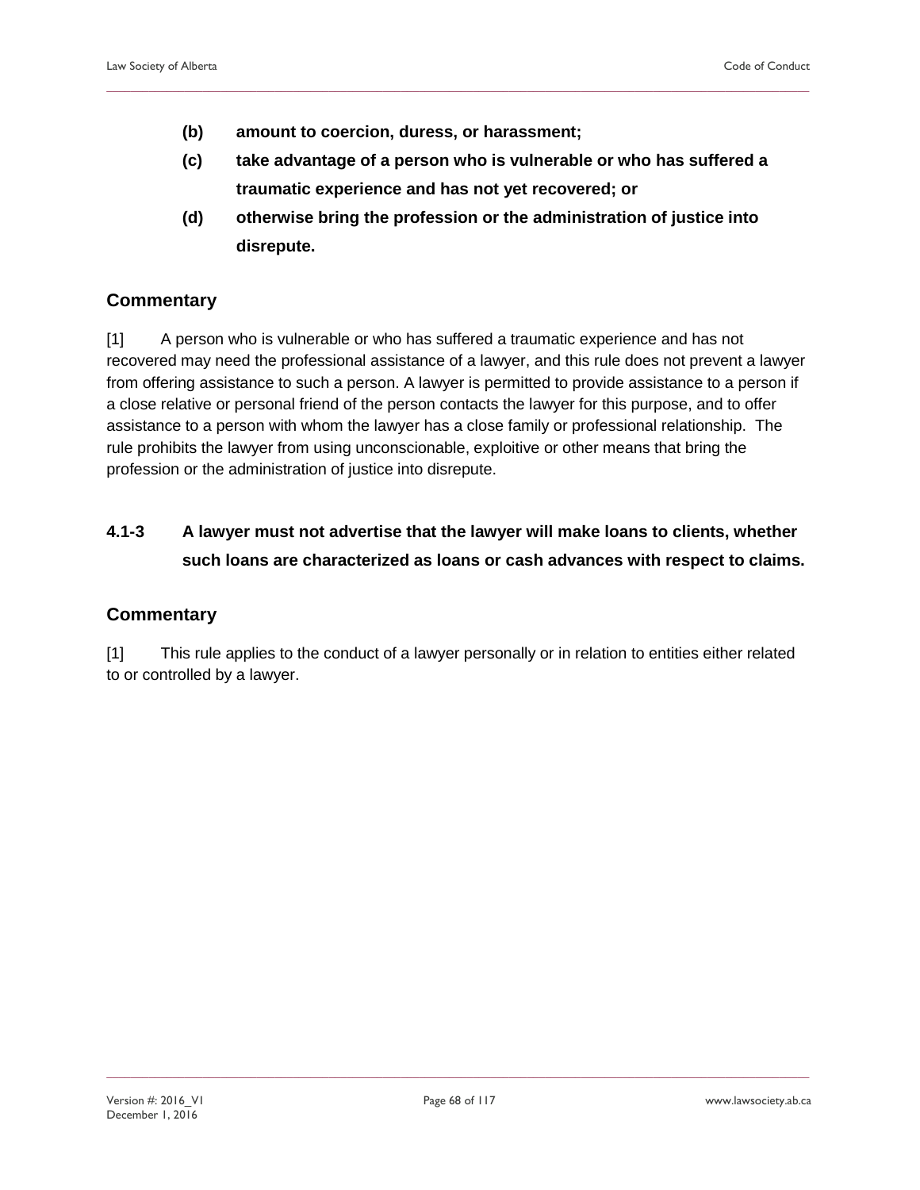**(b) amount to coercion, duress, or harassment;**

**(c) take advantage of a person who is vulnerable or who has suffered a traumatic experience and has not yet recovered; or**

**(d) otherwise bring the profession or the administration of justice into disrepute.**

## Commentary

[1] A person who is vulnerable or who has suffered a traumatic experience and has not recovered may need the professional assistance of a lawyer, and this rule does not prevent a lawyer from offering assistance to such a person. A lawyer is permitted to provide assistance to a person if a close relative or personal friend of the person contacts the lawyer for this purpose, and to offer assistance to a person with whom the lawyer has a close family or professional relationship. The rule prohibits the lawyer from using unconscionable, exploitive or other means that bring the profession or the administration of justice into disrepute.

**4.1-3 A lawyer must not advertise that the lawyer will make loans to clients, whether such loans are characterized as loans or cash advances with respect to claims.**

## Commentary

[1] This rule applies to the conduct of a lawyer personally or in relation to entities either related to or controlled by a lawyer.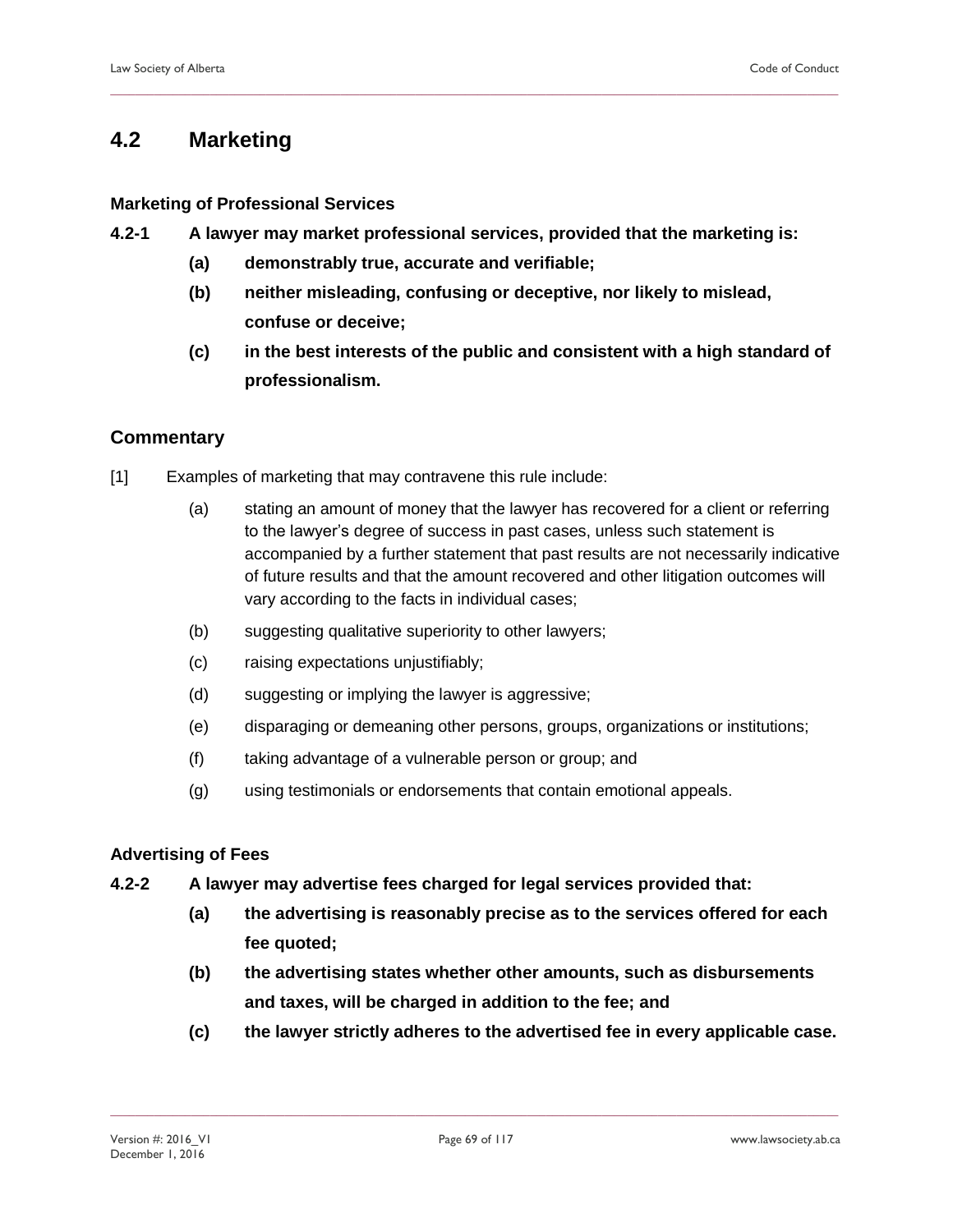## 4.2 Marketing

### Marketing of Professional Services

**4.2-1 A lawyer may market professional services, provided that the marketing is:**

- **(a) demonstrably true, accurate and verifiable;**
- **(b) neither misleading, confusing or deceptive, nor likely to mislead, confuse or deceive;**
- **(c) in the best interests of the public and consistent with a high standard of professionalism.**

### Commentary

[1] Examples of marketing that may contravene this rule include:

- (a) stating an amount of money that the lawyer has recovered for a client or referring to the lawyer's degree of success in past cases, unless such statement is accompanied by a further statement that past results are not necessarily indicative of future results and that the amount recovered and other litigation outcomes will vary according to the facts in individual cases;
- (b) suggesting qualitative superiority to other lawyers;
- (c) raising expectations unjustifiably;
- (d) suggesting or implying the lawyer is aggressive;
- (e) disparaging or demeaning other persons, groups, organizations or institutions;
- (f) taking advantage of a vulnerable person or group; and
- (g) using testimonials or endorsements that contain emotional appeals.

### Advertising of Fees

**4.2-2 A lawyer may advertise fees charged for legal services provided that:**

- **(a) the advertising is reasonably precise as to the services offered for each fee quoted;**
- **(b) the advertising states whether other amounts, such as disbursements and taxes, will be charged in addition to the fee; and**
- **(c) the lawyer strictly adheres to the advertised fee in every applicable case.**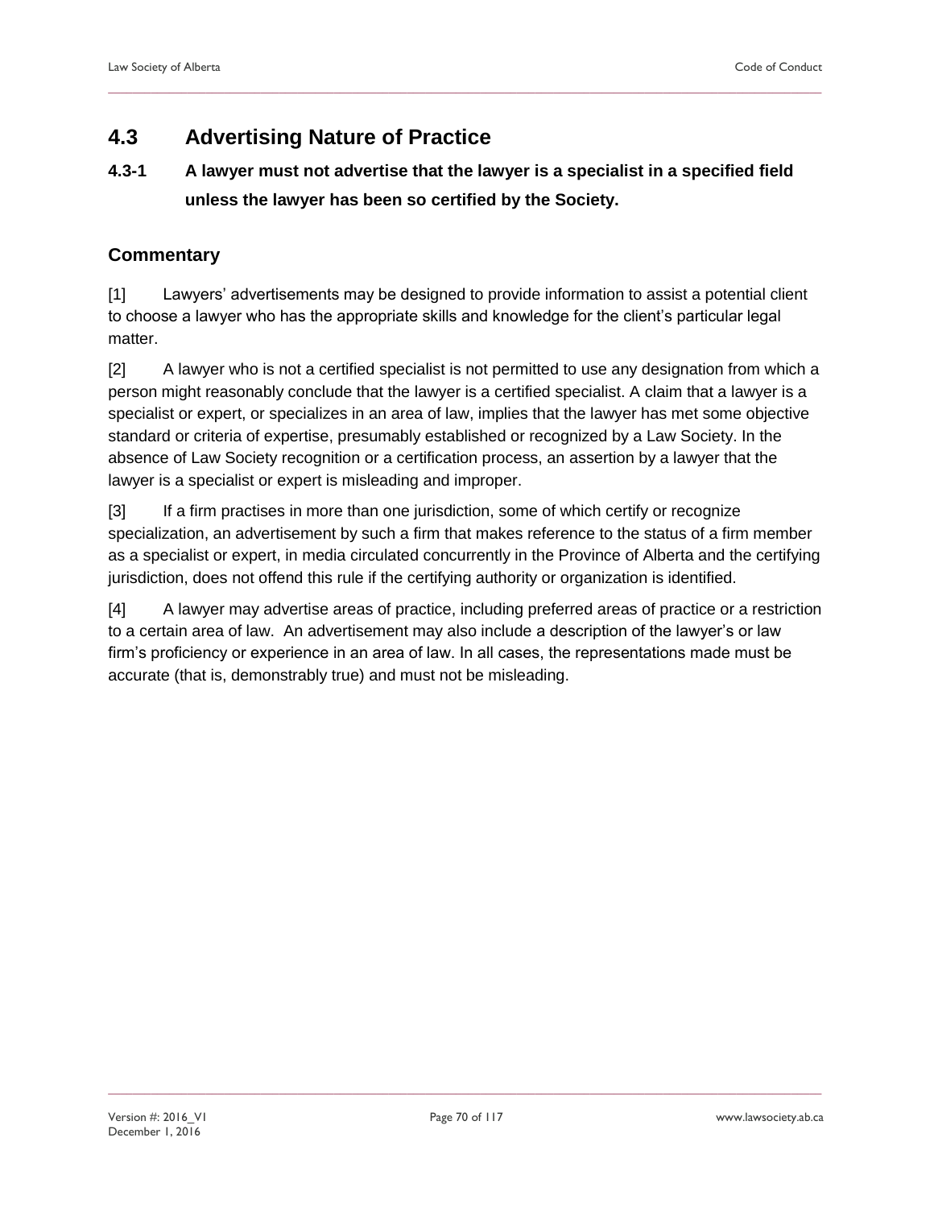## 4.3 Advertising Nature of Practice

### 4.3-1 A lawyer must not advertise that the lawyer is a specialist in a specified field unless the lawyer has been so certified by the Society.

### Commentary

[1] Lawyers' advertisements may be designed to provide information to assist a potential client to choose a lawyer who has the appropriate skills and knowledge for the client's particular legal matter.

[2] A lawyer who is not a certified specialist is not permitted to use any designation from which a person might reasonably conclude that the lawyer is a certified specialist. A claim that a lawyer is a specialist or expert, or specializes in an area of law, implies that the lawyer has met some objective standard or criteria of expertise, presumably established or recognized by a Law Society. In the absence of Law Society recognition or a certification process, an assertion by a lawyer that the lawyer is a specialist or expert is misleading and improper.

[3] If a firm practises in more than one jurisdiction, some of which certify or recognize specialization, an advertisement by such a firm that makes reference to the status of a firm member as a specialist or expert, in media circulated concurrently in the Province of Alberta and the certifying jurisdiction, does not offend this rule if the certifying authority or organization is identified.

[4] A lawyer may advertise areas of practice, including preferred areas of practice or a restriction to a certain area of law. An advertisement may also include a description of the lawyer's or law firm's proficiency or experience in an area of law. In all cases, the representations made must be accurate (that is, demonstrably true) and must not be misleading.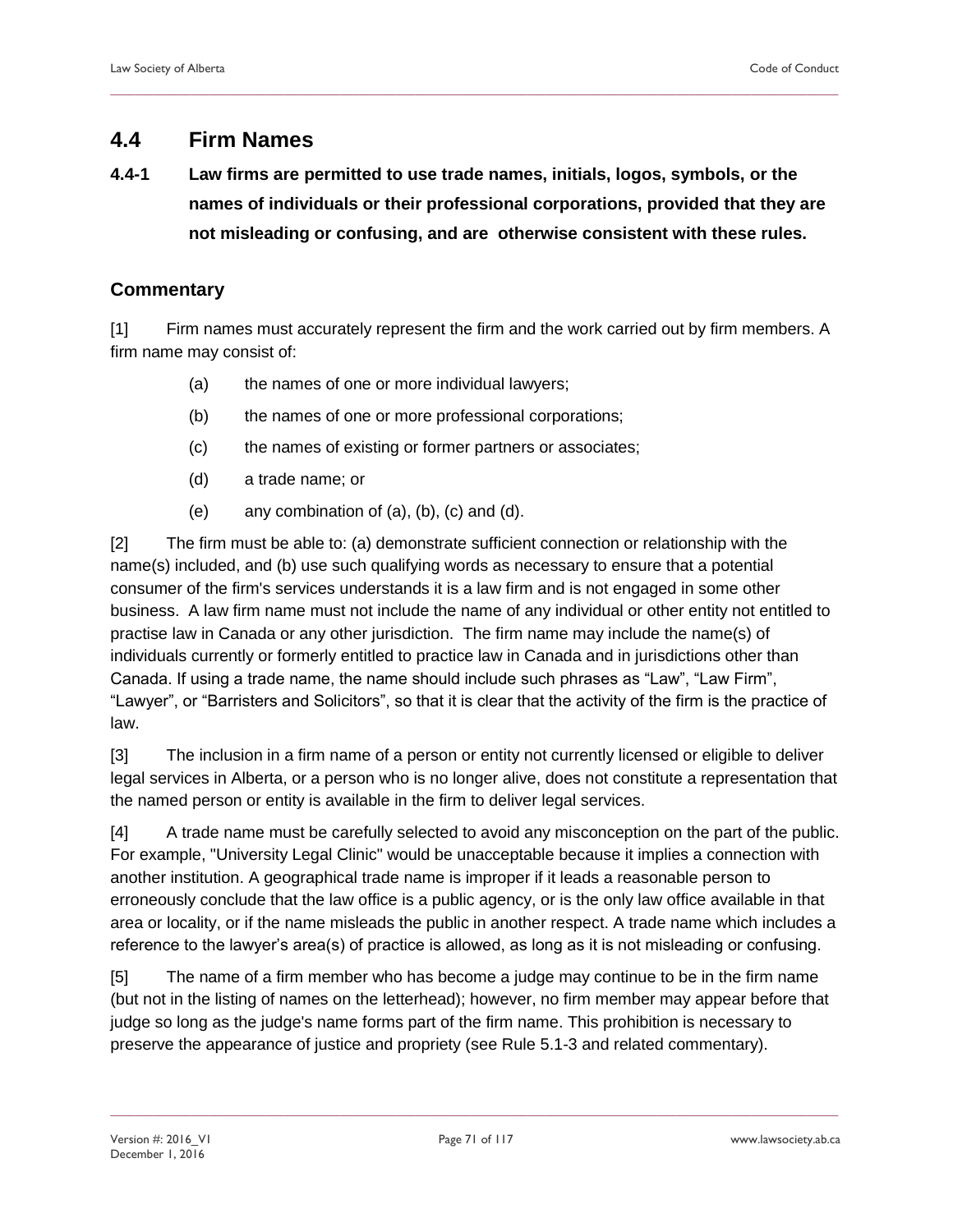## 4.4 Firm Names

**4.4-1 Law firms are permitted to use trade names, initials, logos, symbols, or the names of individuals or their professional corporations, provided that they are not misleading or confusing, and are otherwise consistent with these rules.**

### Commentary

[1] Firm names must accurately represent the firm and the work carried out by firm members. A firm name may consist of:

(a) the names of one or more individual lawyers;

(b) the names of one or more professional corporations;

(c) the names of existing or former partners or associates;

(d) a trade name; or

(e) any combination of (a), (b), (c) and (d).

[2] The firm must be able to: (a) demonstrate sufficient connection or relationship with the name(s) included, and (b) use such qualifying words as necessary to ensure that a potential consumer of the firm's services understands it is a law firm and is not engaged in some other business. A law firm name must not include the name of any individual or other entity not entitled to practise law in Canada or any other jurisdiction. The firm name may include the name(s) of individuals currently or formerly entitled to practice law in Canada and in jurisdictions other than Canada. If using a trade name, the name should include such phrases as "Law", "Law Firm", "Lawyer", or "Barristers and Solicitors", so that it is clear that the activity of the firm is the practice of law.

[3] The inclusion in a firm name of a person or entity not currently licensed or eligible to deliver legal services in Alberta, or a person who is no longer alive, does not constitute a representation that the named person or entity is available in the firm to deliver legal services.

[4] A trade name must be carefully selected to avoid any misconception on the part of the public. For example, "University Legal Clinic" would be unacceptable because it implies a connection with another institution. A geographical trade name is improper if it leads a reasonable person to erroneously conclude that the law office is a public agency, or is the only law office available in that area or locality, or if the name misleads the public in another respect. A trade name which includes a reference to the lawyer's area(s) of practice is allowed, as long as it is not misleading or confusing.

[5] The name of a firm member who has become a judge may continue to be in the firm name (but not in the listing of names on the letterhead); however, no firm member may appear before that judge so long as the judge's name forms part of the firm name. This prohibition is necessary to preserve the appearance of justice and propriety (see Rule 5.1-3 and related commentary).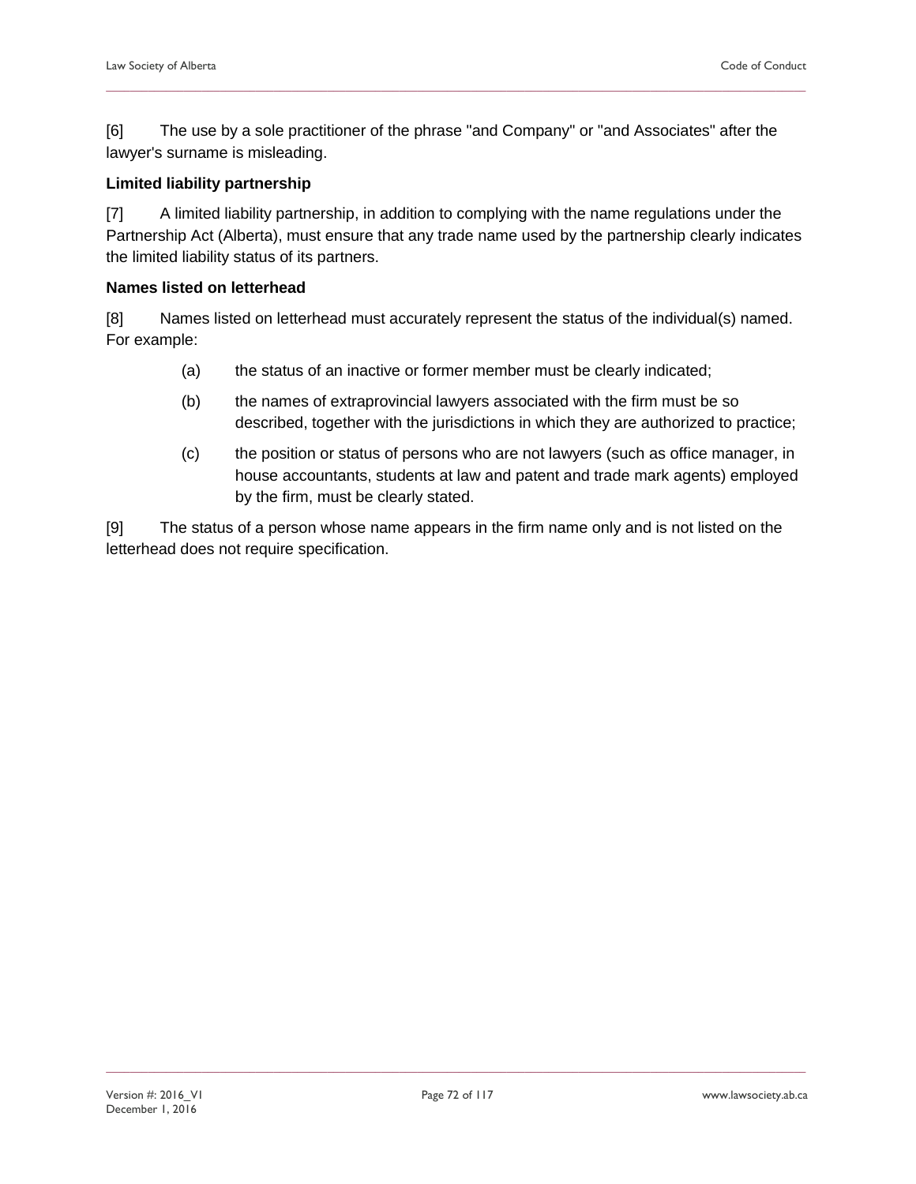[6] The use by a sole practitioner of the phrase "and Company" or "and Associates" after the lawyer's surname is misleading.

**Limited liability partnership**

[7] A limited liability partnership, in addition to complying with the name regulations under the Partnership Act (Alberta), must ensure that any trade name used by the partnership clearly indicates the limited liability status of its partners.

**Names listed on letterhead**

[8] Names listed on letterhead must accurately represent the status of the individual(s) named. For example:

(a) the status of an inactive or former member must be clearly indicated;

(b) the names of extraprovincial lawyers associated with the firm must be so described, together with the jurisdictions in which they are authorized to practice;

(c) the position or status of persons who are not lawyers (such as office manager, in house accountants, students at law and patent and trade mark agents) employed by the firm, must be clearly stated.

[9] The status of a person whose name appears in the firm name only and is not listed on the letterhead does not require specification.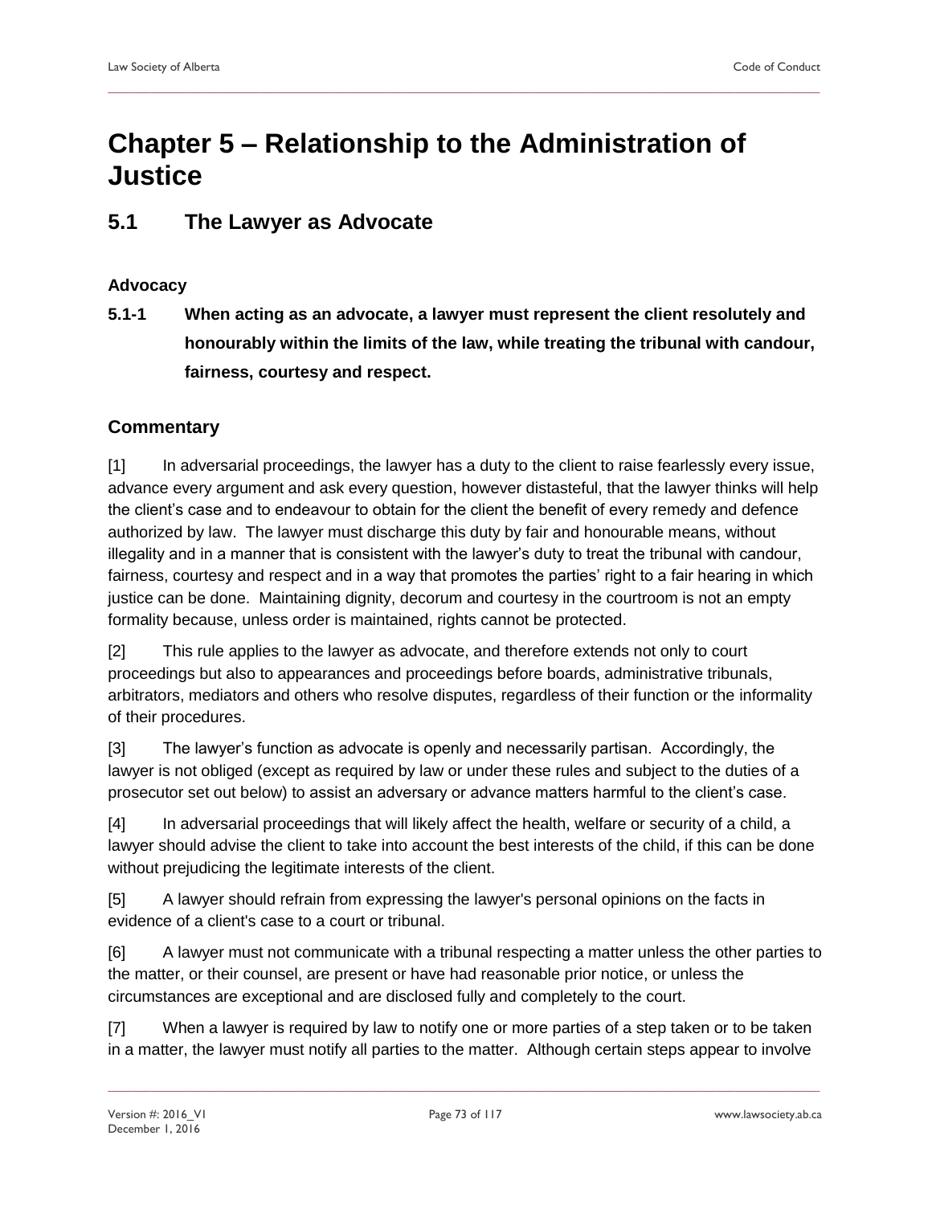# Chapter 5 – Relationship to the Administration of Justice

## 5.1 The Lawyer as Advocate

### Advocacy

**5.1-1 When acting as an advocate, a lawyer must represent the client resolutely and honourably within the limits of the law, while treating the tribunal with candour, fairness, courtesy and respect.**

### Commentary

[1] In adversarial proceedings, the lawyer has a duty to the client to raise fearlessly every issue, advance every argument and ask every question, however distasteful, that the lawyer thinks will help the client's case and to endeavour to obtain for the client the benefit of every remedy and defence authorized by law. The lawyer must discharge this duty by fair and honourable means, without illegality and in a manner that is consistent with the lawyer's duty to treat the tribunal with candour, fairness, courtesy and respect and in a way that promotes the parties' right to a fair hearing in which justice can be done. Maintaining dignity, decorum and courtesy in the courtroom is not an empty formality because, unless order is maintained, rights cannot be protected.

[2] This rule applies to the lawyer as advocate, and therefore extends not only to court proceedings but also to appearances and proceedings before boards, administrative tribunals, arbitrators, mediators and others who resolve disputes, regardless of their function or the informality of their procedures.

[3] The lawyer's function as advocate is openly and necessarily partisan. Accordingly, the lawyer is not obliged (except as required by law or under these rules and subject to the duties of a prosecutor set out below) to assist an adversary or advance matters harmful to the client's case.

[4] In adversarial proceedings that will likely affect the health, welfare or security of a child, a lawyer should advise the client to take into account the best interests of the child, if this can be done without prejudicing the legitimate interests of the client.

[5] A lawyer should refrain from expressing the lawyer's personal opinions on the facts in evidence of a client's case to a court or tribunal.

[6] A lawyer must not communicate with a tribunal respecting a matter unless the other parties to the matter, or their counsel, are present or have had reasonable prior notice, or unless the circumstances are exceptional and are disclosed fully and completely to the court.

[7] When a lawyer is required by law to notify one or more parties of a step taken or to be taken in a matter, the lawyer must notify all parties to the matter. Although certain steps appear to involve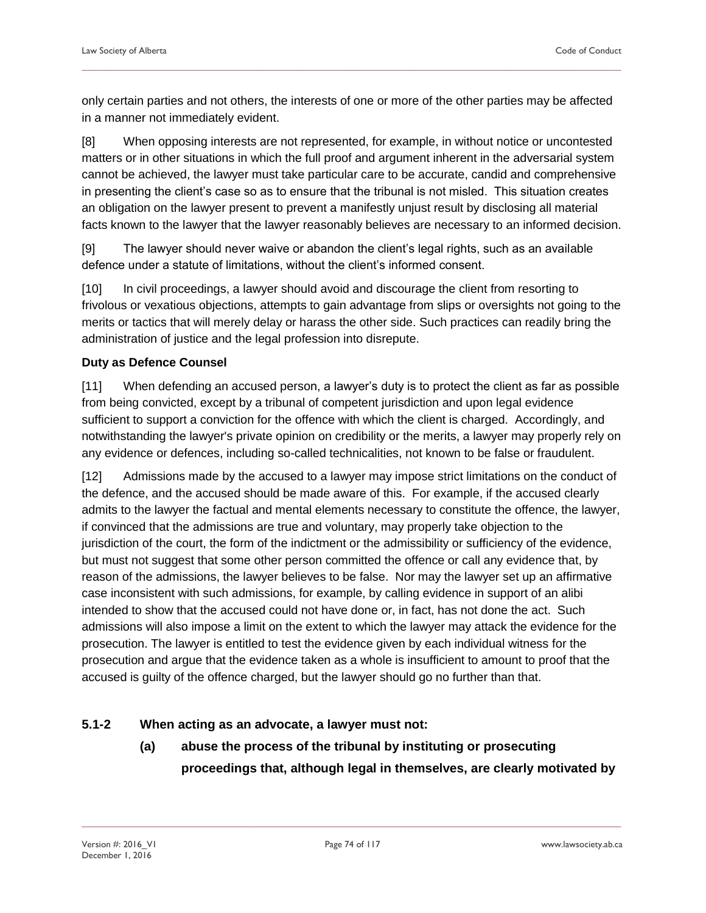only certain parties and not others, the interests of one or more of the other parties may be affected in a manner not immediately evident.

[8] When opposing interests are not represented, for example, in without notice or uncontested matters or in other situations in which the full proof and argument inherent in the adversarial system cannot be achieved, the lawyer must take particular care to be accurate, candid and comprehensive in presenting the client's case so as to ensure that the tribunal is not misled. This situation creates an obligation on the lawyer present to prevent a manifestly unjust result by disclosing all material facts known to the lawyer that the lawyer reasonably believes are necessary to an informed decision.

[9] The lawyer should never waive or abandon the client's legal rights, such as an available defence under a statute of limitations, without the client's informed consent.

[10] In civil proceedings, a lawyer should avoid and discourage the client from resorting to frivolous or vexatious objections, attempts to gain advantage from slips or oversights not going to the merits or tactics that will merely delay or harass the other side. Such practices can readily bring the administration of justice and the legal profession into disrepute.

**Duty as Defence Counsel**

[11] When defending an accused person, a lawyer's duty is to protect the client as far as possible from being convicted, except by a tribunal of competent jurisdiction and upon legal evidence sufficient to support a conviction for the offence with which the client is charged. Accordingly, and notwithstanding the lawyer's private opinion on credibility or the merits, a lawyer may properly rely on any evidence or defences, including so-called technicalities, not known to be false or fraudulent.

[12] Admissions made by the accused to a lawyer may impose strict limitations on the conduct of the defence, and the accused should be made aware of this. For example, if the accused clearly admits to the lawyer the factual and mental elements necessary to constitute the offence, the lawyer, if convinced that the admissions are true and voluntary, may properly take objection to the jurisdiction of the court, the form of the indictment or the admissibility or sufficiency of the evidence, but must not suggest that some other person committed the offence or call any evidence that, by reason of the admissions, the lawyer believes to be false. Nor may the lawyer set up an affirmative case inconsistent with such admissions, for example, by calling evidence in support of an alibi intended to show that the accused could not have done or, in fact, has not done the act. Such admissions will also impose a limit on the extent to which the lawyer may attack the evidence for the prosecution. The lawyer is entitled to test the evidence given by each individual witness for the prosecution and argue that the evidence taken as a whole is insufficient to amount to proof that the accused is guilty of the offence charged, but the lawyer should go no further than that.

**5.1-2 When acting as an advocate, a lawyer must not:**

**(a) abuse the process of the tribunal by instituting or prosecuting proceedings that, although legal in themselves, are clearly motivated by**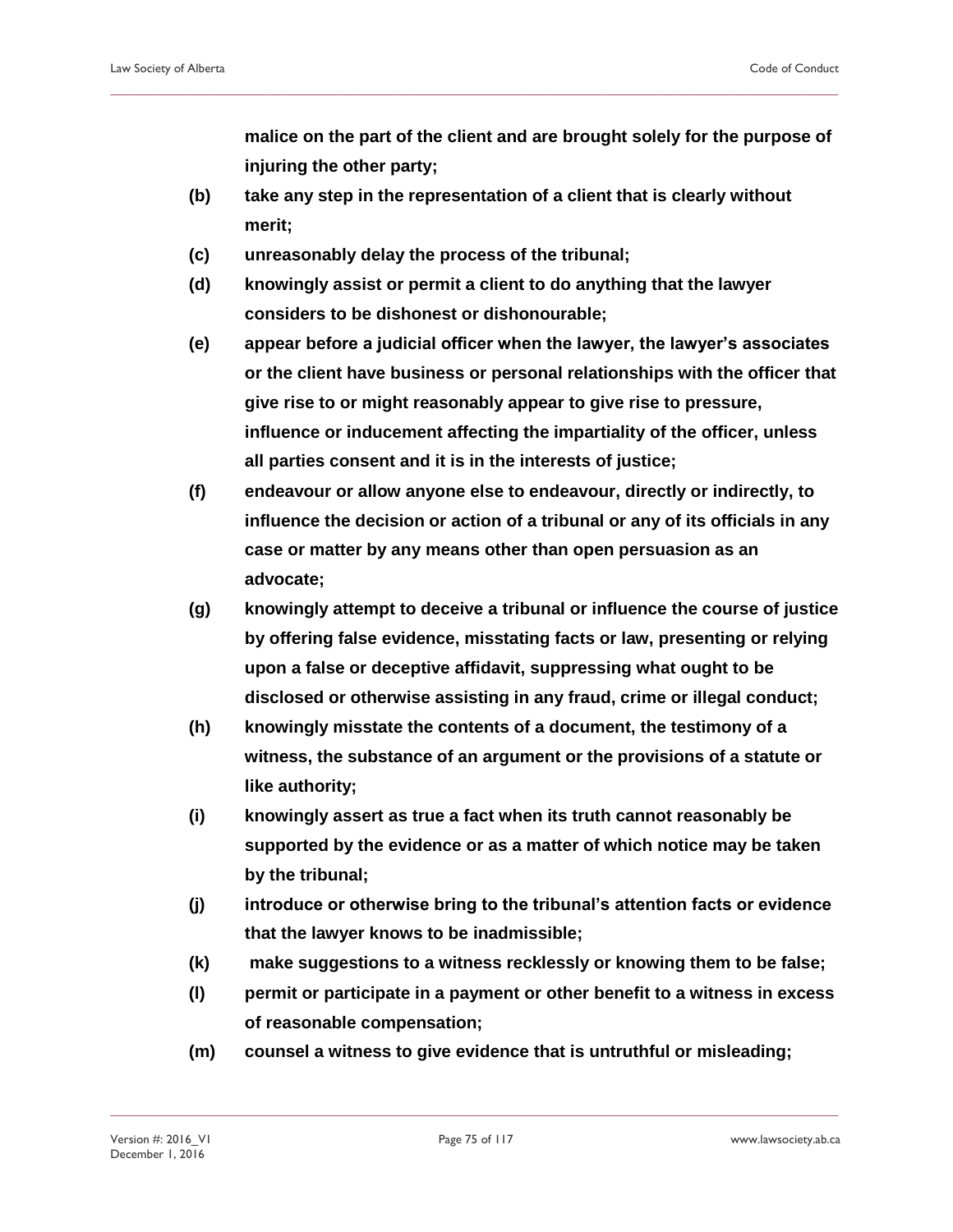**malice on the part of the client and are brought solely for the purpose of injuring the other party;**

**(b) take any step in the representation of a client that is clearly without merit;**

**(c) unreasonably delay the process of the tribunal;**

**(d) knowingly assist or permit a client to do anything that the lawyer considers to be dishonest or dishonourable;**

**(e) appear before a judicial officer when the lawyer, the lawyer's associates or the client have business or personal relationships with the officer that give rise to or might reasonably appear to give rise to pressure, influence or inducement affecting the impartiality of the officer, unless all parties consent and it is in the interests of justice;**

**(f) endeavour or allow anyone else to endeavour, directly or indirectly, to influence the decision or action of a tribunal or any of its officials in any case or matter by any means other than open persuasion as an advocate;**

**(g) knowingly attempt to deceive a tribunal or influence the course of justice by offering false evidence, misstating facts or law, presenting or relying upon a false or deceptive affidavit, suppressing what ought to be disclosed or otherwise assisting in any fraud, crime or illegal conduct;**

**(h) knowingly misstate the contents of a document, the testimony of a witness, the substance of an argument or the provisions of a statute or like authority;**

**(i) knowingly assert as true a fact when its truth cannot reasonably be supported by the evidence or as a matter of which notice may be taken by the tribunal;**

**(j) introduce or otherwise bring to the tribunal's attention facts or evidence that the lawyer knows to be inadmissible;**

**(k) make suggestions to a witness recklessly or knowing them to be false;**

**(l) permit or participate in a payment or other benefit to a witness in excess of reasonable compensation;**

**(m) counsel a witness to give evidence that is untruthful or misleading;**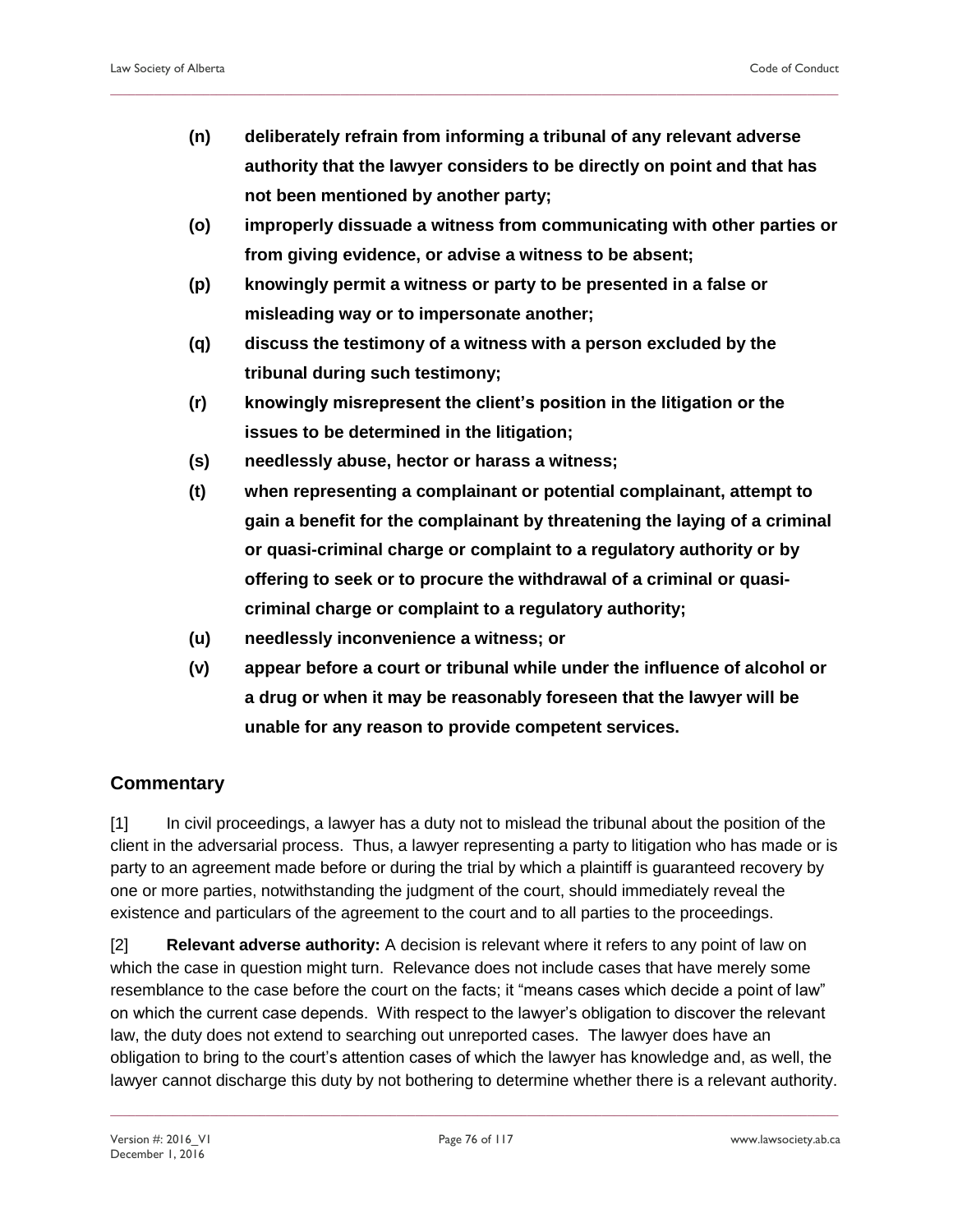**(n) deliberately refrain from informing a tribunal of any relevant adverse authority that the lawyer considers to be directly on point and that has not been mentioned by another party;**

**(o) improperly dissuade a witness from communicating with other parties or from giving evidence, or advise a witness to be absent;**

**(p) knowingly permit a witness or party to be presented in a false or misleading way or to impersonate another;**

**(q) discuss the testimony of a witness with a person excluded by the tribunal during such testimony;**

**(r) knowingly misrepresent the client's position in the litigation or the issues to be determined in the litigation;**

**(s) needlessly abuse, hector or harass a witness;**

**(t) when representing a complainant or potential complainant, attempt to gain a benefit for the complainant by threatening the laying of a criminal or quasi-criminal charge or complaint to a regulatory authority or by offering to seek or to procure the withdrawal of a criminal or quasi-criminal charge or complaint to a regulatory authority;**

**(u) needlessly inconvenience a witness; or**

**(v) appear before a court or tribunal while under the influence of alcohol or a drug or when it may be reasonably foreseen that the lawyer will be unable for any reason to provide competent services.**

## Commentary

[1] In civil proceedings, a lawyer has a duty not to mislead the tribunal about the position of the client in the adversarial process. Thus, a lawyer representing a party to litigation who has made or is party to an agreement made before or during the trial by which a plaintiff is guaranteed recovery by one or more parties, notwithstanding the judgment of the court, should immediately reveal the existence and particulars of the agreement to the court and to all parties to the proceedings.

[2] **Relevant adverse authority:** A decision is relevant where it refers to any point of law on which the case in question might turn. Relevance does not include cases that have merely some resemblance to the case before the court on the facts; it "means cases which decide a point of law" on which the current case depends. With respect to the lawyer's obligation to discover the relevant law, the duty does not extend to searching out unreported cases. The lawyer does have an obligation to bring to the court's attention cases of which the lawyer has knowledge and, as well, the lawyer cannot discharge this duty by not bothering to determine whether there is a relevant authority.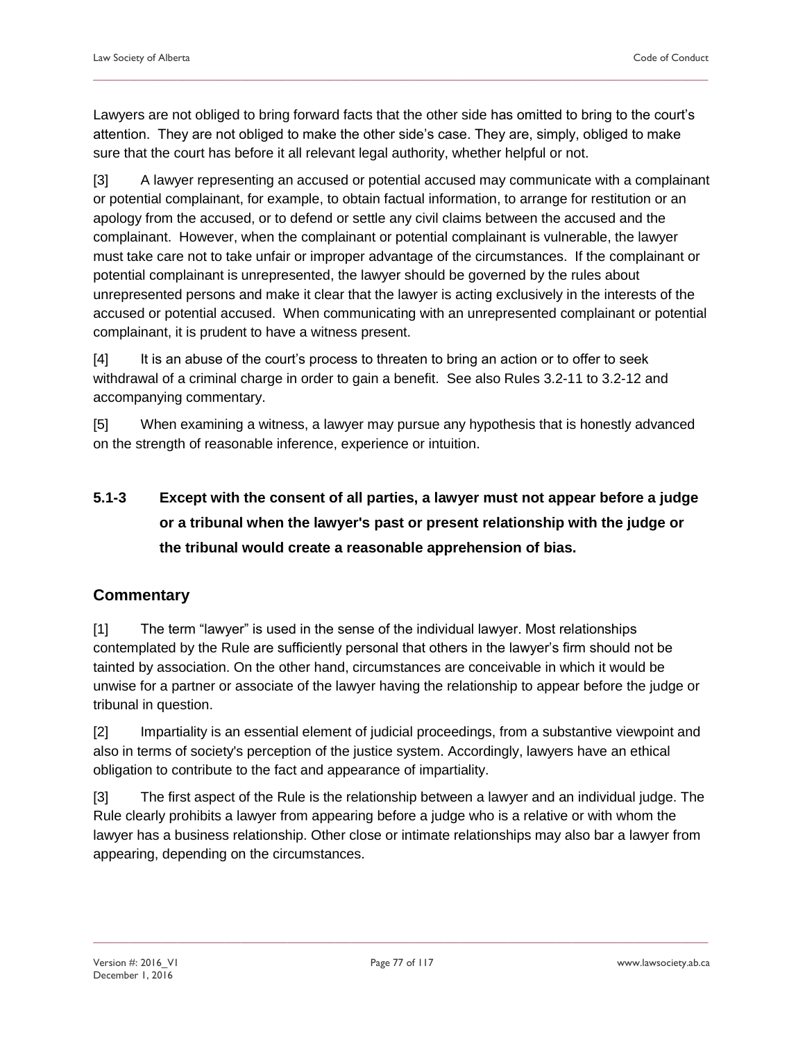Lawyers are not obliged to bring forward facts that the other side has omitted to bring to the court's attention. They are not obliged to make the other side's case. They are, simply, obliged to make sure that the court has before it all relevant legal authority, whether helpful or not.

[3] A lawyer representing an accused or potential accused may communicate with a complainant or potential complainant, for example, to obtain factual information, to arrange for restitution or an apology from the accused, or to defend or settle any civil claims between the accused and the complainant. However, when the complainant or potential complainant is vulnerable, the lawyer must take care not to take unfair or improper advantage of the circumstances. If the complainant or potential complainant is unrepresented, the lawyer should be governed by the rules about unrepresented persons and make it clear that the lawyer is acting exclusively in the interests of the accused or potential accused. When communicating with an unrepresented complainant or potential complainant, it is prudent to have a witness present.

[4] It is an abuse of the court's process to threaten to bring an action or to offer to seek withdrawal of a criminal charge in order to gain a benefit. See also Rules 3.2-11 to 3.2-12 and accompanying commentary.

[5] When examining a witness, a lawyer may pursue any hypothesis that is honestly advanced on the strength of reasonable inference, experience or intuition.

**5.1-3 Except with the consent of all parties, a lawyer must not appear before a judge or a tribunal when the lawyer's past or present relationship with the judge or the tribunal would create a reasonable apprehension of bias.**

## Commentary

[1] The term "lawyer" is used in the sense of the individual lawyer. Most relationships contemplated by the Rule are sufficiently personal that others in the lawyer's firm should not be tainted by association. On the other hand, circumstances are conceivable in which it would be unwise for a partner or associate of the lawyer having the relationship to appear before the judge or tribunal in question.

[2] Impartiality is an essential element of judicial proceedings, from a substantive viewpoint and also in terms of society's perception of the justice system. Accordingly, lawyers have an ethical obligation to contribute to the fact and appearance of impartiality.

[3] The first aspect of the Rule is the relationship between a lawyer and an individual judge. The Rule clearly prohibits a lawyer from appearing before a judge who is a relative or with whom the lawyer has a business relationship. Other close or intimate relationships may also bar a lawyer from appearing, depending on the circumstances.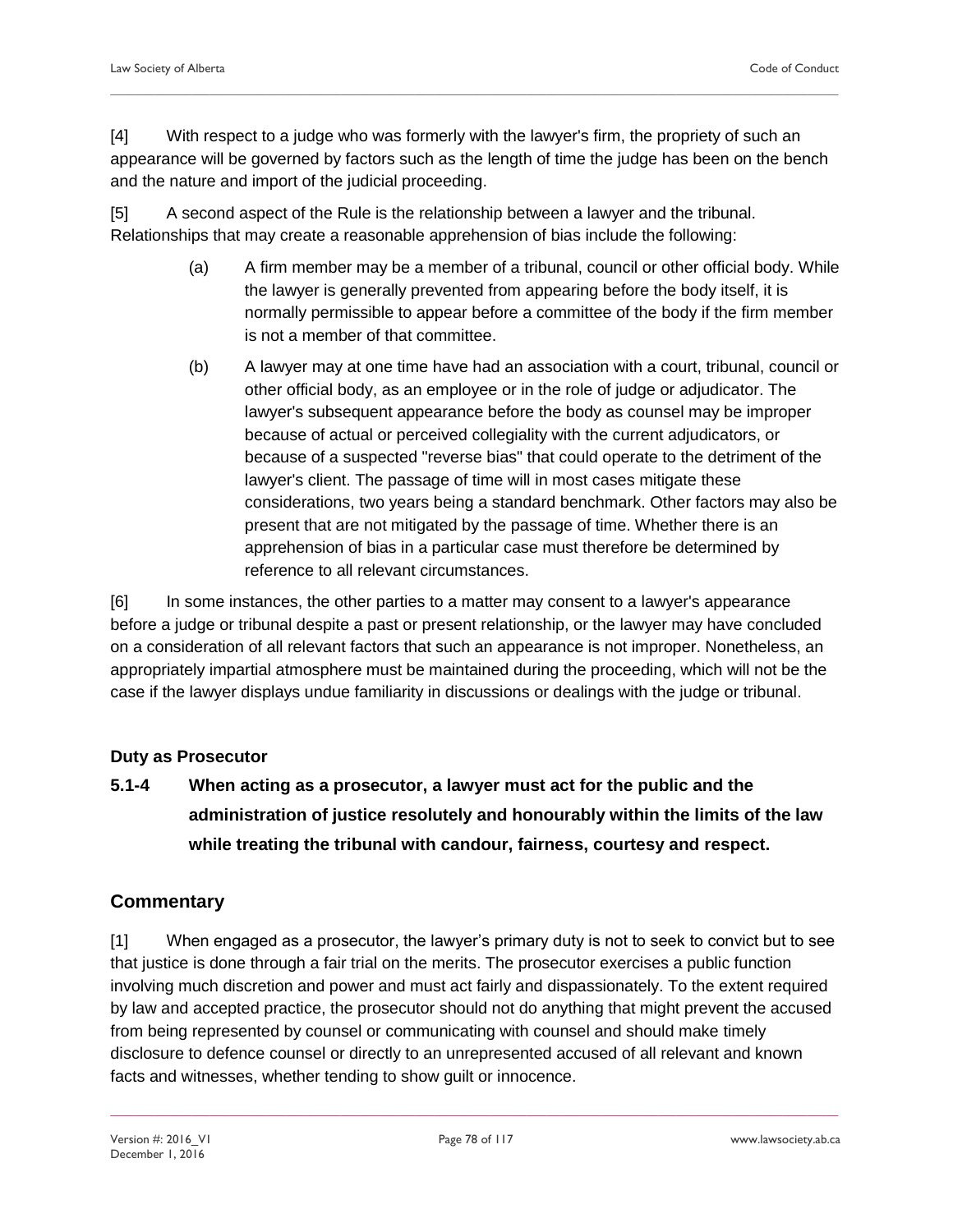[4] With respect to a judge who was formerly with the lawyer's firm, the propriety of such an appearance will be governed by factors such as the length of time the judge has been on the bench and the nature and import of the judicial proceeding.

[5] A second aspect of the Rule is the relationship between a lawyer and the tribunal. Relationships that may create a reasonable apprehension of bias include the following:

> (a) A firm member may be a member of a tribunal, council or other official body. While the lawyer is generally prevented from appearing before the body itself, it is normally permissible to appear before a committee of the body if the firm member is not a member of that committee.
>
> (b) A lawyer may at one time have had an association with a court, tribunal, council or other official body, as an employee or in the role of judge or adjudicator. The lawyer's subsequent appearance before the body as counsel may be improper because of actual or perceived collegiality with the current adjudicators, or because of a suspected "reverse bias" that could operate to the detriment of the lawyer's client. The passage of time will in most cases mitigate these considerations, two years being a standard benchmark. Other factors may also be present that are not mitigated by the passage of time. Whether there is an apprehension of bias in a particular case must therefore be determined by reference to all relevant circumstances.

[6] In some instances, the other parties to a matter may consent to a lawyer's appearance before a judge or tribunal despite a past or present relationship, or the lawyer may have concluded on a consideration of all relevant factors that such an appearance is not improper. Nonetheless, an appropriately impartial atmosphere must be maintained during the proceeding, which will not be the case if the lawyer displays undue familiarity in discussions or dealings with the judge or tribunal.

### Duty as Prosecutor

**5.1-4 When acting as a prosecutor, a lawyer must act for the public and the administration of justice resolutely and honourably within the limits of the law while treating the tribunal with candour, fairness, courtesy and respect.**

## Commentary

[1] When engaged as a prosecutor, the lawyer's primary duty is not to seek to convict but to see that justice is done through a fair trial on the merits. The prosecutor exercises a public function involving much discretion and power and must act fairly and dispassionately. To the extent required by law and accepted practice, the prosecutor should not do anything that might prevent the accused from being represented by counsel or communicating with counsel and should make timely disclosure to defence counsel or directly to an unrepresented accused of all relevant and known facts and witnesses, whether tending to show guilt or innocence.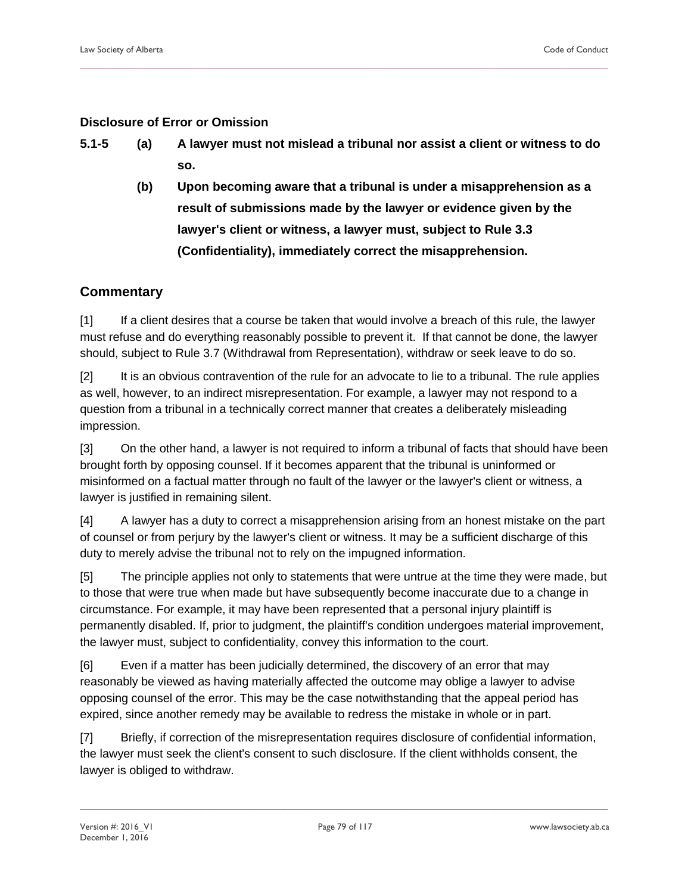### Disclosure of Error or Omission

**5.1-5 (a) A lawyer must not mislead a tribunal nor assist a client or witness to do so.**

**(b) Upon becoming aware that a tribunal is under a misapprehension as a result of submissions made by the lawyer or evidence given by the lawyer's client or witness, a lawyer must, subject to Rule 3.3 (Confidentiality), immediately correct the misapprehension.**

## Commentary

[1] If a client desires that a course be taken that would involve a breach of this rule, the lawyer must refuse and do everything reasonably possible to prevent it. If that cannot be done, the lawyer should, subject to Rule 3.7 (Withdrawal from Representation), withdraw or seek leave to do so.

[2] It is an obvious contravention of the rule for an advocate to lie to a tribunal. The rule applies as well, however, to an indirect misrepresentation. For example, a lawyer may not respond to a question from a tribunal in a technically correct manner that creates a deliberately misleading impression.

[3] On the other hand, a lawyer is not required to inform a tribunal of facts that should have been brought forth by opposing counsel. If it becomes apparent that the tribunal is uninformed or misinformed on a factual matter through no fault of the lawyer or the lawyer's client or witness, a lawyer is justified in remaining silent.

[4] A lawyer has a duty to correct a misapprehension arising from an honest mistake on the part of counsel or from perjury by the lawyer's client or witness. It may be a sufficient discharge of this duty to merely advise the tribunal not to rely on the impugned information.

[5] The principle applies not only to statements that were untrue at the time they were made, but to those that were true when made but have subsequently become inaccurate due to a change in circumstance. For example, it may have been represented that a personal injury plaintiff is permanently disabled. If, prior to judgment, the plaintiff's condition undergoes material improvement, the lawyer must, subject to confidentiality, convey this information to the court.

[6] Even if a matter has been judicially determined, the discovery of an error that may reasonably be viewed as having materially affected the outcome may oblige a lawyer to advise opposing counsel of the error. This may be the case notwithstanding that the appeal period has expired, since another remedy may be available to redress the mistake in whole or in part.

[7] Briefly, if correction of the misrepresentation requires disclosure of confidential information, the lawyer must seek the client's consent to such disclosure. If the client withholds consent, the lawyer is obliged to withdraw.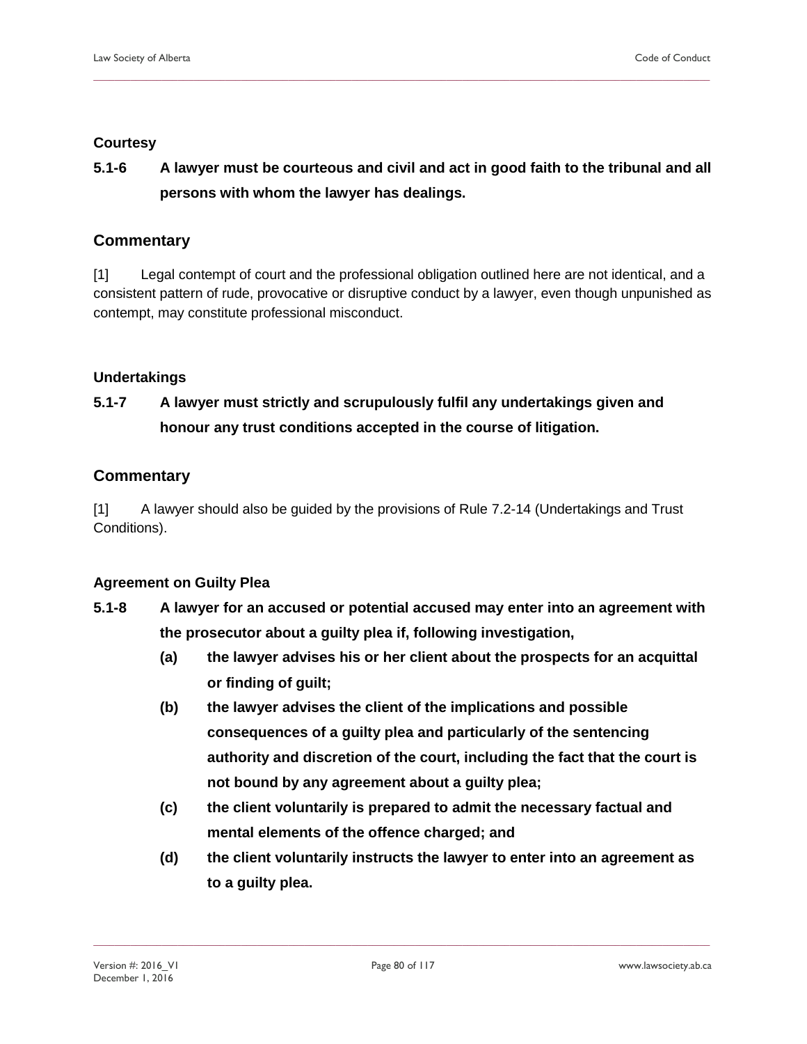#### Courtesy

**5.1-6 A lawyer must be courteous and civil and act in good faith to the tribunal and all persons with whom the lawyer has dealings.**

### Commentary

[1] Legal contempt of court and the professional obligation outlined here are not identical, and a consistent pattern of rude, provocative or disruptive conduct by a lawyer, even though unpunished as contempt, may constitute professional misconduct.

#### Undertakings

**5.1-7 A lawyer must strictly and scrupulously fulfil any undertakings given and honour any trust conditions accepted in the course of litigation.**

### Commentary

[1] A lawyer should also be guided by the provisions of Rule 7.2-14 (Undertakings and Trust Conditions).

#### Agreement on Guilty Plea

**5.1-8 A lawyer for an accused or potential accused may enter into an agreement with the prosecutor about a guilty plea if, following investigation,**

- **(a) the lawyer advises his or her client about the prospects for an acquittal or finding of guilt;**
- **(b) the lawyer advises the client of the implications and possible consequences of a guilty plea and particularly of the sentencing authority and discretion of the court, including the fact that the court is not bound by any agreement about a guilty plea;**
- **(c) the client voluntarily is prepared to admit the necessary factual and mental elements of the offence charged; and**
- **(d) the client voluntarily instructs the lawyer to enter into an agreement as to a guilty plea.**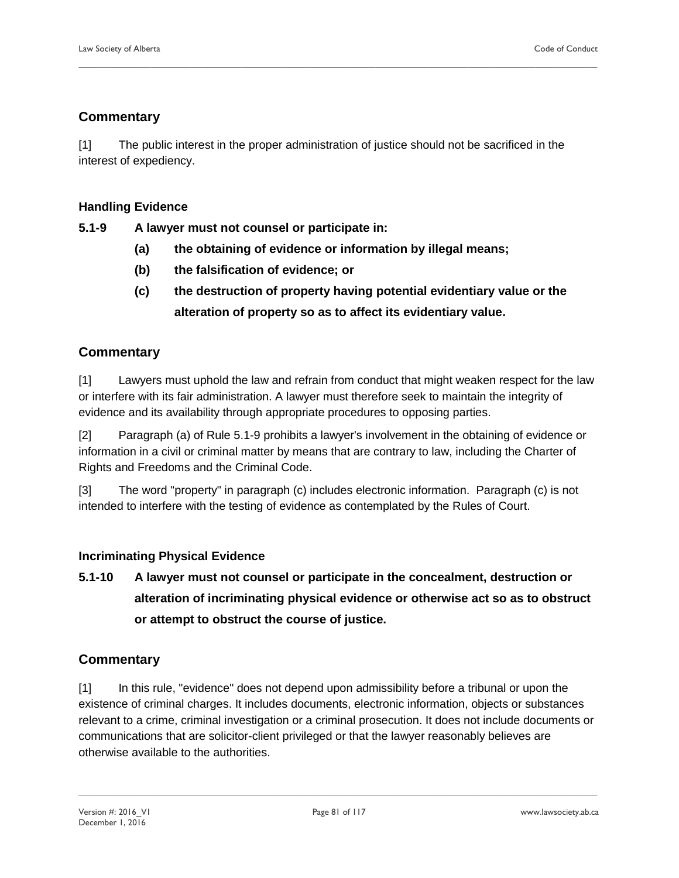## Commentary

[1] The public interest in the proper administration of justice should not be sacrificed in the interest of expediency.

### Handling Evidence

**5.1-9 A lawyer must not counsel or participate in:**

- **(a) the obtaining of evidence or information by illegal means;**
- **(b) the falsification of evidence; or**
- **(c) the destruction of property having potential evidentiary value or the alteration of property so as to affect its evidentiary value.**

## Commentary

[1] Lawyers must uphold the law and refrain from conduct that might weaken respect for the law or interfere with its fair administration. A lawyer must therefore seek to maintain the integrity of evidence and its availability through appropriate procedures to opposing parties.

[2] Paragraph (a) of Rule 5.1-9 prohibits a lawyer's involvement in the obtaining of evidence or information in a civil or criminal matter by means that are contrary to law, including the Charter of Rights and Freedoms and the Criminal Code.

[3] The word "property" in paragraph (c) includes electronic information. Paragraph (c) is not intended to interfere with the testing of evidence as contemplated by the Rules of Court.

### Incriminating Physical Evidence

**5.1-10 A lawyer must not counsel or participate in the concealment, destruction or alteration of incriminating physical evidence or otherwise act so as to obstruct or attempt to obstruct the course of justice.**

## Commentary

[1] In this rule, "evidence" does not depend upon admissibility before a tribunal or upon the existence of criminal charges. It includes documents, electronic information, objects or substances relevant to a crime, criminal investigation or a criminal prosecution. It does not include documents or communications that are solicitor-client privileged or that the lawyer reasonably believes are otherwise available to the authorities.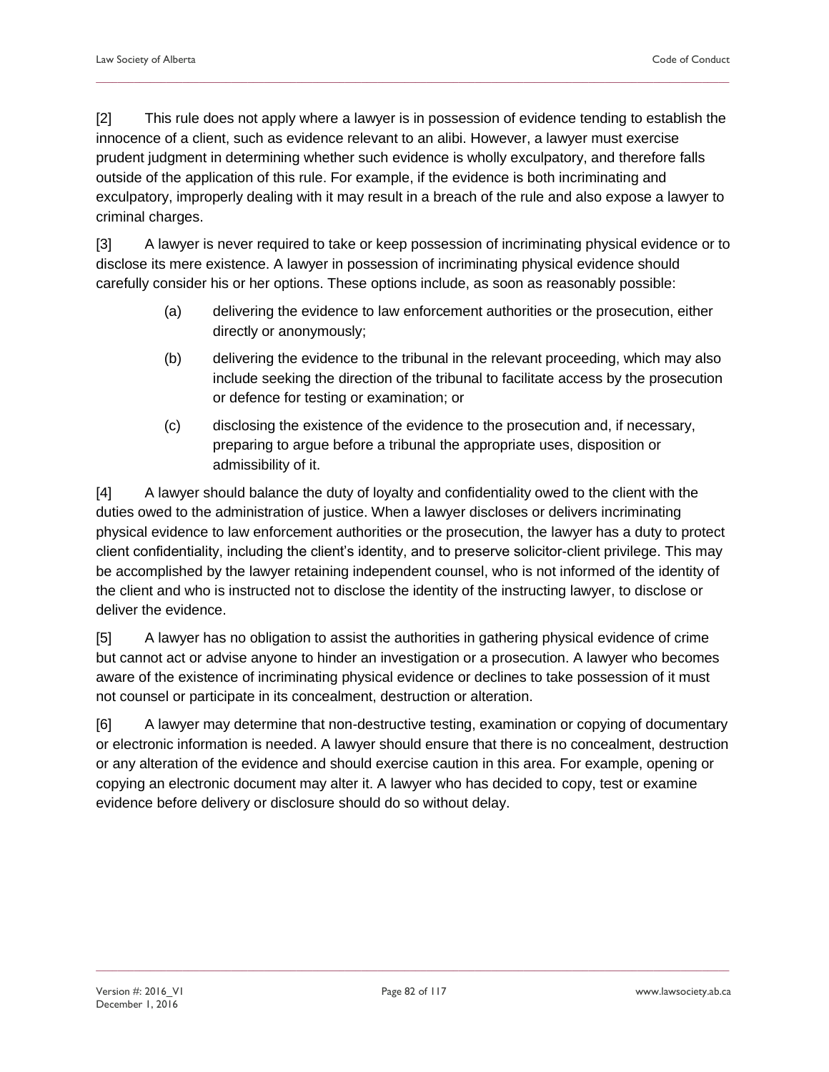[2] This rule does not apply where a lawyer is in possession of evidence tending to establish the innocence of a client, such as evidence relevant to an alibi. However, a lawyer must exercise prudent judgment in determining whether such evidence is wholly exculpatory, and therefore falls outside of the application of this rule. For example, if the evidence is both incriminating and exculpatory, improperly dealing with it may result in a breach of the rule and also expose a lawyer to criminal charges.

[3] A lawyer is never required to take or keep possession of incriminating physical evidence or to disclose its mere existence. A lawyer in possession of incriminating physical evidence should carefully consider his or her options. These options include, as soon as reasonably possible:

(a) delivering the evidence to law enforcement authorities or the prosecution, either directly or anonymously;

(b) delivering the evidence to the tribunal in the relevant proceeding, which may also include seeking the direction of the tribunal to facilitate access by the prosecution or defence for testing or examination; or

(c) disclosing the existence of the evidence to the prosecution and, if necessary, preparing to argue before a tribunal the appropriate uses, disposition or admissibility of it.

[4] A lawyer should balance the duty of loyalty and confidentiality owed to the client with the duties owed to the administration of justice. When a lawyer discloses or delivers incriminating physical evidence to law enforcement authorities or the prosecution, the lawyer has a duty to protect client confidentiality, including the client's identity, and to preserve solicitor-client privilege. This may be accomplished by the lawyer retaining independent counsel, who is not informed of the identity of the client and who is instructed not to disclose the identity of the instructing lawyer, to disclose or deliver the evidence.

[5] A lawyer has no obligation to assist the authorities in gathering physical evidence of crime but cannot act or advise anyone to hinder an investigation or a prosecution. A lawyer who becomes aware of the existence of incriminating physical evidence or declines to take possession of it must not counsel or participate in its concealment, destruction or alteration.

[6] A lawyer may determine that non-destructive testing, examination or copying of documentary or electronic information is needed. A lawyer should ensure that there is no concealment, destruction or any alteration of the evidence and should exercise caution in this area. For example, opening or copying an electronic document may alter it. A lawyer who has decided to copy, test or examine evidence before delivery or disclosure should do so without delay.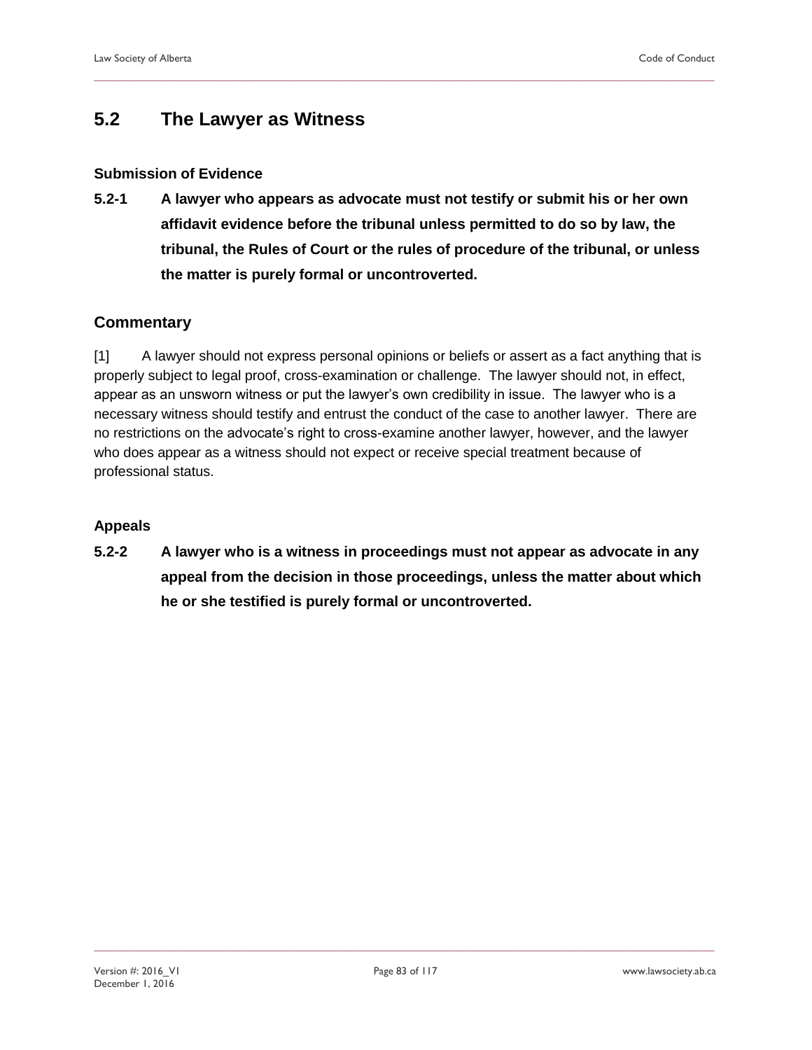## 5.2 The Lawyer as Witness

### Submission of Evidence

**5.2-1 A lawyer who appears as advocate must not testify or submit his or her own affidavit evidence before the tribunal unless permitted to do so by law, the tribunal, the Rules of Court or the rules of procedure of the tribunal, or unless the matter is purely formal or uncontroverted.**

### Commentary

[1] A lawyer should not express personal opinions or beliefs or assert as a fact anything that is properly subject to legal proof, cross-examination or challenge. The lawyer should not, in effect, appear as an unsworn witness or put the lawyer's own credibility in issue. The lawyer who is a necessary witness should testify and entrust the conduct of the case to another lawyer. There are no restrictions on the advocate's right to cross-examine another lawyer, however, and the lawyer who does appear as a witness should not expect or receive special treatment because of professional status.

### Appeals

**5.2-2 A lawyer who is a witness in proceedings must not appear as advocate in any appeal from the decision in those proceedings, unless the matter about which he or she testified is purely formal or uncontroverted.**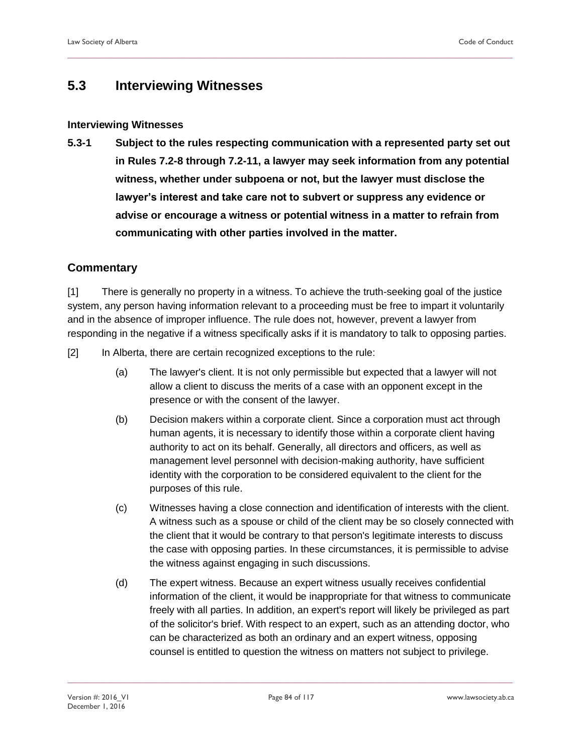## 5.3 Interviewing Witnesses

### Interviewing Witnesses

**5.3-1 Subject to the rules respecting communication with a represented party set out in Rules 7.2-8 through 7.2-11, a lawyer may seek information from any potential witness, whether under subpoena or not, but the lawyer must disclose the lawyer's interest and take care not to subvert or suppress any evidence or advise or encourage a witness or potential witness in a matter to refrain from communicating with other parties involved in the matter.**

### Commentary

[1] There is generally no property in a witness. To achieve the truth-seeking goal of the justice system, any person having information relevant to a proceeding must be free to impart it voluntarily and in the absence of improper influence. The rule does not, however, prevent a lawyer from responding in the negative if a witness specifically asks if it is mandatory to talk to opposing parties.

[2] In Alberta, there are certain recognized exceptions to the rule:

(a) The lawyer's client. It is not only permissible but expected that a lawyer will not allow a client to discuss the merits of a case with an opponent except in the presence or with the consent of the lawyer.

(b) Decision makers within a corporate client. Since a corporation must act through human agents, it is necessary to identify those within a corporate client having authority to act on its behalf. Generally, all directors and officers, as well as management level personnel with decision-making authority, have sufficient identity with the corporation to be considered equivalent to the client for the purposes of this rule.

(c) Witnesses having a close connection and identification of interests with the client. A witness such as a spouse or child of the client may be so closely connected with the client that it would be contrary to that person's legitimate interests to discuss the case with opposing parties. In these circumstances, it is permissible to advise the witness against engaging in such discussions.

(d) The expert witness. Because an expert witness usually receives confidential information of the client, it would be inappropriate for that witness to communicate freely with all parties. In addition, an expert's report will likely be privileged as part of the solicitor's brief. With respect to an expert, such as an attending doctor, who can be characterized as both an ordinary and an expert witness, opposing counsel is entitled to question the witness on matters not subject to privilege.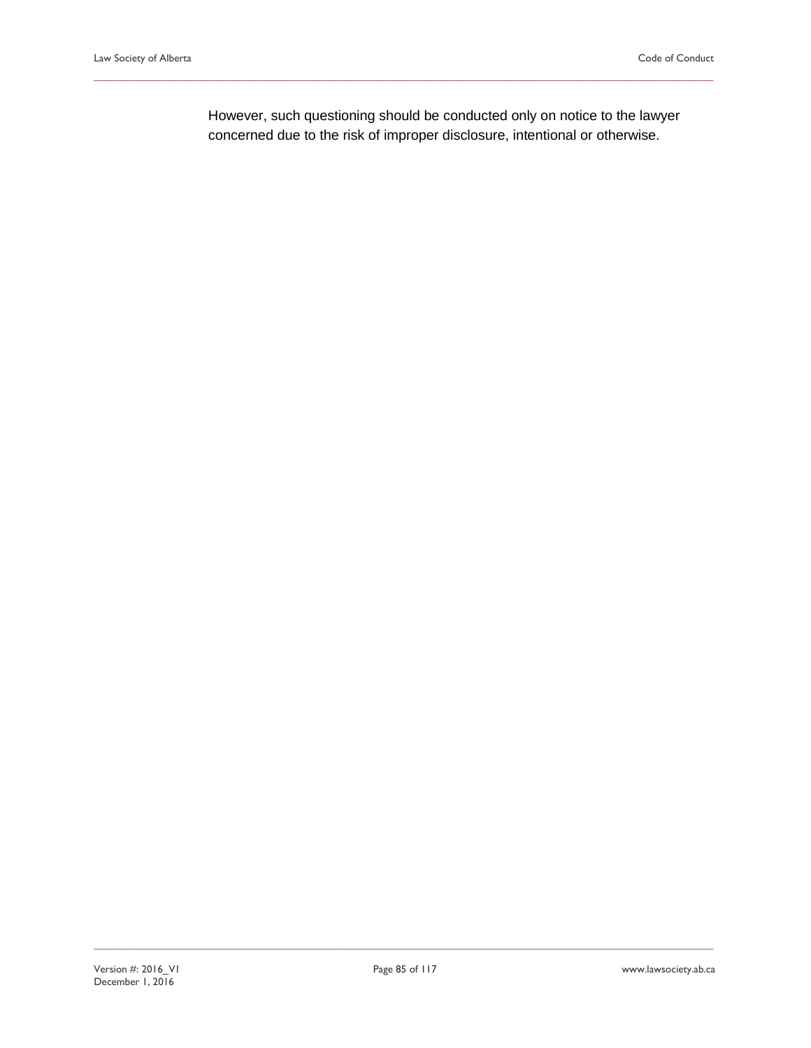However, such questioning should be conducted only on notice to the lawyer concerned due to the risk of improper disclosure, intentional or otherwise.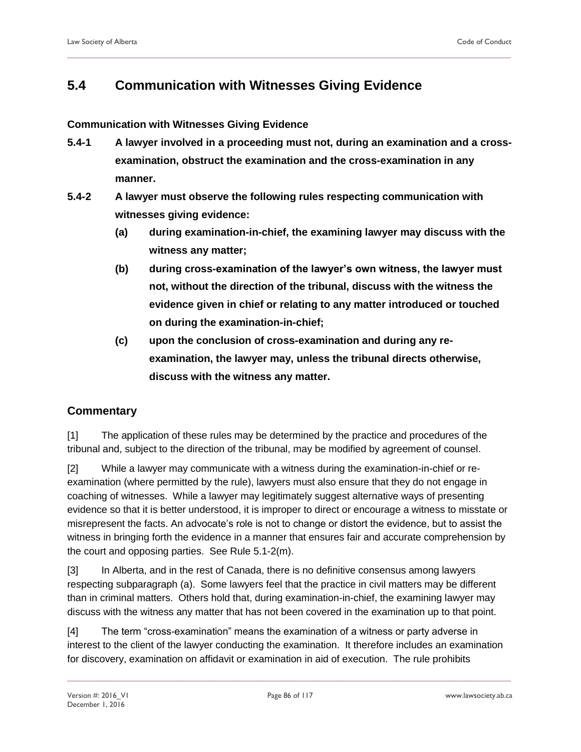## 5.4 Communication with Witnesses Giving Evidence

### Communication with Witnesses Giving Evidence

**5.4-1 A lawyer involved in a proceeding must not, during an examination and a cross-examination, obstruct the examination and the cross-examination in any manner.**

**5.4-2 A lawyer must observe the following rules respecting communication with witnesses giving evidence:**

**(a) during examination-in-chief, the examining lawyer may discuss with the witness any matter;**

**(b) during cross-examination of the lawyer's own witness, the lawyer must not, without the direction of the tribunal, discuss with the witness the evidence given in chief or relating to any matter introduced or touched on during the examination-in-chief;**

**(c) upon the conclusion of cross-examination and during any re-examination, the lawyer may, unless the tribunal directs otherwise, discuss with the witness any matter.**

### Commentary

[1] The application of these rules may be determined by the practice and procedures of the tribunal and, subject to the direction of the tribunal, may be modified by agreement of counsel.

[2] While a lawyer may communicate with a witness during the examination-in-chief or re-examination (where permitted by the rule), lawyers must also ensure that they do not engage in coaching of witnesses. While a lawyer may legitimately suggest alternative ways of presenting evidence so that it is better understood, it is improper to direct or encourage a witness to misstate or misrepresent the facts. An advocate's role is not to change or distort the evidence, but to assist the witness in bringing forth the evidence in a manner that ensures fair and accurate comprehension by the court and opposing parties. See Rule 5.1-2(m).

[3] In Alberta, and in the rest of Canada, there is no definitive consensus among lawyers respecting subparagraph (a). Some lawyers feel that the practice in civil matters may be different than in criminal matters. Others hold that, during examination-in-chief, the examining lawyer may discuss with the witness any matter that has not been covered in the examination up to that point.

[4] The term "cross-examination" means the examination of a witness or party adverse in interest to the client of the lawyer conducting the examination. It therefore includes an examination for discovery, examination on affidavit or examination in aid of execution. The rule prohibits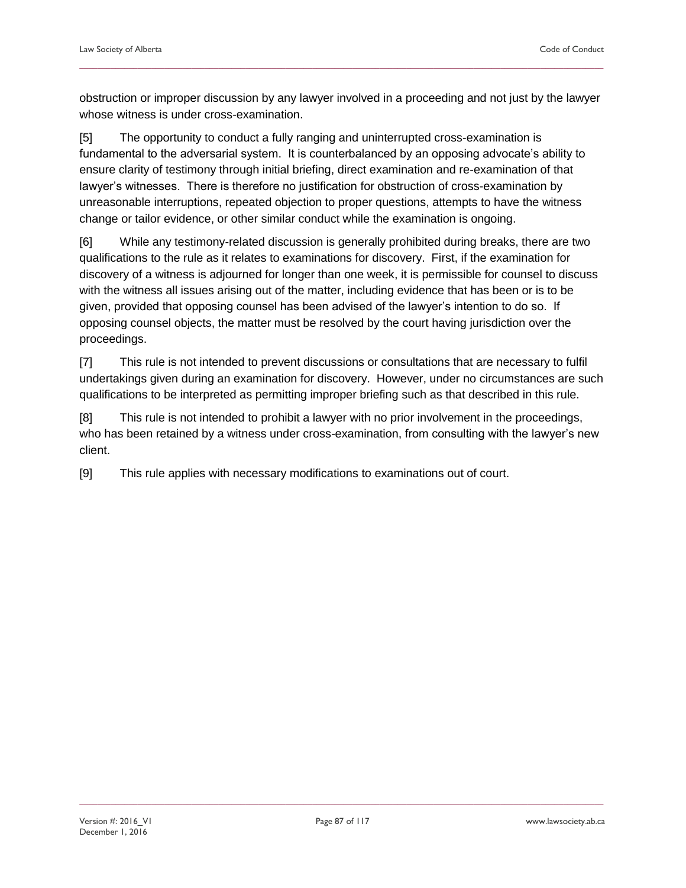obstruction or improper discussion by any lawyer involved in a proceeding and not just by the lawyer whose witness is under cross-examination.

[5] The opportunity to conduct a fully ranging and uninterrupted cross-examination is fundamental to the adversarial system. It is counterbalanced by an opposing advocate's ability to ensure clarity of testimony through initial briefing, direct examination and re-examination of that lawyer's witnesses. There is therefore no justification for obstruction of cross-examination by unreasonable interruptions, repeated objection to proper questions, attempts to have the witness change or tailor evidence, or other similar conduct while the examination is ongoing.

[6] While any testimony-related discussion is generally prohibited during breaks, there are two qualifications to the rule as it relates to examinations for discovery. First, if the examination for discovery of a witness is adjourned for longer than one week, it is permissible for counsel to discuss with the witness all issues arising out of the matter, including evidence that has been or is to be given, provided that opposing counsel has been advised of the lawyer's intention to do so. If opposing counsel objects, the matter must be resolved by the court having jurisdiction over the proceedings.

[7] This rule is not intended to prevent discussions or consultations that are necessary to fulfil undertakings given during an examination for discovery. However, under no circumstances are such qualifications to be interpreted as permitting improper briefing such as that described in this rule.

[8] This rule is not intended to prohibit a lawyer with no prior involvement in the proceedings, who has been retained by a witness under cross-examination, from consulting with the lawyer's new client.

[9] This rule applies with necessary modifications to examinations out of court.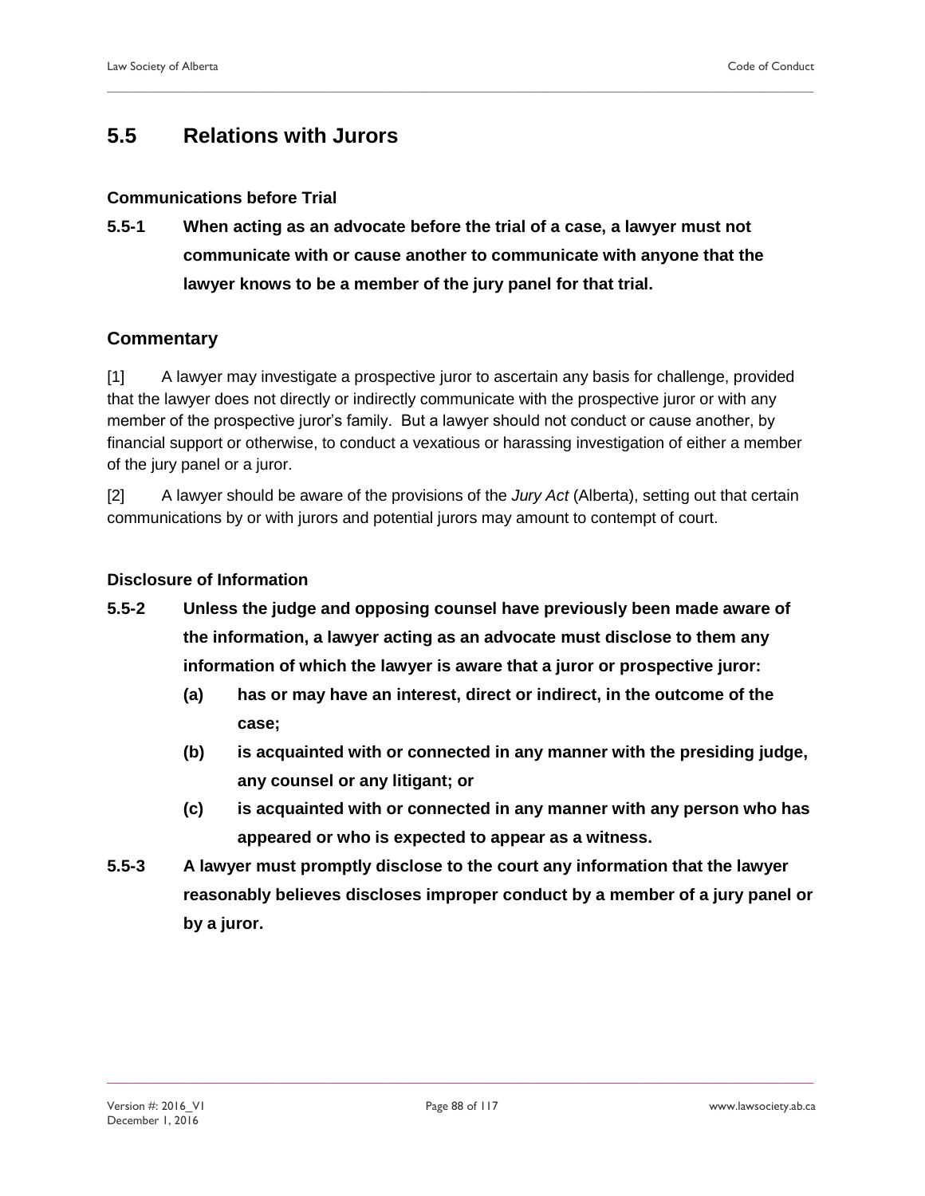## 5.5 Relations with Jurors

### Communications before Trial

**5.5-1 When acting as an advocate before the trial of a case, a lawyer must not communicate with or cause another to communicate with anyone that the lawyer knows to be a member of the jury panel for that trial.**

### Commentary

[1] A lawyer may investigate a prospective juror to ascertain any basis for challenge, provided that the lawyer does not directly or indirectly communicate with the prospective juror or with any member of the prospective juror's family. But a lawyer should not conduct or cause another, by financial support or otherwise, to conduct a vexatious or harassing investigation of either a member of the jury panel or a juror.

[2] A lawyer should be aware of the provisions of the *Jury Act* (Alberta), setting out that certain communications by or with jurors and potential jurors may amount to contempt of court.

### Disclosure of Information

**5.5-2 Unless the judge and opposing counsel have previously been made aware of the information, a lawyer acting as an advocate must disclose to them any information of which the lawyer is aware that a juror or prospective juror:**

- **(a) has or may have an interest, direct or indirect, in the outcome of the case;**
- **(b) is acquainted with or connected in any manner with the presiding judge, any counsel or any litigant; or**
- **(c) is acquainted with or connected in any manner with any person who has appeared or who is expected to appear as a witness.**

**5.5-3 A lawyer must promptly disclose to the court any information that the lawyer reasonably believes discloses improper conduct by a member of a jury panel or by a juror.**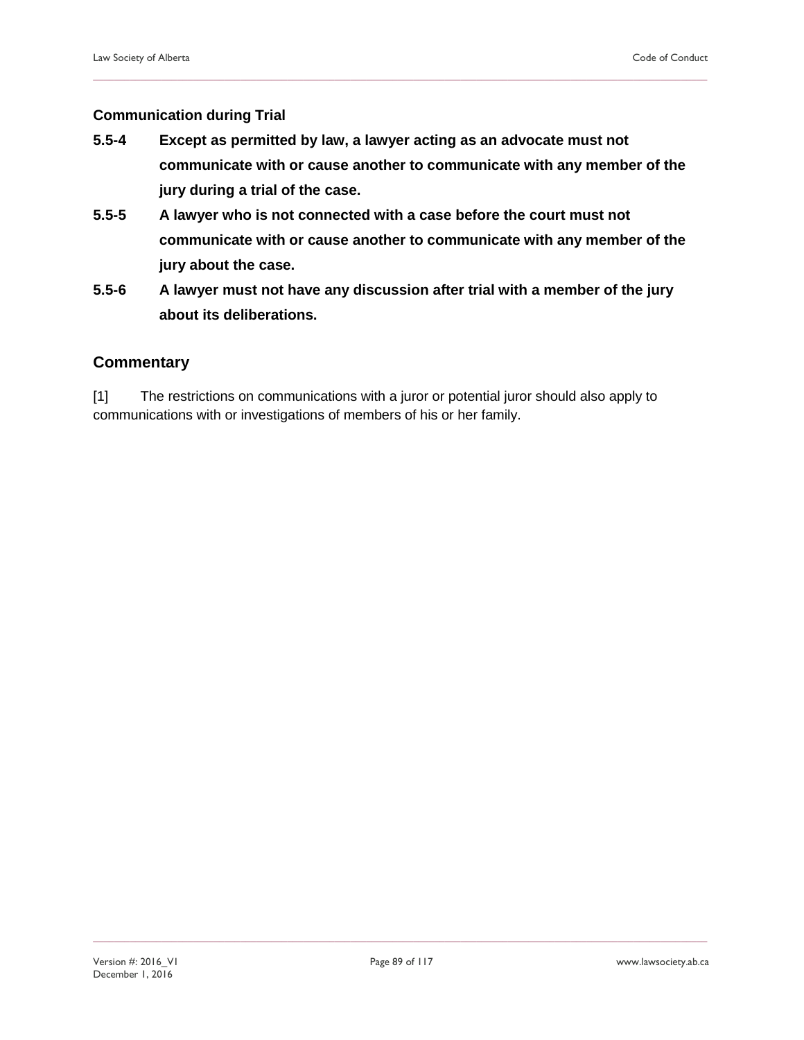**Communication during Trial**

**5.5-4 Except as permitted by law, a lawyer acting as an advocate must not communicate with or cause another to communicate with any member of the jury during a trial of the case.**

**5.5-5 A lawyer who is not connected with a case before the court must not communicate with or cause another to communicate with any member of the jury about the case.**

**5.5-6 A lawyer must not have any discussion after trial with a member of the jury about its deliberations.**

## Commentary

[1] The restrictions on communications with a juror or potential juror should also apply to communications with or investigations of members of his or her family.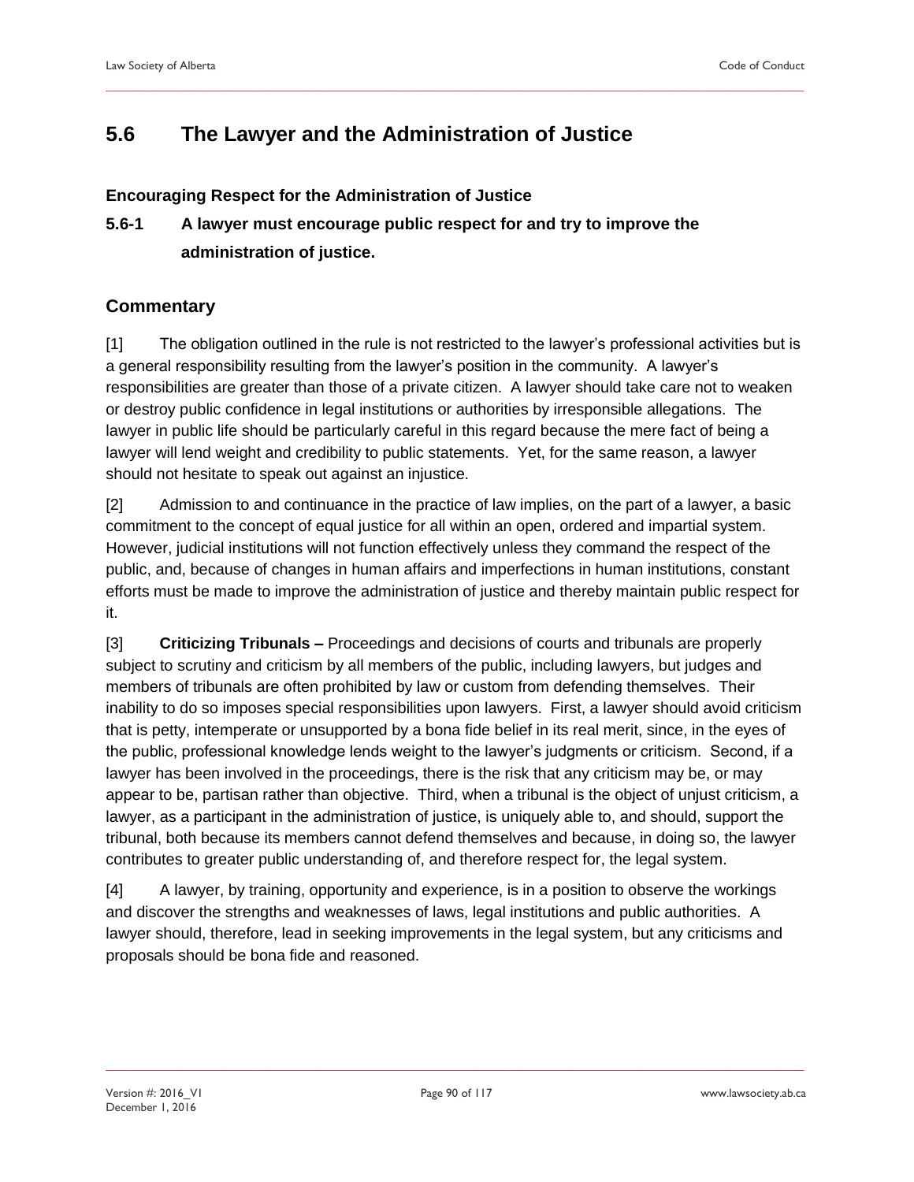# 5.6 The Lawyer and the Administration of Justice

### Encouraging Respect for the Administration of Justice

**5.6-1 A lawyer must encourage public respect for and try to improve the administration of justice.**

## Commentary

[1] The obligation outlined in the rule is not restricted to the lawyer's professional activities but is a general responsibility resulting from the lawyer's position in the community. A lawyer's responsibilities are greater than those of a private citizen. A lawyer should take care not to weaken or destroy public confidence in legal institutions or authorities by irresponsible allegations. The lawyer in public life should be particularly careful in this regard because the mere fact of being a lawyer will lend weight and credibility to public statements. Yet, for the same reason, a lawyer should not hesitate to speak out against an injustice.

[2] Admission to and continuance in the practice of law implies, on the part of a lawyer, a basic commitment to the concept of equal justice for all within an open, ordered and impartial system. However, judicial institutions will not function effectively unless they command the respect of the public, and, because of changes in human affairs and imperfections in human institutions, constant efforts must be made to improve the administration of justice and thereby maintain public respect for it.

[3] **Criticizing Tribunals –** Proceedings and decisions of courts and tribunals are properly subject to scrutiny and criticism by all members of the public, including lawyers, but judges and members of tribunals are often prohibited by law or custom from defending themselves. Their inability to do so imposes special responsibilities upon lawyers. First, a lawyer should avoid criticism that is petty, intemperate or unsupported by a bona fide belief in its real merit, since, in the eyes of the public, professional knowledge lends weight to the lawyer's judgments or criticism. Second, if a lawyer has been involved in the proceedings, there is the risk that any criticism may be, or may appear to be, partisan rather than objective. Third, when a tribunal is the object of unjust criticism, a lawyer, as a participant in the administration of justice, is uniquely able to, and should, support the tribunal, both because its members cannot defend themselves and because, in doing so, the lawyer contributes to greater public understanding of, and therefore respect for, the legal system.

[4] A lawyer, by training, opportunity and experience, is in a position to observe the workings and discover the strengths and weaknesses of laws, legal institutions and public authorities. A lawyer should, therefore, lead in seeking improvements in the legal system, but any criticisms and proposals should be bona fide and reasoned.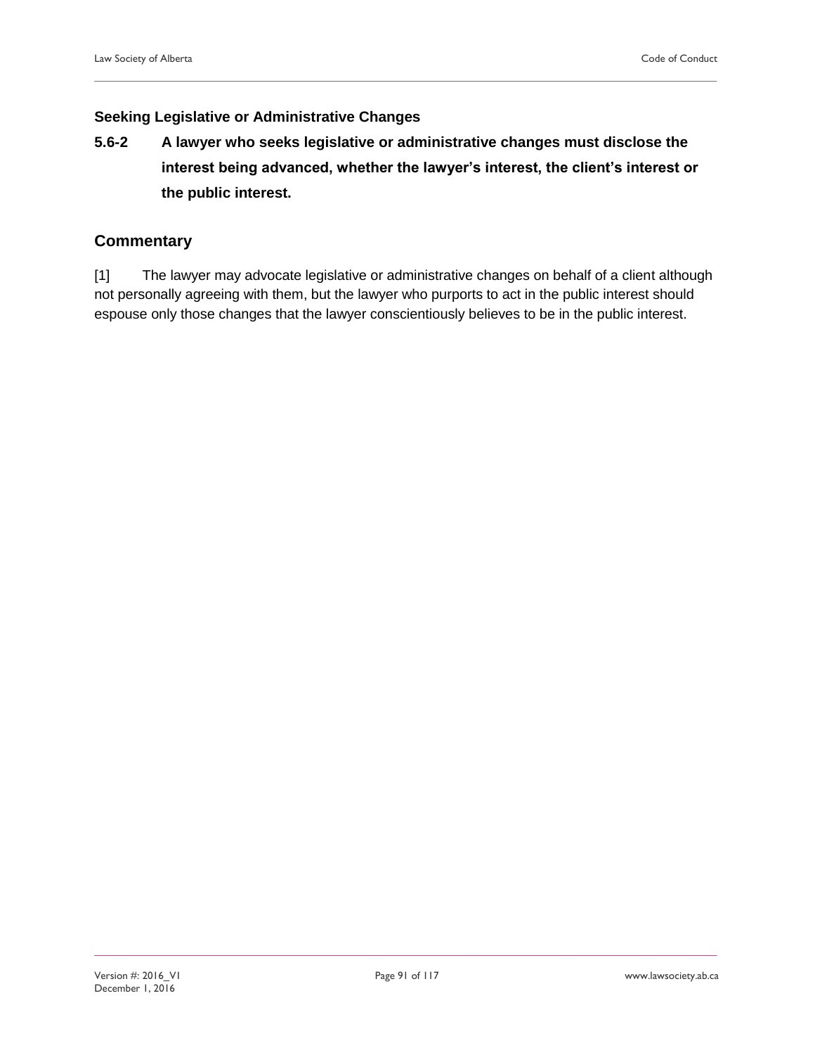### Seeking Legislative or Administrative Changes

**5.6-2 A lawyer who seeks legislative or administrative changes must disclose the interest being advanced, whether the lawyer's interest, the client's interest or the public interest.**

## Commentary

[1] The lawyer may advocate legislative or administrative changes on behalf of a client although not personally agreeing with them, but the lawyer who purports to act in the public interest should espouse only those changes that the lawyer conscientiously believes to be in the public interest.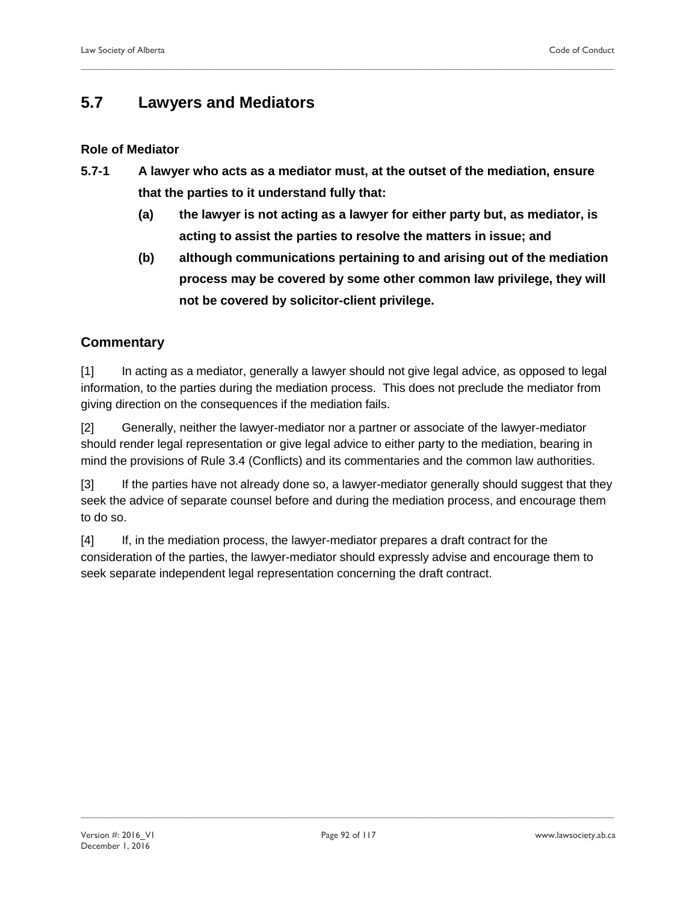## 5.7 Lawyers and Mediators

### Role of Mediator

**5.7-1 A lawyer who acts as a mediator must, at the outset of the mediation, ensure that the parties to it understand fully that:**

**(a) the lawyer is not acting as a lawyer for either party but, as mediator, is acting to assist the parties to resolve the matters in issue; and**

**(b) although communications pertaining to and arising out of the mediation process may be covered by some other common law privilege, they will not be covered by solicitor-client privilege.**

### Commentary

[1] In acting as a mediator, generally a lawyer should not give legal advice, as opposed to legal information, to the parties during the mediation process. This does not preclude the mediator from giving direction on the consequences if the mediation fails.

[2] Generally, neither the lawyer-mediator nor a partner or associate of the lawyer-mediator should render legal representation or give legal advice to either party to the mediation, bearing in mind the provisions of Rule 3.4 (Conflicts) and its commentaries and the common law authorities.

[3] If the parties have not already done so, a lawyer-mediator generally should suggest that they seek the advice of separate counsel before and during the mediation process, and encourage them to do so.

[4] If, in the mediation process, the lawyer-mediator prepares a draft contract for the consideration of the parties, the lawyer-mediator should expressly advise and encourage them to seek separate independent legal representation concerning the draft contract.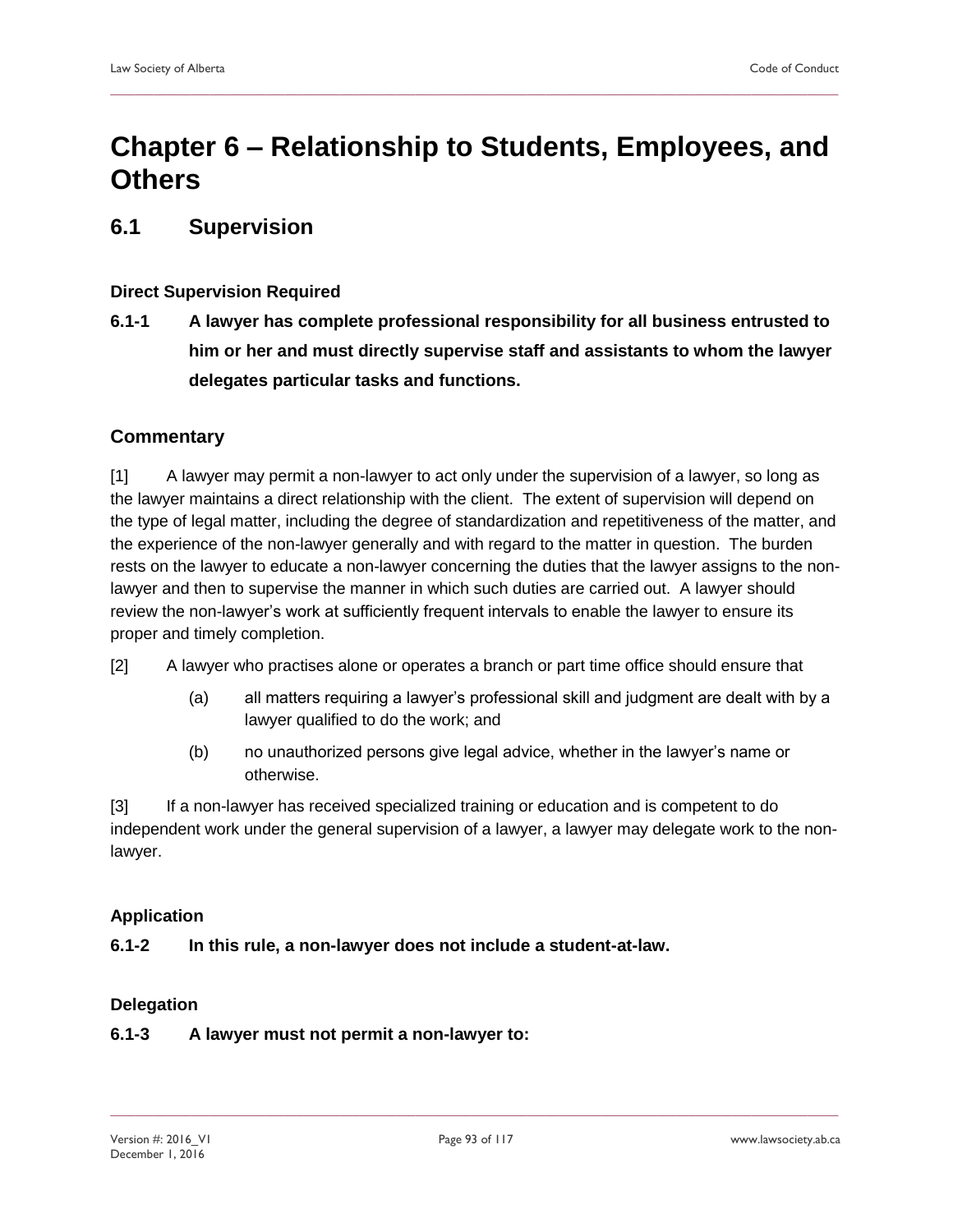# Chapter 6 – Relationship to Students, Employees, and Others

## 6.1 Supervision

### Direct Supervision Required

**6.1-1 A lawyer has complete professional responsibility for all business entrusted to him or her and must directly supervise staff and assistants to whom the lawyer delegates particular tasks and functions.**

### Commentary

[1] A lawyer may permit a non-lawyer to act only under the supervision of a lawyer, so long as the lawyer maintains a direct relationship with the client. The extent of supervision will depend on the type of legal matter, including the degree of standardization and repetitiveness of the matter, and the experience of the non-lawyer generally and with regard to the matter in question. The burden rests on the lawyer to educate a non-lawyer concerning the duties that the lawyer assigns to the non-lawyer and then to supervise the manner in which such duties are carried out. A lawyer should review the non-lawyer's work at sufficiently frequent intervals to enable the lawyer to ensure its proper and timely completion.

[2] A lawyer who practises alone or operates a branch or part time office should ensure that

(a) all matters requiring a lawyer's professional skill and judgment are dealt with by a lawyer qualified to do the work; and

(b) no unauthorized persons give legal advice, whether in the lawyer's name or otherwise.

[3] If a non-lawyer has received specialized training or education and is competent to do independent work under the general supervision of a lawyer, a lawyer may delegate work to the non-lawyer.

### Application

**6.1-2 In this rule, a non-lawyer does not include a student-at-law.**

### Delegation

**6.1-3 A lawyer must not permit a non-lawyer to:**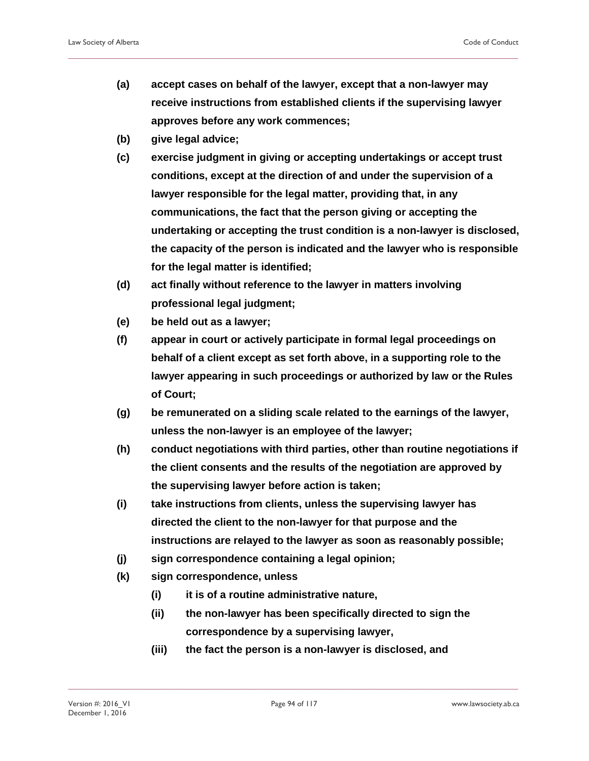**(a)** **accept cases on behalf of the lawyer, except that a non-lawyer may receive instructions from established clients if the supervising lawyer approves before any work commences;**

**(b)** **give legal advice;**

**(c)** **exercise judgment in giving or accepting undertakings or accept trust conditions, except at the direction of and under the supervision of a lawyer responsible for the legal matter, providing that, in any communications, the fact that the person giving or accepting the undertaking or accepting the trust condition is a non-lawyer is disclosed, the capacity of the person is indicated and the lawyer who is responsible for the legal matter is identified;**

**(d)** **act finally without reference to the lawyer in matters involving professional legal judgment;**

**(e)** **be held out as a lawyer;**

**(f)** **appear in court or actively participate in formal legal proceedings on behalf of a client except as set forth above, in a supporting role to the lawyer appearing in such proceedings or authorized by law or the Rules of Court;**

**(g)** **be remunerated on a sliding scale related to the earnings of the lawyer, unless the non-lawyer is an employee of the lawyer;**

**(h)** **conduct negotiations with third parties, other than routine negotiations if the client consents and the results of the negotiation are approved by the supervising lawyer before action is taken;**

**(i)** **take instructions from clients, unless the supervising lawyer has directed the client to the non-lawyer for that purpose and the instructions are relayed to the lawyer as soon as reasonably possible;**

**(j)** **sign correspondence containing a legal opinion;**

**(k)** **sign correspondence, unless**

- **(i)** **it is of a routine administrative nature,**
- **(ii)** **the non-lawyer has been specifically directed to sign the correspondence by a supervising lawyer,**
- **(iii)** **the fact the person is a non-lawyer is disclosed, and**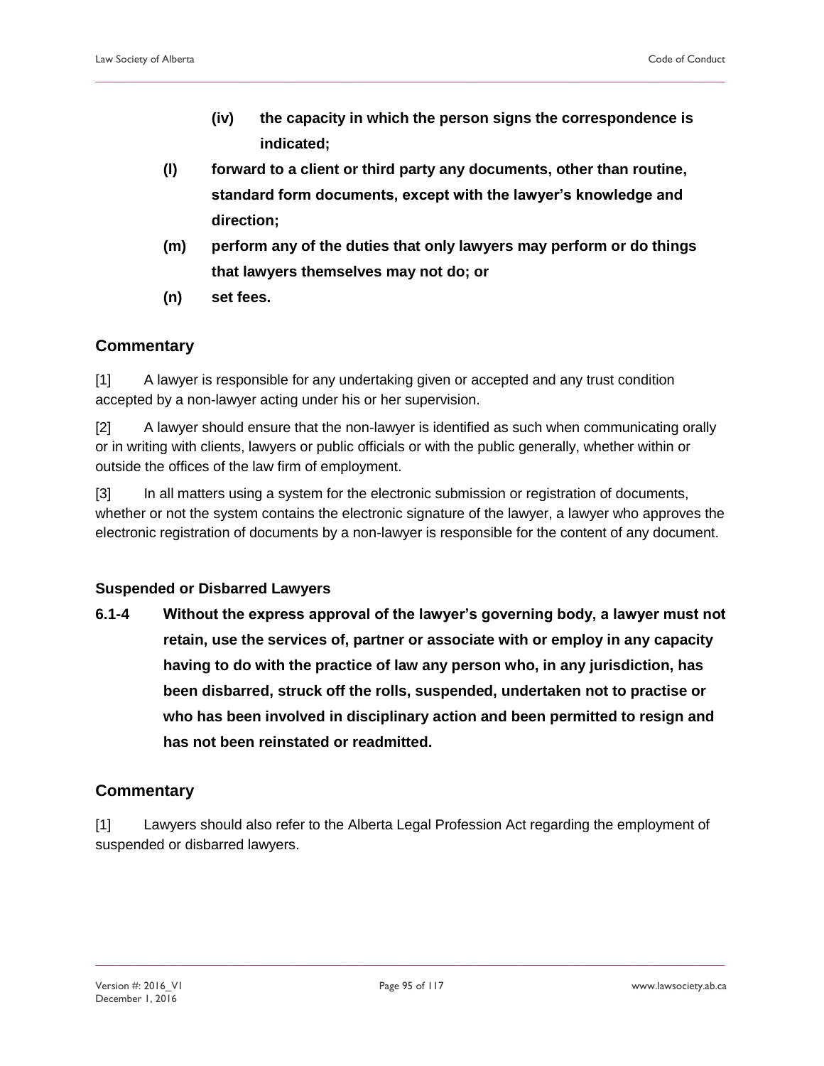**(iv) the capacity in which the person signs the correspondence is indicated;**

**(l) forward to a client or third party any documents, other than routine, standard form documents, except with the lawyer's knowledge and direction;**

**(m) perform any of the duties that only lawyers may perform or do things that lawyers themselves may not do; or**

**(n) set fees.**

## Commentary

[1] A lawyer is responsible for any undertaking given or accepted and any trust condition accepted by a non-lawyer acting under his or her supervision.

[2] A lawyer should ensure that the non-lawyer is identified as such when communicating orally or in writing with clients, lawyers or public officials or with the public generally, whether within or outside the offices of the law firm of employment.

[3] In all matters using a system for the electronic submission or registration of documents, whether or not the system contains the electronic signature of the lawyer, a lawyer who approves the electronic registration of documents by a non-lawyer is responsible for the content of any document.

### Suspended or Disbarred Lawyers

**6.1-4 Without the express approval of the lawyer's governing body, a lawyer must not retain, use the services of, partner or associate with or employ in any capacity having to do with the practice of law any person who, in any jurisdiction, has been disbarred, struck off the rolls, suspended, undertaken not to practise or who has been involved in disciplinary action and been permitted to resign and has not been reinstated or readmitted.**

## Commentary

[1] Lawyers should also refer to the Alberta Legal Profession Act regarding the employment of suspended or disbarred lawyers.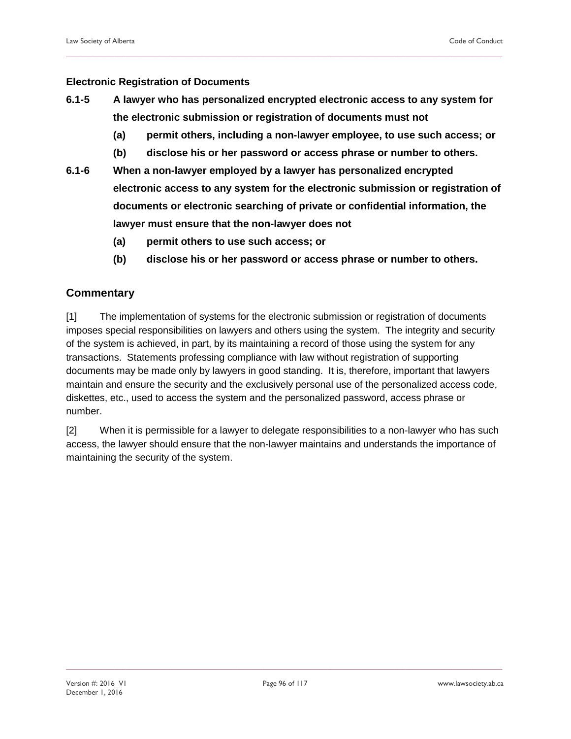### Electronic Registration of Documents

**6.1-5 A lawyer who has personalized encrypted electronic access to any system for the electronic submission or registration of documents must not**

**(a) permit others, including a non-lawyer employee, to use such access; or**

**(b) disclose his or her password or access phrase or number to others.**

**6.1-6 When a non-lawyer employed by a lawyer has personalized encrypted electronic access to any system for the electronic submission or registration of documents or electronic searching of private or confidential information, the lawyer must ensure that the non-lawyer does not**

**(a) permit others to use such access; or**

**(b) disclose his or her password or access phrase or number to others.**

## Commentary

[1] The implementation of systems for the electronic submission or registration of documents imposes special responsibilities on lawyers and others using the system. The integrity and security of the system is achieved, in part, by its maintaining a record of those using the system for any transactions. Statements professing compliance with law without registration of supporting documents may be made only by lawyers in good standing. It is, therefore, important that lawyers maintain and ensure the security and the exclusively personal use of the personalized access code, diskettes, etc., used to access the system and the personalized password, access phrase or number.

[2] When it is permissible for a lawyer to delegate responsibilities to a non-lawyer who has such access, the lawyer should ensure that the non-lawyer maintains and understands the importance of maintaining the security of the system.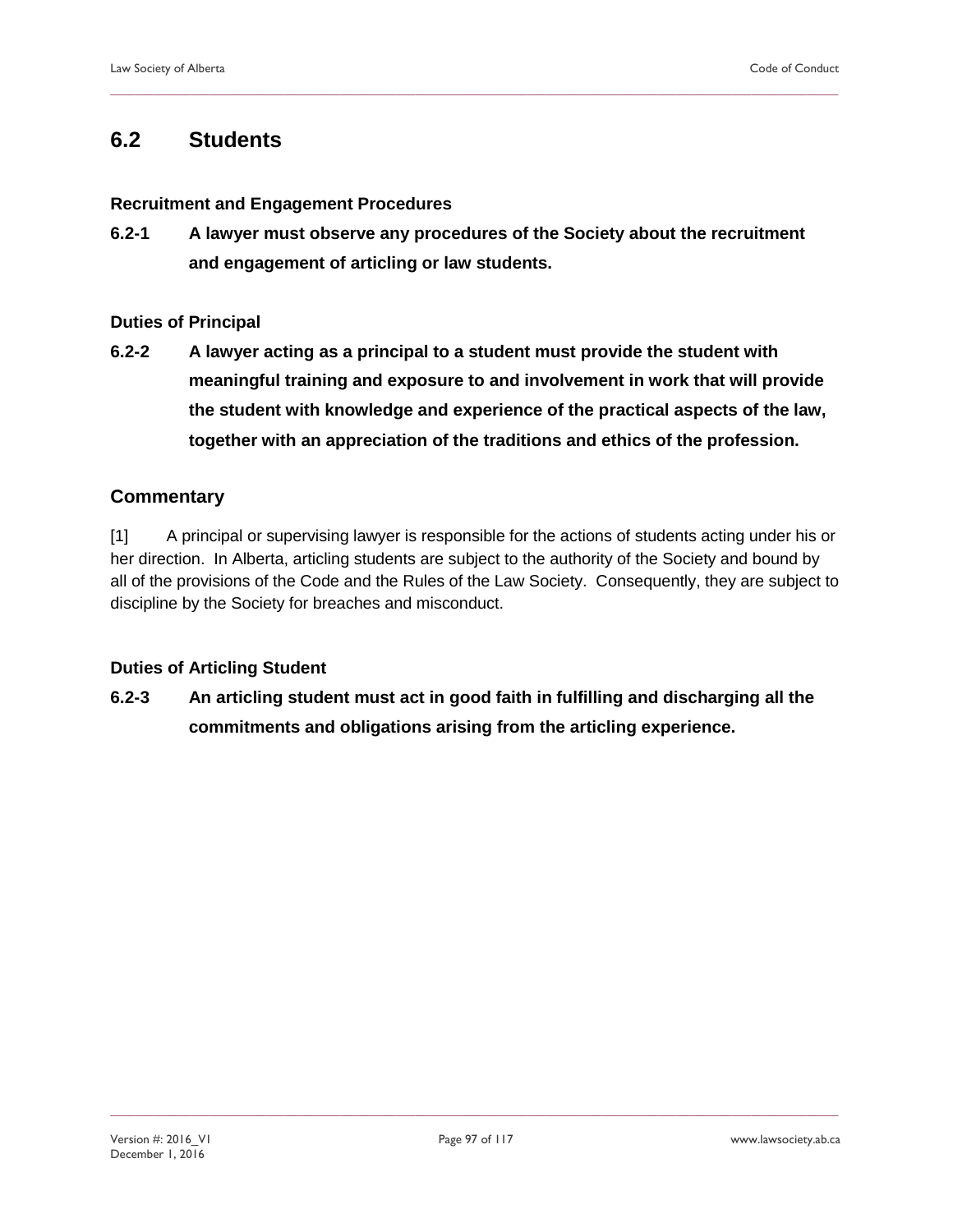## 6.2 Students

### Recruitment and Engagement Procedures

**6.2-1 A lawyer must observe any procedures of the Society about the recruitment and engagement of articling or law students.**

### Duties of Principal

**6.2-2 A lawyer acting as a principal to a student must provide the student with meaningful training and exposure to and involvement in work that will provide the student with knowledge and experience of the practical aspects of the law, together with an appreciation of the traditions and ethics of the profession.**

## Commentary

[1] A principal or supervising lawyer is responsible for the actions of students acting under his or her direction. In Alberta, articling students are subject to the authority of the Society and bound by all of the provisions of the Code and the Rules of the Law Society. Consequently, they are subject to discipline by the Society for breaches and misconduct.

### Duties of Articling Student

**6.2-3 An articling student must act in good faith in fulfilling and discharging all the commitments and obligations arising from the articling experience.**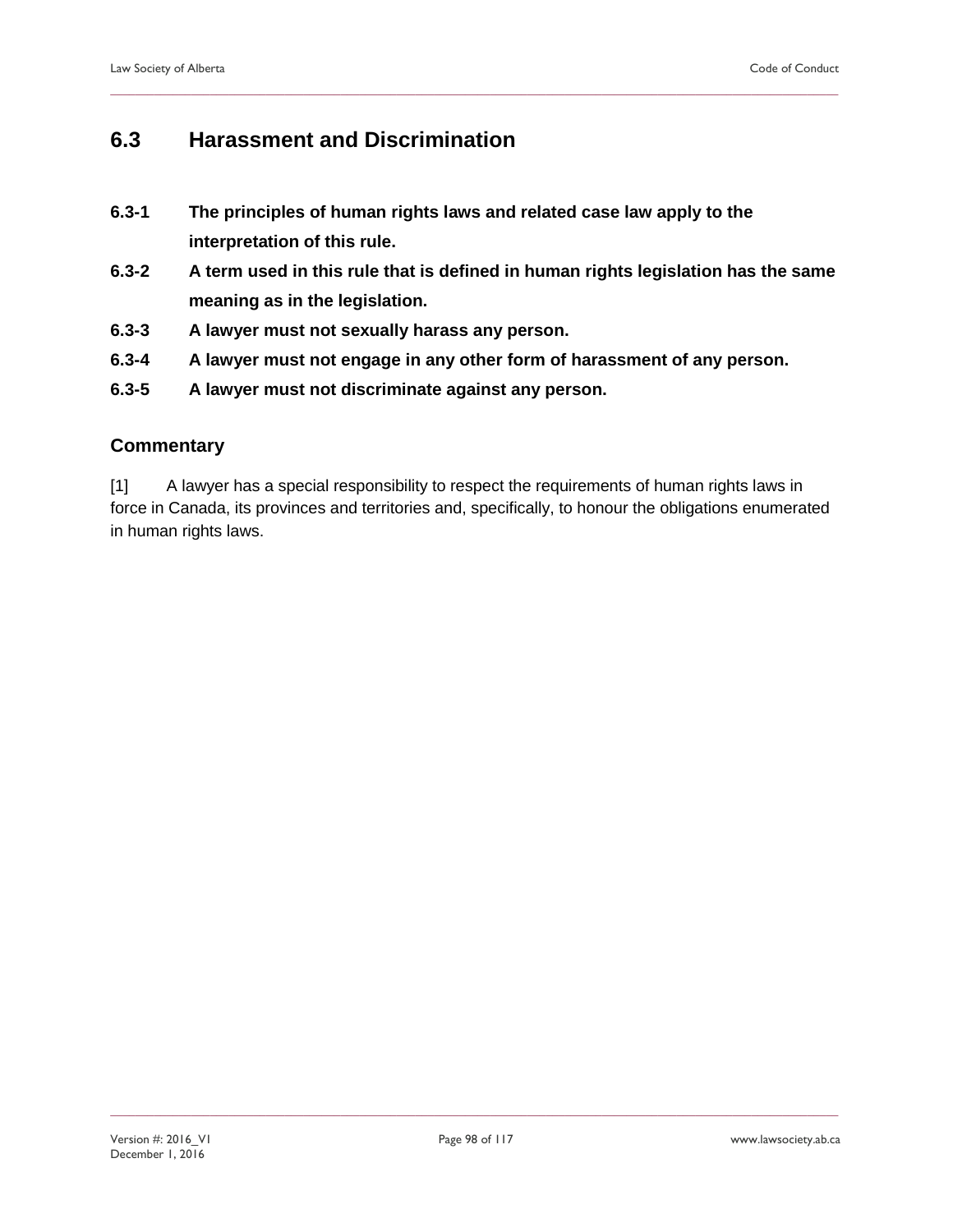## 6.3 Harassment and Discrimination

**6.3-1 The principles of human rights laws and related case law apply to the interpretation of this rule.**

**6.3-2 A term used in this rule that is defined in human rights legislation has the same meaning as in the legislation.**

**6.3-3 A lawyer must not sexually harass any person.**

**6.3-4 A lawyer must not engage in any other form of harassment of any person.**

**6.3-5 A lawyer must not discriminate against any person.**

### Commentary

[1] A lawyer has a special responsibility to respect the requirements of human rights laws in force in Canada, its provinces and territories and, specifically, to honour the obligations enumerated in human rights laws.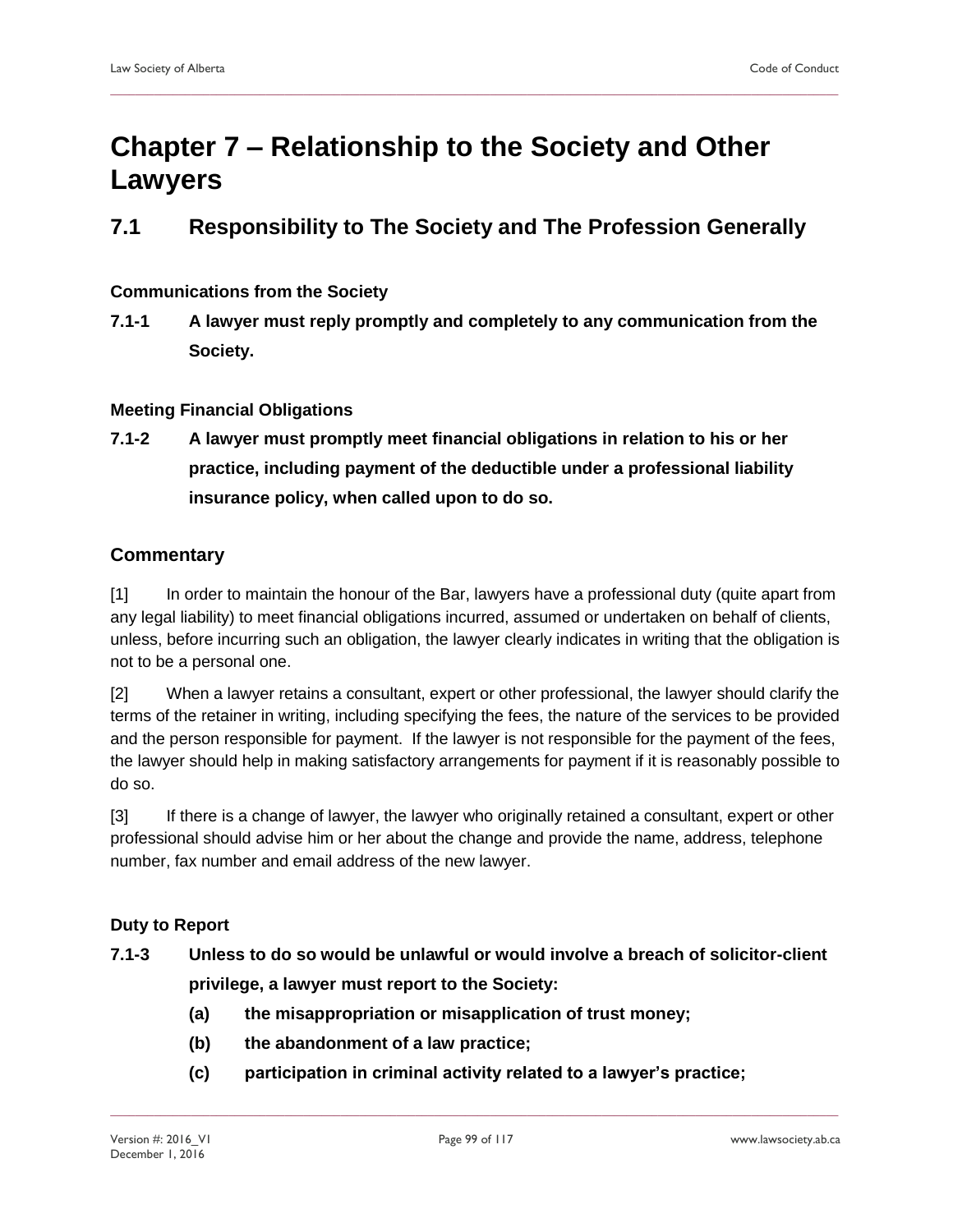# Chapter 7 – Relationship to the Society and Other Lawyers

## 7.1 Responsibility to The Society and The Profession Generally

### Communications from the Society

**7.1-1 A lawyer must reply promptly and completely to any communication from the Society.**

### Meeting Financial Obligations

**7.1-2 A lawyer must promptly meet financial obligations in relation to his or her practice, including payment of the deductible under a professional liability insurance policy, when called upon to do so.**

## Commentary

[1] In order to maintain the honour of the Bar, lawyers have a professional duty (quite apart from any legal liability) to meet financial obligations incurred, assumed or undertaken on behalf of clients, unless, before incurring such an obligation, the lawyer clearly indicates in writing that the obligation is not to be a personal one.

[2] When a lawyer retains a consultant, expert or other professional, the lawyer should clarify the terms of the retainer in writing, including specifying the fees, the nature of the services to be provided and the person responsible for payment. If the lawyer is not responsible for the payment of the fees, the lawyer should help in making satisfactory arrangements for payment if it is reasonably possible to do so.

[3] If there is a change of lawyer, the lawyer who originally retained a consultant, expert or other professional should advise him or her about the change and provide the name, address, telephone number, fax number and email address of the new lawyer.

### Duty to Report

**7.1-3 Unless to do so would be unlawful or would involve a breach of solicitor-client privilege, a lawyer must report to the Society:**

**(a) the misappropriation or misapplication of trust money;**

**(b) the abandonment of a law practice;**

**(c) participation in criminal activity related to a lawyer's practice;**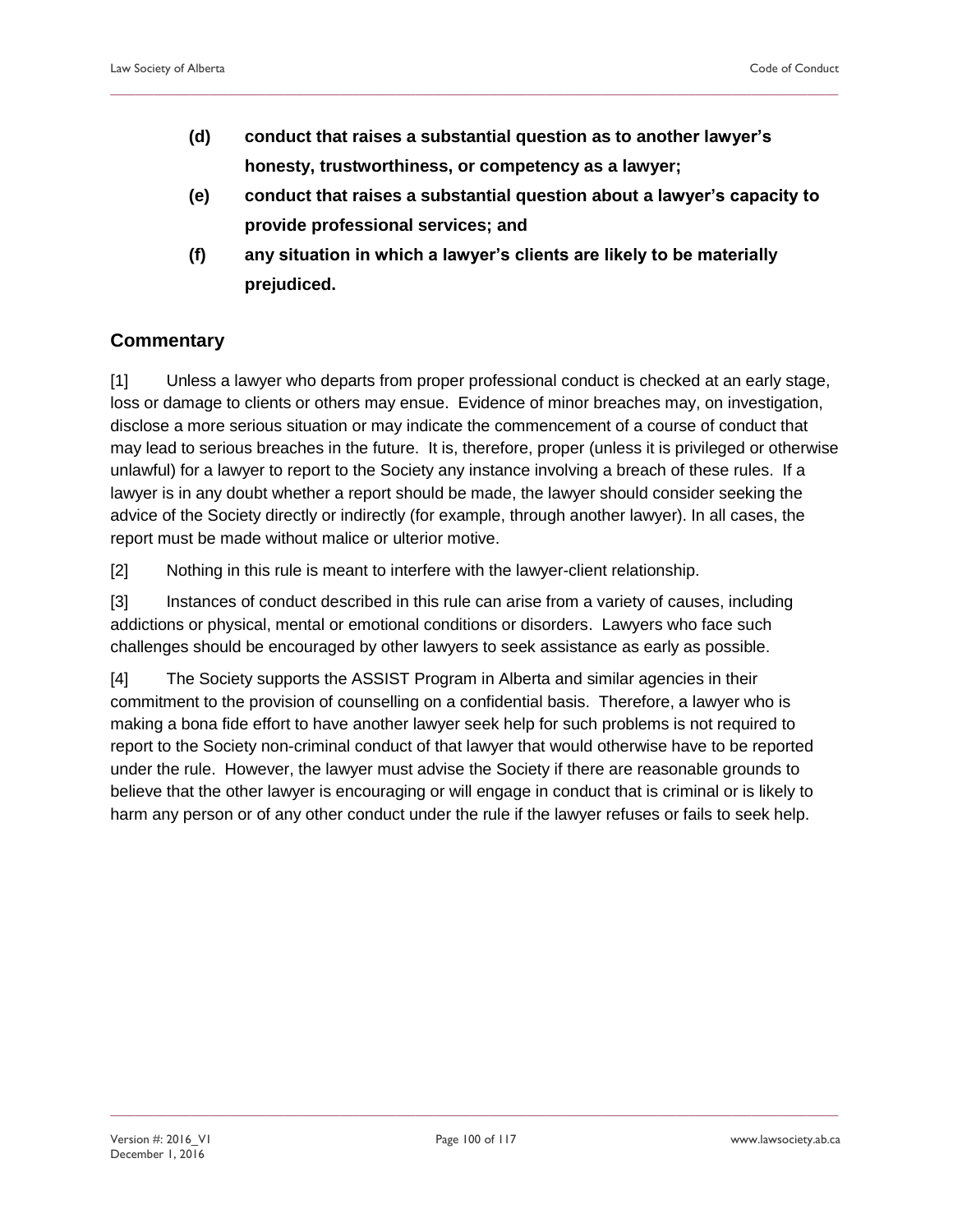**(d) conduct that raises a substantial question as to another lawyer's honesty, trustworthiness, or competency as a lawyer;**

**(e) conduct that raises a substantial question about a lawyer's capacity to provide professional services; and**

**(f) any situation in which a lawyer's clients are likely to be materially prejudiced.**

## Commentary

[1] Unless a lawyer who departs from proper professional conduct is checked at an early stage, loss or damage to clients or others may ensue. Evidence of minor breaches may, on investigation, disclose a more serious situation or may indicate the commencement of a course of conduct that may lead to serious breaches in the future. It is, therefore, proper (unless it is privileged or otherwise unlawful) for a lawyer to report to the Society any instance involving a breach of these rules. If a lawyer is in any doubt whether a report should be made, the lawyer should consider seeking the advice of the Society directly or indirectly (for example, through another lawyer). In all cases, the report must be made without malice or ulterior motive.

[2] Nothing in this rule is meant to interfere with the lawyer-client relationship.

[3] Instances of conduct described in this rule can arise from a variety of causes, including addictions or physical, mental or emotional conditions or disorders. Lawyers who face such challenges should be encouraged by other lawyers to seek assistance as early as possible.

[4] The Society supports the ASSIST Program in Alberta and similar agencies in their commitment to the provision of counselling on a confidential basis. Therefore, a lawyer who is making a bona fide effort to have another lawyer seek help for such problems is not required to report to the Society non-criminal conduct of that lawyer that would otherwise have to be reported under the rule. However, the lawyer must advise the Society if there are reasonable grounds to believe that the other lawyer is encouraging or will engage in conduct that is criminal or is likely to harm any person or of any other conduct under the rule if the lawyer refuses or fails to seek help.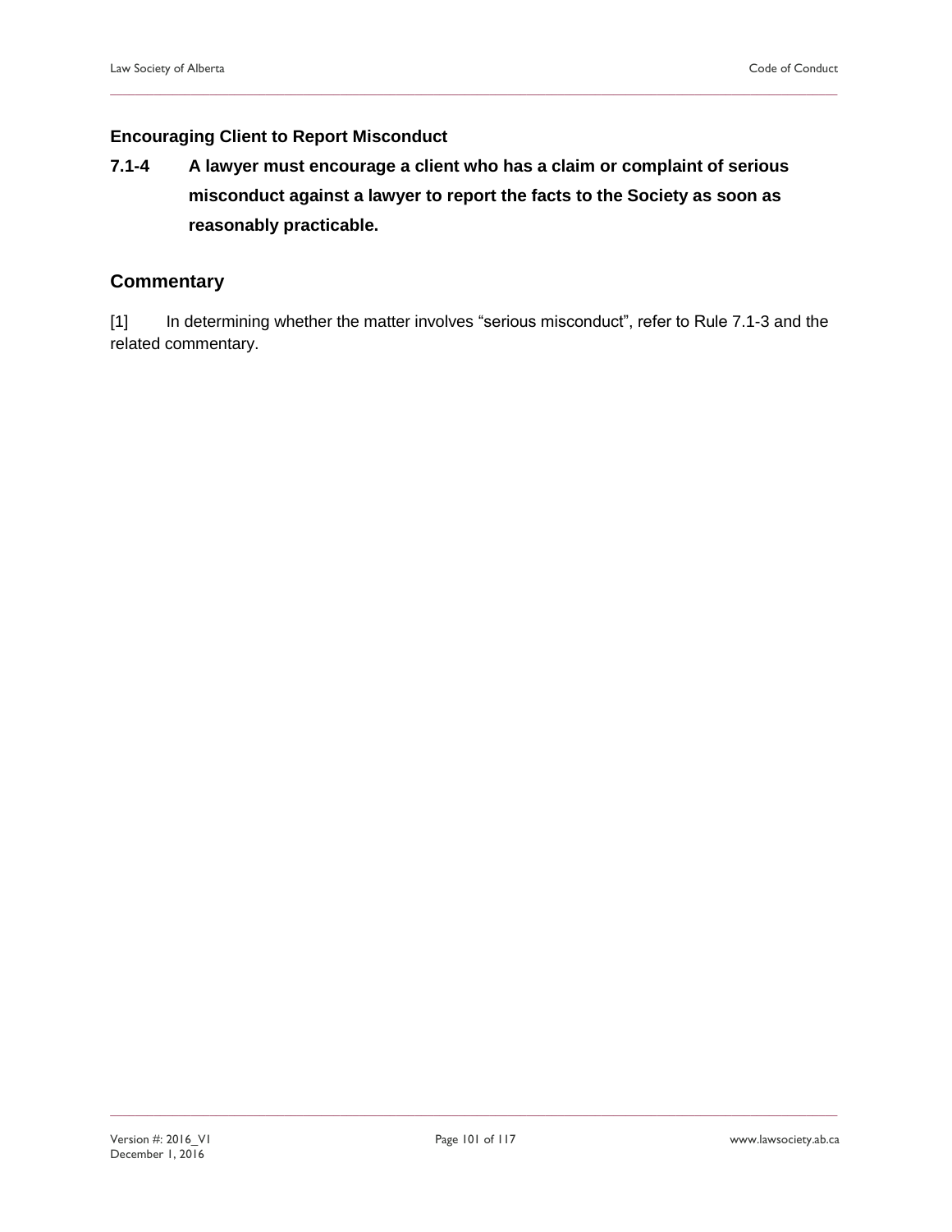### Encouraging Client to Report Misconduct

**7.1-4 A lawyer must encourage a client who has a claim or complaint of serious misconduct against a lawyer to report the facts to the Society as soon as reasonably practicable.**

## Commentary

[1] In determining whether the matter involves "serious misconduct", refer to Rule 7.1-3 and the related commentary.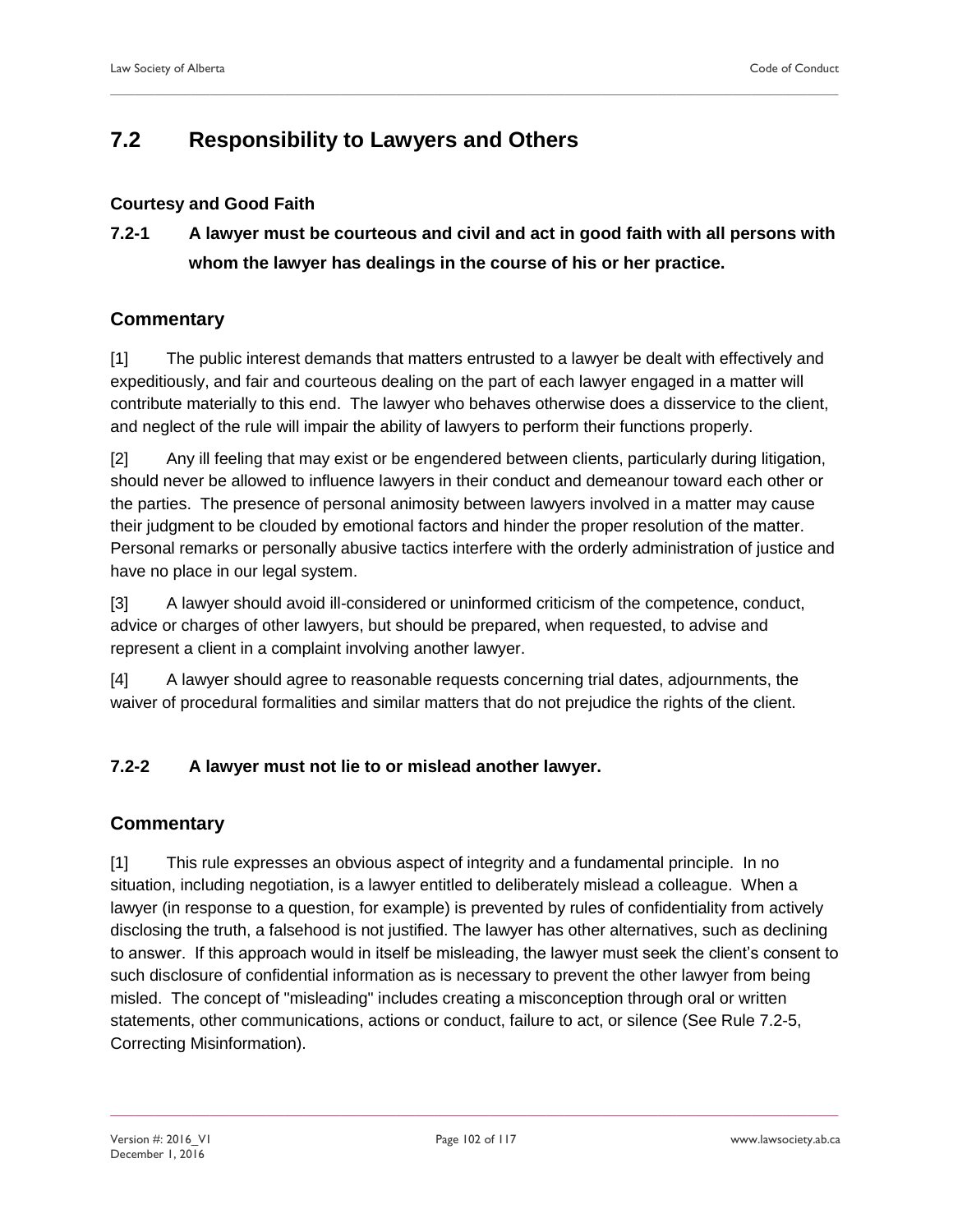## 7.2 Responsibility to Lawyers and Others

### Courtesy and Good Faith

**7.2-1 A lawyer must be courteous and civil and act in good faith with all persons with whom the lawyer has dealings in the course of his or her practice.**

### Commentary

[1] The public interest demands that matters entrusted to a lawyer be dealt with effectively and expeditiously, and fair and courteous dealing on the part of each lawyer engaged in a matter will contribute materially to this end. The lawyer who behaves otherwise does a disservice to the client, and neglect of the rule will impair the ability of lawyers to perform their functions properly.

[2] Any ill feeling that may exist or be engendered between clients, particularly during litigation, should never be allowed to influence lawyers in their conduct and demeanour toward each other or the parties. The presence of personal animosity between lawyers involved in a matter may cause their judgment to be clouded by emotional factors and hinder the proper resolution of the matter. Personal remarks or personally abusive tactics interfere with the orderly administration of justice and have no place in our legal system.

[3] A lawyer should avoid ill-considered or uninformed criticism of the competence, conduct, advice or charges of other lawyers, but should be prepared, when requested, to advise and represent a client in a complaint involving another lawyer.

[4] A lawyer should agree to reasonable requests concerning trial dates, adjournments, the waiver of procedural formalities and similar matters that do not prejudice the rights of the client.

**7.2-2 A lawyer must not lie to or mislead another lawyer.**

### Commentary

[1] This rule expresses an obvious aspect of integrity and a fundamental principle. In no situation, including negotiation, is a lawyer entitled to deliberately mislead a colleague. When a lawyer (in response to a question, for example) is prevented by rules of confidentiality from actively disclosing the truth, a falsehood is not justified. The lawyer has other alternatives, such as declining to answer. If this approach would in itself be misleading, the lawyer must seek the client's consent to such disclosure of confidential information as is necessary to prevent the other lawyer from being misled. The concept of "misleading" includes creating a misconception through oral or written statements, other communications, actions or conduct, failure to act, or silence (See Rule 7.2-5, Correcting Misinformation).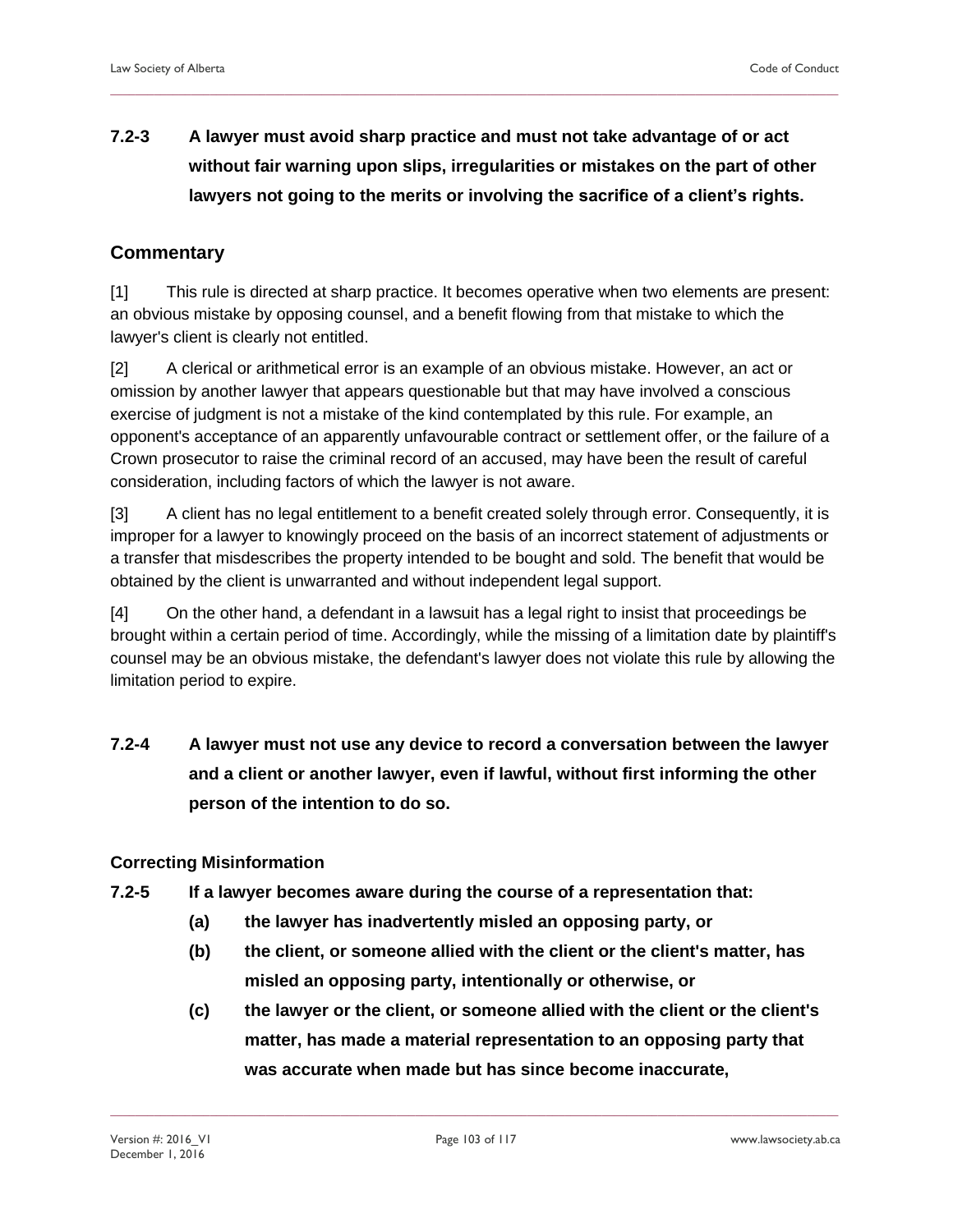**7.2-3 A lawyer must avoid sharp practice and must not take advantage of or act without fair warning upon slips, irregularities or mistakes on the part of other lawyers not going to the merits or involving the sacrifice of a client's rights.**

## Commentary

[1] This rule is directed at sharp practice. It becomes operative when two elements are present: an obvious mistake by opposing counsel, and a benefit flowing from that mistake to which the lawyer's client is clearly not entitled.

[2] A clerical or arithmetical error is an example of an obvious mistake. However, an act or omission by another lawyer that appears questionable but that may have involved a conscious exercise of judgment is not a mistake of the kind contemplated by this rule. For example, an opponent's acceptance of an apparently unfavourable contract or settlement offer, or the failure of a Crown prosecutor to raise the criminal record of an accused, may have been the result of careful consideration, including factors of which the lawyer is not aware.

[3] A client has no legal entitlement to a benefit created solely through error. Consequently, it is improper for a lawyer to knowingly proceed on the basis of an incorrect statement of adjustments or a transfer that misdescribes the property intended to be bought and sold. The benefit that would be obtained by the client is unwarranted and without independent legal support.

[4] On the other hand, a defendant in a lawsuit has a legal right to insist that proceedings be brought within a certain period of time. Accordingly, while the missing of a limitation date by plaintiff's counsel may be an obvious mistake, the defendant's lawyer does not violate this rule by allowing the limitation period to expire.

**7.2-4 A lawyer must not use any device to record a conversation between the lawyer and a client or another lawyer, even if lawful, without first informing the other person of the intention to do so.**

### Correcting Misinformation

**7.2-5 If a lawyer becomes aware during the course of a representation that:**

- **(a) the lawyer has inadvertently misled an opposing party, or**
- **(b) the client, or someone allied with the client or the client's matter, has misled an opposing party, intentionally or otherwise, or**
- **(c) the lawyer or the client, or someone allied with the client or the client's matter, has made a material representation to an opposing party that was accurate when made but has since become inaccurate,**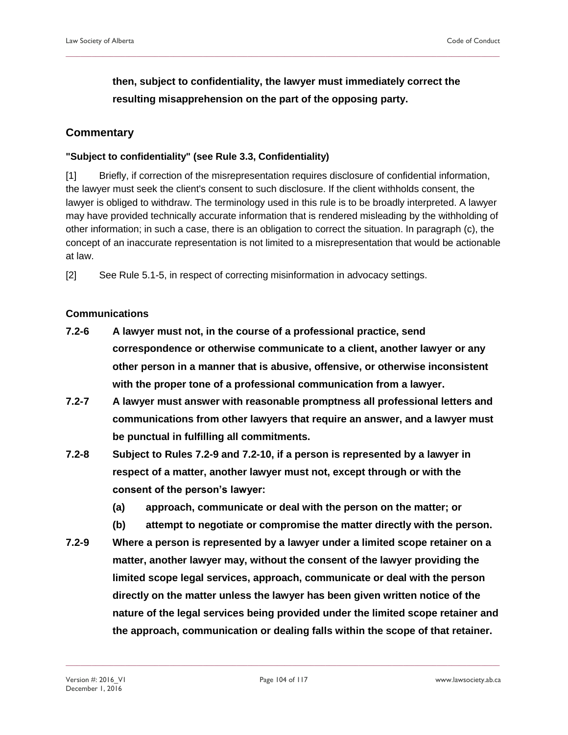**then, subject to confidentiality, the lawyer must immediately correct the resulting misapprehension on the part of the opposing party.**

## Commentary

**"Subject to confidentiality" (see Rule 3.3, Confidentiality)**

[1] Briefly, if correction of the misrepresentation requires disclosure of confidential information, the lawyer must seek the client's consent to such disclosure. If the client withholds consent, the lawyer is obliged to withdraw. The terminology used in this rule is to be broadly interpreted. A lawyer may have provided technically accurate information that is rendered misleading by the withholding of other information; in such a case, there is an obligation to correct the situation. In paragraph (c), the concept of an inaccurate representation is not limited to a misrepresentation that would be actionable at law.

[2] See Rule 5.1-5, in respect of correcting misinformation in advocacy settings.

### Communications

**7.2-6 A lawyer must not, in the course of a professional practice, send correspondence or otherwise communicate to a client, another lawyer or any other person in a manner that is abusive, offensive, or otherwise inconsistent with the proper tone of a professional communication from a lawyer.**

**7.2-7 A lawyer must answer with reasonable promptness all professional letters and communications from other lawyers that require an answer, and a lawyer must be punctual in fulfilling all commitments.**

**7.2-8 Subject to Rules 7.2-9 and 7.2-10, if a person is represented by a lawyer in respect of a matter, another lawyer must not, except through or with the consent of the person's lawyer:**

**(a) approach, communicate or deal with the person on the matter; or**

**(b) attempt to negotiate or compromise the matter directly with the person.**

**7.2-9 Where a person is represented by a lawyer under a limited scope retainer on a matter, another lawyer may, without the consent of the lawyer providing the limited scope legal services, approach, communicate or deal with the person directly on the matter unless the lawyer has been given written notice of the nature of the legal services being provided under the limited scope retainer and the approach, communication or dealing falls within the scope of that retainer.**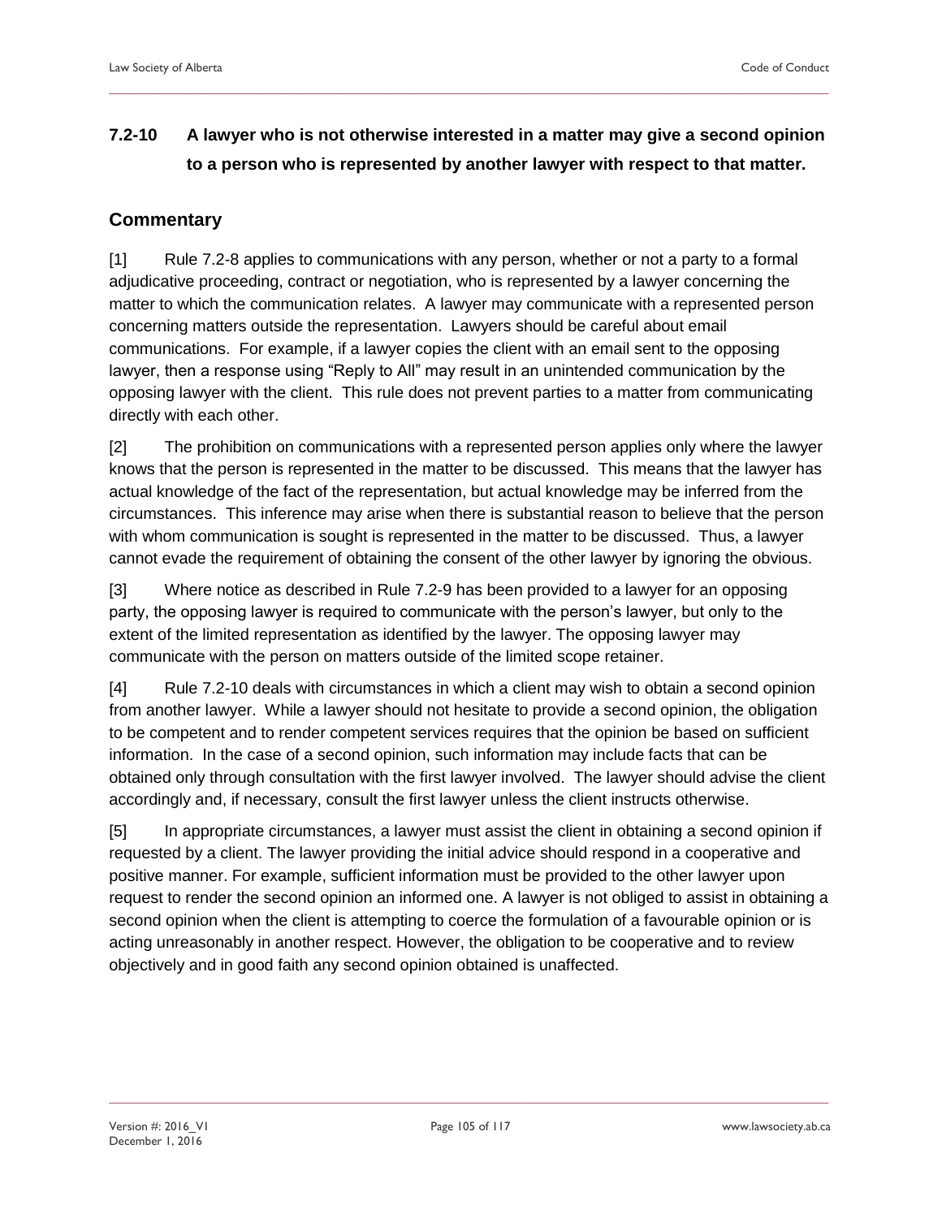**7.2-10 A lawyer who is not otherwise interested in a matter may give a second opinion to a person who is represented by another lawyer with respect to that matter.**

## Commentary

[1] Rule 7.2-8 applies to communications with any person, whether or not a party to a formal adjudicative proceeding, contract or negotiation, who is represented by a lawyer concerning the matter to which the communication relates. A lawyer may communicate with a represented person concerning matters outside the representation. Lawyers should be careful about email communications. For example, if a lawyer copies the client with an email sent to the opposing lawyer, then a response using "Reply to All" may result in an unintended communication by the opposing lawyer with the client. This rule does not prevent parties to a matter from communicating directly with each other.

[2] The prohibition on communications with a represented person applies only where the lawyer knows that the person is represented in the matter to be discussed. This means that the lawyer has actual knowledge of the fact of the representation, but actual knowledge may be inferred from the circumstances. This inference may arise when there is substantial reason to believe that the person with whom communication is sought is represented in the matter to be discussed. Thus, a lawyer cannot evade the requirement of obtaining the consent of the other lawyer by ignoring the obvious.

[3] Where notice as described in Rule 7.2-9 has been provided to a lawyer for an opposing party, the opposing lawyer is required to communicate with the person's lawyer, but only to the extent of the limited representation as identified by the lawyer. The opposing lawyer may communicate with the person on matters outside of the limited scope retainer.

[4] Rule 7.2-10 deals with circumstances in which a client may wish to obtain a second opinion from another lawyer. While a lawyer should not hesitate to provide a second opinion, the obligation to be competent and to render competent services requires that the opinion be based on sufficient information. In the case of a second opinion, such information may include facts that can be obtained only through consultation with the first lawyer involved. The lawyer should advise the client accordingly and, if necessary, consult the first lawyer unless the client instructs otherwise.

[5] In appropriate circumstances, a lawyer must assist the client in obtaining a second opinion if requested by a client. The lawyer providing the initial advice should respond in a cooperative and positive manner. For example, sufficient information must be provided to the other lawyer upon request to render the second opinion an informed one. A lawyer is not obliged to assist in obtaining a second opinion when the client is attempting to coerce the formulation of a favourable opinion or is acting unreasonably in another respect. However, the obligation to be cooperative and to review objectively and in good faith any second opinion obtained is unaffected.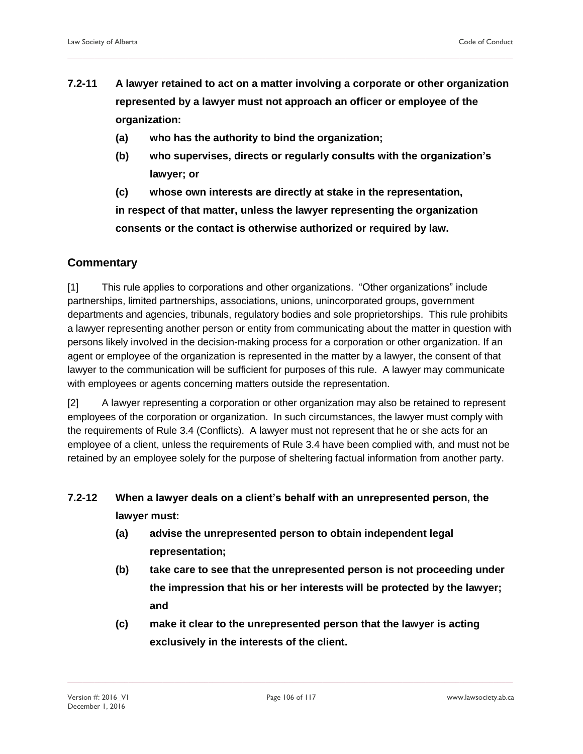**7.2-11 A lawyer retained to act on a matter involving a corporate or other organization represented by a lawyer must not approach an officer or employee of the organization:**

**(a) who has the authority to bind the organization;**

**(b) who supervises, directs or regularly consults with the organization's lawyer; or**

**(c) whose own interests are directly at stake in the representation,**

**in respect of that matter, unless the lawyer representing the organization consents or the contact is otherwise authorized or required by law.**

## Commentary

[1] This rule applies to corporations and other organizations. "Other organizations" include partnerships, limited partnerships, associations, unions, unincorporated groups, government departments and agencies, tribunals, regulatory bodies and sole proprietorships. This rule prohibits a lawyer representing another person or entity from communicating about the matter in question with persons likely involved in the decision-making process for a corporation or other organization. If an agent or employee of the organization is represented in the matter by a lawyer, the consent of that lawyer to the communication will be sufficient for purposes of this rule. A lawyer may communicate with employees or agents concerning matters outside the representation.

[2] A lawyer representing a corporation or other organization may also be retained to represent employees of the corporation or organization. In such circumstances, the lawyer must comply with the requirements of Rule 3.4 (Conflicts). A lawyer must not represent that he or she acts for an employee of a client, unless the requirements of Rule 3.4 have been complied with, and must not be retained by an employee solely for the purpose of sheltering factual information from another party.

**7.2-12 When a lawyer deals on a client's behalf with an unrepresented person, the lawyer must:**

**(a) advise the unrepresented person to obtain independent legal representation;**

**(b) take care to see that the unrepresented person is not proceeding under the impression that his or her interests will be protected by the lawyer; and**

**(c) make it clear to the unrepresented person that the lawyer is acting exclusively in the interests of the client.**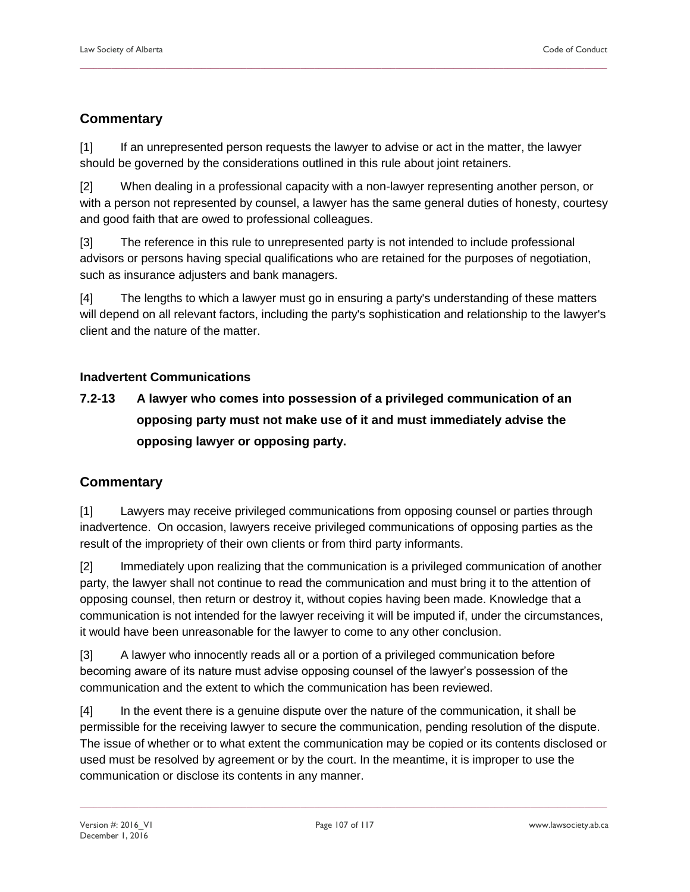## Commentary

[1] If an unrepresented person requests the lawyer to advise or act in the matter, the lawyer should be governed by the considerations outlined in this rule about joint retainers.

[2] When dealing in a professional capacity with a non-lawyer representing another person, or with a person not represented by counsel, a lawyer has the same general duties of honesty, courtesy and good faith that are owed to professional colleagues.

[3] The reference in this rule to unrepresented party is not intended to include professional advisors or persons having special qualifications who are retained for the purposes of negotiation, such as insurance adjusters and bank managers.

[4] The lengths to which a lawyer must go in ensuring a party's understanding of these matters will depend on all relevant factors, including the party's sophistication and relationship to the lawyer's client and the nature of the matter.

### Inadvertent Communications

**7.2-13 A lawyer who comes into possession of a privileged communication of an opposing party must not make use of it and must immediately advise the opposing lawyer or opposing party.**

## Commentary

[1] Lawyers may receive privileged communications from opposing counsel or parties through inadvertence. On occasion, lawyers receive privileged communications of opposing parties as the result of the impropriety of their own clients or from third party informants.

[2] Immediately upon realizing that the communication is a privileged communication of another party, the lawyer shall not continue to read the communication and must bring it to the attention of opposing counsel, then return or destroy it, without copies having been made. Knowledge that a communication is not intended for the lawyer receiving it will be imputed if, under the circumstances, it would have been unreasonable for the lawyer to come to any other conclusion.

[3] A lawyer who innocently reads all or a portion of a privileged communication before becoming aware of its nature must advise opposing counsel of the lawyer's possession of the communication and the extent to which the communication has been reviewed.

[4] In the event there is a genuine dispute over the nature of the communication, it shall be permissible for the receiving lawyer to secure the communication, pending resolution of the dispute. The issue of whether or to what extent the communication may be copied or its contents disclosed or used must be resolved by agreement or by the court. In the meantime, it is improper to use the communication or disclose its contents in any manner.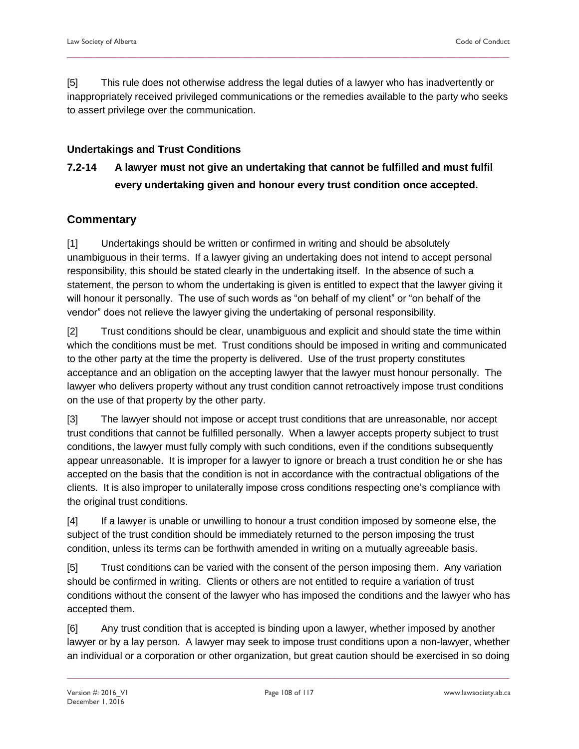[5] This rule does not otherwise address the legal duties of a lawyer who has inadvertently or inappropriately received privileged communications or the remedies available to the party who seeks to assert privilege over the communication.

### Undertakings and Trust Conditions

**7.2-14 A lawyer must not give an undertaking that cannot be fulfilled and must fulfil every undertaking given and honour every trust condition once accepted.**

## Commentary

[1] Undertakings should be written or confirmed in writing and should be absolutely unambiguous in their terms. If a lawyer giving an undertaking does not intend to accept personal responsibility, this should be stated clearly in the undertaking itself. In the absence of such a statement, the person to whom the undertaking is given is entitled to expect that the lawyer giving it will honour it personally. The use of such words as "on behalf of my client" or "on behalf of the vendor" does not relieve the lawyer giving the undertaking of personal responsibility.

[2] Trust conditions should be clear, unambiguous and explicit and should state the time within which the conditions must be met. Trust conditions should be imposed in writing and communicated to the other party at the time the property is delivered. Use of the trust property constitutes acceptance and an obligation on the accepting lawyer that the lawyer must honour personally. The lawyer who delivers property without any trust condition cannot retroactively impose trust conditions on the use of that property by the other party.

[3] The lawyer should not impose or accept trust conditions that are unreasonable, nor accept trust conditions that cannot be fulfilled personally. When a lawyer accepts property subject to trust conditions, the lawyer must fully comply with such conditions, even if the conditions subsequently appear unreasonable. It is improper for a lawyer to ignore or breach a trust condition he or she has accepted on the basis that the condition is not in accordance with the contractual obligations of the clients. It is also improper to unilaterally impose cross conditions respecting one's compliance with the original trust conditions.

[4] If a lawyer is unable or unwilling to honour a trust condition imposed by someone else, the subject of the trust condition should be immediately returned to the person imposing the trust condition, unless its terms can be forthwith amended in writing on a mutually agreeable basis.

[5] Trust conditions can be varied with the consent of the person imposing them. Any variation should be confirmed in writing. Clients or others are not entitled to require a variation of trust conditions without the consent of the lawyer who has imposed the conditions and the lawyer who has accepted them.

[6] Any trust condition that is accepted is binding upon a lawyer, whether imposed by another lawyer or by a lay person. A lawyer may seek to impose trust conditions upon a non-lawyer, whether an individual or a corporation or other organization, but great caution should be exercised in so doing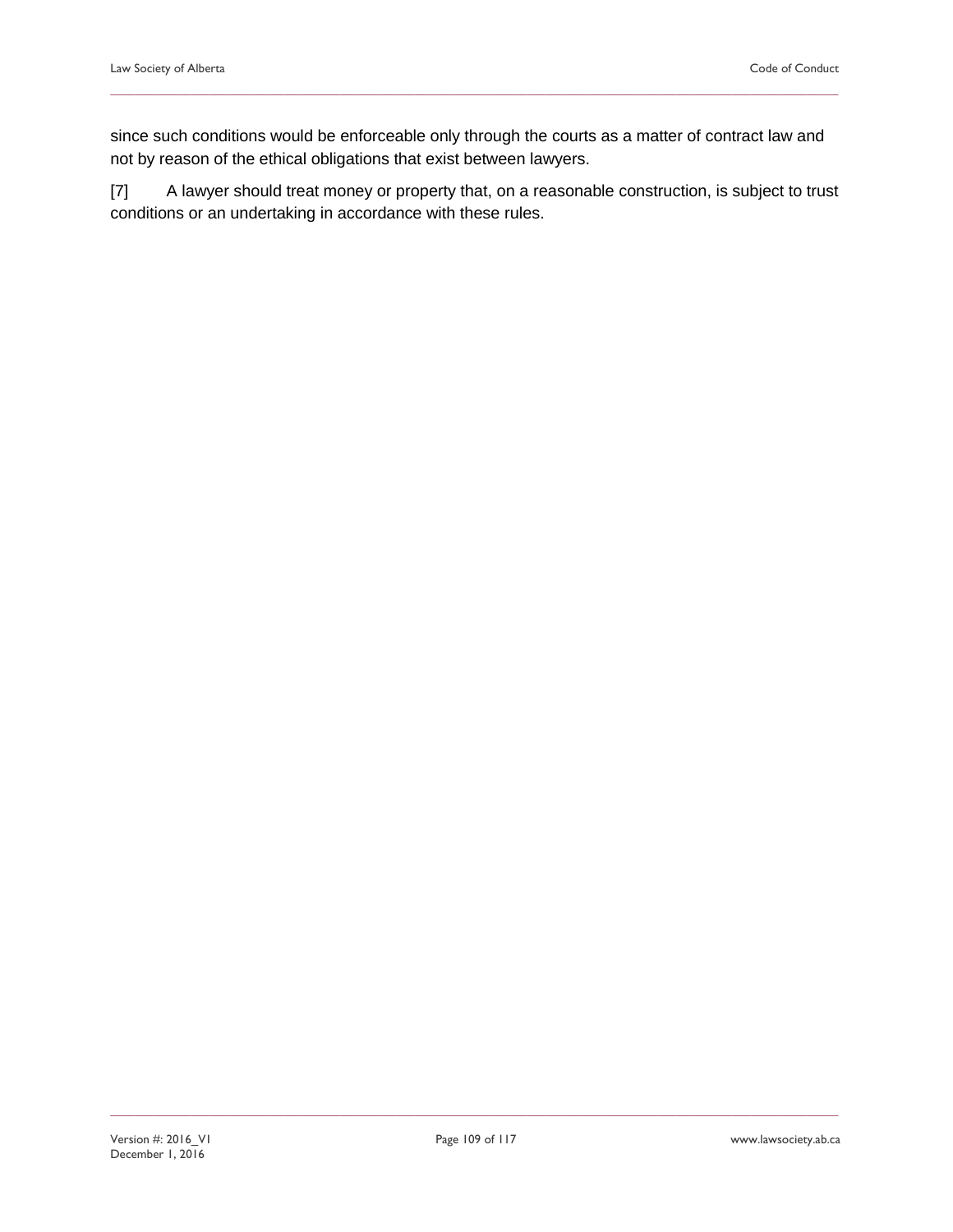since such conditions would be enforceable only through the courts as a matter of contract law and not by reason of the ethical obligations that exist between lawyers.

[7] A lawyer should treat money or property that, on a reasonable construction, is subject to trust conditions or an undertaking in accordance with these rules.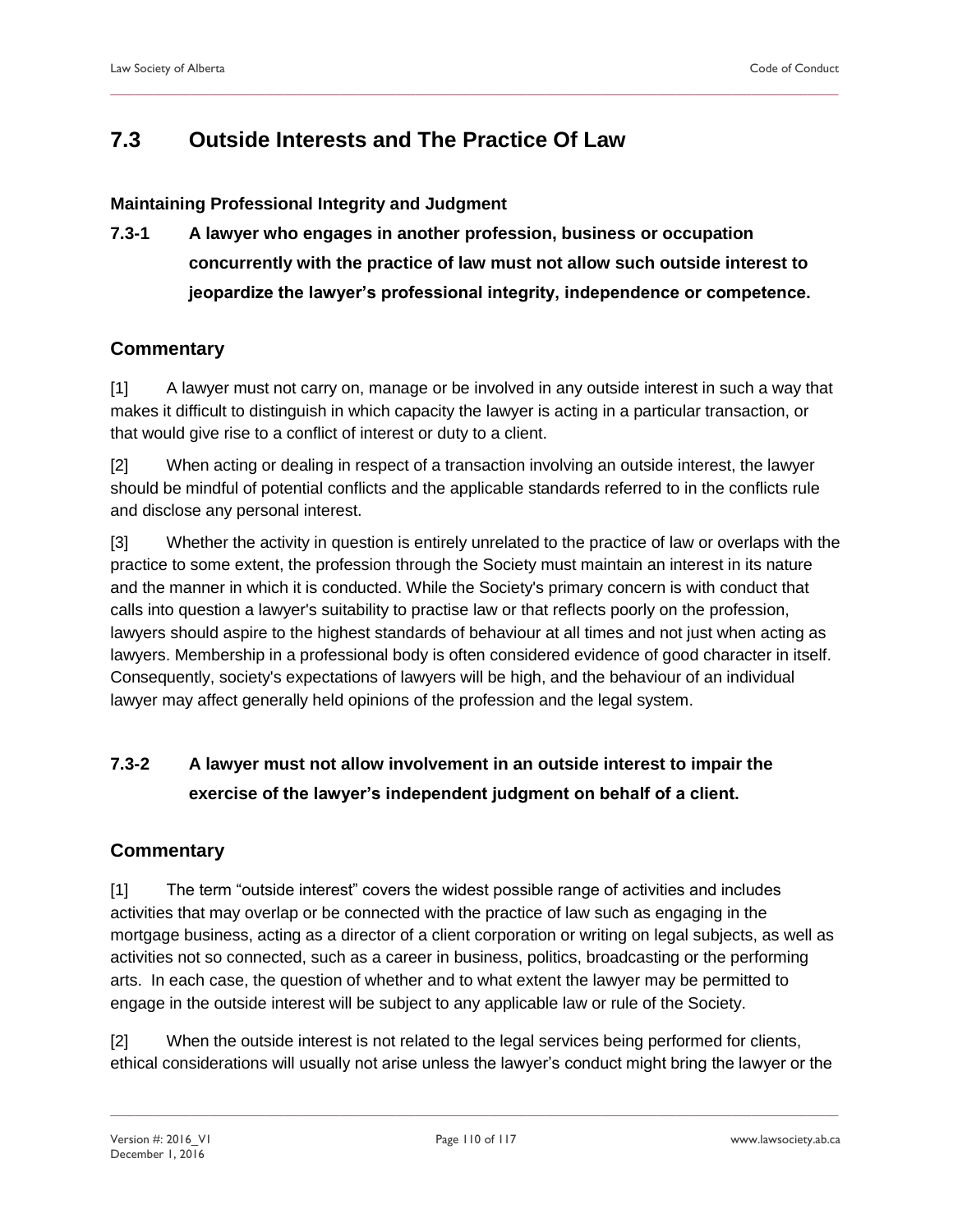## 7.3 Outside Interests and The Practice Of Law

### Maintaining Professional Integrity and Judgment

**7.3-1 A lawyer who engages in another profession, business or occupation concurrently with the practice of law must not allow such outside interest to jeopardize the lawyer's professional integrity, independence or competence.**

### Commentary

[1] A lawyer must not carry on, manage or be involved in any outside interest in such a way that makes it difficult to distinguish in which capacity the lawyer is acting in a particular transaction, or that would give rise to a conflict of interest or duty to a client.

[2] When acting or dealing in respect of a transaction involving an outside interest, the lawyer should be mindful of potential conflicts and the applicable standards referred to in the conflicts rule and disclose any personal interest.

[3] Whether the activity in question is entirely unrelated to the practice of law or overlaps with the practice to some extent, the profession through the Society must maintain an interest in its nature and the manner in which it is conducted. While the Society's primary concern is with conduct that calls into question a lawyer's suitability to practise law or that reflects poorly on the profession, lawyers should aspire to the highest standards of behaviour at all times and not just when acting as lawyers. Membership in a professional body is often considered evidence of good character in itself. Consequently, society's expectations of lawyers will be high, and the behaviour of an individual lawyer may affect generally held opinions of the profession and the legal system.

**7.3-2 A lawyer must not allow involvement in an outside interest to impair the exercise of the lawyer's independent judgment on behalf of a client.**

### Commentary

[1] The term "outside interest" covers the widest possible range of activities and includes activities that may overlap or be connected with the practice of law such as engaging in the mortgage business, acting as a director of a client corporation or writing on legal subjects, as well as activities not so connected, such as a career in business, politics, broadcasting or the performing arts. In each case, the question of whether and to what extent the lawyer may be permitted to engage in the outside interest will be subject to any applicable law or rule of the Society.

[2] When the outside interest is not related to the legal services being performed for clients, ethical considerations will usually not arise unless the lawyer's conduct might bring the lawyer or the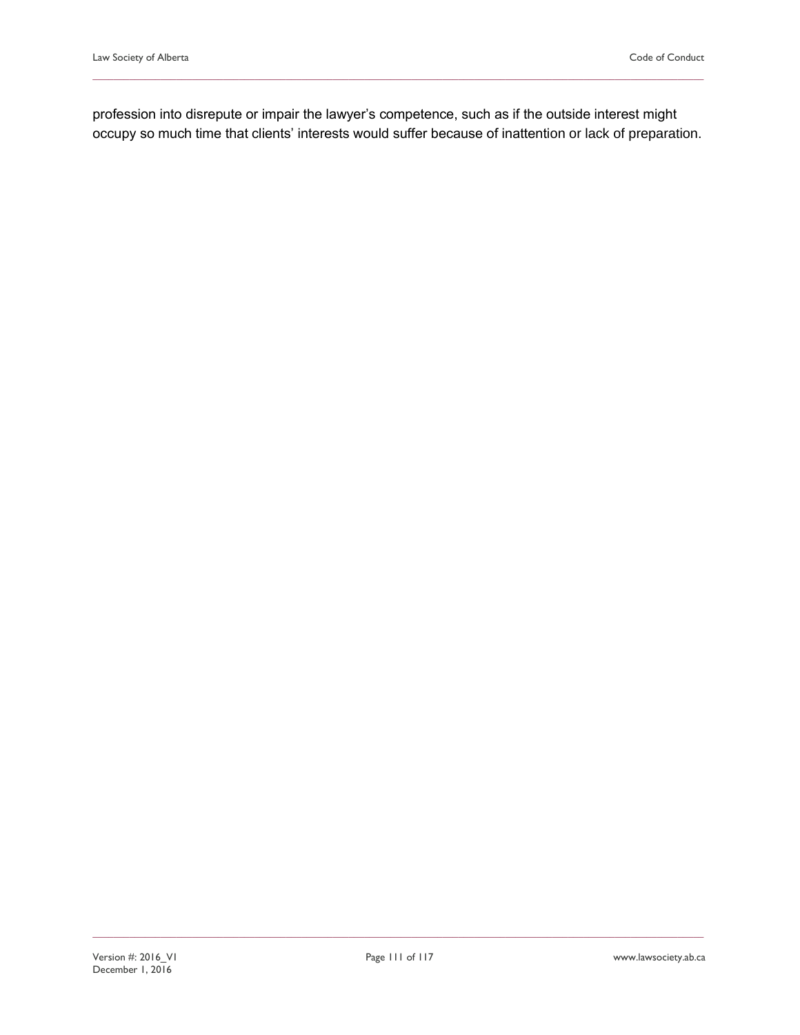profession into disrepute or impair the lawyer's competence, such as if the outside interest might occupy so much time that clients' interests would suffer because of inattention or lack of preparation.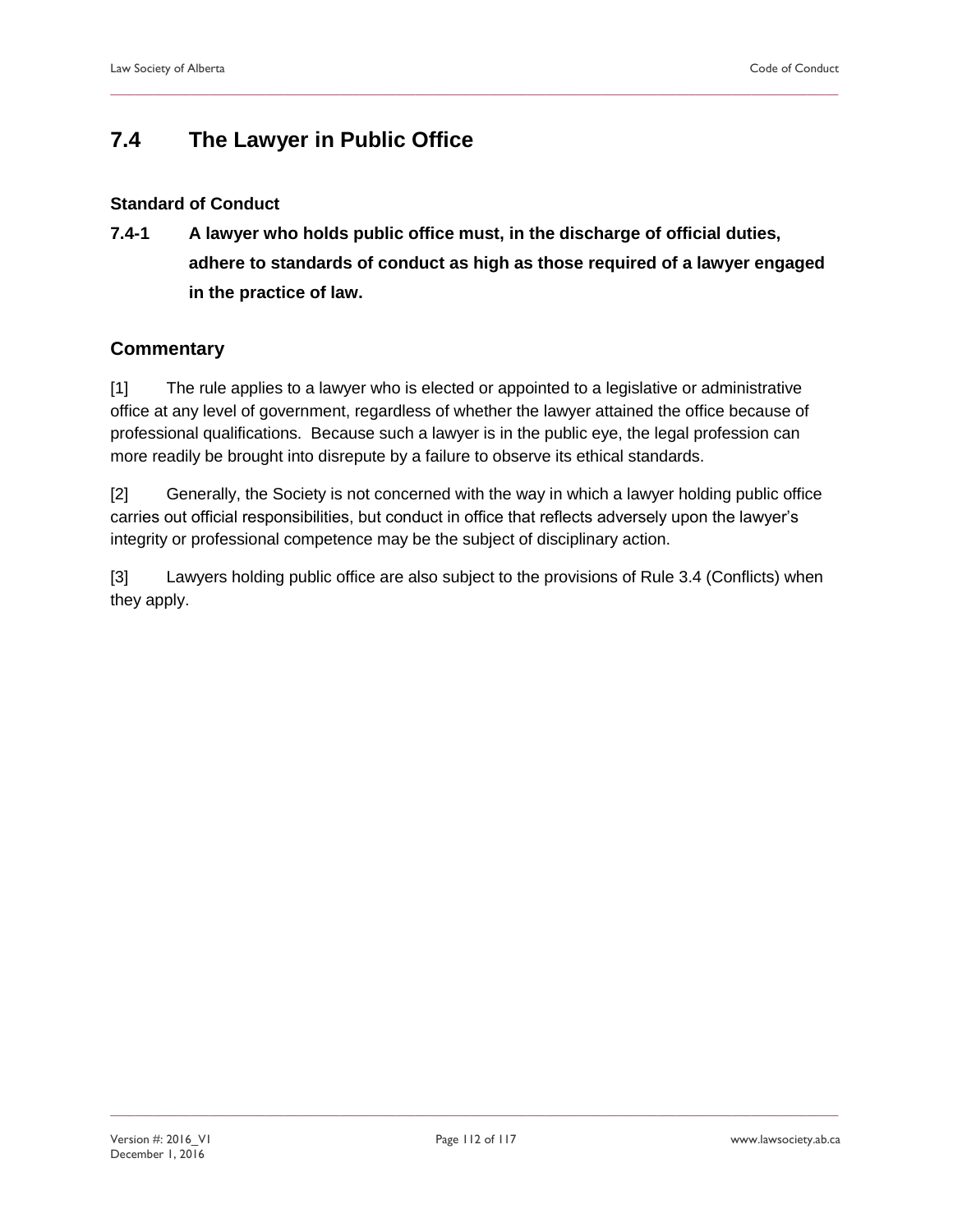## 7.4 The Lawyer in Public Office

### Standard of Conduct

**7.4-1 A lawyer who holds public office must, in the discharge of official duties, adhere to standards of conduct as high as those required of a lawyer engaged in the practice of law.**

### Commentary

[1] The rule applies to a lawyer who is elected or appointed to a legislative or administrative office at any level of government, regardless of whether the lawyer attained the office because of professional qualifications. Because such a lawyer is in the public eye, the legal profession can more readily be brought into disrepute by a failure to observe its ethical standards.

[2] Generally, the Society is not concerned with the way in which a lawyer holding public office carries out official responsibilities, but conduct in office that reflects adversely upon the lawyer's integrity or professional competence may be the subject of disciplinary action.

[3] Lawyers holding public office are also subject to the provisions of Rule 3.4 (Conflicts) when they apply.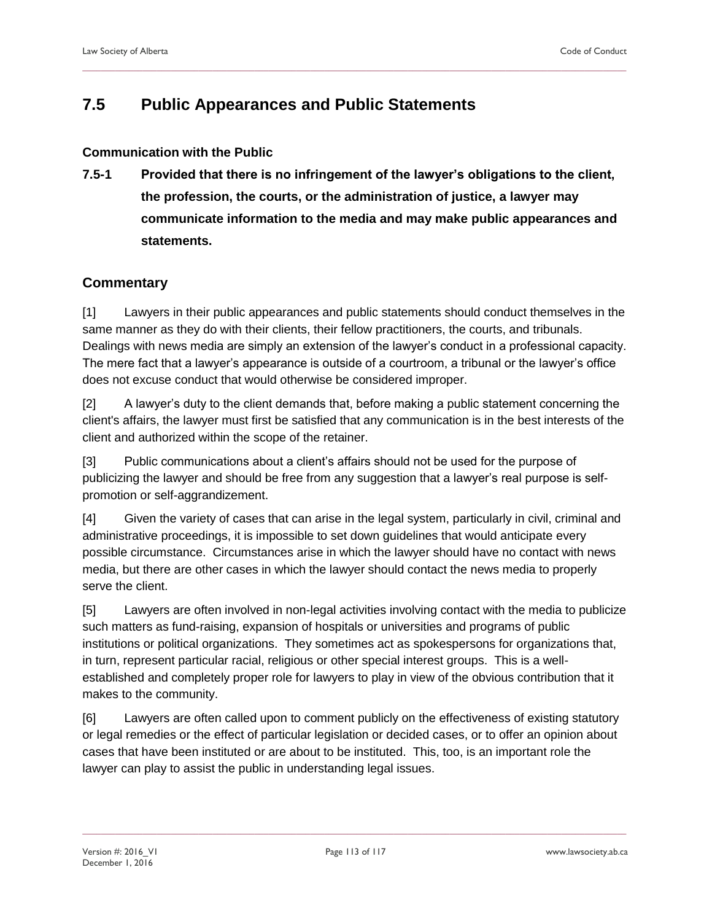## 7.5 Public Appearances and Public Statements

### Communication with the Public

**7.5-1 Provided that there is no infringement of the lawyer's obligations to the client, the profession, the courts, or the administration of justice, a lawyer may communicate information to the media and may make public appearances and statements.**

### Commentary

[1] Lawyers in their public appearances and public statements should conduct themselves in the same manner as they do with their clients, their fellow practitioners, the courts, and tribunals. Dealings with news media are simply an extension of the lawyer's conduct in a professional capacity. The mere fact that a lawyer's appearance is outside of a courtroom, a tribunal or the lawyer's office does not excuse conduct that would otherwise be considered improper.

[2] A lawyer's duty to the client demands that, before making a public statement concerning the client's affairs, the lawyer must first be satisfied that any communication is in the best interests of the client and authorized within the scope of the retainer.

[3] Public communications about a client's affairs should not be used for the purpose of publicizing the lawyer and should be free from any suggestion that a lawyer's real purpose is self-promotion or self-aggrandizement.

[4] Given the variety of cases that can arise in the legal system, particularly in civil, criminal and administrative proceedings, it is impossible to set down guidelines that would anticipate every possible circumstance. Circumstances arise in which the lawyer should have no contact with news media, but there are other cases in which the lawyer should contact the news media to properly serve the client.

[5] Lawyers are often involved in non-legal activities involving contact with the media to publicize such matters as fund-raising, expansion of hospitals or universities and programs of public institutions or political organizations. They sometimes act as spokespersons for organizations that, in turn, represent particular racial, religious or other special interest groups. This is a well-established and completely proper role for lawyers to play in view of the obvious contribution that it makes to the community.

[6] Lawyers are often called upon to comment publicly on the effectiveness of existing statutory or legal remedies or the effect of particular legislation or decided cases, or to offer an opinion about cases that have been instituted or are about to be instituted. This, too, is an important role the lawyer can play to assist the public in understanding legal issues.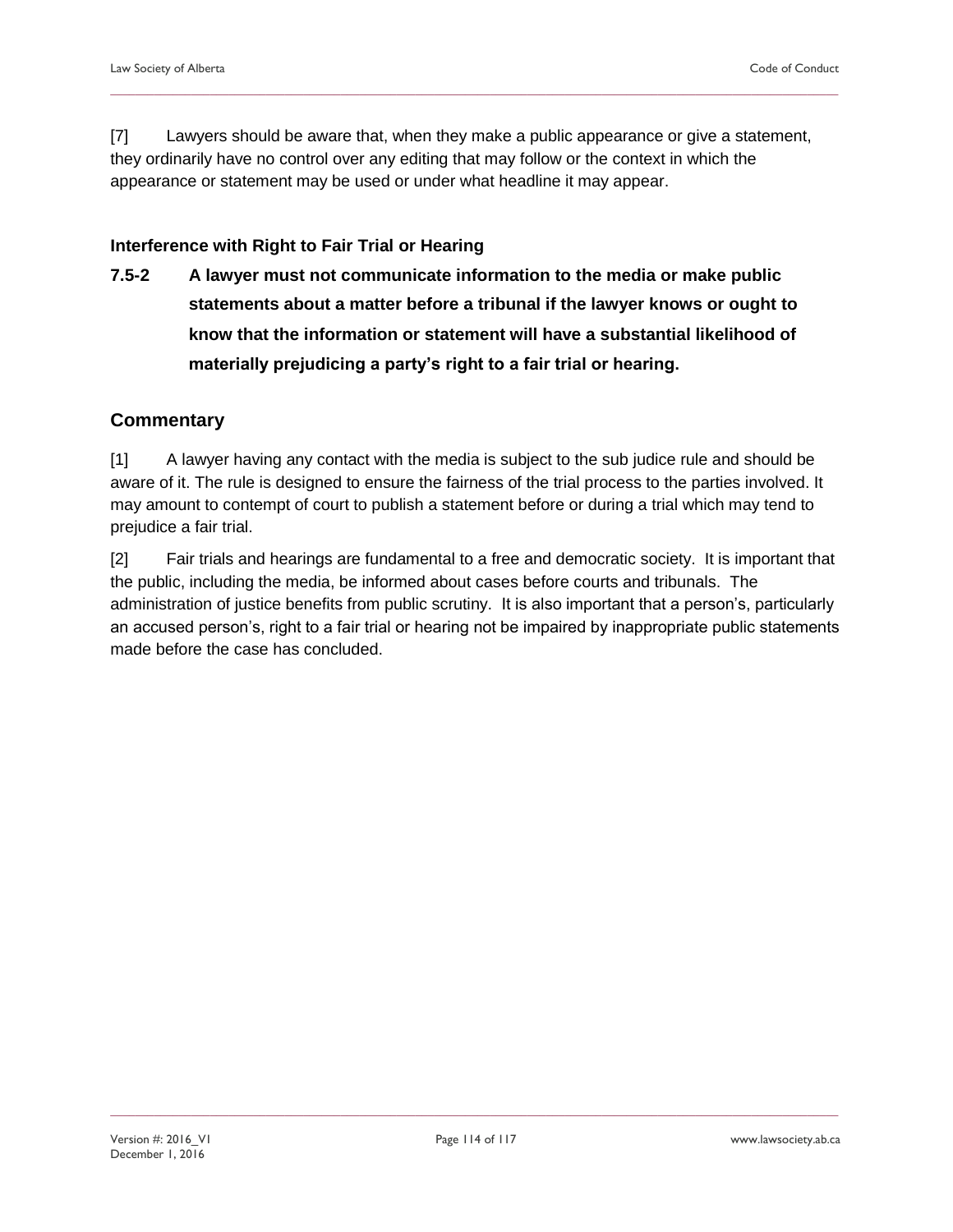[7] Lawyers should be aware that, when they make a public appearance or give a statement, they ordinarily have no control over any editing that may follow or the context in which the appearance or statement may be used or under what headline it may appear.

### Interference with Right to Fair Trial or Hearing

**7.5-2 A lawyer must not communicate information to the media or make public statements about a matter before a tribunal if the lawyer knows or ought to know that the information or statement will have a substantial likelihood of materially prejudicing a party's right to a fair trial or hearing.**

## Commentary

[1] A lawyer having any contact with the media is subject to the sub judice rule and should be aware of it. The rule is designed to ensure the fairness of the trial process to the parties involved. It may amount to contempt of court to publish a statement before or during a trial which may tend to prejudice a fair trial.

[2] Fair trials and hearings are fundamental to a free and democratic society. It is important that the public, including the media, be informed about cases before courts and tribunals. The administration of justice benefits from public scrutiny. It is also important that a person's, particularly an accused person's, right to a fair trial or hearing not be impaired by inappropriate public statements made before the case has concluded.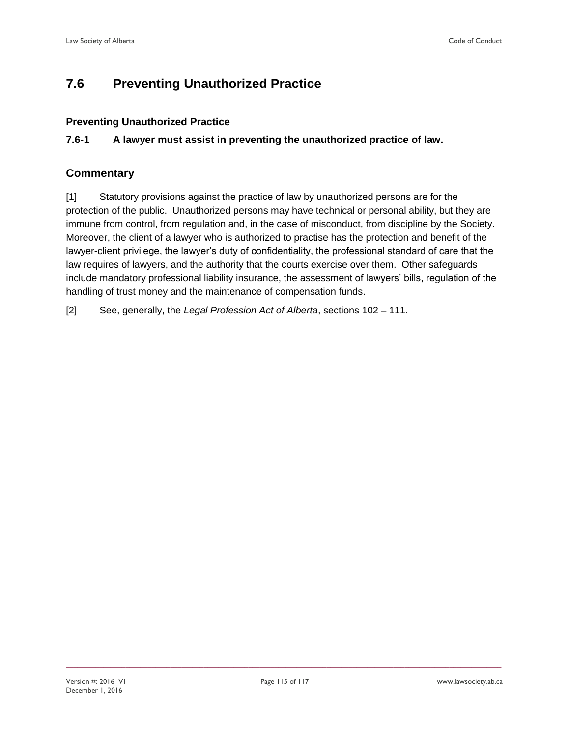## 7.6 Preventing Unauthorized Practice

### Preventing Unauthorized Practice

### 7.6-1 A lawyer must assist in preventing the unauthorized practice of law.

### Commentary

[1] Statutory provisions against the practice of law by unauthorized persons are for the protection of the public. Unauthorized persons may have technical or personal ability, but they are immune from control, from regulation and, in the case of misconduct, from discipline by the Society. Moreover, the client of a lawyer who is authorized to practise has the protection and benefit of the lawyer-client privilege, the lawyer's duty of confidentiality, the professional standard of care that the law requires of lawyers, and the authority that the courts exercise over them. Other safeguards include mandatory professional liability insurance, the assessment of lawyers' bills, regulation of the handling of trust money and the maintenance of compensation funds.

[2] See, generally, the *Legal Profession Act of Alberta*, sections 102 – 111.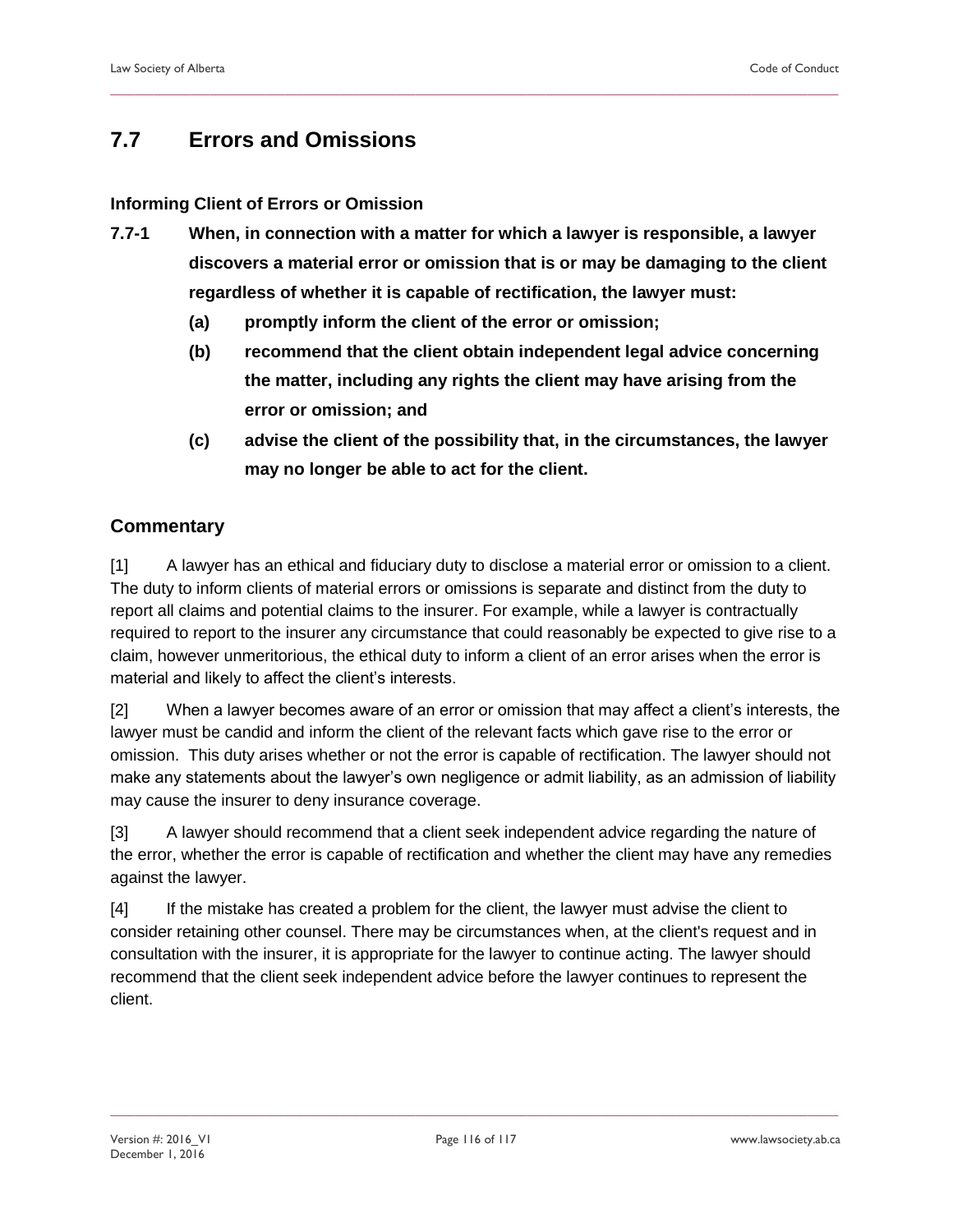## 7.7 Errors and Omissions

### Informing Client of Errors or Omission

**7.7-1 When, in connection with a matter for which a lawyer is responsible, a lawyer discovers a material error or omission that is or may be damaging to the client regardless of whether it is capable of rectification, the lawyer must:**

- **(a) promptly inform the client of the error or omission;**
- **(b) recommend that the client obtain independent legal advice concerning the matter, including any rights the client may have arising from the error or omission; and**
- **(c) advise the client of the possibility that, in the circumstances, the lawyer may no longer be able to act for the client.**

## Commentary

[1] A lawyer has an ethical and fiduciary duty to disclose a material error or omission to a client. The duty to inform clients of material errors or omissions is separate and distinct from the duty to report all claims and potential claims to the insurer. For example, while a lawyer is contractually required to report to the insurer any circumstance that could reasonably be expected to give rise to a claim, however unmeritorious, the ethical duty to inform a client of an error arises when the error is material and likely to affect the client's interests.

[2] When a lawyer becomes aware of an error or omission that may affect a client's interests, the lawyer must be candid and inform the client of the relevant facts which gave rise to the error or omission. This duty arises whether or not the error is capable of rectification. The lawyer should not make any statements about the lawyer's own negligence or admit liability, as an admission of liability may cause the insurer to deny insurance coverage.

[3] A lawyer should recommend that a client seek independent advice regarding the nature of the error, whether the error is capable of rectification and whether the client may have any remedies against the lawyer.

[4] If the mistake has created a problem for the client, the lawyer must advise the client to consider retaining other counsel. There may be circumstances when, at the client's request and in consultation with the insurer, it is appropriate for the lawyer to continue acting. The lawyer should recommend that the client seek independent advice before the lawyer continues to represent the client.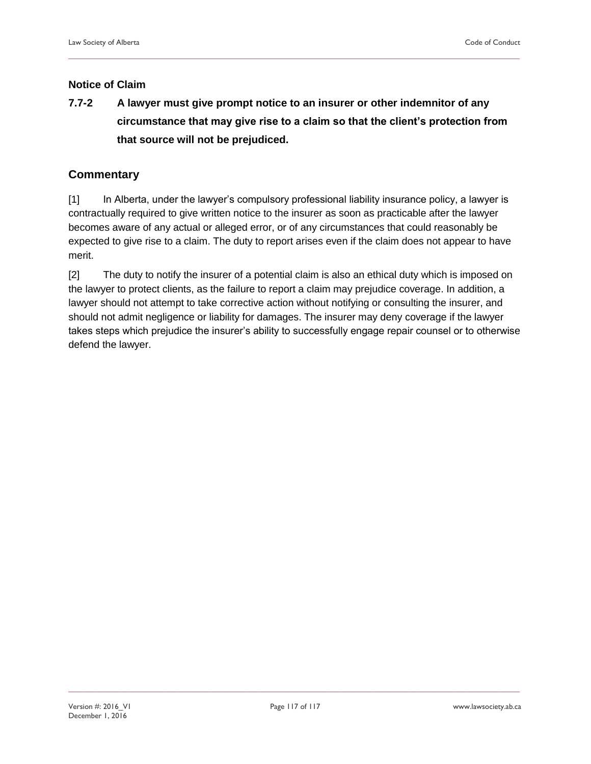### Notice of Claim

**7.7-2 A lawyer must give prompt notice to an insurer or other indemnitor of any circumstance that may give rise to a claim so that the client's protection from that source will not be prejudiced.**

## Commentary

[1] In Alberta, under the lawyer's compulsory professional liability insurance policy, a lawyer is contractually required to give written notice to the insurer as soon as practicable after the lawyer becomes aware of any actual or alleged error, or of any circumstances that could reasonably be expected to give rise to a claim. The duty to report arises even if the claim does not appear to have merit.

[2] The duty to notify the insurer of a potential claim is also an ethical duty which is imposed on the lawyer to protect clients, as the failure to report a claim may prejudice coverage. In addition, a lawyer should not attempt to take corrective action without notifying or consulting the insurer, and should not admit negligence or liability for damages. The insurer may deny coverage if the lawyer takes steps which prejudice the insurer's ability to successfully engage repair counsel or to otherwise defend the lawyer.